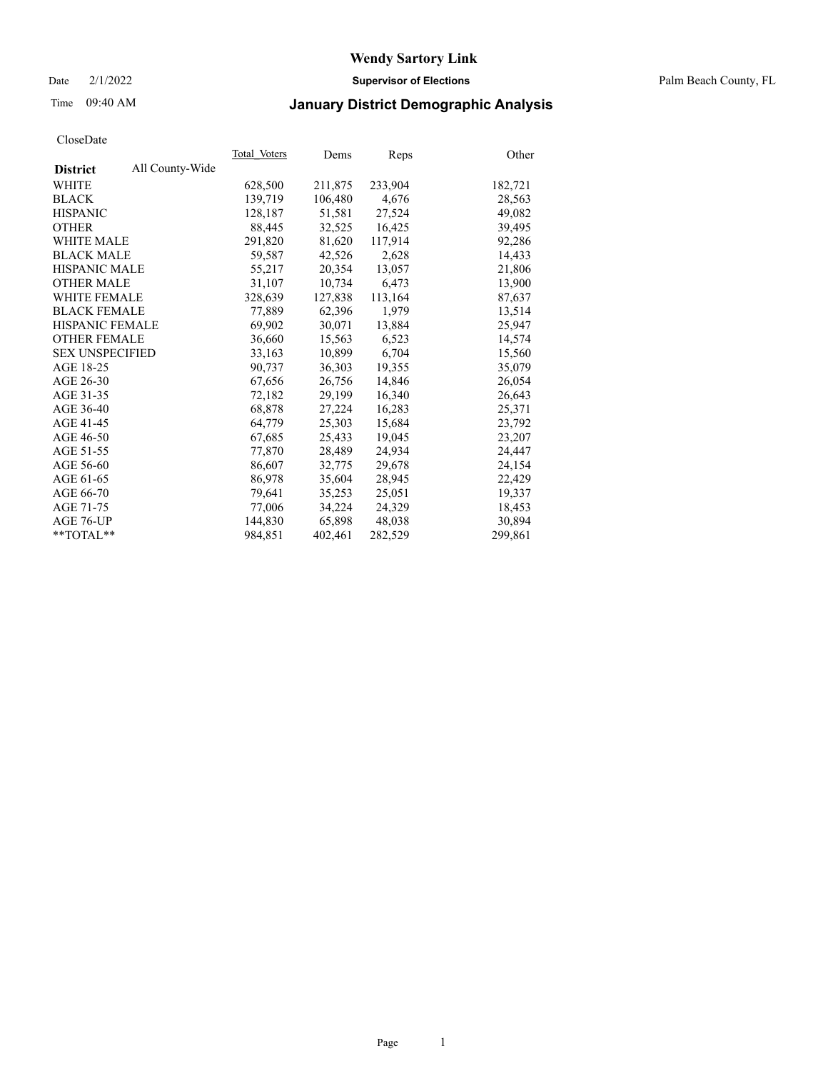# Wendy Sartory Link

Date 2/1/2022

**Supervisor of Elections**

Palm Beach County, FL

Time 09:40 AM

## January District Demographic Analysis

CloseDate

| **District** All County-Wide | Total_Voters | Dems | Reps | Other |
|---|---|---|---|---|
| WHITE | 628,500 | 211,875 | 233,904 | 182,721 |
| BLACK | 139,719 | 106,480 | 4,676 | 28,563 |
| HISPANIC | 128,187 | 51,581 | 27,524 | 49,082 |
| OTHER | 88,445 | 32,525 | 16,425 | 39,495 |
| WHITE MALE | 291,820 | 81,620 | 117,914 | 92,286 |
| BLACK MALE | 59,587 | 42,526 | 2,628 | 14,433 |
| HISPANIC MALE | 55,217 | 20,354 | 13,057 | 21,806 |
| OTHER MALE | 31,107 | 10,734 | 6,473 | 13,900 |
| WHITE FEMALE | 328,639 | 127,838 | 113,164 | 87,637 |
| BLACK FEMALE | 77,889 | 62,396 | 1,979 | 13,514 |
| HISPANIC FEMALE | 69,902 | 30,071 | 13,884 | 25,947 |
| OTHER FEMALE | 36,660 | 15,563 | 6,523 | 14,574 |
| SEX UNSPECIFIED | 33,163 | 10,899 | 6,704 | 15,560 |
| AGE 18-25 | 90,737 | 36,303 | 19,355 | 35,079 |
| AGE 26-30 | 67,656 | 26,756 | 14,846 | 26,054 |
| AGE 31-35 | 72,182 | 29,199 | 16,340 | 26,643 |
| AGE 36-40 | 68,878 | 27,224 | 16,283 | 25,371 |
| AGE 41-45 | 64,779 | 25,303 | 15,684 | 23,792 |
| AGE 46-50 | 67,685 | 25,433 | 19,045 | 23,207 |
| AGE 51-55 | 77,870 | 28,489 | 24,934 | 24,447 |
| AGE 56-60 | 86,607 | 32,775 | 29,678 | 24,154 |
| AGE 61-65 | 86,978 | 35,604 | 28,945 | 22,429 |
| AGE 66-70 | 79,641 | 35,253 | 25,051 | 19,337 |
| AGE 71-75 | 77,006 | 34,224 | 24,329 | 18,453 |
| AGE 76-UP | 144,830 | 65,898 | 48,038 | 30,894 |
| **TOTAL** | 984,851 | 402,461 | 282,529 | 299,861 |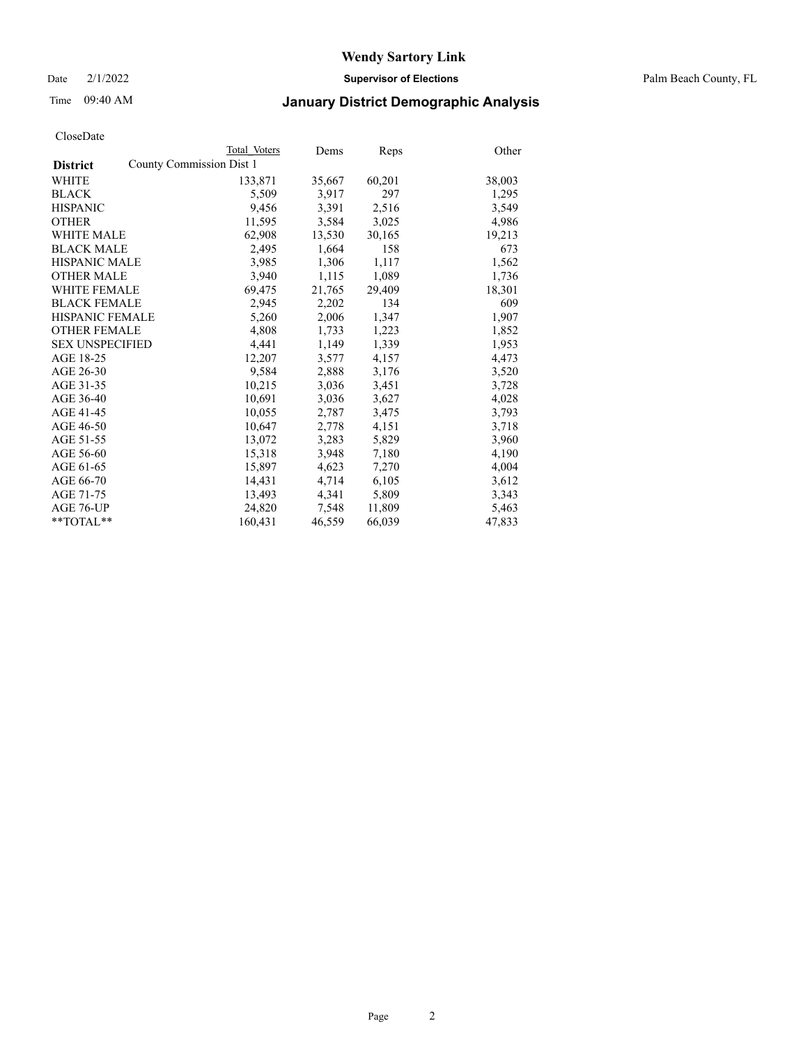# Wendy Sartory Link

Date 2/1/2022 **Supervisor of Elections** Palm Beach County, FL

Time 09:40 AM **January District Demographic Analysis**

CloseDate

| **District** | Total Voters | Dems | Reps | Other |
|---|---|---|---|---|
| County Commission Dist 1 | | | | |
| WHITE | 133,871 | 35,667 | 60,201 | 38,003 |
| BLACK | 5,509 | 3,917 | 297 | 1,295 |
| HISPANIC | 9,456 | 3,391 | 2,516 | 3,549 |
| OTHER | 11,595 | 3,584 | 3,025 | 4,986 |
| WHITE MALE | 62,908 | 13,530 | 30,165 | 19,213 |
| BLACK MALE | 2,495 | 1,664 | 158 | 673 |
| HISPANIC MALE | 3,985 | 1,306 | 1,117 | 1,562 |
| OTHER MALE | 3,940 | 1,115 | 1,089 | 1,736 |
| WHITE FEMALE | 69,475 | 21,765 | 29,409 | 18,301 |
| BLACK FEMALE | 2,945 | 2,202 | 134 | 609 |
| HISPANIC FEMALE | 5,260 | 2,006 | 1,347 | 1,907 |
| OTHER FEMALE | 4,808 | 1,733 | 1,223 | 1,852 |
| SEX UNSPECIFIED | 4,441 | 1,149 | 1,339 | 1,953 |
| AGE 18-25 | 12,207 | 3,577 | 4,157 | 4,473 |
| AGE 26-30 | 9,584 | 2,888 | 3,176 | 3,520 |
| AGE 31-35 | 10,215 | 3,036 | 3,451 | 3,728 |
| AGE 36-40 | 10,691 | 3,036 | 3,627 | 4,028 |
| AGE 41-45 | 10,055 | 2,787 | 3,475 | 3,793 |
| AGE 46-50 | 10,647 | 2,778 | 4,151 | 3,718 |
| AGE 51-55 | 13,072 | 3,283 | 5,829 | 3,960 |
| AGE 56-60 | 15,318 | 3,948 | 7,180 | 4,190 |
| AGE 61-65 | 15,897 | 4,623 | 7,270 | 4,004 |
| AGE 66-70 | 14,431 | 4,714 | 6,105 | 3,612 |
| AGE 71-75 | 13,493 | 4,341 | 5,809 | 3,343 |
| AGE 76-UP | 24,820 | 7,548 | 11,809 | 5,463 |
| **TOTAL** | 160,431 | 46,559 | 66,039 | 47,833 |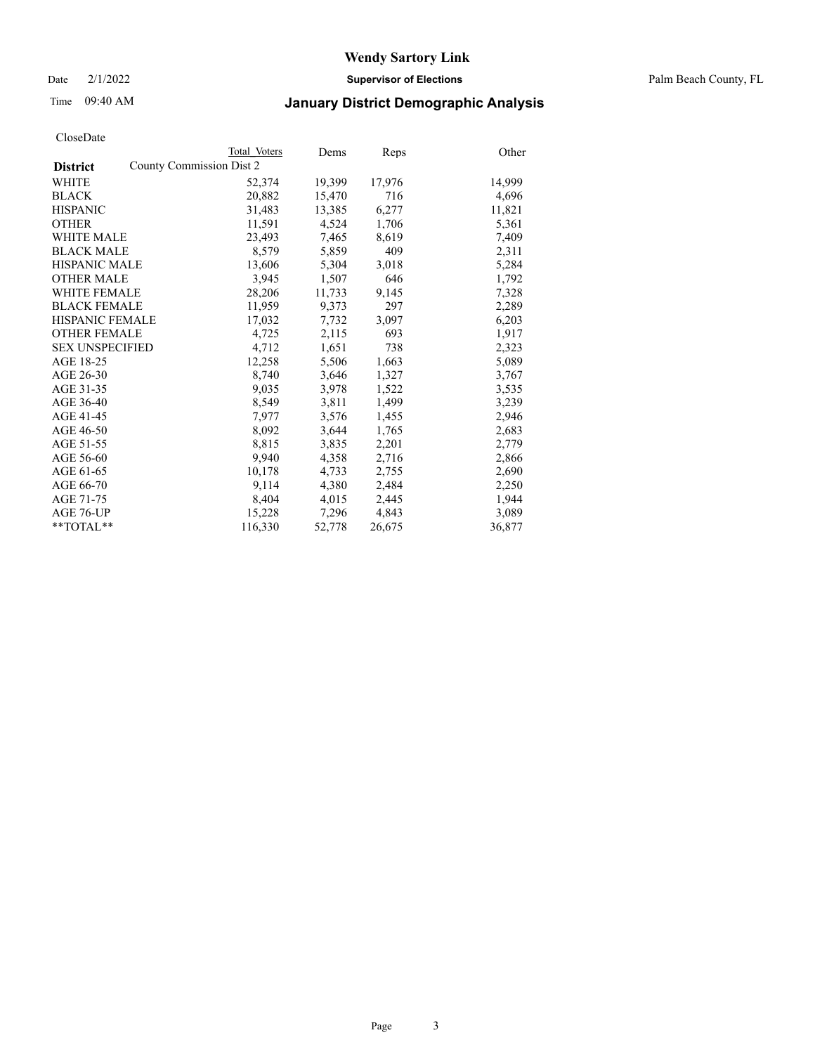# Wendy Sartory Link

Date 2/1/2022 **Supervisor of Elections** Palm Beach County, FL

Time 09:40 AM **January District Demographic Analysis**

CloseDate

| District | Total Voters | Dems | Reps | Other |
|---|---|---|---|---|
| County Commission Dist 2 | | | | |
| WHITE | 52,374 | 19,399 | 17,976 | 14,999 |
| BLACK | 20,882 | 15,470 | 716 | 4,696 |
| HISPANIC | 31,483 | 13,385 | 6,277 | 11,821 |
| OTHER | 11,591 | 4,524 | 1,706 | 5,361 |
| WHITE MALE | 23,493 | 7,465 | 8,619 | 7,409 |
| BLACK MALE | 8,579 | 5,859 | 409 | 2,311 |
| HISPANIC MALE | 13,606 | 5,304 | 3,018 | 5,284 |
| OTHER MALE | 3,945 | 1,507 | 646 | 1,792 |
| WHITE FEMALE | 28,206 | 11,733 | 9,145 | 7,328 |
| BLACK FEMALE | 11,959 | 9,373 | 297 | 2,289 |
| HISPANIC FEMALE | 17,032 | 7,732 | 3,097 | 6,203 |
| OTHER FEMALE | 4,725 | 2,115 | 693 | 1,917 |
| SEX UNSPECIFIED | 4,712 | 1,651 | 738 | 2,323 |
| AGE 18-25 | 12,258 | 5,506 | 1,663 | 5,089 |
| AGE 26-30 | 8,740 | 3,646 | 1,327 | 3,767 |
| AGE 31-35 | 9,035 | 3,978 | 1,522 | 3,535 |
| AGE 36-40 | 8,549 | 3,811 | 1,499 | 3,239 |
| AGE 41-45 | 7,977 | 3,576 | 1,455 | 2,946 |
| AGE 46-50 | 8,092 | 3,644 | 1,765 | 2,683 |
| AGE 51-55 | 8,815 | 3,835 | 2,201 | 2,779 |
| AGE 56-60 | 9,940 | 4,358 | 2,716 | 2,866 |
| AGE 61-65 | 10,178 | 4,733 | 2,755 | 2,690 |
| AGE 66-70 | 9,114 | 4,380 | 2,484 | 2,250 |
| AGE 71-75 | 8,404 | 4,015 | 2,445 | 1,944 |
| AGE 76-UP | 15,228 | 7,296 | 4,843 | 3,089 |
| **TOTAL** | 116,330 | 52,778 | 26,675 | 36,877 |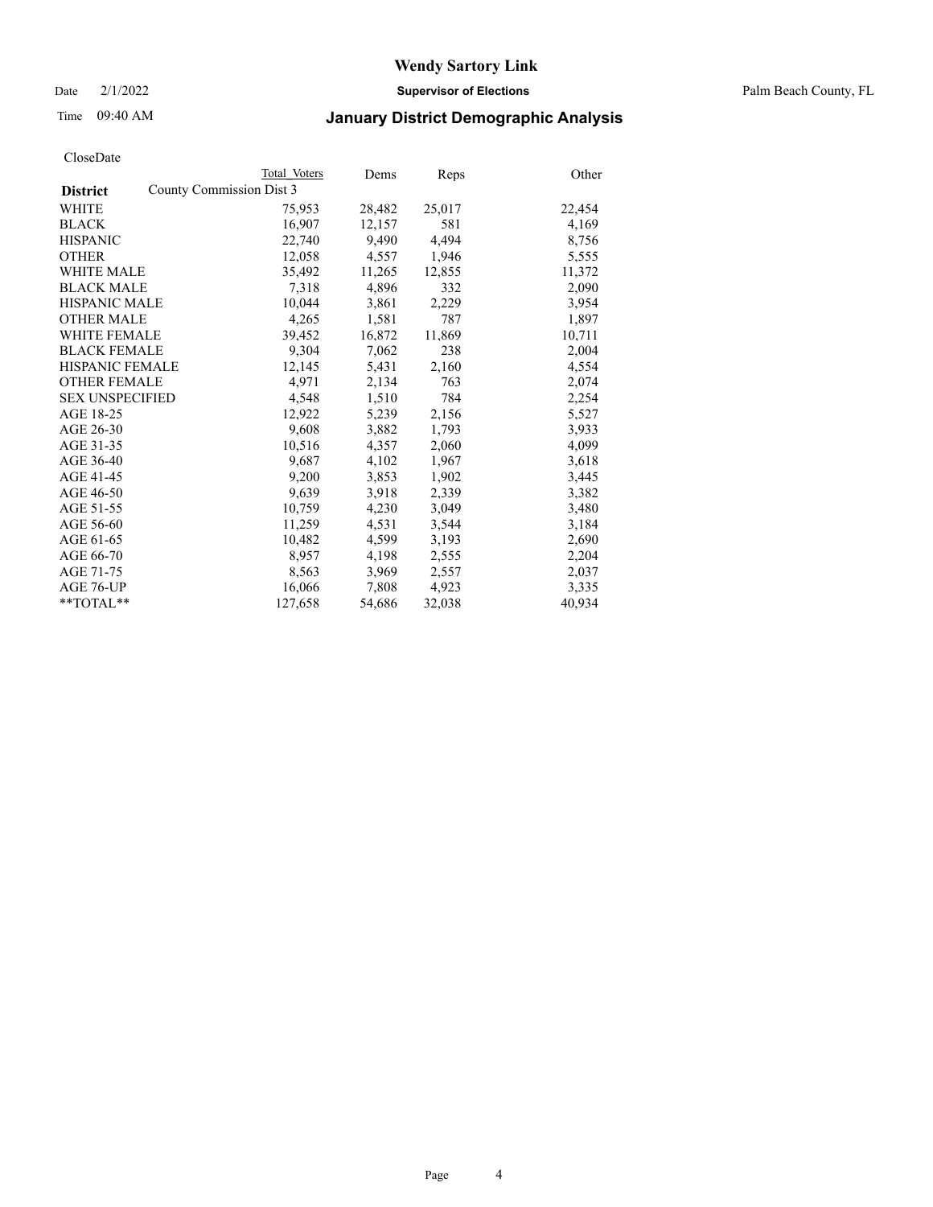# Wendy Sartory Link

Date 2/1/2022 **Supervisor of Elections** Palm Beach County, FL

Time 09:40 AM

## January District Demographic Analysis

CloseDate

| District | Total Voters | Dems | Reps | Other |
|---|---|---|---|---|
| County Commission Dist 3 | | | | |
| WHITE | 75,953 | 28,482 | 25,017 | 22,454 |
| BLACK | 16,907 | 12,157 | 581 | 4,169 |
| HISPANIC | 22,740 | 9,490 | 4,494 | 8,756 |
| OTHER | 12,058 | 4,557 | 1,946 | 5,555 |
| WHITE MALE | 35,492 | 11,265 | 12,855 | 11,372 |
| BLACK MALE | 7,318 | 4,896 | 332 | 2,090 |
| HISPANIC MALE | 10,044 | 3,861 | 2,229 | 3,954 |
| OTHER MALE | 4,265 | 1,581 | 787 | 1,897 |
| WHITE FEMALE | 39,452 | 16,872 | 11,869 | 10,711 |
| BLACK FEMALE | 9,304 | 7,062 | 238 | 2,004 |
| HISPANIC FEMALE | 12,145 | 5,431 | 2,160 | 4,554 |
| OTHER FEMALE | 4,971 | 2,134 | 763 | 2,074 |
| SEX UNSPECIFIED | 4,548 | 1,510 | 784 | 2,254 |
| AGE 18-25 | 12,922 | 5,239 | 2,156 | 5,527 |
| AGE 26-30 | 9,608 | 3,882 | 1,793 | 3,933 |
| AGE 31-35 | 10,516 | 4,357 | 2,060 | 4,099 |
| AGE 36-40 | 9,687 | 4,102 | 1,967 | 3,618 |
| AGE 41-45 | 9,200 | 3,853 | 1,902 | 3,445 |
| AGE 46-50 | 9,639 | 3,918 | 2,339 | 3,382 |
| AGE 51-55 | 10,759 | 4,230 | 3,049 | 3,480 |
| AGE 56-60 | 11,259 | 4,531 | 3,544 | 3,184 |
| AGE 61-65 | 10,482 | 4,599 | 3,193 | 2,690 |
| AGE 66-70 | 8,957 | 4,198 | 2,555 | 2,204 |
| AGE 71-75 | 8,563 | 3,969 | 2,557 | 2,037 |
| AGE 76-UP | 16,066 | 7,808 | 4,923 | 3,335 |
| **TOTAL** | 127,658 | 54,686 | 32,038 | 40,934 |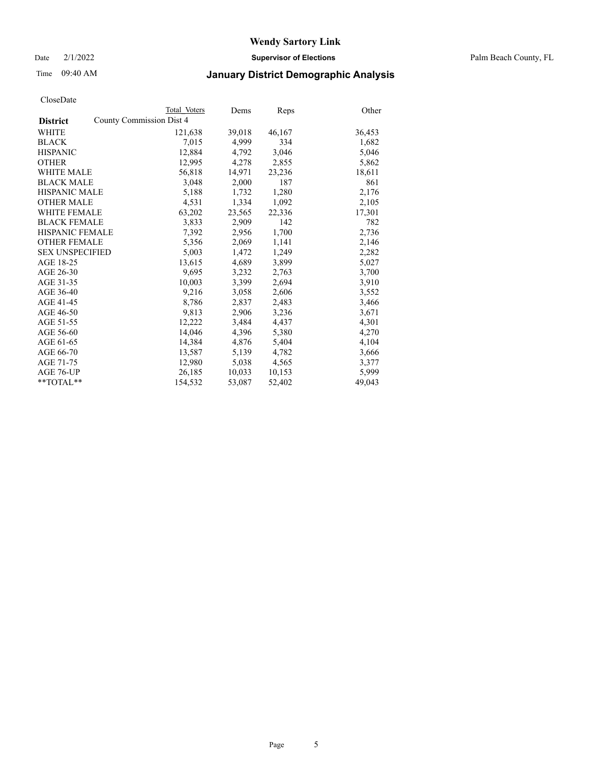# Wendy Sartory Link

Date 2/1/2022 **Supervisor of Elections** Palm Beach County, FL

Time 09:40 AM

## January District Demographic Analysis

CloseDate

| District | Total Voters | Dems | Reps | Other |
|---|---|---|---|---|
| County Commission Dist 4 | | | | |
| WHITE | 121,638 | 39,018 | 46,167 | 36,453 |
| BLACK | 7,015 | 4,999 | 334 | 1,682 |
| HISPANIC | 12,884 | 4,792 | 3,046 | 5,046 |
| OTHER | 12,995 | 4,278 | 2,855 | 5,862 |
| WHITE MALE | 56,818 | 14,971 | 23,236 | 18,611 |
| BLACK MALE | 3,048 | 2,000 | 187 | 861 |
| HISPANIC MALE | 5,188 | 1,732 | 1,280 | 2,176 |
| OTHER MALE | 4,531 | 1,334 | 1,092 | 2,105 |
| WHITE FEMALE | 63,202 | 23,565 | 22,336 | 17,301 |
| BLACK FEMALE | 3,833 | 2,909 | 142 | 782 |
| HISPANIC FEMALE | 7,392 | 2,956 | 1,700 | 2,736 |
| OTHER FEMALE | 5,356 | 2,069 | 1,141 | 2,146 |
| SEX UNSPECIFIED | 5,003 | 1,472 | 1,249 | 2,282 |
| AGE 18-25 | 13,615 | 4,689 | 3,899 | 5,027 |
| AGE 26-30 | 9,695 | 3,232 | 2,763 | 3,700 |
| AGE 31-35 | 10,003 | 3,399 | 2,694 | 3,910 |
| AGE 36-40 | 9,216 | 3,058 | 2,606 | 3,552 |
| AGE 41-45 | 8,786 | 2,837 | 2,483 | 3,466 |
| AGE 46-50 | 9,813 | 2,906 | 3,236 | 3,671 |
| AGE 51-55 | 12,222 | 3,484 | 4,437 | 4,301 |
| AGE 56-60 | 14,046 | 4,396 | 5,380 | 4,270 |
| AGE 61-65 | 14,384 | 4,876 | 5,404 | 4,104 |
| AGE 66-70 | 13,587 | 5,139 | 4,782 | 3,666 |
| AGE 71-75 | 12,980 | 5,038 | 4,565 | 3,377 |
| AGE 76-UP | 26,185 | 10,033 | 10,153 | 5,999 |
| **TOTAL** | 154,532 | 53,087 | 52,402 | 49,043 |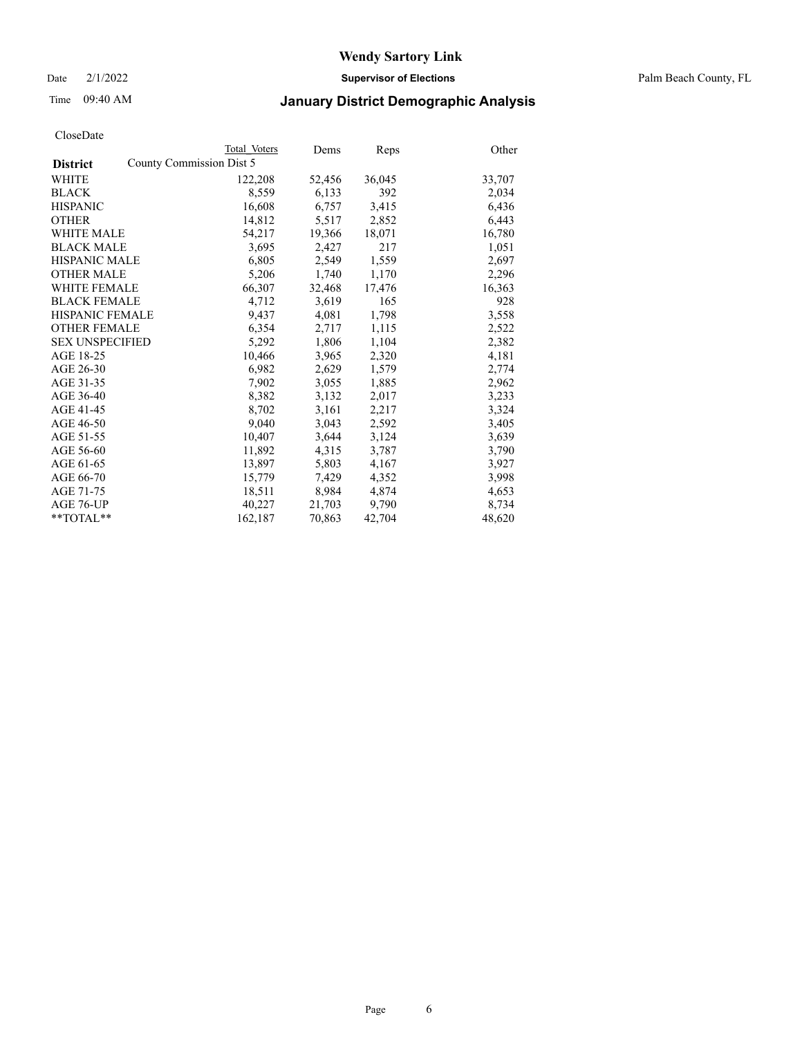# Wendy Sartory Link

Date 2/1/2022 **Supervisor of Elections** Palm Beach County, FL

Time 09:40 AM

## January District Demographic Analysis

CloseDate

| District | Total Voters | Dems | Reps | Other |
|---|---|---|---|---|
| County Commission Dist 5 | | | | |
| WHITE | 122,208 | 52,456 | 36,045 | 33,707 |
| BLACK | 8,559 | 6,133 | 392 | 2,034 |
| HISPANIC | 16,608 | 6,757 | 3,415 | 6,436 |
| OTHER | 14,812 | 5,517 | 2,852 | 6,443 |
| WHITE MALE | 54,217 | 19,366 | 18,071 | 16,780 |
| BLACK MALE | 3,695 | 2,427 | 217 | 1,051 |
| HISPANIC MALE | 6,805 | 2,549 | 1,559 | 2,697 |
| OTHER MALE | 5,206 | 1,740 | 1,170 | 2,296 |
| WHITE FEMALE | 66,307 | 32,468 | 17,476 | 16,363 |
| BLACK FEMALE | 4,712 | 3,619 | 165 | 928 |
| HISPANIC FEMALE | 9,437 | 4,081 | 1,798 | 3,558 |
| OTHER FEMALE | 6,354 | 2,717 | 1,115 | 2,522 |
| SEX UNSPECIFIED | 5,292 | 1,806 | 1,104 | 2,382 |
| AGE 18-25 | 10,466 | 3,965 | 2,320 | 4,181 |
| AGE 26-30 | 6,982 | 2,629 | 1,579 | 2,774 |
| AGE 31-35 | 7,902 | 3,055 | 1,885 | 2,962 |
| AGE 36-40 | 8,382 | 3,132 | 2,017 | 3,233 |
| AGE 41-45 | 8,702 | 3,161 | 2,217 | 3,324 |
| AGE 46-50 | 9,040 | 3,043 | 2,592 | 3,405 |
| AGE 51-55 | 10,407 | 3,644 | 3,124 | 3,639 |
| AGE 56-60 | 11,892 | 4,315 | 3,787 | 3,790 |
| AGE 61-65 | 13,897 | 5,803 | 4,167 | 3,927 |
| AGE 66-70 | 15,779 | 7,429 | 4,352 | 3,998 |
| AGE 71-75 | 18,511 | 8,984 | 4,874 | 4,653 |
| AGE 76-UP | 40,227 | 21,703 | 9,790 | 8,734 |
| **TOTAL** | 162,187 | 70,863 | 42,704 | 48,620 |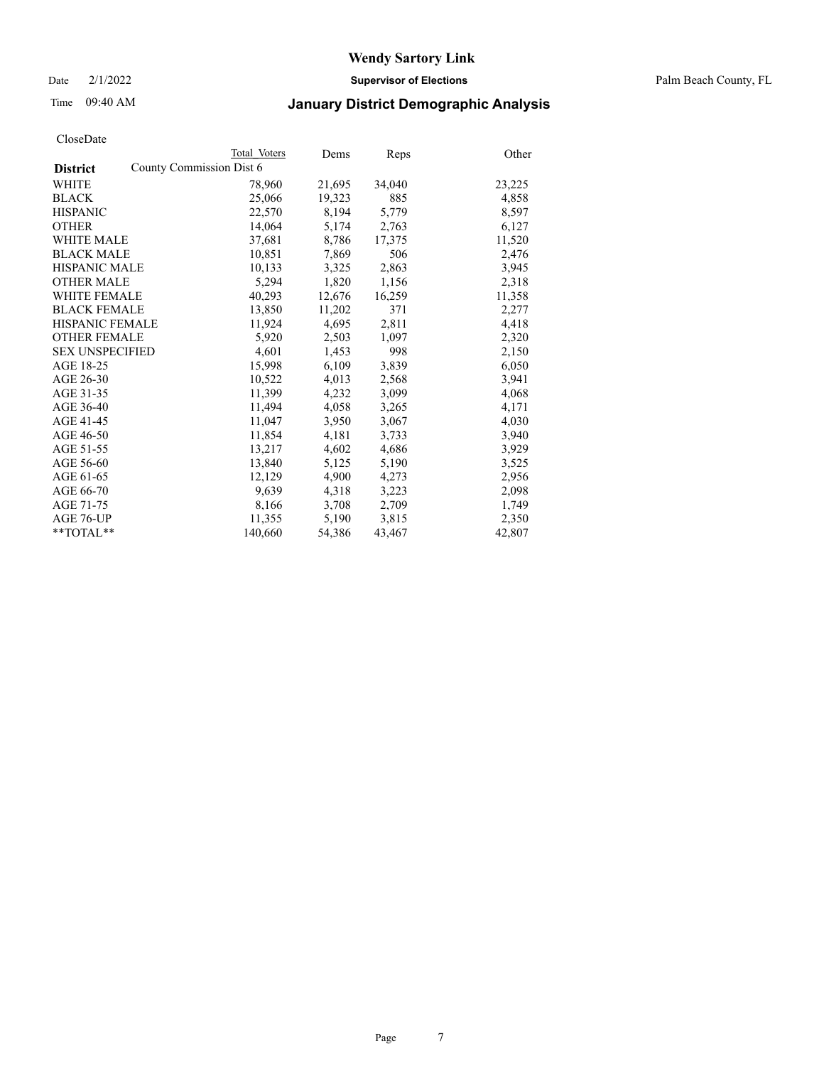# Wendy Sartory Link

Date 2/1/2022 **Supervisor of Elections** Palm Beach County, FL

Time 09:40 AM

## January District Demographic Analysis

CloseDate

| **District** | Total Voters | Dems | Reps | Other |
|---|---|---|---|---|
| County Commission Dist 6 | | | | |
| WHITE | 78,960 | 21,695 | 34,040 | 23,225 |
| BLACK | 25,066 | 19,323 | 885 | 4,858 |
| HISPANIC | 22,570 | 8,194 | 5,779 | 8,597 |
| OTHER | 14,064 | 5,174 | 2,763 | 6,127 |
| WHITE MALE | 37,681 | 8,786 | 17,375 | 11,520 |
| BLACK MALE | 10,851 | 7,869 | 506 | 2,476 |
| HISPANIC MALE | 10,133 | 3,325 | 2,863 | 3,945 |
| OTHER MALE | 5,294 | 1,820 | 1,156 | 2,318 |
| WHITE FEMALE | 40,293 | 12,676 | 16,259 | 11,358 |
| BLACK FEMALE | 13,850 | 11,202 | 371 | 2,277 |
| HISPANIC FEMALE | 11,924 | 4,695 | 2,811 | 4,418 |
| OTHER FEMALE | 5,920 | 2,503 | 1,097 | 2,320 |
| SEX UNSPECIFIED | 4,601 | 1,453 | 998 | 2,150 |
| AGE 18-25 | 15,998 | 6,109 | 3,839 | 6,050 |
| AGE 26-30 | 10,522 | 4,013 | 2,568 | 3,941 |
| AGE 31-35 | 11,399 | 4,232 | 3,099 | 4,068 |
| AGE 36-40 | 11,494 | 4,058 | 3,265 | 4,171 |
| AGE 41-45 | 11,047 | 3,950 | 3,067 | 4,030 |
| AGE 46-50 | 11,854 | 4,181 | 3,733 | 3,940 |
| AGE 51-55 | 13,217 | 4,602 | 4,686 | 3,929 |
| AGE 56-60 | 13,840 | 5,125 | 5,190 | 3,525 |
| AGE 61-65 | 12,129 | 4,900 | 4,273 | 2,956 |
| AGE 66-70 | 9,639 | 4,318 | 3,223 | 2,098 |
| AGE 71-75 | 8,166 | 3,708 | 2,709 | 1,749 |
| AGE 76-UP | 11,355 | 5,190 | 3,815 | 2,350 |
| **TOTAL** | 140,660 | 54,386 | 43,467 | 42,807 |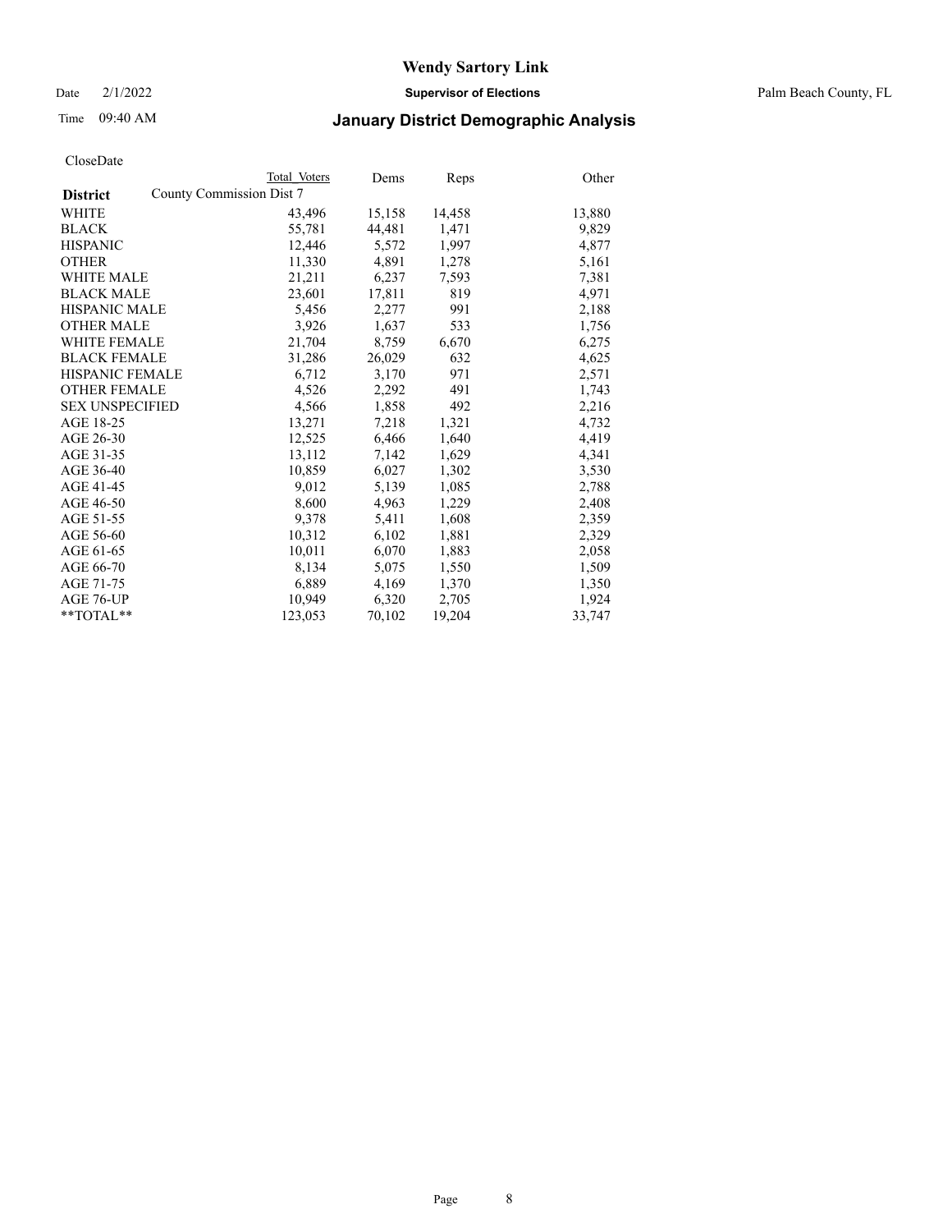# Wendy Sartory Link

Date 2/1/2022 **Supervisor of Elections** Palm Beach County, FL

Time 09:40 AM **January District Demographic Analysis**

CloseDate

| **District** | Total Voters | Dems | Reps | Other |
|---|---|---|---|---|
| County Commission Dist 7 | | | | |
| WHITE | 43,496 | 15,158 | 14,458 | 13,880 |
| BLACK | 55,781 | 44,481 | 1,471 | 9,829 |
| HISPANIC | 12,446 | 5,572 | 1,997 | 4,877 |
| OTHER | 11,330 | 4,891 | 1,278 | 5,161 |
| WHITE MALE | 21,211 | 6,237 | 7,593 | 7,381 |
| BLACK MALE | 23,601 | 17,811 | 819 | 4,971 |
| HISPANIC MALE | 5,456 | 2,277 | 991 | 2,188 |
| OTHER MALE | 3,926 | 1,637 | 533 | 1,756 |
| WHITE FEMALE | 21,704 | 8,759 | 6,670 | 6,275 |
| BLACK FEMALE | 31,286 | 26,029 | 632 | 4,625 |
| HISPANIC FEMALE | 6,712 | 3,170 | 971 | 2,571 |
| OTHER FEMALE | 4,526 | 2,292 | 491 | 1,743 |
| SEX UNSPECIFIED | 4,566 | 1,858 | 492 | 2,216 |
| AGE 18-25 | 13,271 | 7,218 | 1,321 | 4,732 |
| AGE 26-30 | 12,525 | 6,466 | 1,640 | 4,419 |
| AGE 31-35 | 13,112 | 7,142 | 1,629 | 4,341 |
| AGE 36-40 | 10,859 | 6,027 | 1,302 | 3,530 |
| AGE 41-45 | 9,012 | 5,139 | 1,085 | 2,788 |
| AGE 46-50 | 8,600 | 4,963 | 1,229 | 2,408 |
| AGE 51-55 | 9,378 | 5,411 | 1,608 | 2,359 |
| AGE 56-60 | 10,312 | 6,102 | 1,881 | 2,329 |
| AGE 61-65 | 10,011 | 6,070 | 1,883 | 2,058 |
| AGE 66-70 | 8,134 | 5,075 | 1,550 | 1,509 |
| AGE 71-75 | 6,889 | 4,169 | 1,370 | 1,350 |
| AGE 76-UP | 10,949 | 6,320 | 2,705 | 1,924 |
| **TOTAL** | 123,053 | 70,102 | 19,204 | 33,747 |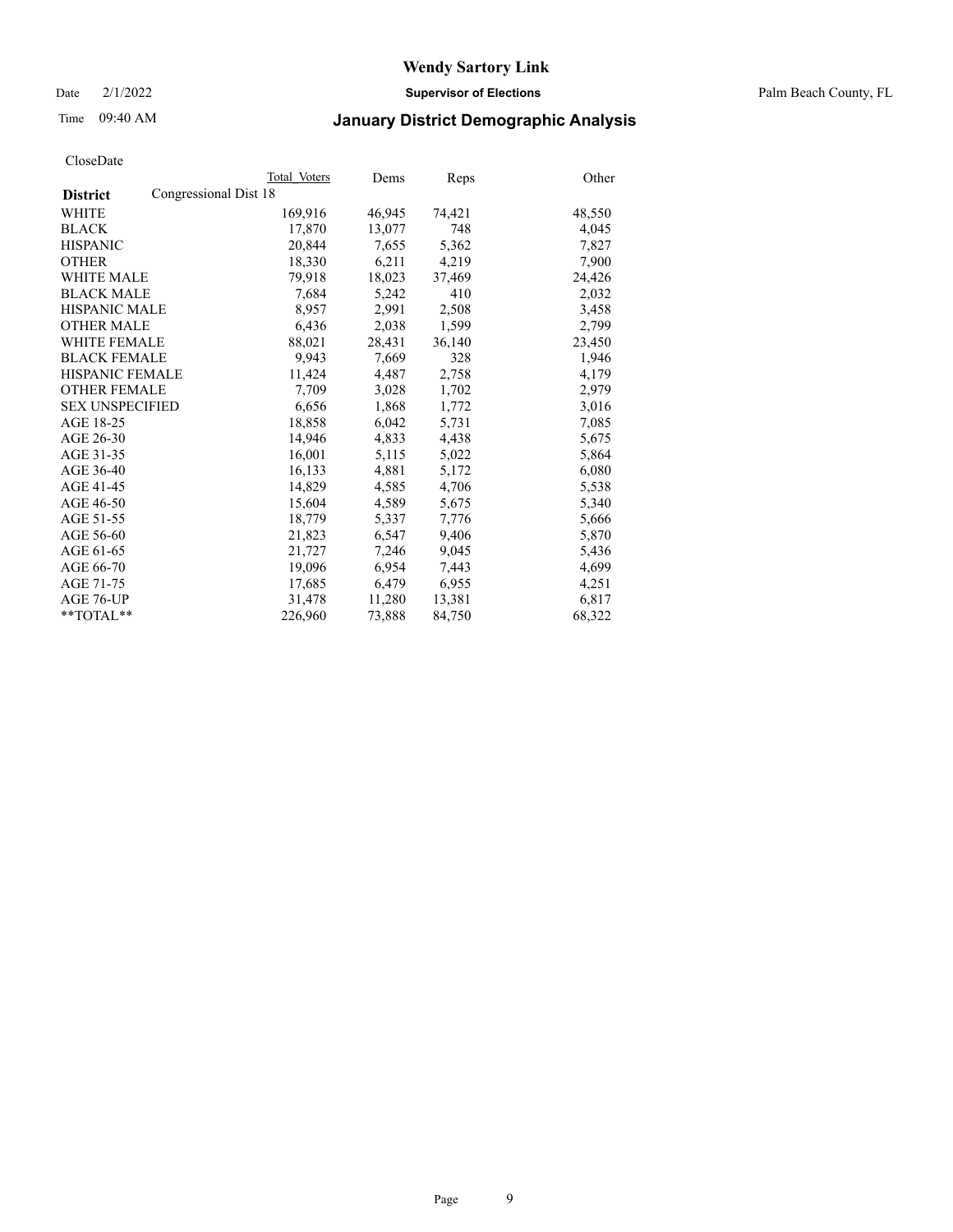# Wendy Sartory Link

Date 2/1/2022 **Supervisor of Elections** Palm Beach County, FL

Time 09:40 AM

## January District Demographic Analysis

CloseDate

| **District** | Total Voters | Dems | Reps | Other |
|---|---|---|---|---|
| Congressional Dist 18 | | | | |
| WHITE | 169,916 | 46,945 | 74,421 | 48,550 |
| BLACK | 17,870 | 13,077 | 748 | 4,045 |
| HISPANIC | 20,844 | 7,655 | 5,362 | 7,827 |
| OTHER | 18,330 | 6,211 | 4,219 | 7,900 |
| WHITE MALE | 79,918 | 18,023 | 37,469 | 24,426 |
| BLACK MALE | 7,684 | 5,242 | 410 | 2,032 |
| HISPANIC MALE | 8,957 | 2,991 | 2,508 | 3,458 |
| OTHER MALE | 6,436 | 2,038 | 1,599 | 2,799 |
| WHITE FEMALE | 88,021 | 28,431 | 36,140 | 23,450 |
| BLACK FEMALE | 9,943 | 7,669 | 328 | 1,946 |
| HISPANIC FEMALE | 11,424 | 4,487 | 2,758 | 4,179 |
| OTHER FEMALE | 7,709 | 3,028 | 1,702 | 2,979 |
| SEX UNSPECIFIED | 6,656 | 1,868 | 1,772 | 3,016 |
| AGE 18-25 | 18,858 | 6,042 | 5,731 | 7,085 |
| AGE 26-30 | 14,946 | 4,833 | 4,438 | 5,675 |
| AGE 31-35 | 16,001 | 5,115 | 5,022 | 5,864 |
| AGE 36-40 | 16,133 | 4,881 | 5,172 | 6,080 |
| AGE 41-45 | 14,829 | 4,585 | 4,706 | 5,538 |
| AGE 46-50 | 15,604 | 4,589 | 5,675 | 5,340 |
| AGE 51-55 | 18,779 | 5,337 | 7,776 | 5,666 |
| AGE 56-60 | 21,823 | 6,547 | 9,406 | 5,870 |
| AGE 61-65 | 21,727 | 7,246 | 9,045 | 5,436 |
| AGE 66-70 | 19,096 | 6,954 | 7,443 | 4,699 |
| AGE 71-75 | 17,685 | 6,479 | 6,955 | 4,251 |
| AGE 76-UP | 31,478 | 11,280 | 13,381 | 6,817 |
| **TOTAL** | 226,960 | 73,888 | 84,750 | 68,322 |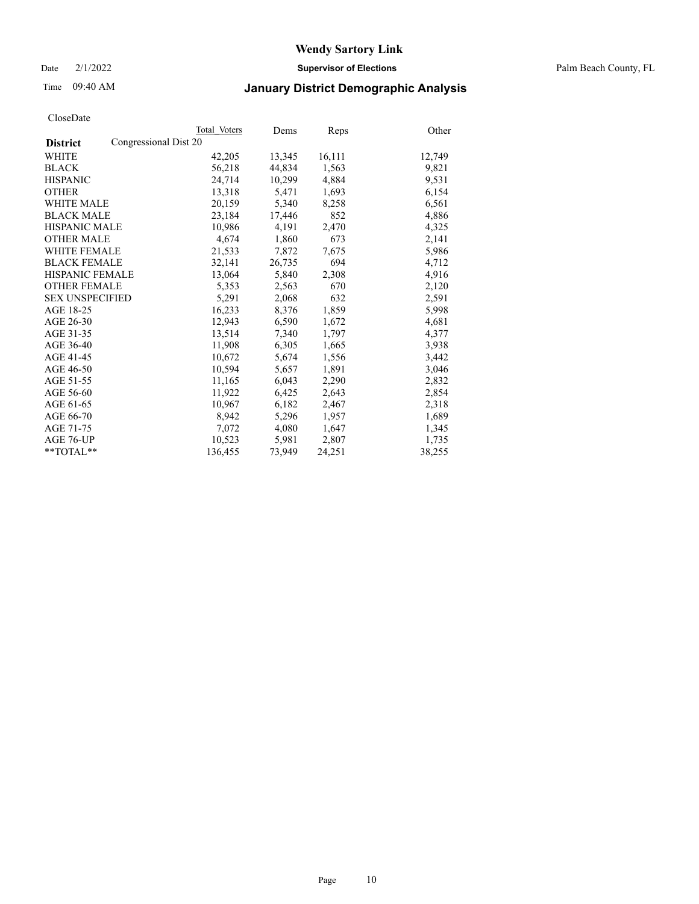# Wendy Sartory Link

Date 2/1/2022 **Supervisor of Elections** Palm Beach County, FL

Time 09:40 AM **January District Demographic Analysis**

CloseDate

| District | Congressional Dist 20 Total Voters | Dems | Reps | Other |
|---|---|---|---|---|
| WHITE | 42,205 | 13,345 | 16,111 | 12,749 |
| BLACK | 56,218 | 44,834 | 1,563 | 9,821 |
| HISPANIC | 24,714 | 10,299 | 4,884 | 9,531 |
| OTHER | 13,318 | 5,471 | 1,693 | 6,154 |
| WHITE MALE | 20,159 | 5,340 | 8,258 | 6,561 |
| BLACK MALE | 23,184 | 17,446 | 852 | 4,886 |
| HISPANIC MALE | 10,986 | 4,191 | 2,470 | 4,325 |
| OTHER MALE | 4,674 | 1,860 | 673 | 2,141 |
| WHITE FEMALE | 21,533 | 7,872 | 7,675 | 5,986 |
| BLACK FEMALE | 32,141 | 26,735 | 694 | 4,712 |
| HISPANIC FEMALE | 13,064 | 5,840 | 2,308 | 4,916 |
| OTHER FEMALE | 5,353 | 2,563 | 670 | 2,120 |
| SEX UNSPECIFIED | 5,291 | 2,068 | 632 | 2,591 |
| AGE 18-25 | 16,233 | 8,376 | 1,859 | 5,998 |
| AGE 26-30 | 12,943 | 6,590 | 1,672 | 4,681 |
| AGE 31-35 | 13,514 | 7,340 | 1,797 | 4,377 |
| AGE 36-40 | 11,908 | 6,305 | 1,665 | 3,938 |
| AGE 41-45 | 10,672 | 5,674 | 1,556 | 3,442 |
| AGE 46-50 | 10,594 | 5,657 | 1,891 | 3,046 |
| AGE 51-55 | 11,165 | 6,043 | 2,290 | 2,832 |
| AGE 56-60 | 11,922 | 6,425 | 2,643 | 2,854 |
| AGE 61-65 | 10,967 | 6,182 | 2,467 | 2,318 |
| AGE 66-70 | 8,942 | 5,296 | 1,957 | 1,689 |
| AGE 71-75 | 7,072 | 4,080 | 1,647 | 1,345 |
| AGE 76-UP | 10,523 | 5,981 | 2,807 | 1,735 |
| **TOTAL** | 136,455 | 73,949 | 24,251 | 38,255 |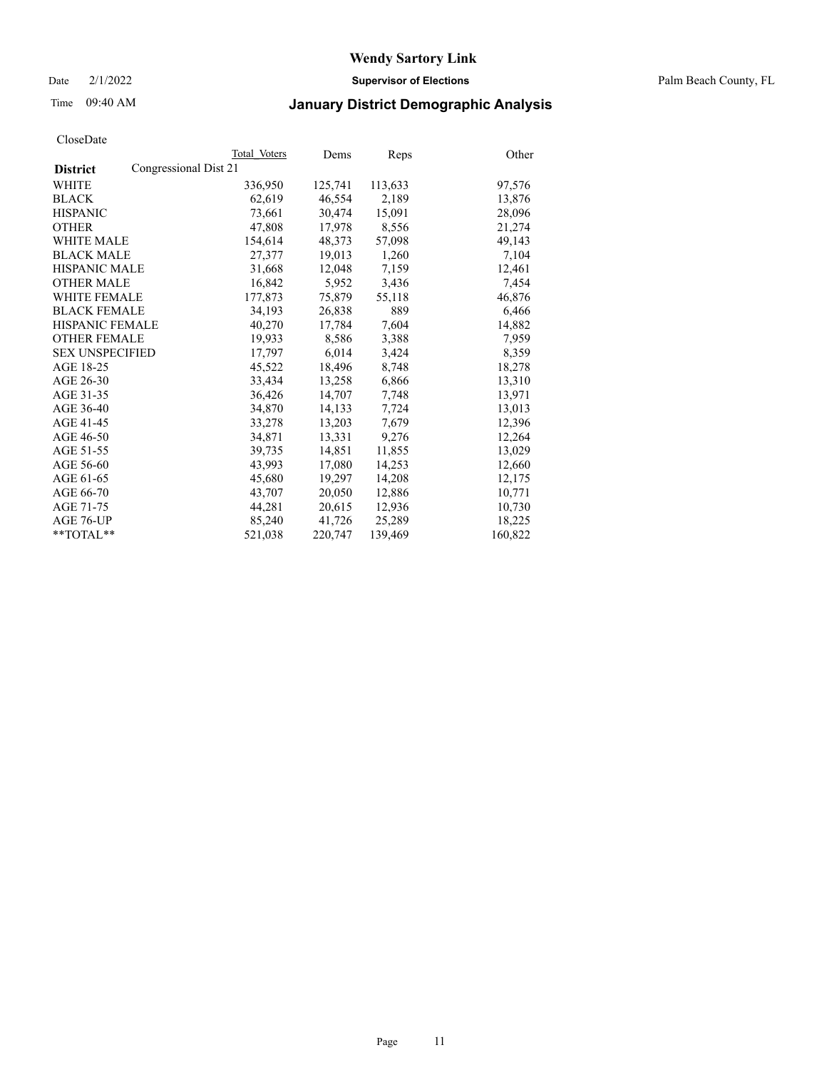# Wendy Sartory Link

Date 2/1/2022 **Supervisor of Elections** Palm Beach County, FL

Time 09:40 AM

## January District Demographic Analysis

CloseDate

| **District** | Congressional Dist 21 | Total Voters | Dems | Reps | Other |
|---|---|---|---|---|---|
| WHITE | | 336,950 | 125,741 | 113,633 | 97,576 |
| BLACK | | 62,619 | 46,554 | 2,189 | 13,876 |
| HISPANIC | | 73,661 | 30,474 | 15,091 | 28,096 |
| OTHER | | 47,808 | 17,978 | 8,556 | 21,274 |
| WHITE MALE | | 154,614 | 48,373 | 57,098 | 49,143 |
| BLACK MALE | | 27,377 | 19,013 | 1,260 | 7,104 |
| HISPANIC MALE | | 31,668 | 12,048 | 7,159 | 12,461 |
| OTHER MALE | | 16,842 | 5,952 | 3,436 | 7,454 |
| WHITE FEMALE | | 177,873 | 75,879 | 55,118 | 46,876 |
| BLACK FEMALE | | 34,193 | 26,838 | 889 | 6,466 |
| HISPANIC FEMALE | | 40,270 | 17,784 | 7,604 | 14,882 |
| OTHER FEMALE | | 19,933 | 8,586 | 3,388 | 7,959 |
| SEX UNSPECIFIED | | 17,797 | 6,014 | 3,424 | 8,359 |
| AGE 18-25 | | 45,522 | 18,496 | 8,748 | 18,278 |
| AGE 26-30 | | 33,434 | 13,258 | 6,866 | 13,310 |
| AGE 31-35 | | 36,426 | 14,707 | 7,748 | 13,971 |
| AGE 36-40 | | 34,870 | 14,133 | 7,724 | 13,013 |
| AGE 41-45 | | 33,278 | 13,203 | 7,679 | 12,396 |
| AGE 46-50 | | 34,871 | 13,331 | 9,276 | 12,264 |
| AGE 51-55 | | 39,735 | 14,851 | 11,855 | 13,029 |
| AGE 56-60 | | 43,993 | 17,080 | 14,253 | 12,660 |
| AGE 61-65 | | 45,680 | 19,297 | 14,208 | 12,175 |
| AGE 66-70 | | 43,707 | 20,050 | 12,886 | 10,771 |
| AGE 71-75 | | 44,281 | 20,615 | 12,936 | 10,730 |
| AGE 76-UP | | 85,240 | 41,726 | 25,289 | 18,225 |
| **TOTAL** | | 521,038 | 220,747 | 139,469 | 160,822 |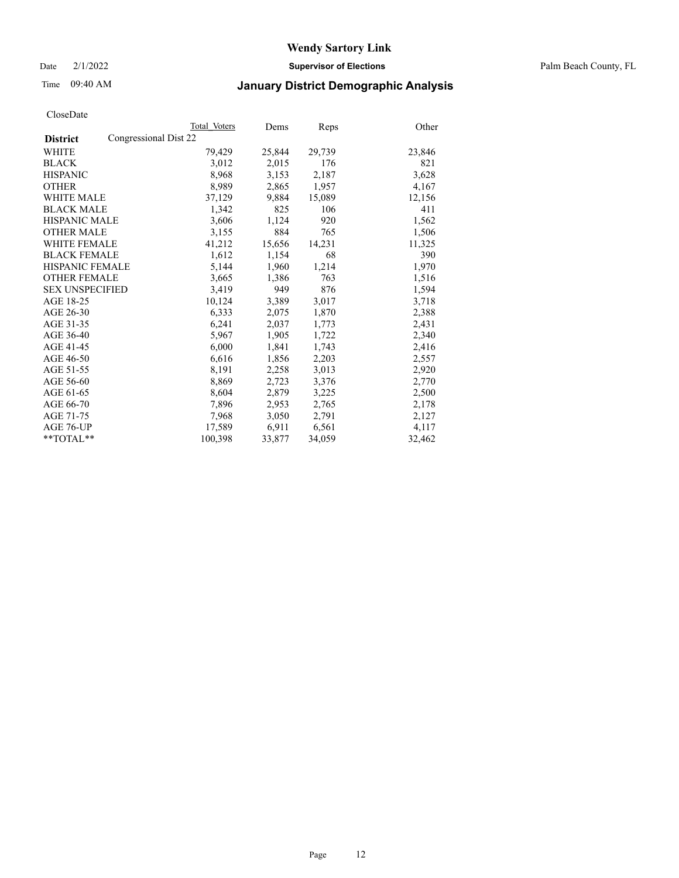# Wendy Sartory Link

Date 2/1/2022 **Supervisor of Elections** Palm Beach County, FL

Time 09:40 AM **January District Demographic Analysis**

CloseDate

| **District** | Congressional Dist 22 Total Voters | Dems | Reps | Other |
|---|---|---|---|---|
| WHITE | 79,429 | 25,844 | 29,739 | 23,846 |
| BLACK | 3,012 | 2,015 | 176 | 821 |
| HISPANIC | 8,968 | 3,153 | 2,187 | 3,628 |
| OTHER | 8,989 | 2,865 | 1,957 | 4,167 |
| WHITE MALE | 37,129 | 9,884 | 15,089 | 12,156 |
| BLACK MALE | 1,342 | 825 | 106 | 411 |
| HISPANIC MALE | 3,606 | 1,124 | 920 | 1,562 |
| OTHER MALE | 3,155 | 884 | 765 | 1,506 |
| WHITE FEMALE | 41,212 | 15,656 | 14,231 | 11,325 |
| BLACK FEMALE | 1,612 | 1,154 | 68 | 390 |
| HISPANIC FEMALE | 5,144 | 1,960 | 1,214 | 1,970 |
| OTHER FEMALE | 3,665 | 1,386 | 763 | 1,516 |
| SEX UNSPECIFIED | 3,419 | 949 | 876 | 1,594 |
| AGE 18-25 | 10,124 | 3,389 | 3,017 | 3,718 |
| AGE 26-30 | 6,333 | 2,075 | 1,870 | 2,388 |
| AGE 31-35 | 6,241 | 2,037 | 1,773 | 2,431 |
| AGE 36-40 | 5,967 | 1,905 | 1,722 | 2,340 |
| AGE 41-45 | 6,000 | 1,841 | 1,743 | 2,416 |
| AGE 46-50 | 6,616 | 1,856 | 2,203 | 2,557 |
| AGE 51-55 | 8,191 | 2,258 | 3,013 | 2,920 |
| AGE 56-60 | 8,869 | 2,723 | 3,376 | 2,770 |
| AGE 61-65 | 8,604 | 2,879 | 3,225 | 2,500 |
| AGE 66-70 | 7,896 | 2,953 | 2,765 | 2,178 |
| AGE 71-75 | 7,968 | 3,050 | 2,791 | 2,127 |
| AGE 76-UP | 17,589 | 6,911 | 6,561 | 4,117 |
| **TOTAL** | 100,398 | 33,877 | 34,059 | 32,462 |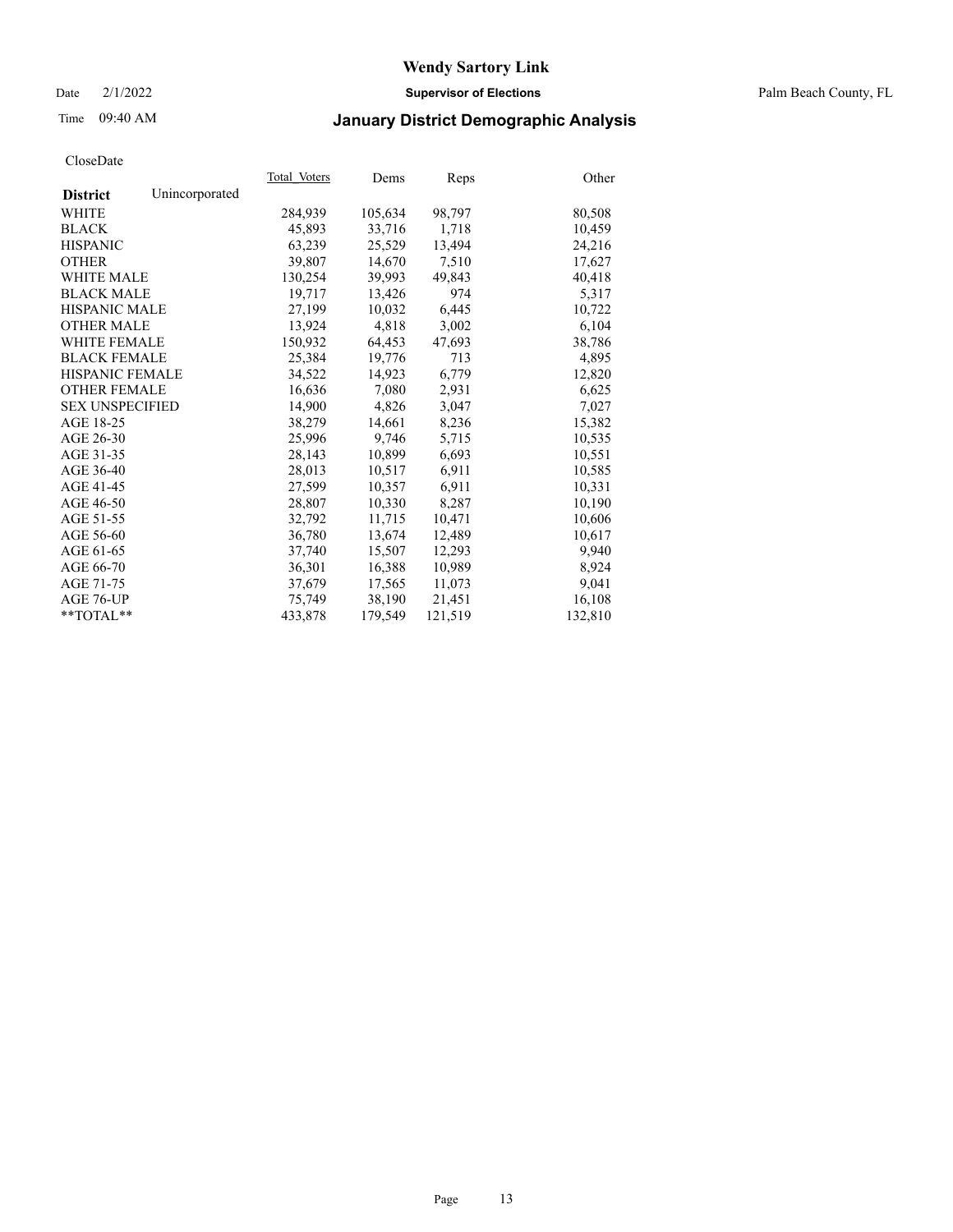# Wendy Sartory Link

Date 2/1/2022 **Supervisor of Elections** Palm Beach County, FL

Time 09:40 AM **January District Demographic Analysis**

CloseDate

| **District** Unincorporated | Total_Voters | Dems | Reps | Other |
|---|---|---|---|---|
| WHITE | 284,939 | 105,634 | 98,797 | 80,508 |
| BLACK | 45,893 | 33,716 | 1,718 | 10,459 |
| HISPANIC | 63,239 | 25,529 | 13,494 | 24,216 |
| OTHER | 39,807 | 14,670 | 7,510 | 17,627 |
| WHITE MALE | 130,254 | 39,993 | 49,843 | 40,418 |
| BLACK MALE | 19,717 | 13,426 | 974 | 5,317 |
| HISPANIC MALE | 27,199 | 10,032 | 6,445 | 10,722 |
| OTHER MALE | 13,924 | 4,818 | 3,002 | 6,104 |
| WHITE FEMALE | 150,932 | 64,453 | 47,693 | 38,786 |
| BLACK FEMALE | 25,384 | 19,776 | 713 | 4,895 |
| HISPANIC FEMALE | 34,522 | 14,923 | 6,779 | 12,820 |
| OTHER FEMALE | 16,636 | 7,080 | 2,931 | 6,625 |
| SEX UNSPECIFIED | 14,900 | 4,826 | 3,047 | 7,027 |
| AGE 18-25 | 38,279 | 14,661 | 8,236 | 15,382 |
| AGE 26-30 | 25,996 | 9,746 | 5,715 | 10,535 |
| AGE 31-35 | 28,143 | 10,899 | 6,693 | 10,551 |
| AGE 36-40 | 28,013 | 10,517 | 6,911 | 10,585 |
| AGE 41-45 | 27,599 | 10,357 | 6,911 | 10,331 |
| AGE 46-50 | 28,807 | 10,330 | 8,287 | 10,190 |
| AGE 51-55 | 32,792 | 11,715 | 10,471 | 10,606 |
| AGE 56-60 | 36,780 | 13,674 | 12,489 | 10,617 |
| AGE 61-65 | 37,740 | 15,507 | 12,293 | 9,940 |
| AGE 66-70 | 36,301 | 16,388 | 10,989 | 8,924 |
| AGE 71-75 | 37,679 | 17,565 | 11,073 | 9,041 |
| AGE 76-UP | 75,749 | 38,190 | 21,451 | 16,108 |
| **TOTAL** | 433,878 | 179,549 | 121,519 | 132,810 |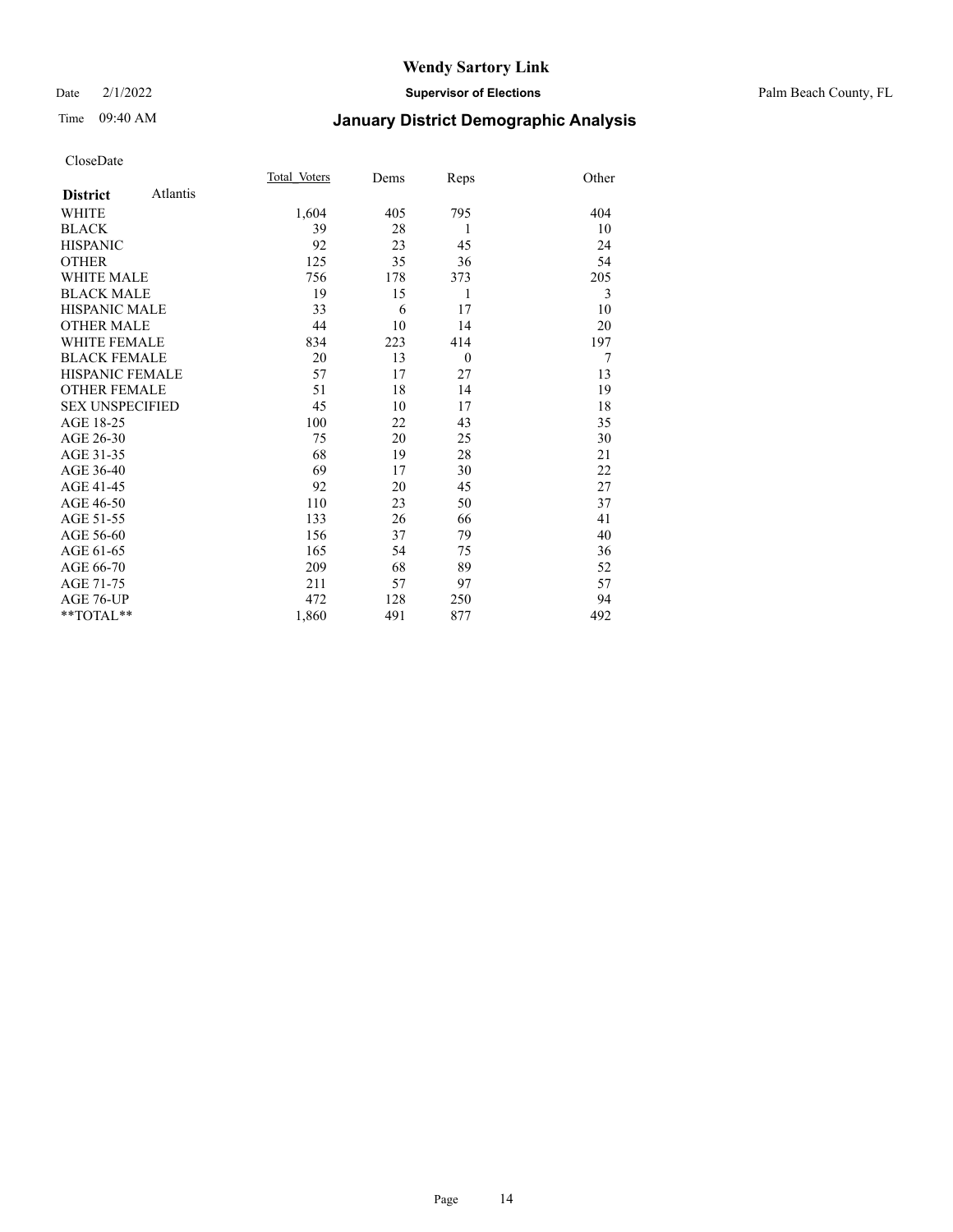# Wendy Sartory Link

Date 2/1/2022 **Supervisor of Elections** Palm Beach County, FL

Time 09:40 AM **January District Demographic Analysis**

CloseDate

| **District** Atlantis | Total_Voters | Dems | Reps | Other |
|---|---|---|---|---|
| WHITE | 1,604 | 405 | 795 | 404 |
| BLACK | 39 | 28 | 1 | 10 |
| HISPANIC | 92 | 23 | 45 | 24 |
| OTHER | 125 | 35 | 36 | 54 |
| WHITE MALE | 756 | 178 | 373 | 205 |
| BLACK MALE | 19 | 15 | 1 | 3 |
| HISPANIC MALE | 33 | 6 | 17 | 10 |
| OTHER MALE | 44 | 10 | 14 | 20 |
| WHITE FEMALE | 834 | 223 | 414 | 197 |
| BLACK FEMALE | 20 | 13 | 0 | 7 |
| HISPANIC FEMALE | 57 | 17 | 27 | 13 |
| OTHER FEMALE | 51 | 18 | 14 | 19 |
| SEX UNSPECIFIED | 45 | 10 | 17 | 18 |
| AGE 18-25 | 100 | 22 | 43 | 35 |
| AGE 26-30 | 75 | 20 | 25 | 30 |
| AGE 31-35 | 68 | 19 | 28 | 21 |
| AGE 36-40 | 69 | 17 | 30 | 22 |
| AGE 41-45 | 92 | 20 | 45 | 27 |
| AGE 46-50 | 110 | 23 | 50 | 37 |
| AGE 51-55 | 133 | 26 | 66 | 41 |
| AGE 56-60 | 156 | 37 | 79 | 40 |
| AGE 61-65 | 165 | 54 | 75 | 36 |
| AGE 66-70 | 209 | 68 | 89 | 52 |
| AGE 71-75 | 211 | 57 | 97 | 57 |
| AGE 76-UP | 472 | 128 | 250 | 94 |
| **TOTAL** | 1,860 | 491 | 877 | 492 |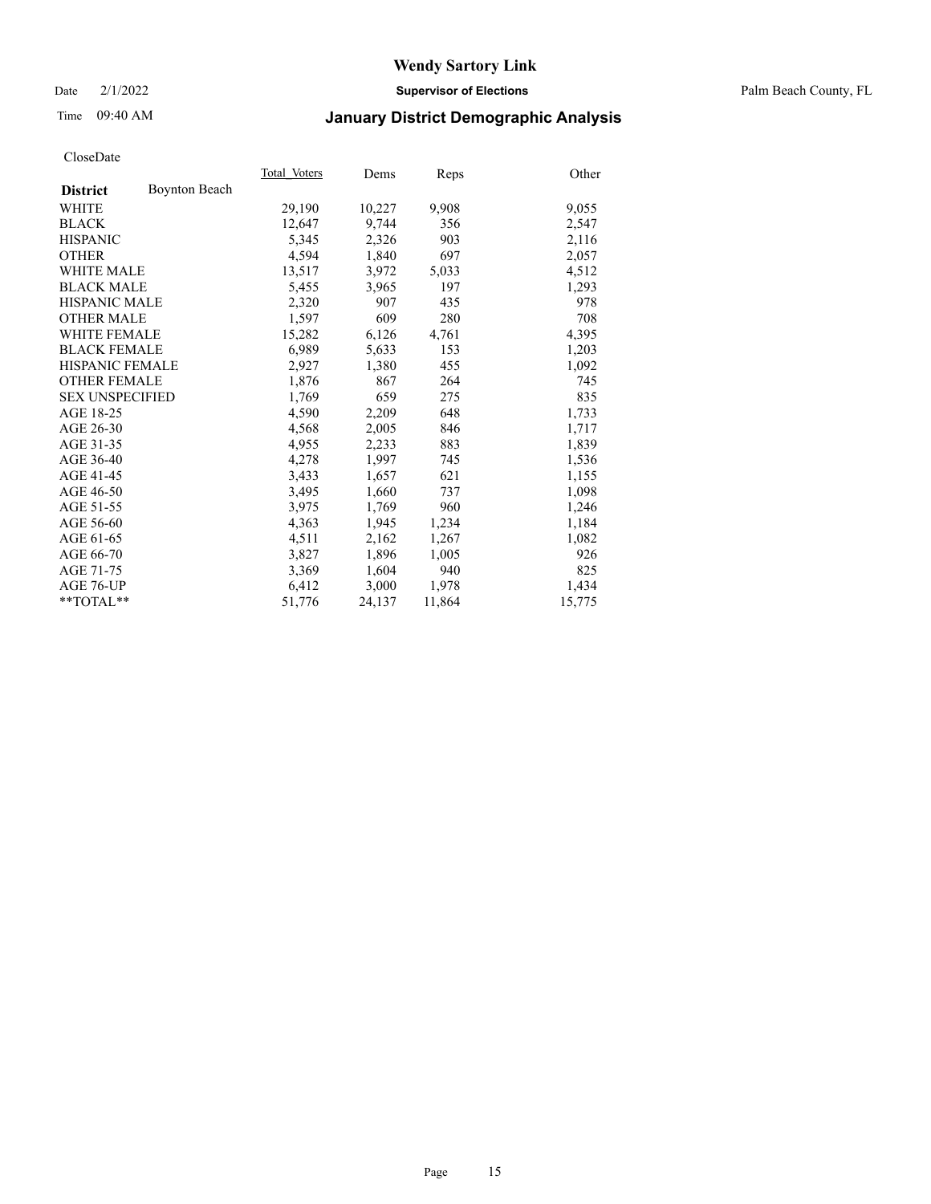# Wendy Sartory Link

Date 2/1/2022 **Supervisor of Elections** Palm Beach County, FL

Time 09:40 AM

## January District Demographic Analysis

CloseDate

| **District** Boynton Beach | Total Voters | Dems | Reps | Other |
|---|---|---|---|---|
| WHITE | 29,190 | 10,227 | 9,908 | 9,055 |
| BLACK | 12,647 | 9,744 | 356 | 2,547 |
| HISPANIC | 5,345 | 2,326 | 903 | 2,116 |
| OTHER | 4,594 | 1,840 | 697 | 2,057 |
| WHITE MALE | 13,517 | 3,972 | 5,033 | 4,512 |
| BLACK MALE | 5,455 | 3,965 | 197 | 1,293 |
| HISPANIC MALE | 2,320 | 907 | 435 | 978 |
| OTHER MALE | 1,597 | 609 | 280 | 708 |
| WHITE FEMALE | 15,282 | 6,126 | 4,761 | 4,395 |
| BLACK FEMALE | 6,989 | 5,633 | 153 | 1,203 |
| HISPANIC FEMALE | 2,927 | 1,380 | 455 | 1,092 |
| OTHER FEMALE | 1,876 | 867 | 264 | 745 |
| SEX UNSPECIFIED | 1,769 | 659 | 275 | 835 |
| AGE 18-25 | 4,590 | 2,209 | 648 | 1,733 |
| AGE 26-30 | 4,568 | 2,005 | 846 | 1,717 |
| AGE 31-35 | 4,955 | 2,233 | 883 | 1,839 |
| AGE 36-40 | 4,278 | 1,997 | 745 | 1,536 |
| AGE 41-45 | 3,433 | 1,657 | 621 | 1,155 |
| AGE 46-50 | 3,495 | 1,660 | 737 | 1,098 |
| AGE 51-55 | 3,975 | 1,769 | 960 | 1,246 |
| AGE 56-60 | 4,363 | 1,945 | 1,234 | 1,184 |
| AGE 61-65 | 4,511 | 2,162 | 1,267 | 1,082 |
| AGE 66-70 | 3,827 | 1,896 | 1,005 | 926 |
| AGE 71-75 | 3,369 | 1,604 | 940 | 825 |
| AGE 76-UP | 6,412 | 3,000 | 1,978 | 1,434 |
| **TOTAL** | 51,776 | 24,137 | 11,864 | 15,775 |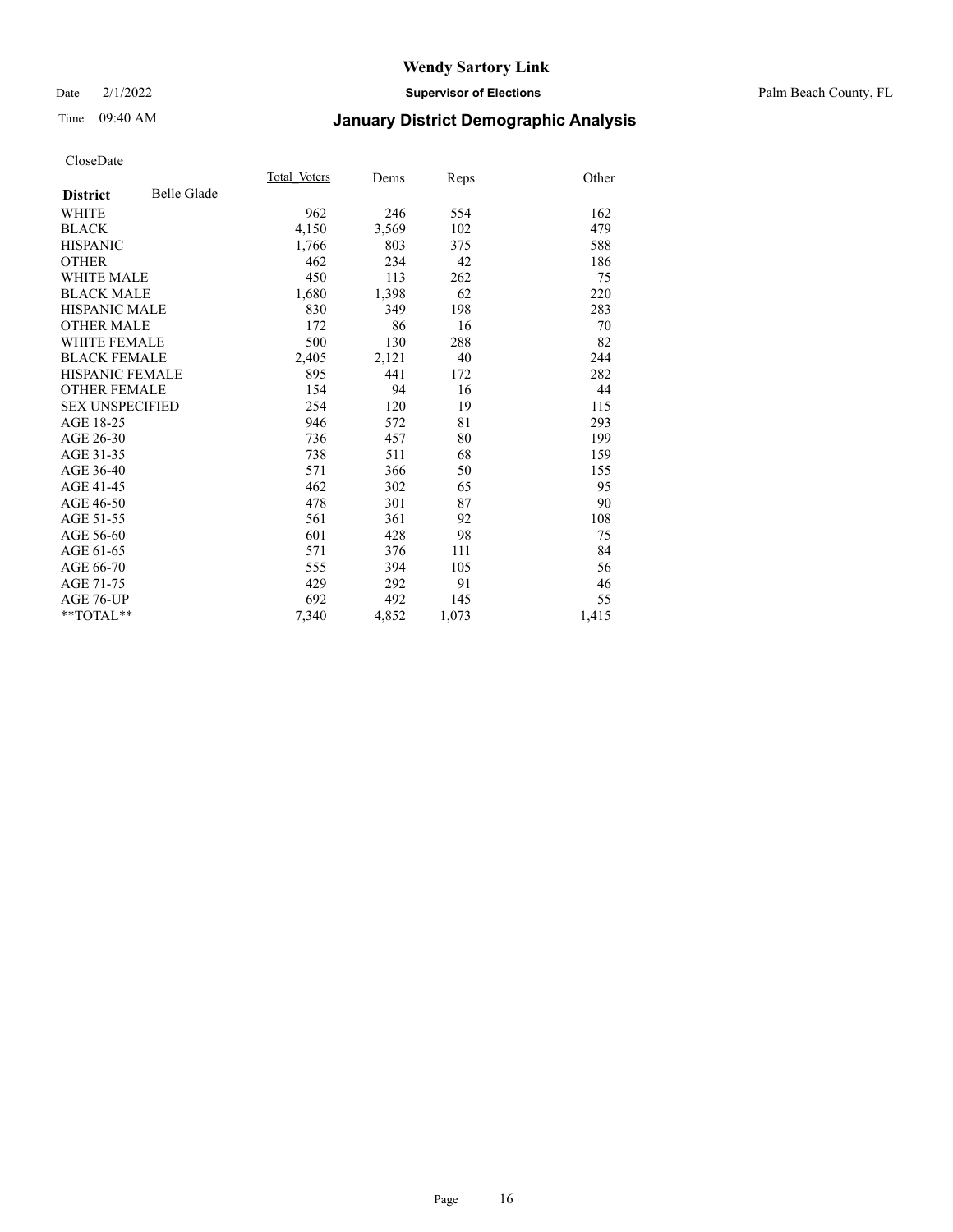# Wendy Sartory Link

Date 2/1/2022 **Supervisor of Elections** Palm Beach County, FL

Time 09:40 AM **January District Demographic Analysis**

CloseDate

| **District** Belle Glade | Total Voters | Dems | Reps | Other |
|---|---|---|---|---|
| WHITE | 962 | 246 | 554 | 162 |
| BLACK | 4,150 | 3,569 | 102 | 479 |
| HISPANIC | 1,766 | 803 | 375 | 588 |
| OTHER | 462 | 234 | 42 | 186 |
| WHITE MALE | 450 | 113 | 262 | 75 |
| BLACK MALE | 1,680 | 1,398 | 62 | 220 |
| HISPANIC MALE | 830 | 349 | 198 | 283 |
| OTHER MALE | 172 | 86 | 16 | 70 |
| WHITE FEMALE | 500 | 130 | 288 | 82 |
| BLACK FEMALE | 2,405 | 2,121 | 40 | 244 |
| HISPANIC FEMALE | 895 | 441 | 172 | 282 |
| OTHER FEMALE | 154 | 94 | 16 | 44 |
| SEX UNSPECIFIED | 254 | 120 | 19 | 115 |
| AGE 18-25 | 946 | 572 | 81 | 293 |
| AGE 26-30 | 736 | 457 | 80 | 199 |
| AGE 31-35 | 738 | 511 | 68 | 159 |
| AGE 36-40 | 571 | 366 | 50 | 155 |
| AGE 41-45 | 462 | 302 | 65 | 95 |
| AGE 46-50 | 478 | 301 | 87 | 90 |
| AGE 51-55 | 561 | 361 | 92 | 108 |
| AGE 56-60 | 601 | 428 | 98 | 75 |
| AGE 61-65 | 571 | 376 | 111 | 84 |
| AGE 66-70 | 555 | 394 | 105 | 56 |
| AGE 71-75 | 429 | 292 | 91 | 46 |
| AGE 76-UP | 692 | 492 | 145 | 55 |
| **TOTAL** | 7,340 | 4,852 | 1,073 | 1,415 |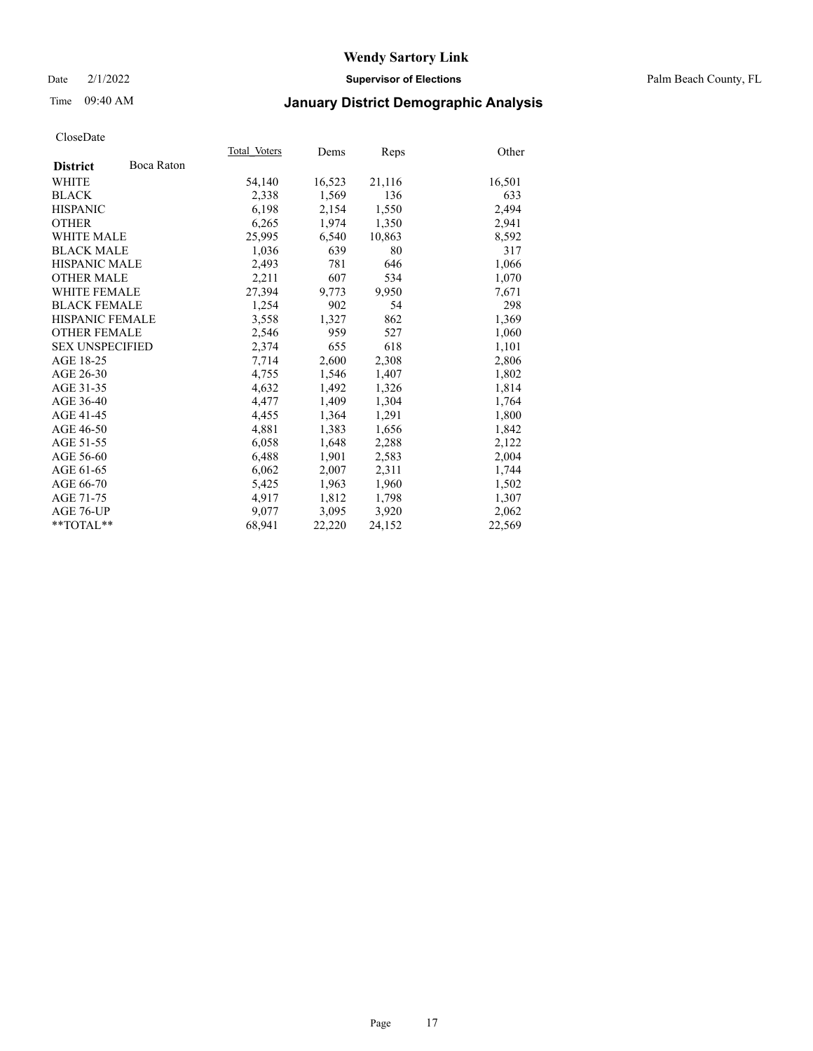# Wendy Sartory Link

Date 2/1/2022 **Supervisor of Elections** Palm Beach County, FL

Time 09:40 AM **January District Demographic Analysis**

CloseDate

| **District** Boca Raton | Total_Voters | Dems | Reps | Other |
|---|---|---|---|---|
| WHITE | 54,140 | 16,523 | 21,116 | 16,501 |
| BLACK | 2,338 | 1,569 | 136 | 633 |
| HISPANIC | 6,198 | 2,154 | 1,550 | 2,494 |
| OTHER | 6,265 | 1,974 | 1,350 | 2,941 |
| WHITE MALE | 25,995 | 6,540 | 10,863 | 8,592 |
| BLACK MALE | 1,036 | 639 | 80 | 317 |
| HISPANIC MALE | 2,493 | 781 | 646 | 1,066 |
| OTHER MALE | 2,211 | 607 | 534 | 1,070 |
| WHITE FEMALE | 27,394 | 9,773 | 9,950 | 7,671 |
| BLACK FEMALE | 1,254 | 902 | 54 | 298 |
| HISPANIC FEMALE | 3,558 | 1,327 | 862 | 1,369 |
| OTHER FEMALE | 2,546 | 959 | 527 | 1,060 |
| SEX UNSPECIFIED | 2,374 | 655 | 618 | 1,101 |
| AGE 18-25 | 7,714 | 2,600 | 2,308 | 2,806 |
| AGE 26-30 | 4,755 | 1,546 | 1,407 | 1,802 |
| AGE 31-35 | 4,632 | 1,492 | 1,326 | 1,814 |
| AGE 36-40 | 4,477 | 1,409 | 1,304 | 1,764 |
| AGE 41-45 | 4,455 | 1,364 | 1,291 | 1,800 |
| AGE 46-50 | 4,881 | 1,383 | 1,656 | 1,842 |
| AGE 51-55 | 6,058 | 1,648 | 2,288 | 2,122 |
| AGE 56-60 | 6,488 | 1,901 | 2,583 | 2,004 |
| AGE 61-65 | 6,062 | 2,007 | 2,311 | 1,744 |
| AGE 66-70 | 5,425 | 1,963 | 1,960 | 1,502 |
| AGE 71-75 | 4,917 | 1,812 | 1,798 | 1,307 |
| AGE 76-UP | 9,077 | 3,095 | 3,920 | 2,062 |
| **TOTAL** | 68,941 | 22,220 | 24,152 | 22,569 |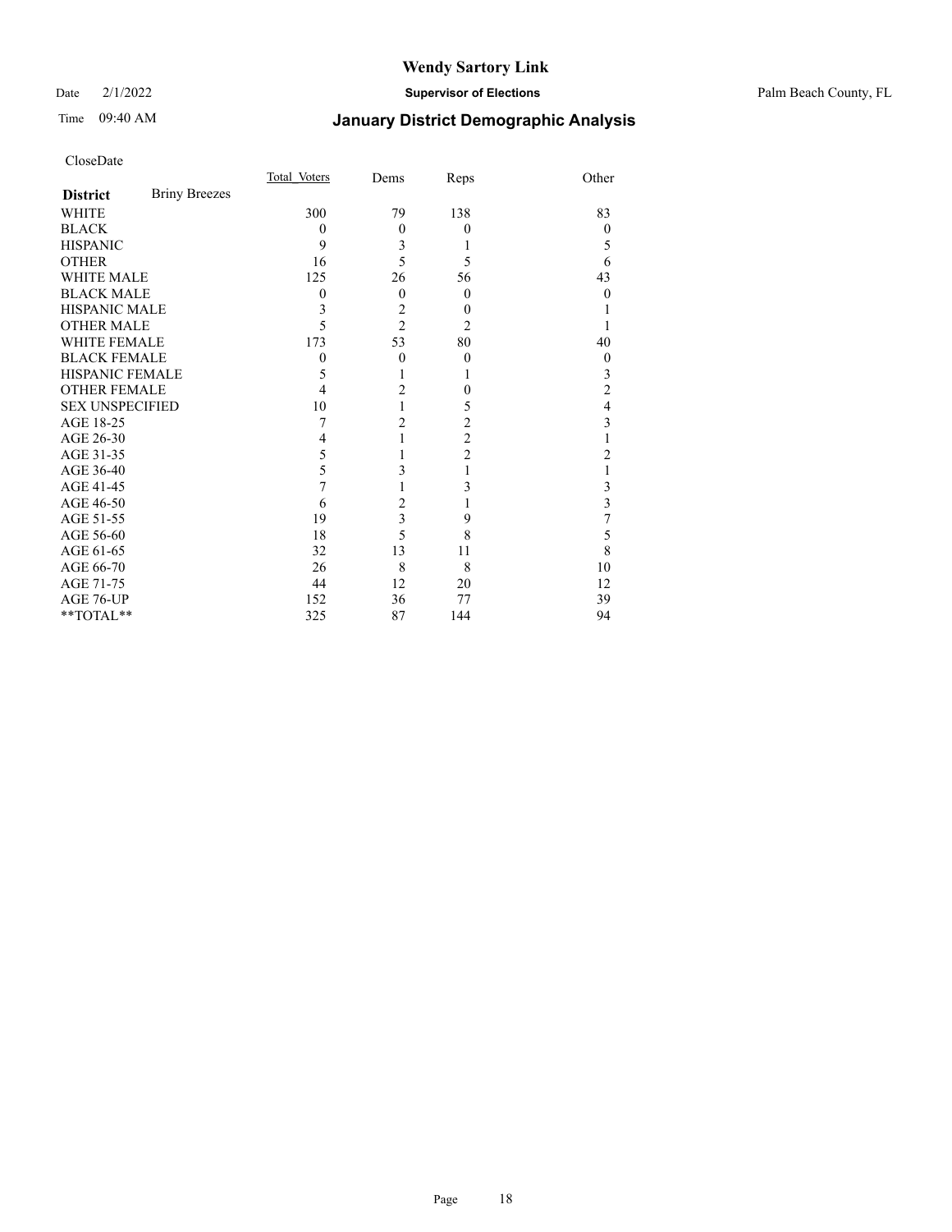# Wendy Sartory Link

Date 2/1/2022 **Supervisor of Elections** Palm Beach County, FL

Time 09:40 AM

## January District Demographic Analysis

CloseDate

| | Total_Voters | Dems | Reps | Other |
|---|---|---|---|---|
| **District** Briny Breezes | | | | |
| WHITE | 300 | 79 | 138 | 83 |
| BLACK | 0 | 0 | 0 | 0 |
| HISPANIC | 9 | 3 | 1 | 5 |
| OTHER | 16 | 5 | 5 | 6 |
| WHITE MALE | 125 | 26 | 56 | 43 |
| BLACK MALE | 0 | 0 | 0 | 0 |
| HISPANIC MALE | 3 | 2 | 0 | 1 |
| OTHER MALE | 5 | 2 | 2 | 1 |
| WHITE FEMALE | 173 | 53 | 80 | 40 |
| BLACK FEMALE | 0 | 0 | 0 | 0 |
| HISPANIC FEMALE | 5 | 1 | 1 | 3 |
| OTHER FEMALE | 4 | 2 | 0 | 2 |
| SEX UNSPECIFIED | 10 | 1 | 5 | 4 |
| AGE 18-25 | 7 | 2 | 2 | 3 |
| AGE 26-30 | 4 | 1 | 2 | 1 |
| AGE 31-35 | 5 | 1 | 2 | 2 |
| AGE 36-40 | 5 | 3 | 1 | 1 |
| AGE 41-45 | 7 | 1 | 3 | 3 |
| AGE 46-50 | 6 | 2 | 1 | 3 |
| AGE 51-55 | 19 | 3 | 9 | 7 |
| AGE 56-60 | 18 | 5 | 8 | 5 |
| AGE 61-65 | 32 | 13 | 11 | 8 |
| AGE 66-70 | 26 | 8 | 8 | 10 |
| AGE 71-75 | 44 | 12 | 20 | 12 |
| AGE 76-UP | 152 | 36 | 77 | 39 |
| **TOTAL** | 325 | 87 | 144 | 94 |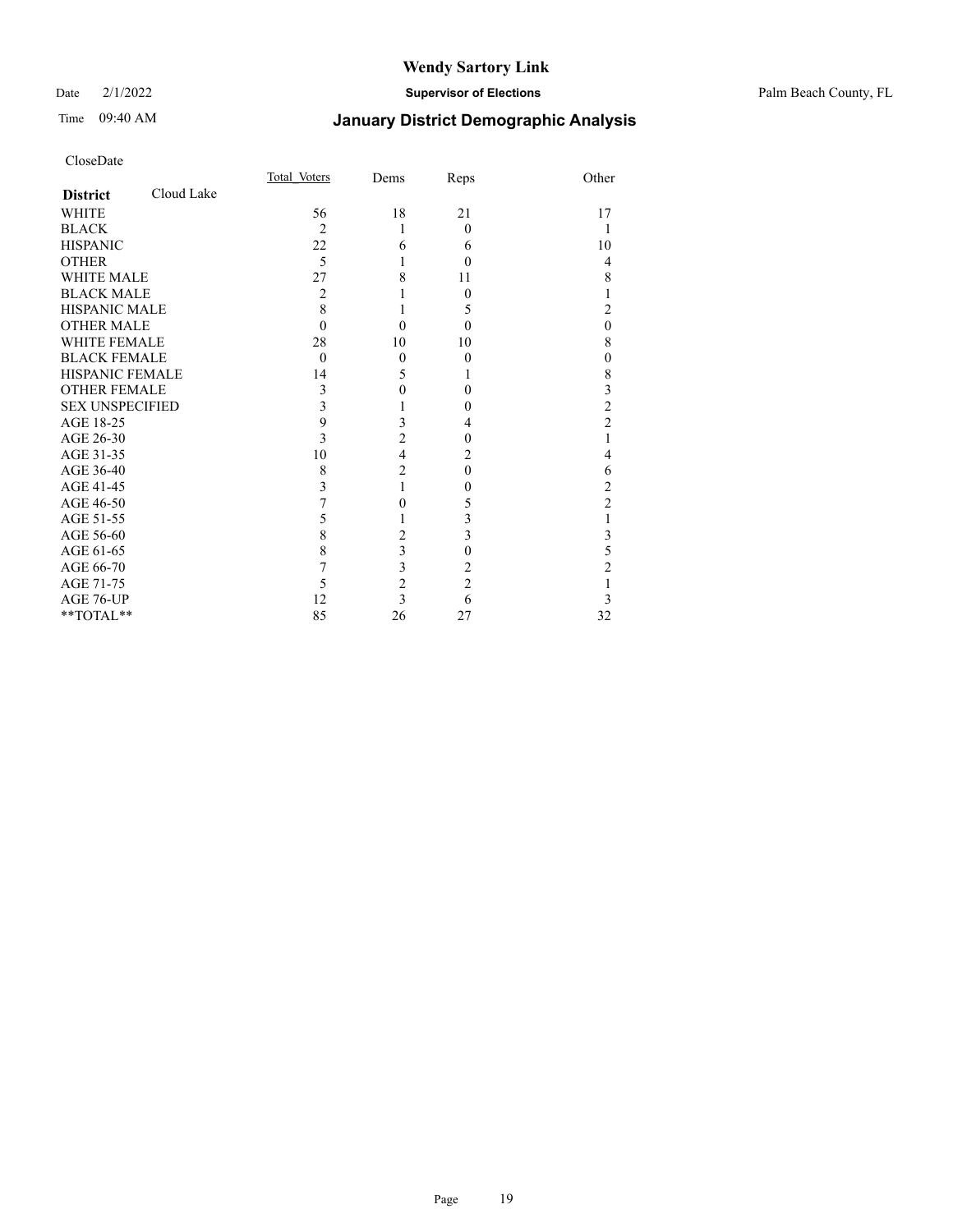# Wendy Sartory Link

Date 2/1/2022 **Supervisor of Elections** Palm Beach County, FL

Time 09:40 AM **January District Demographic Analysis**

CloseDate

| **District** Cloud Lake | Total_Voters | Dems | Reps | Other |
|---|---|---|---|---|
| WHITE | 56 | 18 | 21 | 17 |
| BLACK | 2 | 1 | 0 | 1 |
| HISPANIC | 22 | 6 | 6 | 10 |
| OTHER | 5 | 1 | 0 | 4 |
| WHITE MALE | 27 | 8 | 11 | 8 |
| BLACK MALE | 2 | 1 | 0 | 1 |
| HISPANIC MALE | 8 | 1 | 5 | 2 |
| OTHER MALE | 0 | 0 | 0 | 0 |
| WHITE FEMALE | 28 | 10 | 10 | 8 |
| BLACK FEMALE | 0 | 0 | 0 | 0 |
| HISPANIC FEMALE | 14 | 5 | 1 | 8 |
| OTHER FEMALE | 3 | 0 | 0 | 3 |
| SEX UNSPECIFIED | 3 | 1 | 0 | 2 |
| AGE 18-25 | 9 | 3 | 4 | 2 |
| AGE 26-30 | 3 | 2 | 0 | 1 |
| AGE 31-35 | 10 | 4 | 2 | 4 |
| AGE 36-40 | 8 | 2 | 0 | 6 |
| AGE 41-45 | 3 | 1 | 0 | 2 |
| AGE 46-50 | 7 | 0 | 5 | 2 |
| AGE 51-55 | 5 | 1 | 3 | 1 |
| AGE 56-60 | 8 | 2 | 3 | 3 |
| AGE 61-65 | 8 | 3 | 0 | 5 |
| AGE 66-70 | 7 | 3 | 2 | 2 |
| AGE 71-75 | 5 | 2 | 2 | 1 |
| AGE 76-UP | 12 | 3 | 6 | 3 |
| **TOTAL** | 85 | 26 | 27 | 32 |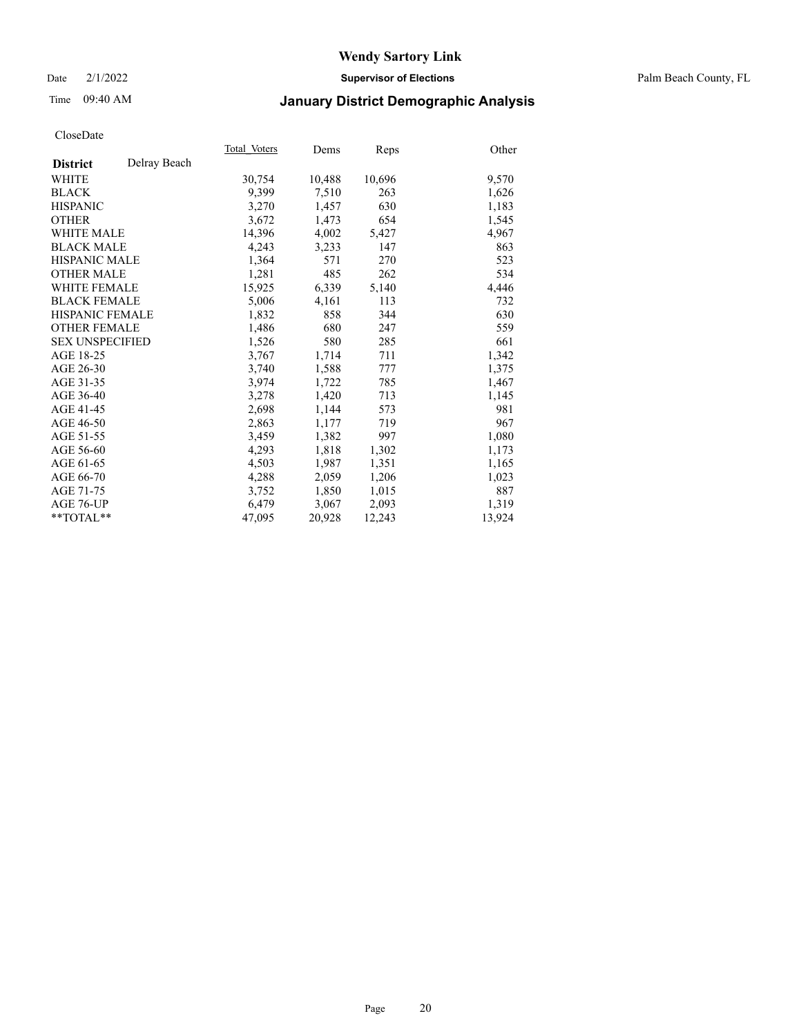# Wendy Sartory Link

Date 2/1/2022 **Supervisor of Elections** Palm Beach County, FL

Time 09:40 AM **January District Demographic Analysis**

CloseDate

| **District** Delray Beach | Total Voters | Dems | Reps | Other |
|---|---|---|---|---|
| WHITE | 30,754 | 10,488 | 10,696 | 9,570 |
| BLACK | 9,399 | 7,510 | 263 | 1,626 |
| HISPANIC | 3,270 | 1,457 | 630 | 1,183 |
| OTHER | 3,672 | 1,473 | 654 | 1,545 |
| WHITE MALE | 14,396 | 4,002 | 5,427 | 4,967 |
| BLACK MALE | 4,243 | 3,233 | 147 | 863 |
| HISPANIC MALE | 1,364 | 571 | 270 | 523 |
| OTHER MALE | 1,281 | 485 | 262 | 534 |
| WHITE FEMALE | 15,925 | 6,339 | 5,140 | 4,446 |
| BLACK FEMALE | 5,006 | 4,161 | 113 | 732 |
| HISPANIC FEMALE | 1,832 | 858 | 344 | 630 |
| OTHER FEMALE | 1,486 | 680 | 247 | 559 |
| SEX UNSPECIFIED | 1,526 | 580 | 285 | 661 |
| AGE 18-25 | 3,767 | 1,714 | 711 | 1,342 |
| AGE 26-30 | 3,740 | 1,588 | 777 | 1,375 |
| AGE 31-35 | 3,974 | 1,722 | 785 | 1,467 |
| AGE 36-40 | 3,278 | 1,420 | 713 | 1,145 |
| AGE 41-45 | 2,698 | 1,144 | 573 | 981 |
| AGE 46-50 | 2,863 | 1,177 | 719 | 967 |
| AGE 51-55 | 3,459 | 1,382 | 997 | 1,080 |
| AGE 56-60 | 4,293 | 1,818 | 1,302 | 1,173 |
| AGE 61-65 | 4,503 | 1,987 | 1,351 | 1,165 |
| AGE 66-70 | 4,288 | 2,059 | 1,206 | 1,023 |
| AGE 71-75 | 3,752 | 1,850 | 1,015 | 887 |
| AGE 76-UP | 6,479 | 3,067 | 2,093 | 1,319 |
| **TOTAL** | 47,095 | 20,928 | 12,243 | 13,924 |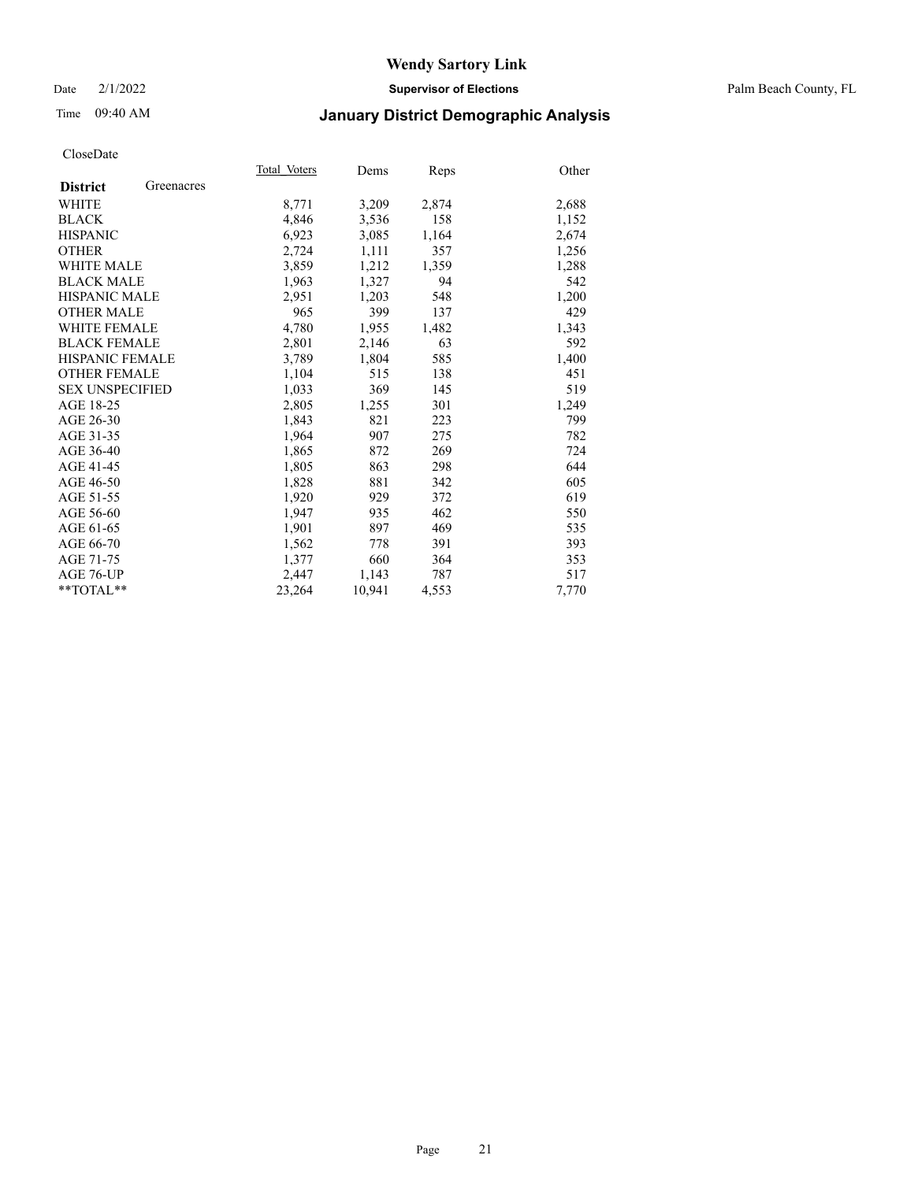# Wendy Sartory Link

Date 2/1/2022 **Supervisor of Elections** Palm Beach County, FL

Time 09:40 AM **January District Demographic Analysis**

CloseDate

| **District** Greenacres | Total Voters | Dems | Reps | Other |
|---|---|---|---|---|
| WHITE | 8,771 | 3,209 | 2,874 | 2,688 |
| BLACK | 4,846 | 3,536 | 158 | 1,152 |
| HISPANIC | 6,923 | 3,085 | 1,164 | 2,674 |
| OTHER | 2,724 | 1,111 | 357 | 1,256 |
| WHITE MALE | 3,859 | 1,212 | 1,359 | 1,288 |
| BLACK MALE | 1,963 | 1,327 | 94 | 542 |
| HISPANIC MALE | 2,951 | 1,203 | 548 | 1,200 |
| OTHER MALE | 965 | 399 | 137 | 429 |
| WHITE FEMALE | 4,780 | 1,955 | 1,482 | 1,343 |
| BLACK FEMALE | 2,801 | 2,146 | 63 | 592 |
| HISPANIC FEMALE | 3,789 | 1,804 | 585 | 1,400 |
| OTHER FEMALE | 1,104 | 515 | 138 | 451 |
| SEX UNSPECIFIED | 1,033 | 369 | 145 | 519 |
| AGE 18-25 | 2,805 | 1,255 | 301 | 1,249 |
| AGE 26-30 | 1,843 | 821 | 223 | 799 |
| AGE 31-35 | 1,964 | 907 | 275 | 782 |
| AGE 36-40 | 1,865 | 872 | 269 | 724 |
| AGE 41-45 | 1,805 | 863 | 298 | 644 |
| AGE 46-50 | 1,828 | 881 | 342 | 605 |
| AGE 51-55 | 1,920 | 929 | 372 | 619 |
| AGE 56-60 | 1,947 | 935 | 462 | 550 |
| AGE 61-65 | 1,901 | 897 | 469 | 535 |
| AGE 66-70 | 1,562 | 778 | 391 | 393 |
| AGE 71-75 | 1,377 | 660 | 364 | 353 |
| AGE 76-UP | 2,447 | 1,143 | 787 | 517 |
| **TOTAL** | 23,264 | 10,941 | 4,553 | 7,770 |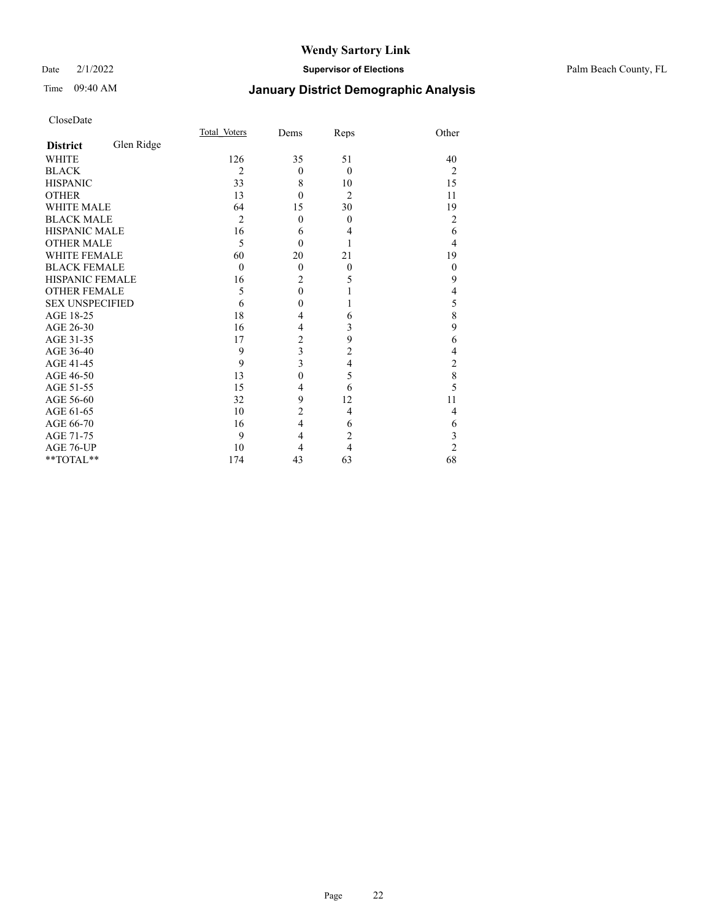# Wendy Sartory Link

Date 2/1/2022 **Supervisor of Elections** Palm Beach County, FL

Time 09:40 AM **January District Demographic Analysis**

CloseDate

| **District** Glen Ridge | Total Voters | Dems | Reps | Other |
|---|---|---|---|---|
| WHITE | 126 | 35 | 51 | 40 |
| BLACK | 2 | 0 | 0 | 2 |
| HISPANIC | 33 | 8 | 10 | 15 |
| OTHER | 13 | 0 | 2 | 11 |
| WHITE MALE | 64 | 15 | 30 | 19 |
| BLACK MALE | 2 | 0 | 0 | 2 |
| HISPANIC MALE | 16 | 6 | 4 | 6 |
| OTHER MALE | 5 | 0 | 1 | 4 |
| WHITE FEMALE | 60 | 20 | 21 | 19 |
| BLACK FEMALE | 0 | 0 | 0 | 0 |
| HISPANIC FEMALE | 16 | 2 | 5 | 9 |
| OTHER FEMALE | 5 | 0 | 1 | 4 |
| SEX UNSPECIFIED | 6 | 0 | 1 | 5 |
| AGE 18-25 | 18 | 4 | 6 | 8 |
| AGE 26-30 | 16 | 4 | 3 | 9 |
| AGE 31-35 | 17 | 2 | 9 | 6 |
| AGE 36-40 | 9 | 3 | 2 | 4 |
| AGE 41-45 | 9 | 3 | 4 | 2 |
| AGE 46-50 | 13 | 0 | 5 | 8 |
| AGE 51-55 | 15 | 4 | 6 | 5 |
| AGE 56-60 | 32 | 9 | 12 | 11 |
| AGE 61-65 | 10 | 2 | 4 | 4 |
| AGE 66-70 | 16 | 4 | 6 | 6 |
| AGE 71-75 | 9 | 4 | 2 | 3 |
| AGE 76-UP | 10 | 4 | 4 | 2 |
| **TOTAL** | 174 | 43 | 63 | 68 |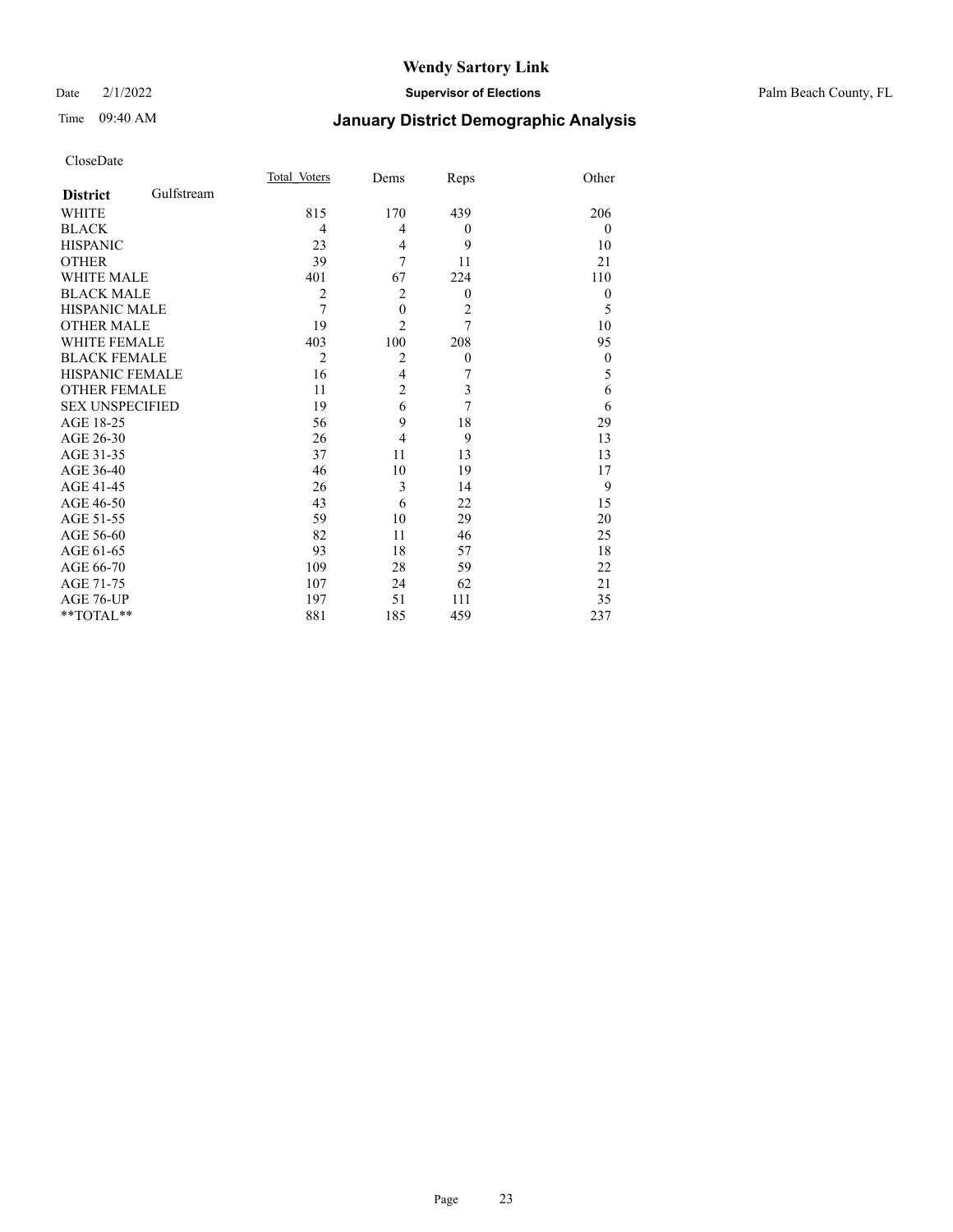# Wendy Sartory Link

Date 2/1/2022 **Supervisor of Elections** Palm Beach County, FL

Time 09:40 AM **January District Demographic Analysis**

CloseDate

| **District** Gulfstream | Total_Voters | Dems | Reps | Other |
|---|---|---|---|---|
| WHITE | 815 | 170 | 439 | 206 |
| BLACK | 4 | 4 | 0 | 0 |
| HISPANIC | 23 | 4 | 9 | 10 |
| OTHER | 39 | 7 | 11 | 21 |
| WHITE MALE | 401 | 67 | 224 | 110 |
| BLACK MALE | 2 | 2 | 0 | 0 |
| HISPANIC MALE | 7 | 0 | 2 | 5 |
| OTHER MALE | 19 | 2 | 7 | 10 |
| WHITE FEMALE | 403 | 100 | 208 | 95 |
| BLACK FEMALE | 2 | 2 | 0 | 0 |
| HISPANIC FEMALE | 16 | 4 | 7 | 5 |
| OTHER FEMALE | 11 | 2 | 3 | 6 |
| SEX UNSPECIFIED | 19 | 6 | 7 | 6 |
| AGE 18-25 | 56 | 9 | 18 | 29 |
| AGE 26-30 | 26 | 4 | 9 | 13 |
| AGE 31-35 | 37 | 11 | 13 | 13 |
| AGE 36-40 | 46 | 10 | 19 | 17 |
| AGE 41-45 | 26 | 3 | 14 | 9 |
| AGE 46-50 | 43 | 6 | 22 | 15 |
| AGE 51-55 | 59 | 10 | 29 | 20 |
| AGE 56-60 | 82 | 11 | 46 | 25 |
| AGE 61-65 | 93 | 18 | 57 | 18 |
| AGE 66-70 | 109 | 28 | 59 | 22 |
| AGE 71-75 | 107 | 24 | 62 | 21 |
| AGE 76-UP | 197 | 51 | 111 | 35 |
| **TOTAL** | 881 | 185 | 459 | 237 |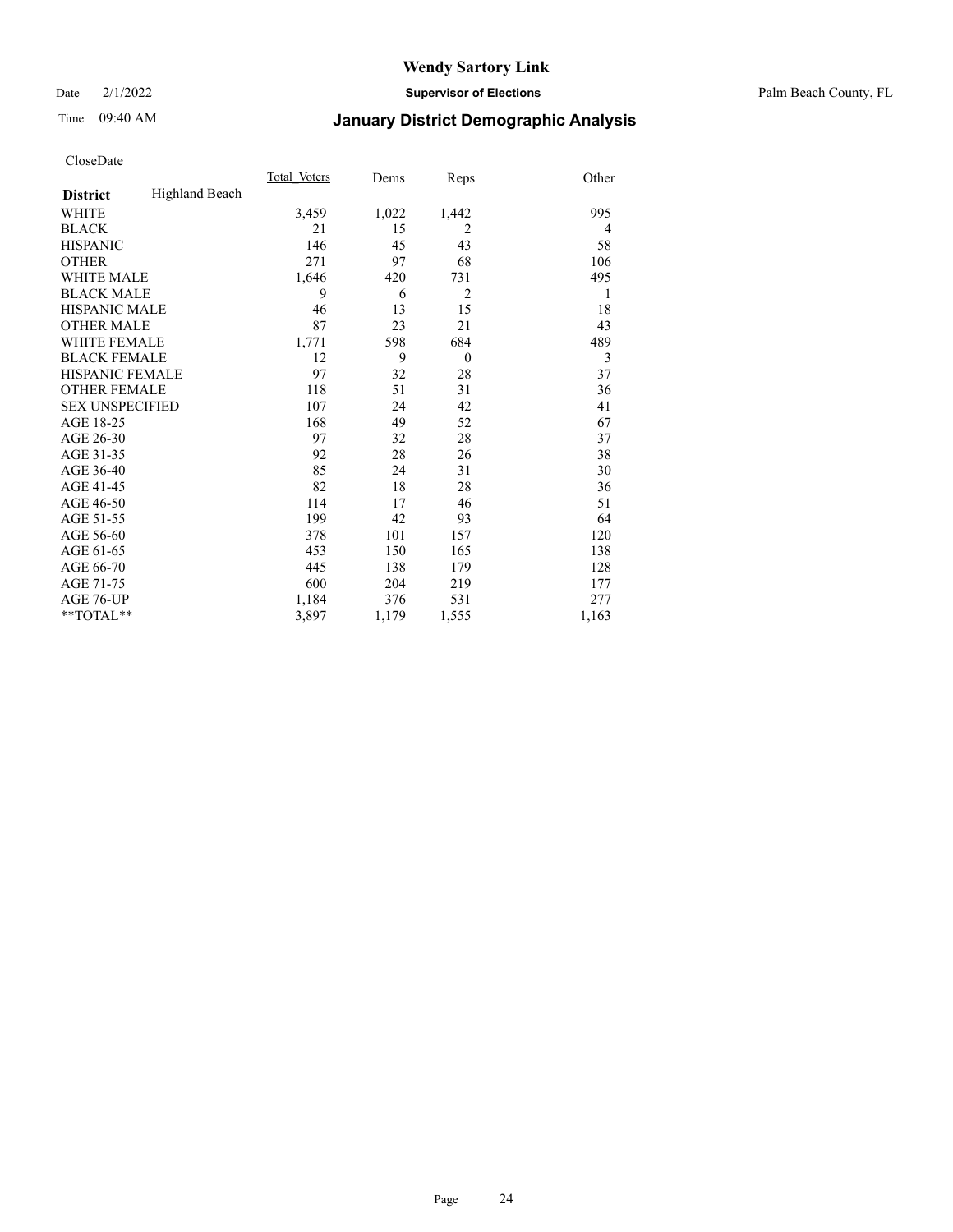# Wendy Sartory Link

Date 2/1/2022 **Supervisor of Elections** Palm Beach County, FL

Time 09:40 AM

## January District Demographic Analysis

CloseDate

| **District** Highland Beach | Total_Voters | Dems | Reps | Other |
|---|---|---|---|---|
| WHITE | 3,459 | 1,022 | 1,442 | 995 |
| BLACK | 21 | 15 | 2 | 4 |
| HISPANIC | 146 | 45 | 43 | 58 |
| OTHER | 271 | 97 | 68 | 106 |
| WHITE MALE | 1,646 | 420 | 731 | 495 |
| BLACK MALE | 9 | 6 | 2 | 1 |
| HISPANIC MALE | 46 | 13 | 15 | 18 |
| OTHER MALE | 87 | 23 | 21 | 43 |
| WHITE FEMALE | 1,771 | 598 | 684 | 489 |
| BLACK FEMALE | 12 | 9 | 0 | 3 |
| HISPANIC FEMALE | 97 | 32 | 28 | 37 |
| OTHER FEMALE | 118 | 51 | 31 | 36 |
| SEX UNSPECIFIED | 107 | 24 | 42 | 41 |
| AGE 18-25 | 168 | 49 | 52 | 67 |
| AGE 26-30 | 97 | 32 | 28 | 37 |
| AGE 31-35 | 92 | 28 | 26 | 38 |
| AGE 36-40 | 85 | 24 | 31 | 30 |
| AGE 41-45 | 82 | 18 | 28 | 36 |
| AGE 46-50 | 114 | 17 | 46 | 51 |
| AGE 51-55 | 199 | 42 | 93 | 64 |
| AGE 56-60 | 378 | 101 | 157 | 120 |
| AGE 61-65 | 453 | 150 | 165 | 138 |
| AGE 66-70 | 445 | 138 | 179 | 128 |
| AGE 71-75 | 600 | 204 | 219 | 177 |
| AGE 76-UP | 1,184 | 376 | 531 | 277 |
| **TOTAL** | 3,897 | 1,179 | 1,555 | 1,163 |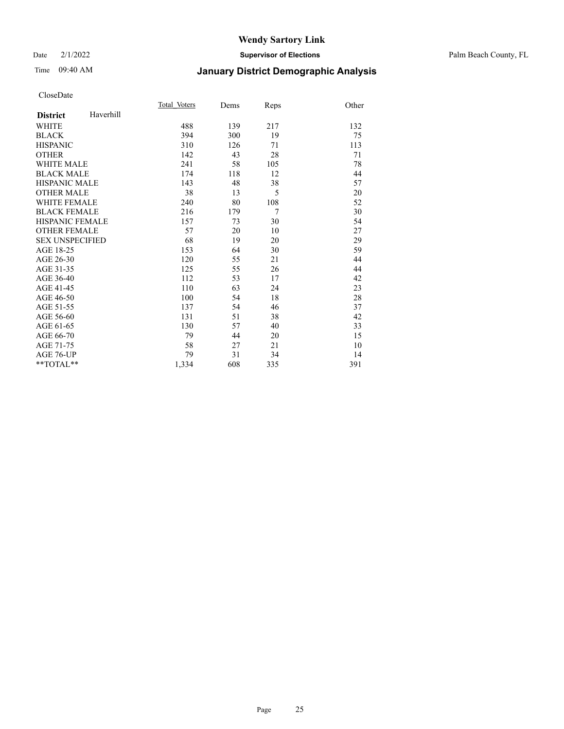# Wendy Sartory Link

Date 2/1/2022 **Supervisor of Elections** Palm Beach County, FL

Time 09:40 AM **January District Demographic Analysis**

CloseDate

| **District** Haverhill | Total Voters | Dems | Reps | Other |
|---|---|---|---|---|
| WHITE | 488 | 139 | 217 | 132 |
| BLACK | 394 | 300 | 19 | 75 |
| HISPANIC | 310 | 126 | 71 | 113 |
| OTHER | 142 | 43 | 28 | 71 |
| WHITE MALE | 241 | 58 | 105 | 78 |
| BLACK MALE | 174 | 118 | 12 | 44 |
| HISPANIC MALE | 143 | 48 | 38 | 57 |
| OTHER MALE | 38 | 13 | 5 | 20 |
| WHITE FEMALE | 240 | 80 | 108 | 52 |
| BLACK FEMALE | 216 | 179 | 7 | 30 |
| HISPANIC FEMALE | 157 | 73 | 30 | 54 |
| OTHER FEMALE | 57 | 20 | 10 | 27 |
| SEX UNSPECIFIED | 68 | 19 | 20 | 29 |
| AGE 18-25 | 153 | 64 | 30 | 59 |
| AGE 26-30 | 120 | 55 | 21 | 44 |
| AGE 31-35 | 125 | 55 | 26 | 44 |
| AGE 36-40 | 112 | 53 | 17 | 42 |
| AGE 41-45 | 110 | 63 | 24 | 23 |
| AGE 46-50 | 100 | 54 | 18 | 28 |
| AGE 51-55 | 137 | 54 | 46 | 37 |
| AGE 56-60 | 131 | 51 | 38 | 42 |
| AGE 61-65 | 130 | 57 | 40 | 33 |
| AGE 66-70 | 79 | 44 | 20 | 15 |
| AGE 71-75 | 58 | 27 | 21 | 10 |
| AGE 76-UP | 79 | 31 | 34 | 14 |
| **TOTAL** | 1,334 | 608 | 335 | 391 |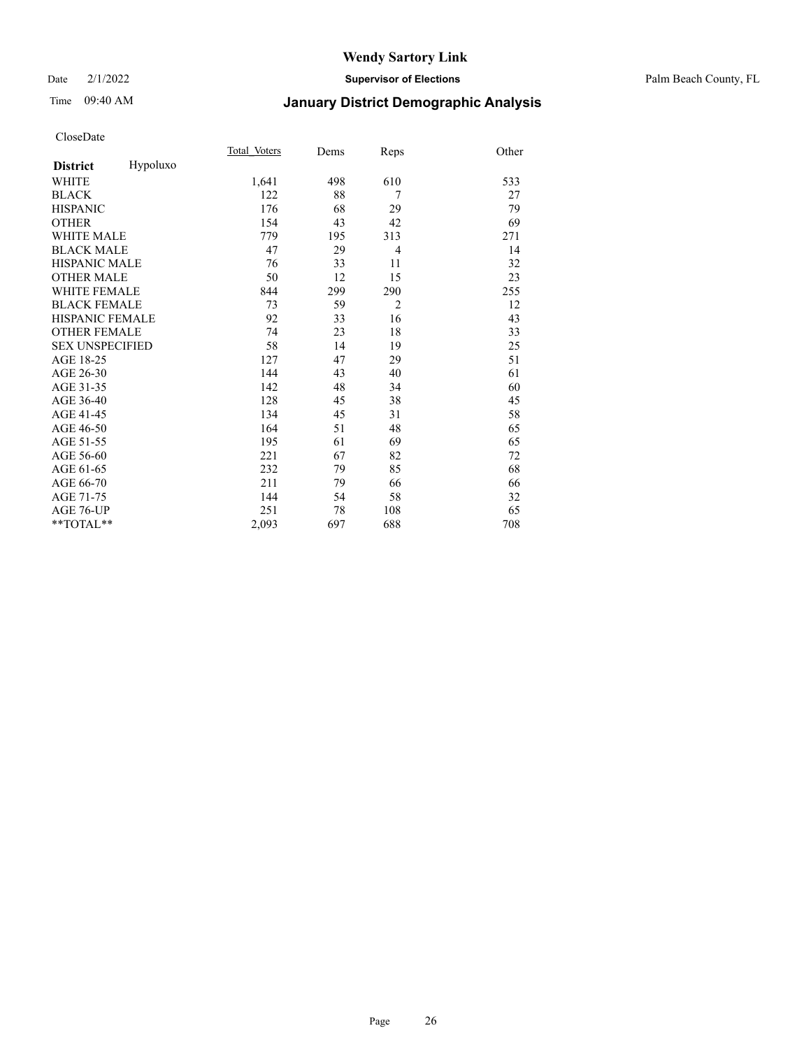CloseDate

| District | Hypoluxo | Total_Voters | Dems | Reps | Other |
|---|---|---|---|---|---|
| WHITE | | 1,641 | 498 | 610 | 533 |
| BLACK | | 122 | 88 | 7 | 27 |
| HISPANIC | | 176 | 68 | 29 | 79 |
| OTHER | | 154 | 43 | 42 | 69 |
| WHITE MALE | | 779 | 195 | 313 | 271 |
| BLACK MALE | | 47 | 29 | 4 | 14 |
| HISPANIC MALE | | 76 | 33 | 11 | 32 |
| OTHER MALE | | 50 | 12 | 15 | 23 |
| WHITE FEMALE | | 844 | 299 | 290 | 255 |
| BLACK FEMALE | | 73 | 59 | 2 | 12 |
| HISPANIC FEMALE | | 92 | 33 | 16 | 43 |
| OTHER FEMALE | | 74 | 23 | 18 | 33 |
| SEX UNSPECIFIED | | 58 | 14 | 19 | 25 |
| AGE 18-25 | | 127 | 47 | 29 | 51 |
| AGE 26-30 | | 144 | 43 | 40 | 61 |
| AGE 31-35 | | 142 | 48 | 34 | 60 |
| AGE 36-40 | | 128 | 45 | 38 | 45 |
| AGE 41-45 | | 134 | 45 | 31 | 58 |
| AGE 46-50 | | 164 | 51 | 48 | 65 |
| AGE 51-55 | | 195 | 61 | 69 | 65 |
| AGE 56-60 | | 221 | 67 | 82 | 72 |
| AGE 61-65 | | 232 | 79 | 85 | 68 |
| AGE 66-70 | | 211 | 79 | 66 | 66 |
| AGE 71-75 | | 144 | 54 | 58 | 32 |
| AGE 76-UP | | 251 | 78 | 108 | 65 |
| **TOTAL** | | 2,093 | 697 | 688 | 708 |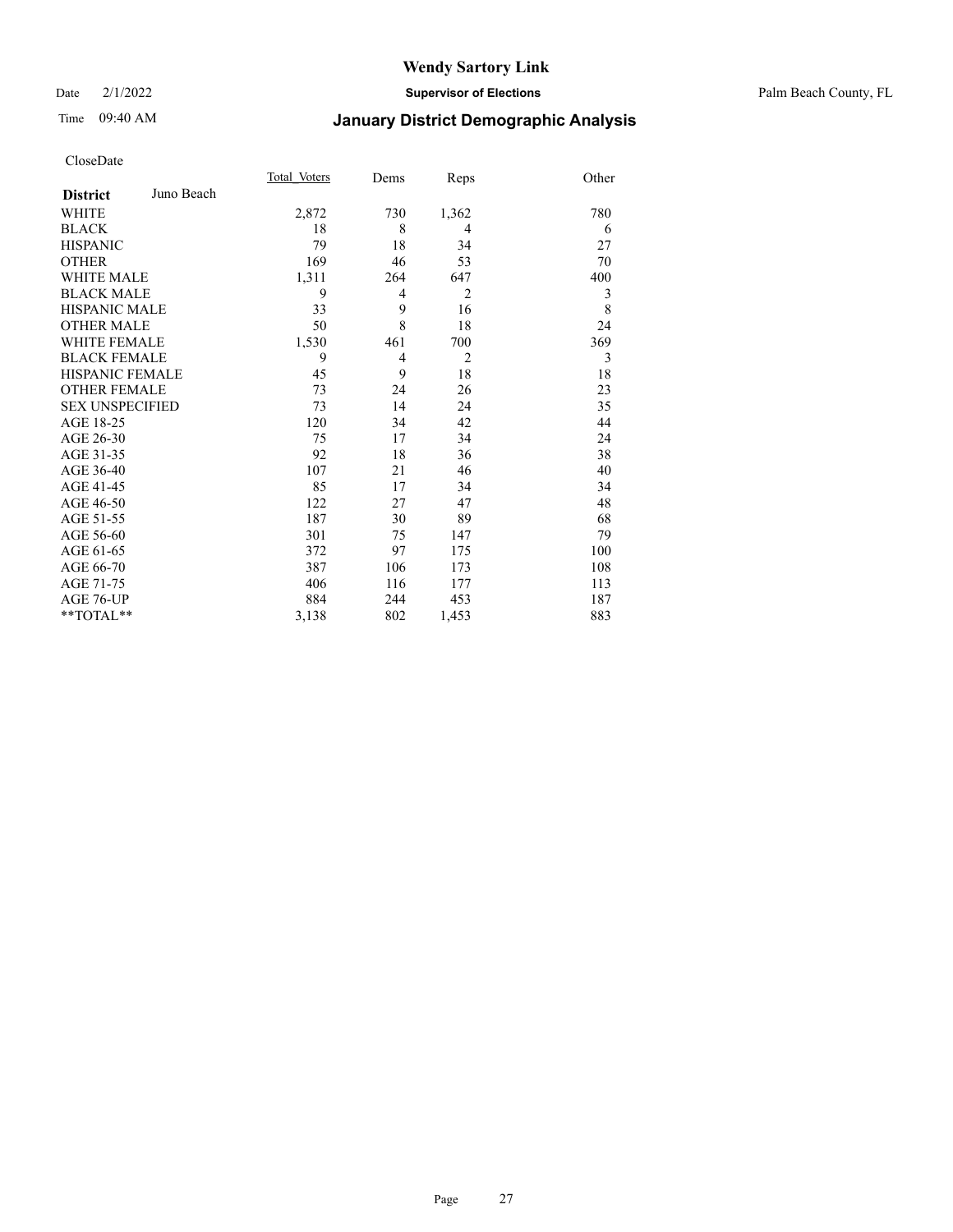# Wendy Sartory Link

Date 2/1/2022 **Supervisor of Elections** Palm Beach County, FL

Time 09:40 AM **January District Demographic Analysis**

CloseDate

| **District** Juno Beach | Total Voters | Dems | Reps | Other |
|---|---|---|---|---|
| WHITE | 2,872 | 730 | 1,362 | 780 |
| BLACK | 18 | 8 | 4 | 6 |
| HISPANIC | 79 | 18 | 34 | 27 |
| OTHER | 169 | 46 | 53 | 70 |
| WHITE MALE | 1,311 | 264 | 647 | 400 |
| BLACK MALE | 9 | 4 | 2 | 3 |
| HISPANIC MALE | 33 | 9 | 16 | 8 |
| OTHER MALE | 50 | 8 | 18 | 24 |
| WHITE FEMALE | 1,530 | 461 | 700 | 369 |
| BLACK FEMALE | 9 | 4 | 2 | 3 |
| HISPANIC FEMALE | 45 | 9 | 18 | 18 |
| OTHER FEMALE | 73 | 24 | 26 | 23 |
| SEX UNSPECIFIED | 73 | 14 | 24 | 35 |
| AGE 18-25 | 120 | 34 | 42 | 44 |
| AGE 26-30 | 75 | 17 | 34 | 24 |
| AGE 31-35 | 92 | 18 | 36 | 38 |
| AGE 36-40 | 107 | 21 | 46 | 40 |
| AGE 41-45 | 85 | 17 | 34 | 34 |
| AGE 46-50 | 122 | 27 | 47 | 48 |
| AGE 51-55 | 187 | 30 | 89 | 68 |
| AGE 56-60 | 301 | 75 | 147 | 79 |
| AGE 61-65 | 372 | 97 | 175 | 100 |
| AGE 66-70 | 387 | 106 | 173 | 108 |
| AGE 71-75 | 406 | 116 | 177 | 113 |
| AGE 76-UP | 884 | 244 | 453 | 187 |
| **TOTAL** | 3,138 | 802 | 1,453 | 883 |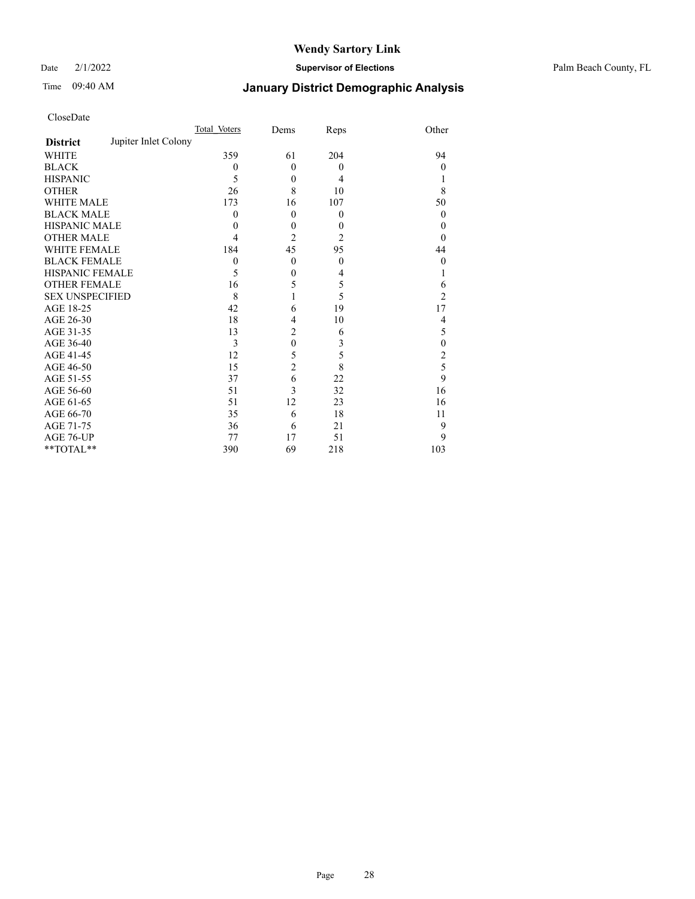# Wendy Sartory Link

Date 2/1/2022 **Supervisor of Elections** Palm Beach County, FL

Time 09:40 AM **January District Demographic Analysis**

CloseDate

| **District** Jupiter Inlet Colony | Total Voters | Dems | Reps | Other |
|---|---|---|---|---|
| WHITE | 359 | 61 | 204 | 94 |
| BLACK | 0 | 0 | 0 | 0 |
| HISPANIC | 5 | 0 | 4 | 1 |
| OTHER | 26 | 8 | 10 | 8 |
| WHITE MALE | 173 | 16 | 107 | 50 |
| BLACK MALE | 0 | 0 | 0 | 0 |
| HISPANIC MALE | 0 | 0 | 0 | 0 |
| OTHER MALE | 4 | 2 | 2 | 0 |
| WHITE FEMALE | 184 | 45 | 95 | 44 |
| BLACK FEMALE | 0 | 0 | 0 | 0 |
| HISPANIC FEMALE | 5 | 0 | 4 | 1 |
| OTHER FEMALE | 16 | 5 | 5 | 6 |
| SEX UNSPECIFIED | 8 | 1 | 5 | 2 |
| AGE 18-25 | 42 | 6 | 19 | 17 |
| AGE 26-30 | 18 | 4 | 10 | 4 |
| AGE 31-35 | 13 | 2 | 6 | 5 |
| AGE 36-40 | 3 | 0 | 3 | 0 |
| AGE 41-45 | 12 | 5 | 5 | 2 |
| AGE 46-50 | 15 | 2 | 8 | 5 |
| AGE 51-55 | 37 | 6 | 22 | 9 |
| AGE 56-60 | 51 | 3 | 32 | 16 |
| AGE 61-65 | 51 | 12 | 23 | 16 |
| AGE 66-70 | 35 | 6 | 18 | 11 |
| AGE 71-75 | 36 | 6 | 21 | 9 |
| AGE 76-UP | 77 | 17 | 51 | 9 |
| **TOTAL** | 390 | 69 | 218 | 103 |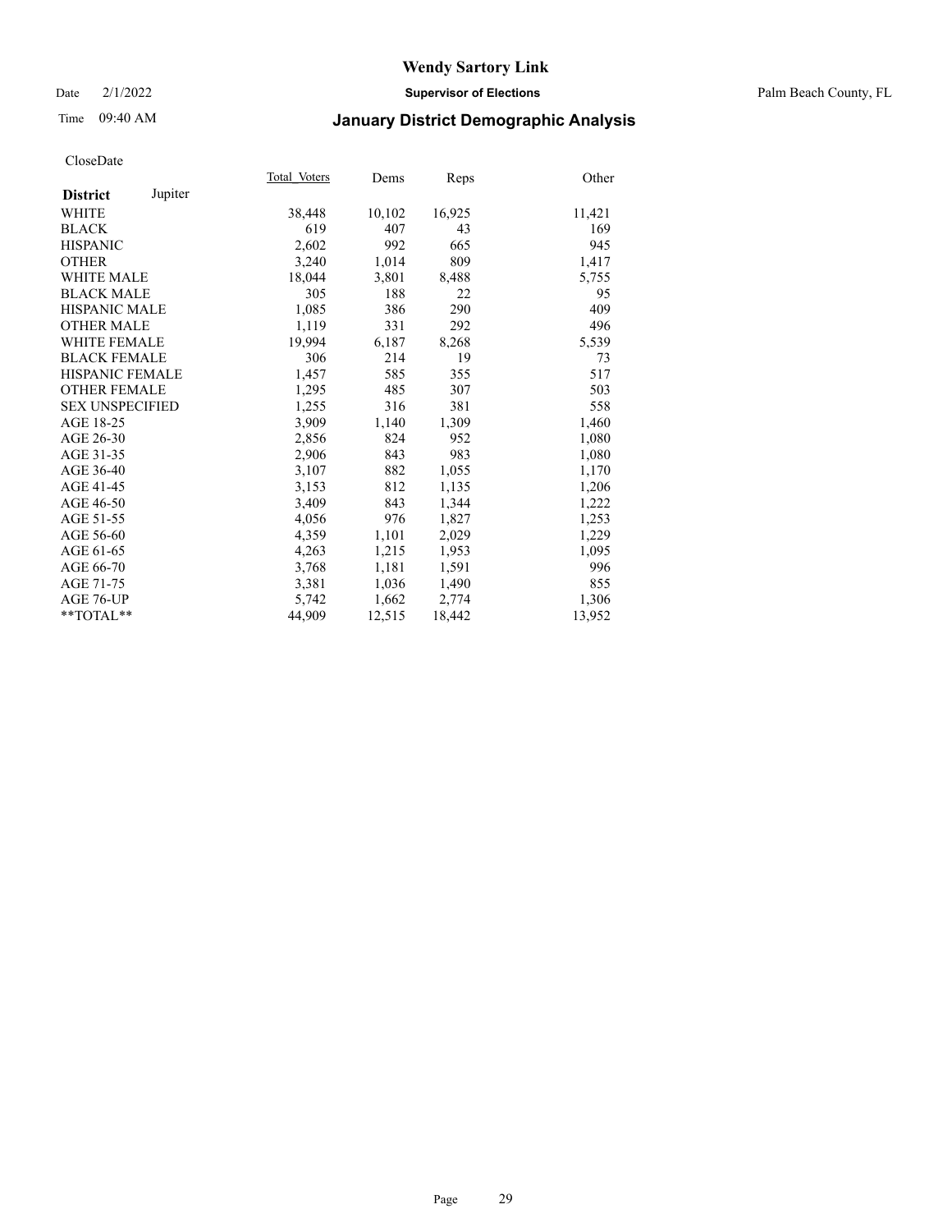**Wendy Sartory Link**

Date 2/1/2022 **Supervisor of Elections** Palm Beach County, FL

Time 09:40 AM

## January District Demographic Analysis

CloseDate

| **District** Jupiter | Total Voters | Dems | Reps | Other |
|---|---|---|---|---|
| WHITE | 38,448 | 10,102 | 16,925 | 11,421 |
| BLACK | 619 | 407 | 43 | 169 |
| HISPANIC | 2,602 | 992 | 665 | 945 |
| OTHER | 3,240 | 1,014 | 809 | 1,417 |
| WHITE MALE | 18,044 | 3,801 | 8,488 | 5,755 |
| BLACK MALE | 305 | 188 | 22 | 95 |
| HISPANIC MALE | 1,085 | 386 | 290 | 409 |
| OTHER MALE | 1,119 | 331 | 292 | 496 |
| WHITE FEMALE | 19,994 | 6,187 | 8,268 | 5,539 |
| BLACK FEMALE | 306 | 214 | 19 | 73 |
| HISPANIC FEMALE | 1,457 | 585 | 355 | 517 |
| OTHER FEMALE | 1,295 | 485 | 307 | 503 |
| SEX UNSPECIFIED | 1,255 | 316 | 381 | 558 |
| AGE 18-25 | 3,909 | 1,140 | 1,309 | 1,460 |
| AGE 26-30 | 2,856 | 824 | 952 | 1,080 |
| AGE 31-35 | 2,906 | 843 | 983 | 1,080 |
| AGE 36-40 | 3,107 | 882 | 1,055 | 1,170 |
| AGE 41-45 | 3,153 | 812 | 1,135 | 1,206 |
| AGE 46-50 | 3,409 | 843 | 1,344 | 1,222 |
| AGE 51-55 | 4,056 | 976 | 1,827 | 1,253 |
| AGE 56-60 | 4,359 | 1,101 | 2,029 | 1,229 |
| AGE 61-65 | 4,263 | 1,215 | 1,953 | 1,095 |
| AGE 66-70 | 3,768 | 1,181 | 1,591 | 996 |
| AGE 71-75 | 3,381 | 1,036 | 1,490 | 855 |
| AGE 76-UP | 5,742 | 1,662 | 2,774 | 1,306 |
| **TOTAL** | 44,909 | 12,515 | 18,442 | 13,952 |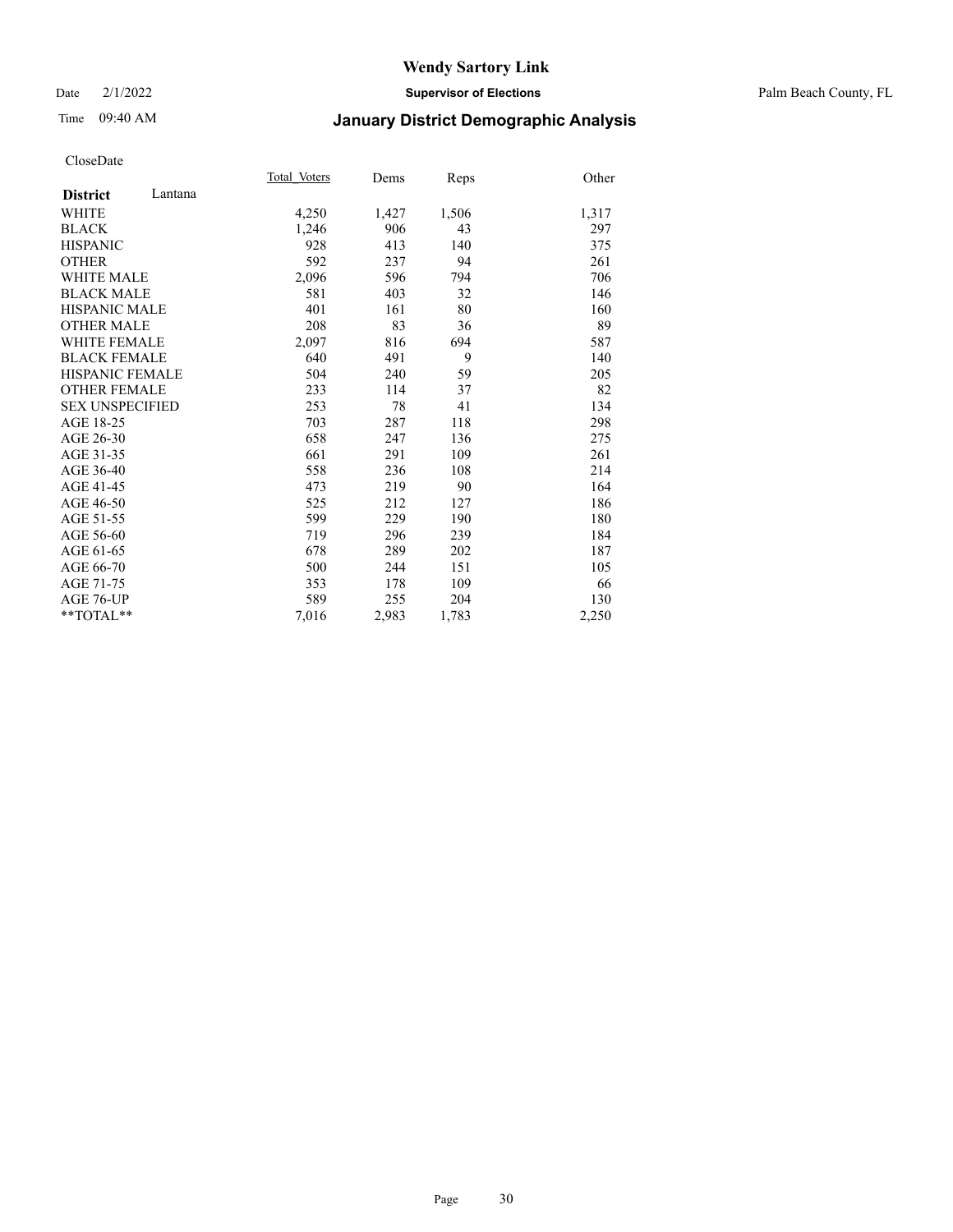# Wendy Sartory Link

Date 2/1/2022 **Supervisor of Elections** Palm Beach County, FL

Time 09:40 AM **January District Demographic Analysis**

CloseDate

| **District** Lantana | Total Voters | Dems | Reps | Other |
|---|---|---|---|---|
| WHITE | 4,250 | 1,427 | 1,506 | 1,317 |
| BLACK | 1,246 | 906 | 43 | 297 |
| HISPANIC | 928 | 413 | 140 | 375 |
| OTHER | 592 | 237 | 94 | 261 |
| WHITE MALE | 2,096 | 596 | 794 | 706 |
| BLACK MALE | 581 | 403 | 32 | 146 |
| HISPANIC MALE | 401 | 161 | 80 | 160 |
| OTHER MALE | 208 | 83 | 36 | 89 |
| WHITE FEMALE | 2,097 | 816 | 694 | 587 |
| BLACK FEMALE | 640 | 491 | 9 | 140 |
| HISPANIC FEMALE | 504 | 240 | 59 | 205 |
| OTHER FEMALE | 233 | 114 | 37 | 82 |
| SEX UNSPECIFIED | 253 | 78 | 41 | 134 |
| AGE 18-25 | 703 | 287 | 118 | 298 |
| AGE 26-30 | 658 | 247 | 136 | 275 |
| AGE 31-35 | 661 | 291 | 109 | 261 |
| AGE 36-40 | 558 | 236 | 108 | 214 |
| AGE 41-45 | 473 | 219 | 90 | 164 |
| AGE 46-50 | 525 | 212 | 127 | 186 |
| AGE 51-55 | 599 | 229 | 190 | 180 |
| AGE 56-60 | 719 | 296 | 239 | 184 |
| AGE 61-65 | 678 | 289 | 202 | 187 |
| AGE 66-70 | 500 | 244 | 151 | 105 |
| AGE 71-75 | 353 | 178 | 109 | 66 |
| AGE 76-UP | 589 | 255 | 204 | 130 |
| **TOTAL** | 7,016 | 2,983 | 1,783 | 2,250 |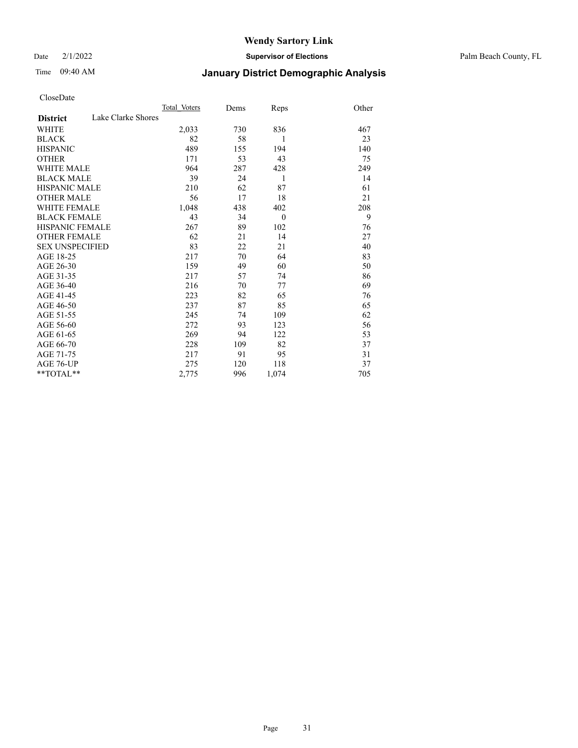# Wendy Sartory Link

Date 2/1/2022 **Supervisor of Elections** Palm Beach County, FL

Time 09:40 AM **January District Demographic Analysis**

CloseDate

| **District** Lake Clarke Shores | Total Voters | Dems | Reps | Other |
|---|---|---|---|---|
| WHITE | 2,033 | 730 | 836 | 467 |
| BLACK | 82 | 58 | 1 | 23 |
| HISPANIC | 489 | 155 | 194 | 140 |
| OTHER | 171 | 53 | 43 | 75 |
| WHITE MALE | 964 | 287 | 428 | 249 |
| BLACK MALE | 39 | 24 | 1 | 14 |
| HISPANIC MALE | 210 | 62 | 87 | 61 |
| OTHER MALE | 56 | 17 | 18 | 21 |
| WHITE FEMALE | 1,048 | 438 | 402 | 208 |
| BLACK FEMALE | 43 | 34 | 0 | 9 |
| HISPANIC FEMALE | 267 | 89 | 102 | 76 |
| OTHER FEMALE | 62 | 21 | 14 | 27 |
| SEX UNSPECIFIED | 83 | 22 | 21 | 40 |
| AGE 18-25 | 217 | 70 | 64 | 83 |
| AGE 26-30 | 159 | 49 | 60 | 50 |
| AGE 31-35 | 217 | 57 | 74 | 86 |
| AGE 36-40 | 216 | 70 | 77 | 69 |
| AGE 41-45 | 223 | 82 | 65 | 76 |
| AGE 46-50 | 237 | 87 | 85 | 65 |
| AGE 51-55 | 245 | 74 | 109 | 62 |
| AGE 56-60 | 272 | 93 | 123 | 56 |
| AGE 61-65 | 269 | 94 | 122 | 53 |
| AGE 66-70 | 228 | 109 | 82 | 37 |
| AGE 71-75 | 217 | 91 | 95 | 31 |
| AGE 76-UP | 275 | 120 | 118 | 37 |
| **TOTAL** | 2,775 | 996 | 1,074 | 705 |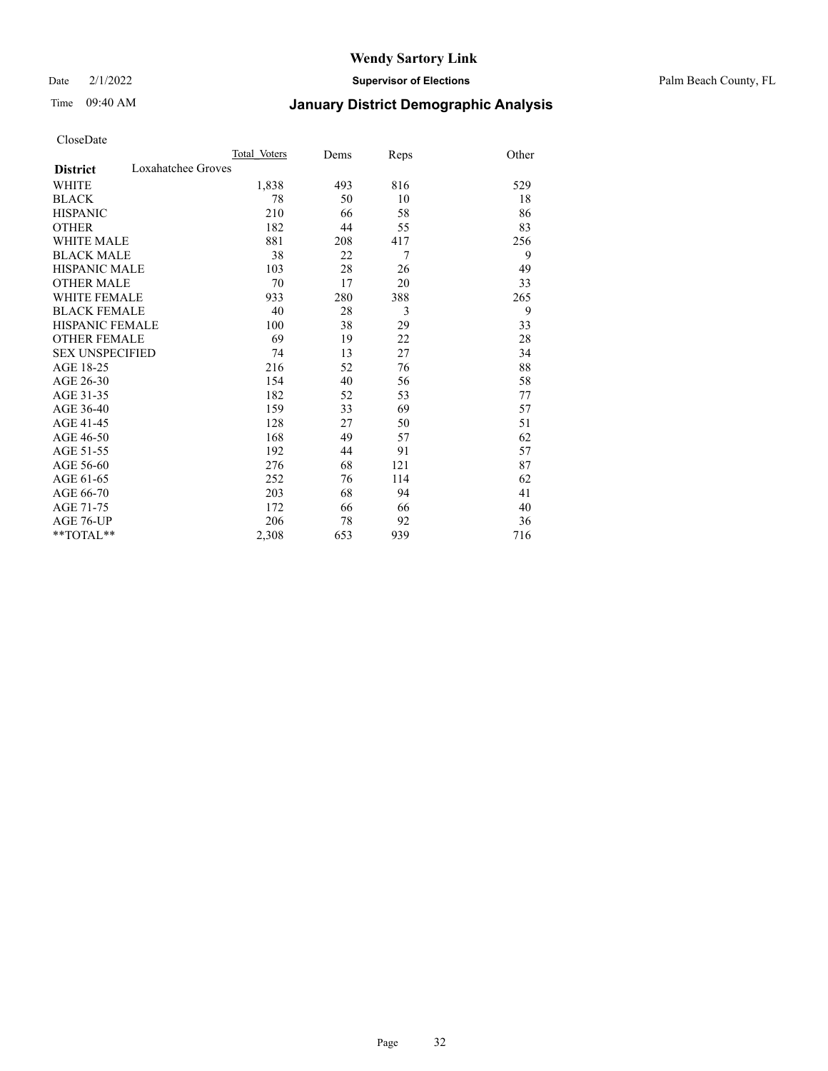**Wendy Sartory Link**

Date 2/1/2022 **Supervisor of Elections** Palm Beach County, FL

Time 09:40 AM **January District Demographic Analysis**

CloseDate

| **District** Loxahatchee Groves | Total Voters | Dems | Reps | Other |
|---|---|---|---|---|
| WHITE | 1,838 | 493 | 816 | 529 |
| BLACK | 78 | 50 | 10 | 18 |
| HISPANIC | 210 | 66 | 58 | 86 |
| OTHER | 182 | 44 | 55 | 83 |
| WHITE MALE | 881 | 208 | 417 | 256 |
| BLACK MALE | 38 | 22 | 7 | 9 |
| HISPANIC MALE | 103 | 28 | 26 | 49 |
| OTHER MALE | 70 | 17 | 20 | 33 |
| WHITE FEMALE | 933 | 280 | 388 | 265 |
| BLACK FEMALE | 40 | 28 | 3 | 9 |
| HISPANIC FEMALE | 100 | 38 | 29 | 33 |
| OTHER FEMALE | 69 | 19 | 22 | 28 |
| SEX UNSPECIFIED | 74 | 13 | 27 | 34 |
| AGE 18-25 | 216 | 52 | 76 | 88 |
| AGE 26-30 | 154 | 40 | 56 | 58 |
| AGE 31-35 | 182 | 52 | 53 | 77 |
| AGE 36-40 | 159 | 33 | 69 | 57 |
| AGE 41-45 | 128 | 27 | 50 | 51 |
| AGE 46-50 | 168 | 49 | 57 | 62 |
| AGE 51-55 | 192 | 44 | 91 | 57 |
| AGE 56-60 | 276 | 68 | 121 | 87 |
| AGE 61-65 | 252 | 76 | 114 | 62 |
| AGE 66-70 | 203 | 68 | 94 | 41 |
| AGE 71-75 | 172 | 66 | 66 | 40 |
| AGE 76-UP | 206 | 78 | 92 | 36 |
| **TOTAL** | 2,308 | 653 | 939 | 716 |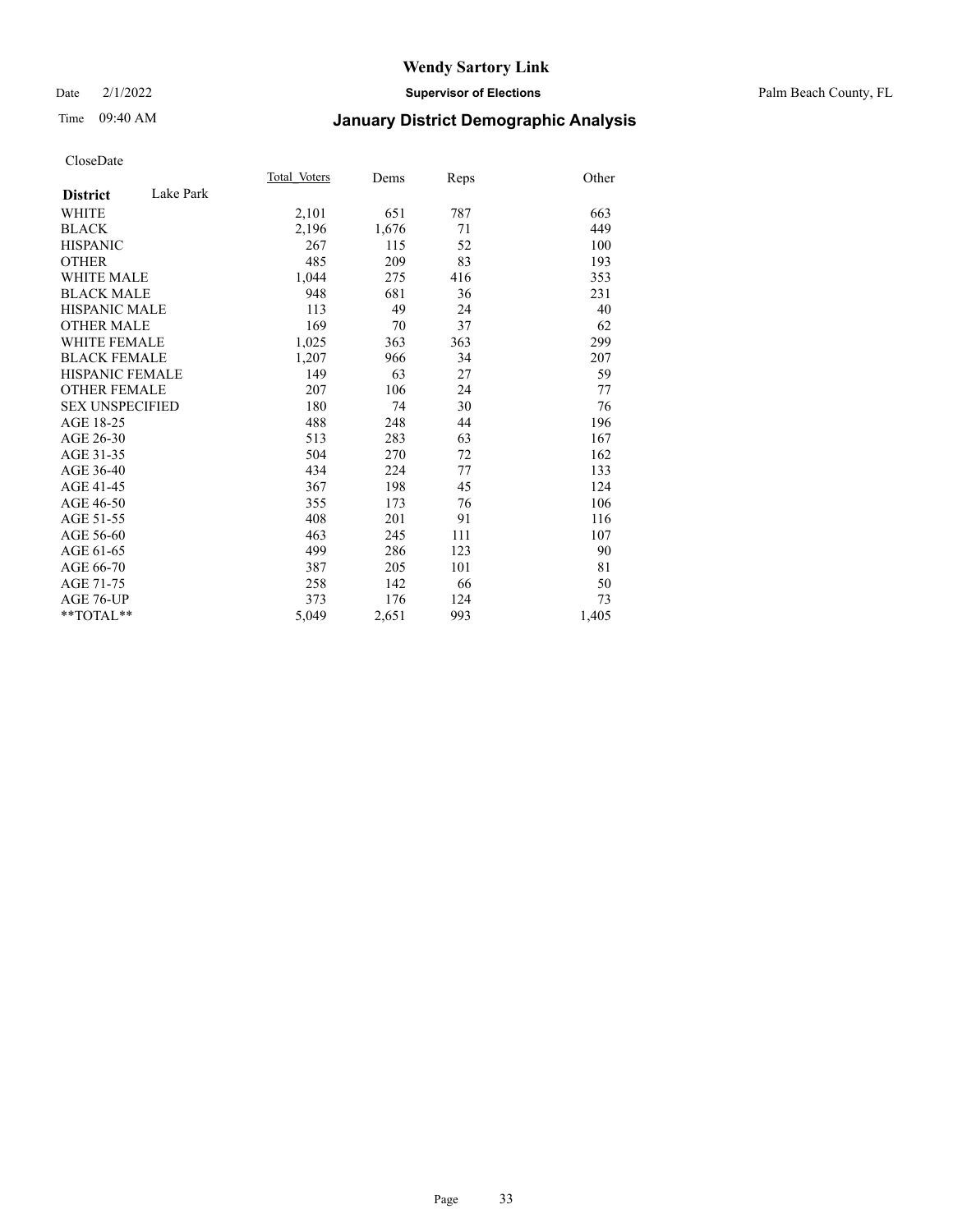# Wendy Sartory Link

Date 2/1/2022 **Supervisor of Elections** Palm Beach County, FL

Time 09:40 AM **January District Demographic Analysis**

CloseDate

| **District** Lake Park | Total Voters | Dems | Reps | Other |
|---|---|---|---|---|
| WHITE | 2,101 | 651 | 787 | 663 |
| BLACK | 2,196 | 1,676 | 71 | 449 |
| HISPANIC | 267 | 115 | 52 | 100 |
| OTHER | 485 | 209 | 83 | 193 |
| WHITE MALE | 1,044 | 275 | 416 | 353 |
| BLACK MALE | 948 | 681 | 36 | 231 |
| HISPANIC MALE | 113 | 49 | 24 | 40 |
| OTHER MALE | 169 | 70 | 37 | 62 |
| WHITE FEMALE | 1,025 | 363 | 363 | 299 |
| BLACK FEMALE | 1,207 | 966 | 34 | 207 |
| HISPANIC FEMALE | 149 | 63 | 27 | 59 |
| OTHER FEMALE | 207 | 106 | 24 | 77 |
| SEX UNSPECIFIED | 180 | 74 | 30 | 76 |
| AGE 18-25 | 488 | 248 | 44 | 196 |
| AGE 26-30 | 513 | 283 | 63 | 167 |
| AGE 31-35 | 504 | 270 | 72 | 162 |
| AGE 36-40 | 434 | 224 | 77 | 133 |
| AGE 41-45 | 367 | 198 | 45 | 124 |
| AGE 46-50 | 355 | 173 | 76 | 106 |
| AGE 51-55 | 408 | 201 | 91 | 116 |
| AGE 56-60 | 463 | 245 | 111 | 107 |
| AGE 61-65 | 499 | 286 | 123 | 90 |
| AGE 66-70 | 387 | 205 | 101 | 81 |
| AGE 71-75 | 258 | 142 | 66 | 50 |
| AGE 76-UP | 373 | 176 | 124 | 73 |
| **TOTAL** | 5,049 | 2,651 | 993 | 1,405 |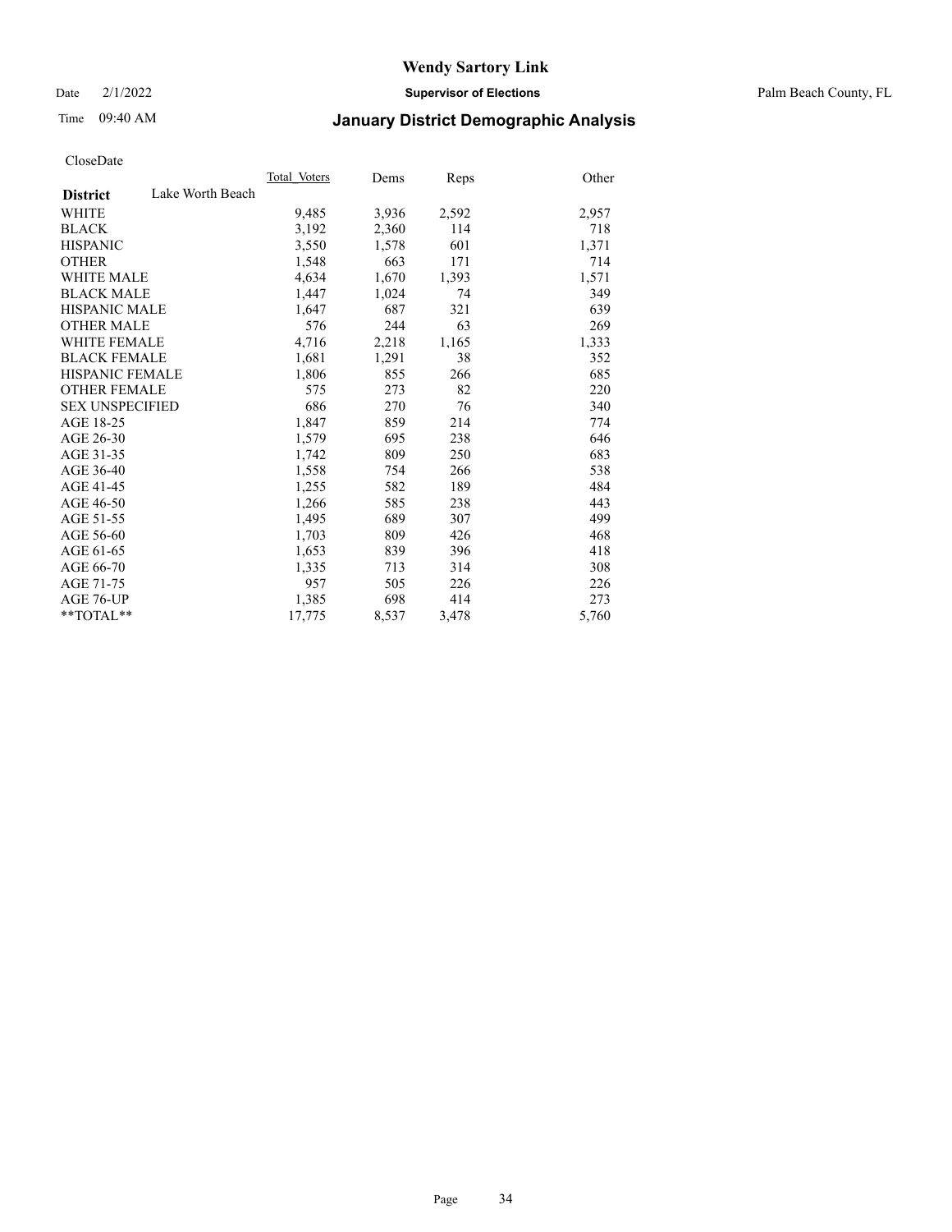# Wendy Sartory Link

Date 2/1/2022 **Supervisor of Elections** Palm Beach County, FL

Time 09:40 AM **January District Demographic Analysis**

CloseDate

| **District** Lake Worth Beach | Total Voters | Dems | Reps | Other |
|---|---|---|---|---|
| WHITE | 9,485 | 3,936 | 2,592 | 2,957 |
| BLACK | 3,192 | 2,360 | 114 | 718 |
| HISPANIC | 3,550 | 1,578 | 601 | 1,371 |
| OTHER | 1,548 | 663 | 171 | 714 |
| WHITE MALE | 4,634 | 1,670 | 1,393 | 1,571 |
| BLACK MALE | 1,447 | 1,024 | 74 | 349 |
| HISPANIC MALE | 1,647 | 687 | 321 | 639 |
| OTHER MALE | 576 | 244 | 63 | 269 |
| WHITE FEMALE | 4,716 | 2,218 | 1,165 | 1,333 |
| BLACK FEMALE | 1,681 | 1,291 | 38 | 352 |
| HISPANIC FEMALE | 1,806 | 855 | 266 | 685 |
| OTHER FEMALE | 575 | 273 | 82 | 220 |
| SEX UNSPECIFIED | 686 | 270 | 76 | 340 |
| AGE 18-25 | 1,847 | 859 | 214 | 774 |
| AGE 26-30 | 1,579 | 695 | 238 | 646 |
| AGE 31-35 | 1,742 | 809 | 250 | 683 |
| AGE 36-40 | 1,558 | 754 | 266 | 538 |
| AGE 41-45 | 1,255 | 582 | 189 | 484 |
| AGE 46-50 | 1,266 | 585 | 238 | 443 |
| AGE 51-55 | 1,495 | 689 | 307 | 499 |
| AGE 56-60 | 1,703 | 809 | 426 | 468 |
| AGE 61-65 | 1,653 | 839 | 396 | 418 |
| AGE 66-70 | 1,335 | 713 | 314 | 308 |
| AGE 71-75 | 957 | 505 | 226 | 226 |
| AGE 76-UP | 1,385 | 698 | 414 | 273 |
| **TOTAL** | 17,775 | 8,537 | 3,478 | 5,760 |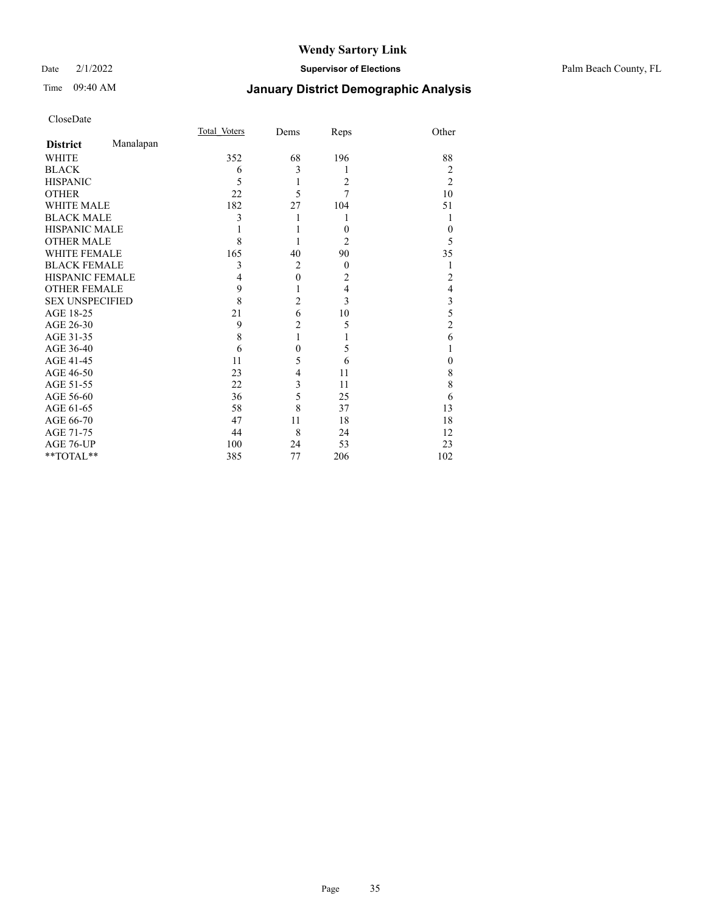# Wendy Sartory Link

Date 2/1/2022 **Supervisor of Elections** Palm Beach County, FL

Time 09:40 AM **January District Demographic Analysis**

CloseDate

| **District** Manalapan | Total_Voters | Dems | Reps | Other |
|---|---|---|---|---|
| WHITE | 352 | 68 | 196 | 88 |
| BLACK | 6 | 3 | 1 | 2 |
| HISPANIC | 5 | 1 | 2 | 2 |
| OTHER | 22 | 5 | 7 | 10 |
| WHITE MALE | 182 | 27 | 104 | 51 |
| BLACK MALE | 3 | 1 | 1 | 1 |
| HISPANIC MALE | 1 | 1 | 0 | 0 |
| OTHER MALE | 8 | 1 | 2 | 5 |
| WHITE FEMALE | 165 | 40 | 90 | 35 |
| BLACK FEMALE | 3 | 2 | 0 | 1 |
| HISPANIC FEMALE | 4 | 0 | 2 | 2 |
| OTHER FEMALE | 9 | 1 | 4 | 4 |
| SEX UNSPECIFIED | 8 | 2 | 3 | 3 |
| AGE 18-25 | 21 | 6 | 10 | 5 |
| AGE 26-30 | 9 | 2 | 5 | 2 |
| AGE 31-35 | 8 | 1 | 1 | 6 |
| AGE 36-40 | 6 | 0 | 5 | 1 |
| AGE 41-45 | 11 | 5 | 6 | 0 |
| AGE 46-50 | 23 | 4 | 11 | 8 |
| AGE 51-55 | 22 | 3 | 11 | 8 |
| AGE 56-60 | 36 | 5 | 25 | 6 |
| AGE 61-65 | 58 | 8 | 37 | 13 |
| AGE 66-70 | 47 | 11 | 18 | 18 |
| AGE 71-75 | 44 | 8 | 24 | 12 |
| AGE 76-UP | 100 | 24 | 53 | 23 |
| **TOTAL** | 385 | 77 | 206 | 102 |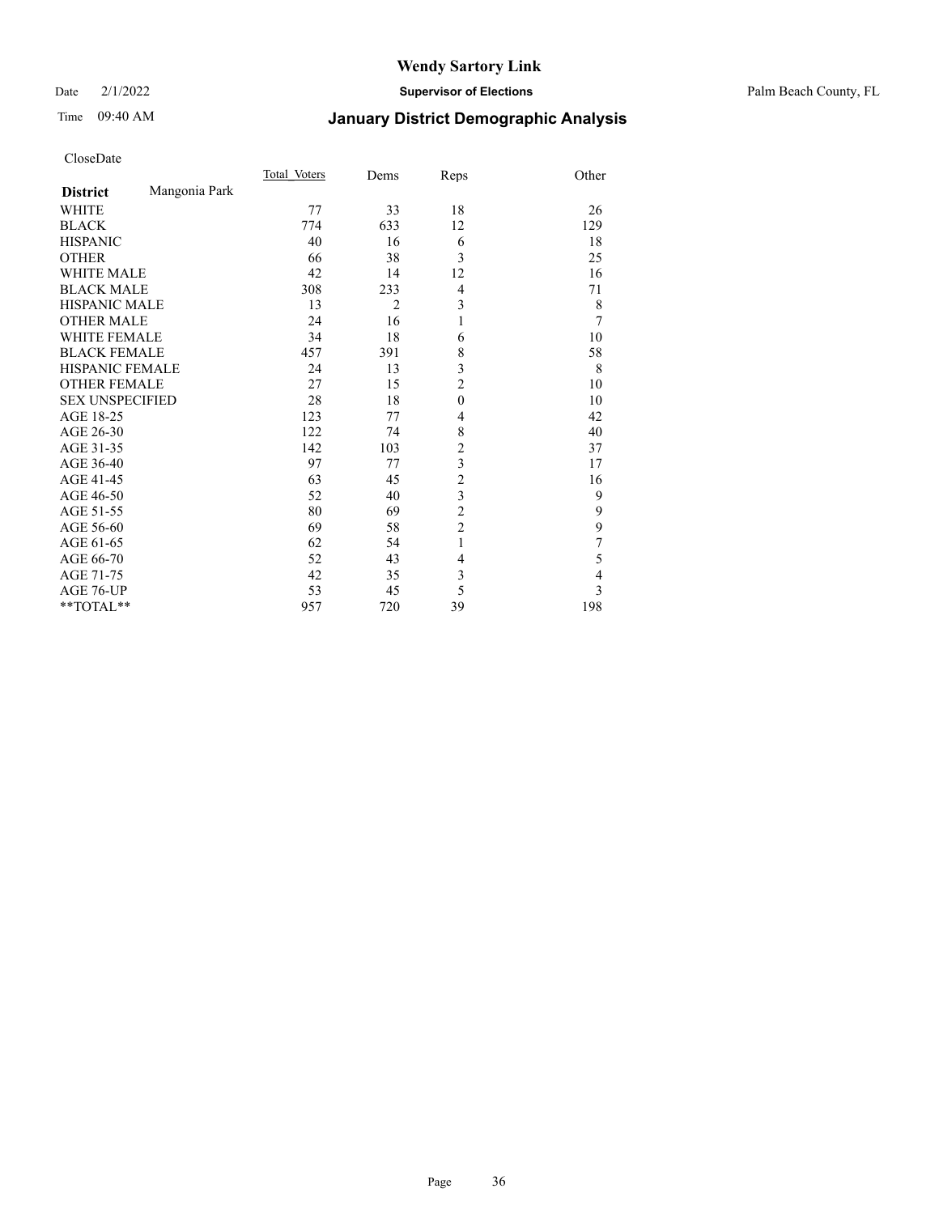# January District Demographic Analysis

CloseDate

| District: Mangonia Park | Total_Voters | Dems | Reps | Other |
|---|---|---|---|---|
| WHITE | 77 | 33 | 18 | 26 |
| BLACK | 774 | 633 | 12 | 129 |
| HISPANIC | 40 | 16 | 6 | 18 |
| OTHER | 66 | 38 | 3 | 25 |
| WHITE MALE | 42 | 14 | 12 | 16 |
| BLACK MALE | 308 | 233 | 4 | 71 |
| HISPANIC MALE | 13 | 2 | 3 | 8 |
| OTHER MALE | 24 | 16 | 1 | 7 |
| WHITE FEMALE | 34 | 18 | 6 | 10 |
| BLACK FEMALE | 457 | 391 | 8 | 58 |
| HISPANIC FEMALE | 24 | 13 | 3 | 8 |
| OTHER FEMALE | 27 | 15 | 2 | 10 |
| SEX UNSPECIFIED | 28 | 18 | 0 | 10 |
| AGE 18-25 | 123 | 77 | 4 | 42 |
| AGE 26-30 | 122 | 74 | 8 | 40 |
| AGE 31-35 | 142 | 103 | 2 | 37 |
| AGE 36-40 | 97 | 77 | 3 | 17 |
| AGE 41-45 | 63 | 45 | 2 | 16 |
| AGE 46-50 | 52 | 40 | 3 | 9 |
| AGE 51-55 | 80 | 69 | 2 | 9 |
| AGE 56-60 | 69 | 58 | 2 | 9 |
| AGE 61-65 | 62 | 54 | 1 | 7 |
| AGE 66-70 | 52 | 43 | 4 | 5 |
| AGE 71-75 | 42 | 35 | 3 | 4 |
| AGE 76-UP | 53 | 45 | 5 | 3 |
| **TOTAL** | 957 | 720 | 39 | 198 |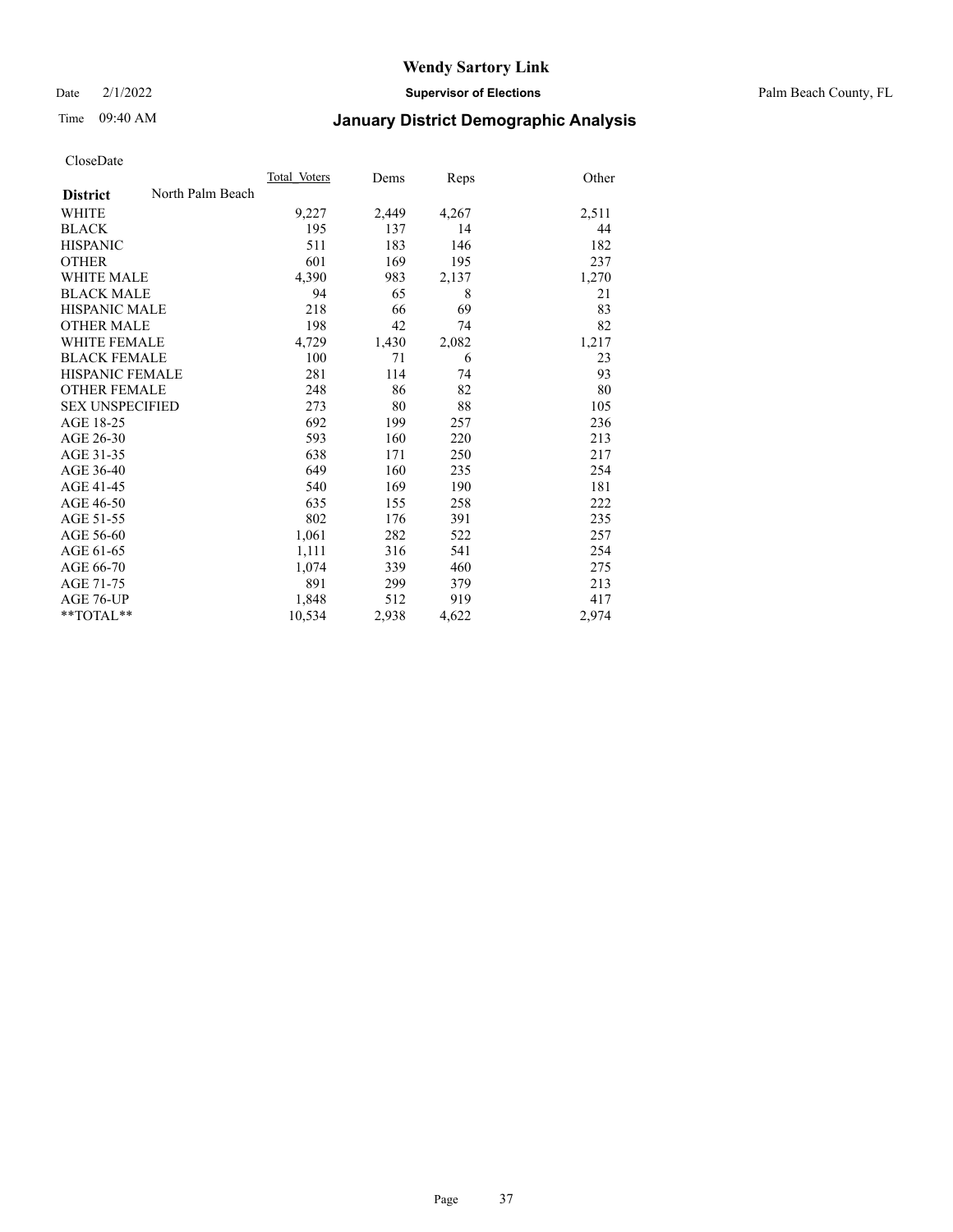# Wendy Sartory Link

Date 2/1/2022 **Supervisor of Elections** Palm Beach County, FL

Time 09:40 AM

## January District Demographic Analysis

CloseDate

| District | North Palm Beach | Total_Voters | Dems | Reps | Other |
|---|---|---|---|---|---|
| WHITE | | 9,227 | 2,449 | 4,267 | 2,511 |
| BLACK | | 195 | 137 | 14 | 44 |
| HISPANIC | | 511 | 183 | 146 | 182 |
| OTHER | | 601 | 169 | 195 | 237 |
| WHITE MALE | | 4,390 | 983 | 2,137 | 1,270 |
| BLACK MALE | | 94 | 65 | 8 | 21 |
| HISPANIC MALE | | 218 | 66 | 69 | 83 |
| OTHER MALE | | 198 | 42 | 74 | 82 |
| WHITE FEMALE | | 4,729 | 1,430 | 2,082 | 1,217 |
| BLACK FEMALE | | 100 | 71 | 6 | 23 |
| HISPANIC FEMALE | | 281 | 114 | 74 | 93 |
| OTHER FEMALE | | 248 | 86 | 82 | 80 |
| SEX UNSPECIFIED | | 273 | 80 | 88 | 105 |
| AGE 18-25 | | 692 | 199 | 257 | 236 |
| AGE 26-30 | | 593 | 160 | 220 | 213 |
| AGE 31-35 | | 638 | 171 | 250 | 217 |
| AGE 36-40 | | 649 | 160 | 235 | 254 |
| AGE 41-45 | | 540 | 169 | 190 | 181 |
| AGE 46-50 | | 635 | 155 | 258 | 222 |
| AGE 51-55 | | 802 | 176 | 391 | 235 |
| AGE 56-60 | | 1,061 | 282 | 522 | 257 |
| AGE 61-65 | | 1,111 | 316 | 541 | 254 |
| AGE 66-70 | | 1,074 | 339 | 460 | 275 |
| AGE 71-75 | | 891 | 299 | 379 | 213 |
| AGE 76-UP | | 1,848 | 512 | 919 | 417 |
| **TOTAL** | | 10,534 | 2,938 | 4,622 | 2,974 |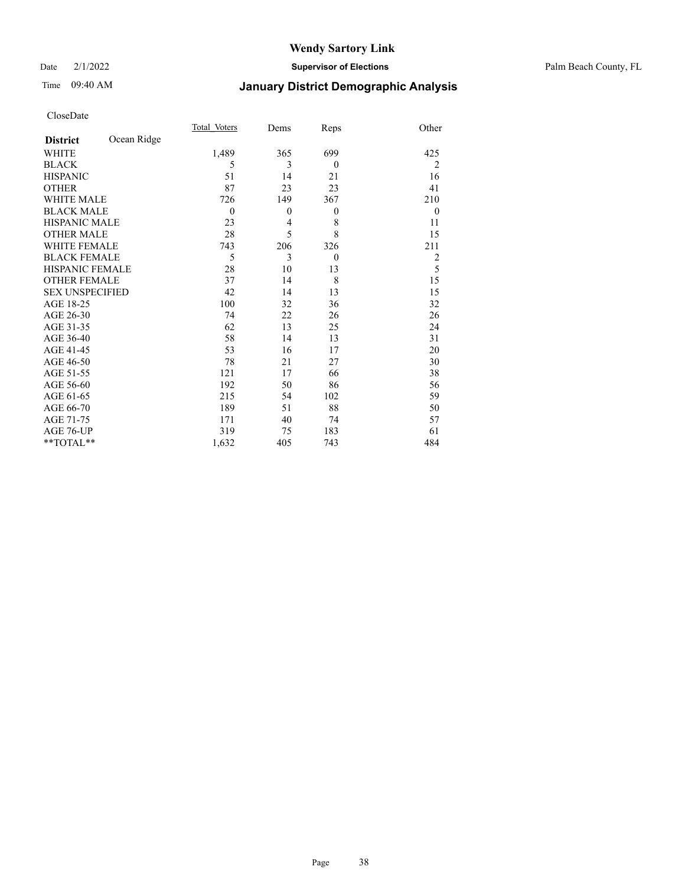# Wendy Sartory Link

Date 2/1/2022 **Supervisor of Elections** Palm Beach County, FL

Time 09:40 AM **January District Demographic Analysis**

CloseDate

| **District** Ocean Ridge | Total Voters | Dems | Reps | Other |
|---|---|---|---|---|
| WHITE | 1,489 | 365 | 699 | 425 |
| BLACK | 5 | 3 | 0 | 2 |
| HISPANIC | 51 | 14 | 21 | 16 |
| OTHER | 87 | 23 | 23 | 41 |
| WHITE MALE | 726 | 149 | 367 | 210 |
| BLACK MALE | 0 | 0 | 0 | 0 |
| HISPANIC MALE | 23 | 4 | 8 | 11 |
| OTHER MALE | 28 | 5 | 8 | 15 |
| WHITE FEMALE | 743 | 206 | 326 | 211 |
| BLACK FEMALE | 5 | 3 | 0 | 2 |
| HISPANIC FEMALE | 28 | 10 | 13 | 5 |
| OTHER FEMALE | 37 | 14 | 8 | 15 |
| SEX UNSPECIFIED | 42 | 14 | 13 | 15 |
| AGE 18-25 | 100 | 32 | 36 | 32 |
| AGE 26-30 | 74 | 22 | 26 | 26 |
| AGE 31-35 | 62 | 13 | 25 | 24 |
| AGE 36-40 | 58 | 14 | 13 | 31 |
| AGE 41-45 | 53 | 16 | 17 | 20 |
| AGE 46-50 | 78 | 21 | 27 | 30 |
| AGE 51-55 | 121 | 17 | 66 | 38 |
| AGE 56-60 | 192 | 50 | 86 | 56 |
| AGE 61-65 | 215 | 54 | 102 | 59 |
| AGE 66-70 | 189 | 51 | 88 | 50 |
| AGE 71-75 | 171 | 40 | 74 | 57 |
| AGE 76-UP | 319 | 75 | 183 | 61 |
| **TOTAL** | 1,632 | 405 | 743 | 484 |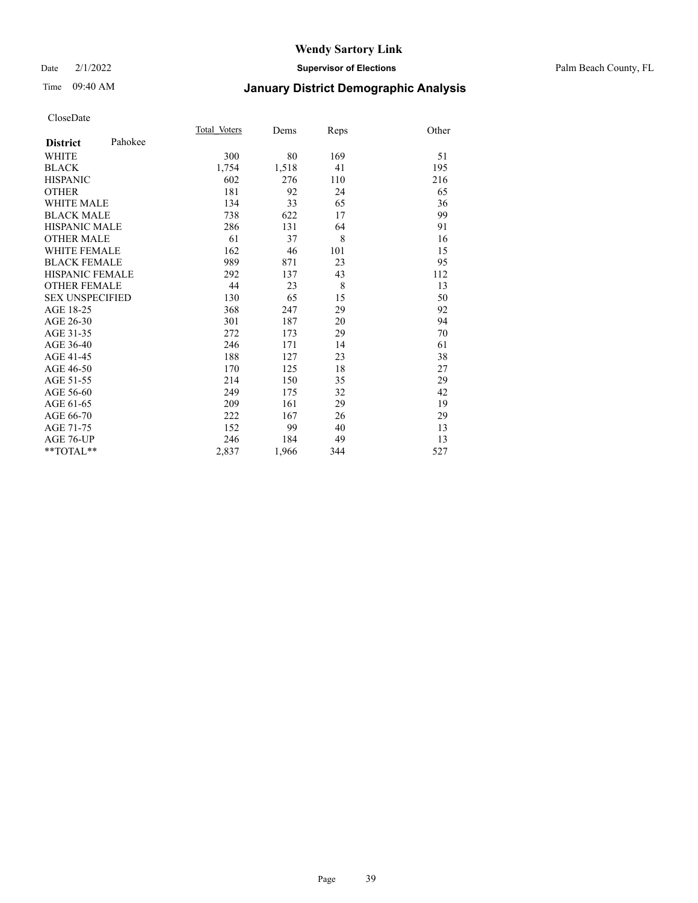# Wendy Sartory Link

Date 2/1/2022 **Supervisor of Elections** Palm Beach County, FL

Time 09:40 AM **January District Demographic Analysis**

CloseDate

| **District** Pahokee | Total Voters | Dems | Reps | Other |
|---|---|---|---|---|
| WHITE | 300 | 80 | 169 | 51 |
| BLACK | 1,754 | 1,518 | 41 | 195 |
| HISPANIC | 602 | 276 | 110 | 216 |
| OTHER | 181 | 92 | 24 | 65 |
| WHITE MALE | 134 | 33 | 65 | 36 |
| BLACK MALE | 738 | 622 | 17 | 99 |
| HISPANIC MALE | 286 | 131 | 64 | 91 |
| OTHER MALE | 61 | 37 | 8 | 16 |
| WHITE FEMALE | 162 | 46 | 101 | 15 |
| BLACK FEMALE | 989 | 871 | 23 | 95 |
| HISPANIC FEMALE | 292 | 137 | 43 | 112 |
| OTHER FEMALE | 44 | 23 | 8 | 13 |
| SEX UNSPECIFIED | 130 | 65 | 15 | 50 |
| AGE 18-25 | 368 | 247 | 29 | 92 |
| AGE 26-30 | 301 | 187 | 20 | 94 |
| AGE 31-35 | 272 | 173 | 29 | 70 |
| AGE 36-40 | 246 | 171 | 14 | 61 |
| AGE 41-45 | 188 | 127 | 23 | 38 |
| AGE 46-50 | 170 | 125 | 18 | 27 |
| AGE 51-55 | 214 | 150 | 35 | 29 |
| AGE 56-60 | 249 | 175 | 32 | 42 |
| AGE 61-65 | 209 | 161 | 29 | 19 |
| AGE 66-70 | 222 | 167 | 26 | 29 |
| AGE 71-75 | 152 | 99 | 40 | 13 |
| AGE 76-UP | 246 | 184 | 49 | 13 |
| **TOTAL** | 2,837 | 1,966 | 344 | 527 |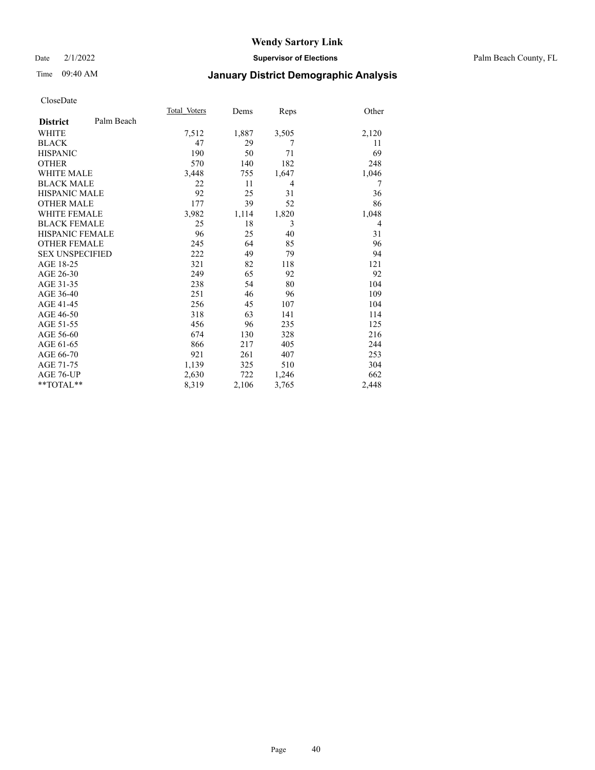CloseDate

| District | Palm Beach | Total_Voters | Dems | Reps | Other |
|---|---|---|---|---|---|
| WHITE | | 7,512 | 1,887 | 3,505 | 2,120 |
| BLACK | | 47 | 29 | 7 | 11 |
| HISPANIC | | 190 | 50 | 71 | 69 |
| OTHER | | 570 | 140 | 182 | 248 |
| WHITE MALE | | 3,448 | 755 | 1,647 | 1,046 |
| BLACK MALE | | 22 | 11 | 4 | 7 |
| HISPANIC MALE | | 92 | 25 | 31 | 36 |
| OTHER MALE | | 177 | 39 | 52 | 86 |
| WHITE FEMALE | | 3,982 | 1,114 | 1,820 | 1,048 |
| BLACK FEMALE | | 25 | 18 | 3 | 4 |
| HISPANIC FEMALE | | 96 | 25 | 40 | 31 |
| OTHER FEMALE | | 245 | 64 | 85 | 96 |
| SEX UNSPECIFIED | | 222 | 49 | 79 | 94 |
| AGE 18-25 | | 321 | 82 | 118 | 121 |
| AGE 26-30 | | 249 | 65 | 92 | 92 |
| AGE 31-35 | | 238 | 54 | 80 | 104 |
| AGE 36-40 | | 251 | 46 | 96 | 109 |
| AGE 41-45 | | 256 | 45 | 107 | 104 |
| AGE 46-50 | | 318 | 63 | 141 | 114 |
| AGE 51-55 | | 456 | 96 | 235 | 125 |
| AGE 56-60 | | 674 | 130 | 328 | 216 |
| AGE 61-65 | | 866 | 217 | 405 | 244 |
| AGE 66-70 | | 921 | 261 | 407 | 253 |
| AGE 71-75 | | 1,139 | 325 | 510 | 304 |
| AGE 76-UP | | 2,630 | 722 | 1,246 | 662 |
| **TOTAL** | | 8,319 | 2,106 | 3,765 | 2,448 |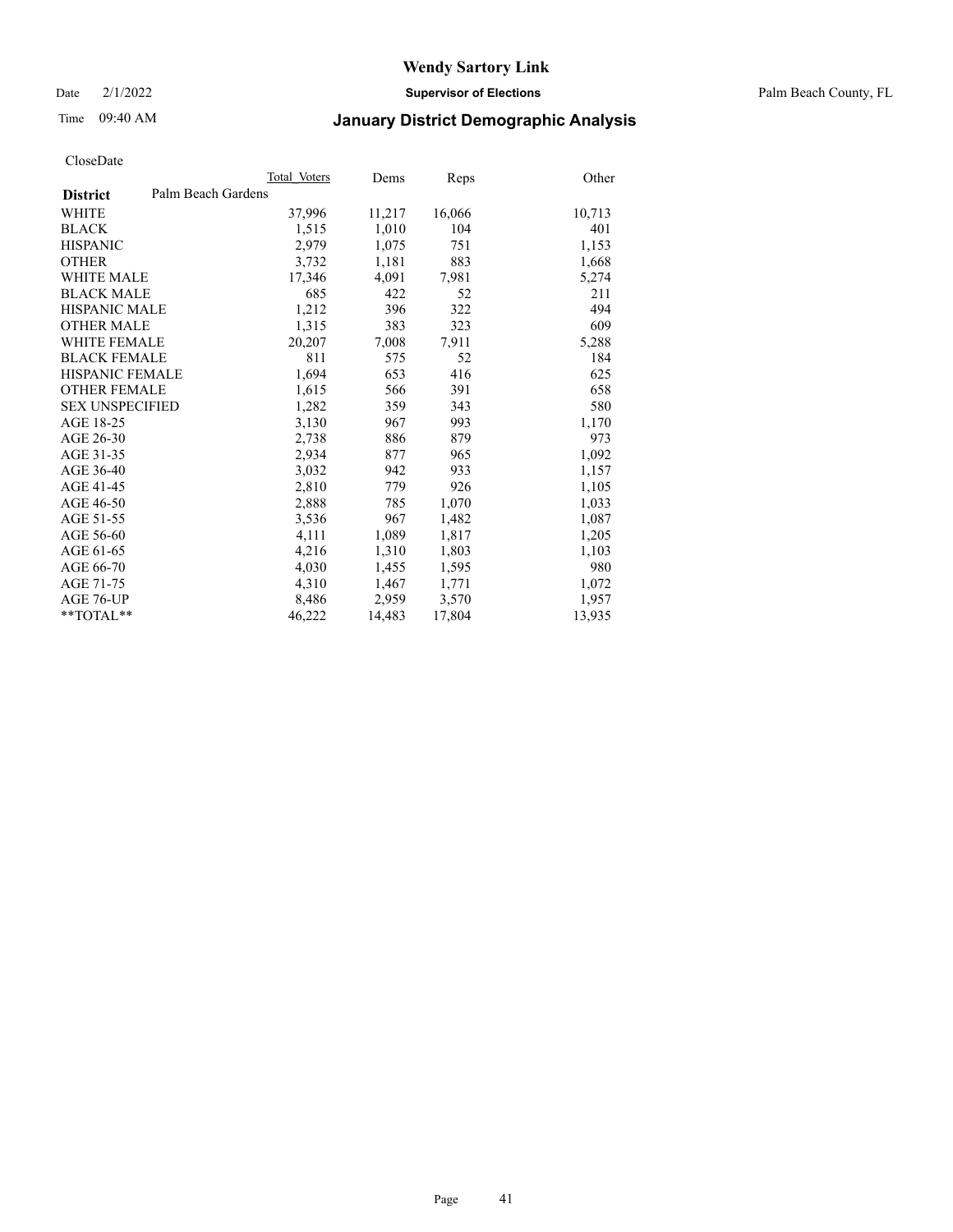# Wendy Sartory Link

Date 2/1/2022 **Supervisor of Elections** Palm Beach County, FL

Time 09:40 AM

## January District Demographic Analysis

CloseDate

| **District** Palm Beach Gardens | Total Voters | Dems | Reps | Other |
|---|---|---|---|---|
| WHITE | 37,996 | 11,217 | 16,066 | 10,713 |
| BLACK | 1,515 | 1,010 | 104 | 401 |
| HISPANIC | 2,979 | 1,075 | 751 | 1,153 |
| OTHER | 3,732 | 1,181 | 883 | 1,668 |
| WHITE MALE | 17,346 | 4,091 | 7,981 | 5,274 |
| BLACK MALE | 685 | 422 | 52 | 211 |
| HISPANIC MALE | 1,212 | 396 | 322 | 494 |
| OTHER MALE | 1,315 | 383 | 323 | 609 |
| WHITE FEMALE | 20,207 | 7,008 | 7,911 | 5,288 |
| BLACK FEMALE | 811 | 575 | 52 | 184 |
| HISPANIC FEMALE | 1,694 | 653 | 416 | 625 |
| OTHER FEMALE | 1,615 | 566 | 391 | 658 |
| SEX UNSPECIFIED | 1,282 | 359 | 343 | 580 |
| AGE 18-25 | 3,130 | 967 | 993 | 1,170 |
| AGE 26-30 | 2,738 | 886 | 879 | 973 |
| AGE 31-35 | 2,934 | 877 | 965 | 1,092 |
| AGE 36-40 | 3,032 | 942 | 933 | 1,157 |
| AGE 41-45 | 2,810 | 779 | 926 | 1,105 |
| AGE 46-50 | 2,888 | 785 | 1,070 | 1,033 |
| AGE 51-55 | 3,536 | 967 | 1,482 | 1,087 |
| AGE 56-60 | 4,111 | 1,089 | 1,817 | 1,205 |
| AGE 61-65 | 4,216 | 1,310 | 1,803 | 1,103 |
| AGE 66-70 | 4,030 | 1,455 | 1,595 | 980 |
| AGE 71-75 | 4,310 | 1,467 | 1,771 | 1,072 |
| AGE 76-UP | 8,486 | 2,959 | 3,570 | 1,957 |
| **TOTAL** | 46,222 | 14,483 | 17,804 | 13,935 |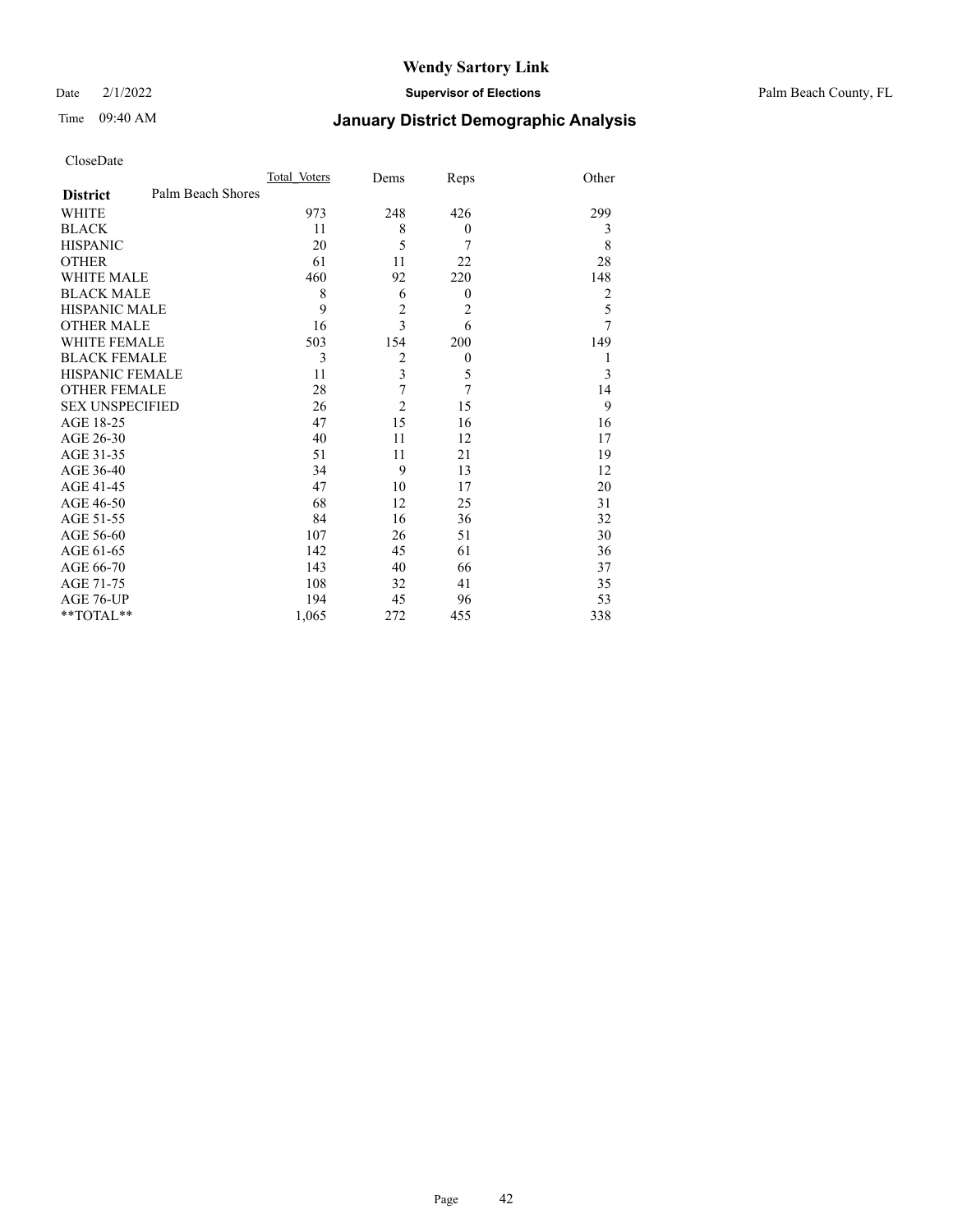# Wendy Sartory Link

Date 2/1/2022 **Supervisor of Elections** Palm Beach County, FL

Time 09:40 AM **January District Demographic Analysis**

CloseDate

| **District** Palm Beach Shores | Total_Voters | Dems | Reps | Other |
|---|---|---|---|---|
| WHITE | 973 | 248 | 426 | 299 |
| BLACK | 11 | 8 | 0 | 3 |
| HISPANIC | 20 | 5 | 7 | 8 |
| OTHER | 61 | 11 | 22 | 28 |
| WHITE MALE | 460 | 92 | 220 | 148 |
| BLACK MALE | 8 | 6 | 0 | 2 |
| HISPANIC MALE | 9 | 2 | 2 | 5 |
| OTHER MALE | 16 | 3 | 6 | 7 |
| WHITE FEMALE | 503 | 154 | 200 | 149 |
| BLACK FEMALE | 3 | 2 | 0 | 1 |
| HISPANIC FEMALE | 11 | 3 | 5 | 3 |
| OTHER FEMALE | 28 | 7 | 7 | 14 |
| SEX UNSPECIFIED | 26 | 2 | 15 | 9 |
| AGE 18-25 | 47 | 15 | 16 | 16 |
| AGE 26-30 | 40 | 11 | 12 | 17 |
| AGE 31-35 | 51 | 11 | 21 | 19 |
| AGE 36-40 | 34 | 9 | 13 | 12 |
| AGE 41-45 | 47 | 10 | 17 | 20 |
| AGE 46-50 | 68 | 12 | 25 | 31 |
| AGE 51-55 | 84 | 16 | 36 | 32 |
| AGE 56-60 | 107 | 26 | 51 | 30 |
| AGE 61-65 | 142 | 45 | 61 | 36 |
| AGE 66-70 | 143 | 40 | 66 | 37 |
| AGE 71-75 | 108 | 32 | 41 | 35 |
| AGE 76-UP | 194 | 45 | 96 | 53 |
| **TOTAL** | 1,065 | 272 | 455 | 338 |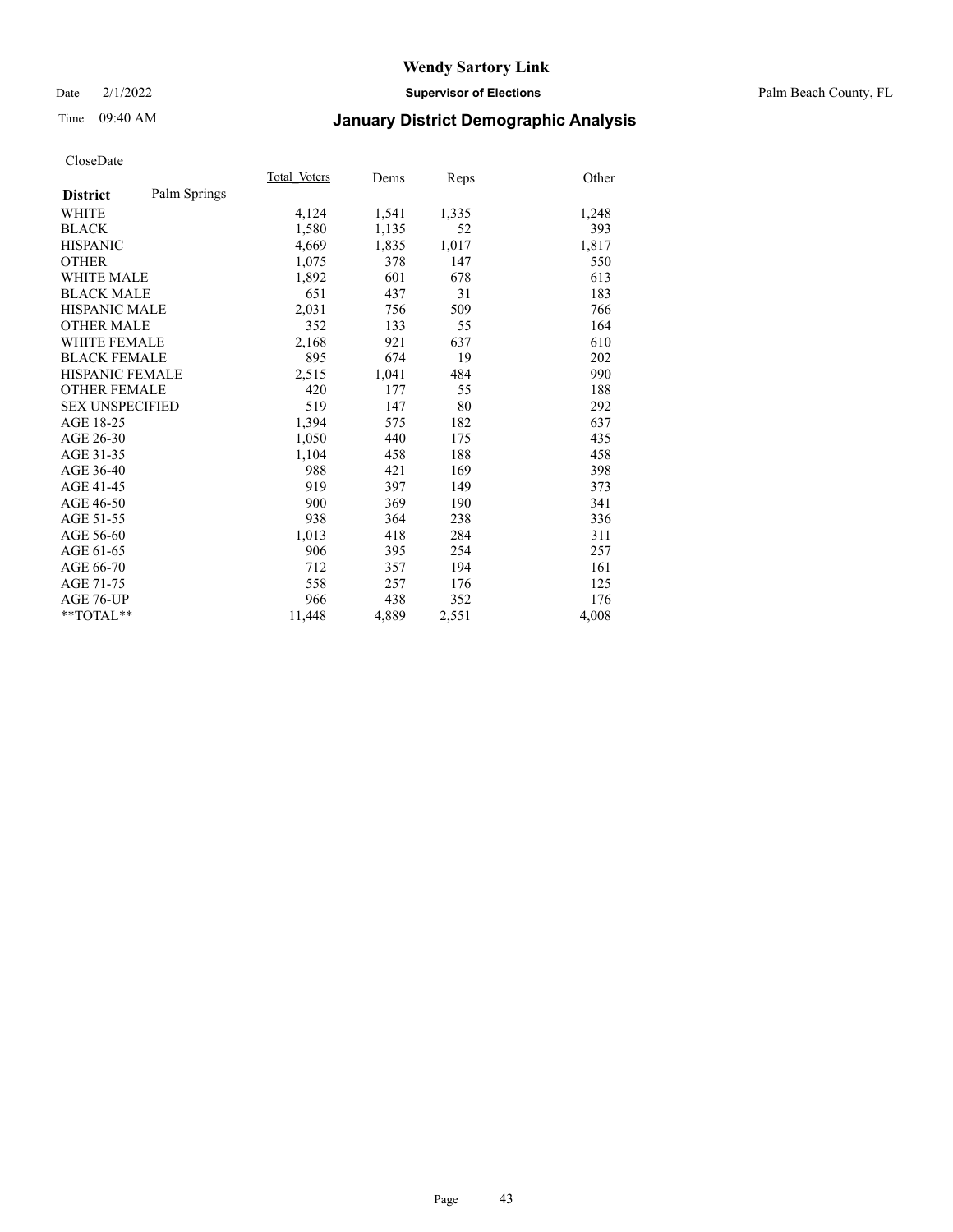# Wendy Sartory Link

Date 2/1/2022 **Supervisor of Elections** Palm Beach County, FL

Time 09:40 AM **January District Demographic Analysis**

CloseDate

| **District** Palm Springs | Total Voters | Dems | Reps | Other |
|---|---|---|---|---|
| WHITE | 4,124 | 1,541 | 1,335 | 1,248 |
| BLACK | 1,580 | 1,135 | 52 | 393 |
| HISPANIC | 4,669 | 1,835 | 1,017 | 1,817 |
| OTHER | 1,075 | 378 | 147 | 550 |
| WHITE MALE | 1,892 | 601 | 678 | 613 |
| BLACK MALE | 651 | 437 | 31 | 183 |
| HISPANIC MALE | 2,031 | 756 | 509 | 766 |
| OTHER MALE | 352 | 133 | 55 | 164 |
| WHITE FEMALE | 2,168 | 921 | 637 | 610 |
| BLACK FEMALE | 895 | 674 | 19 | 202 |
| HISPANIC FEMALE | 2,515 | 1,041 | 484 | 990 |
| OTHER FEMALE | 420 | 177 | 55 | 188 |
| SEX UNSPECIFIED | 519 | 147 | 80 | 292 |
| AGE 18-25 | 1,394 | 575 | 182 | 637 |
| AGE 26-30 | 1,050 | 440 | 175 | 435 |
| AGE 31-35 | 1,104 | 458 | 188 | 458 |
| AGE 36-40 | 988 | 421 | 169 | 398 |
| AGE 41-45 | 919 | 397 | 149 | 373 |
| AGE 46-50 | 900 | 369 | 190 | 341 |
| AGE 51-55 | 938 | 364 | 238 | 336 |
| AGE 56-60 | 1,013 | 418 | 284 | 311 |
| AGE 61-65 | 906 | 395 | 254 | 257 |
| AGE 66-70 | 712 | 357 | 194 | 161 |
| AGE 71-75 | 558 | 257 | 176 | 125 |
| AGE 76-UP | 966 | 438 | 352 | 176 |
| **TOTAL** | 11,448 | 4,889 | 2,551 | 4,008 |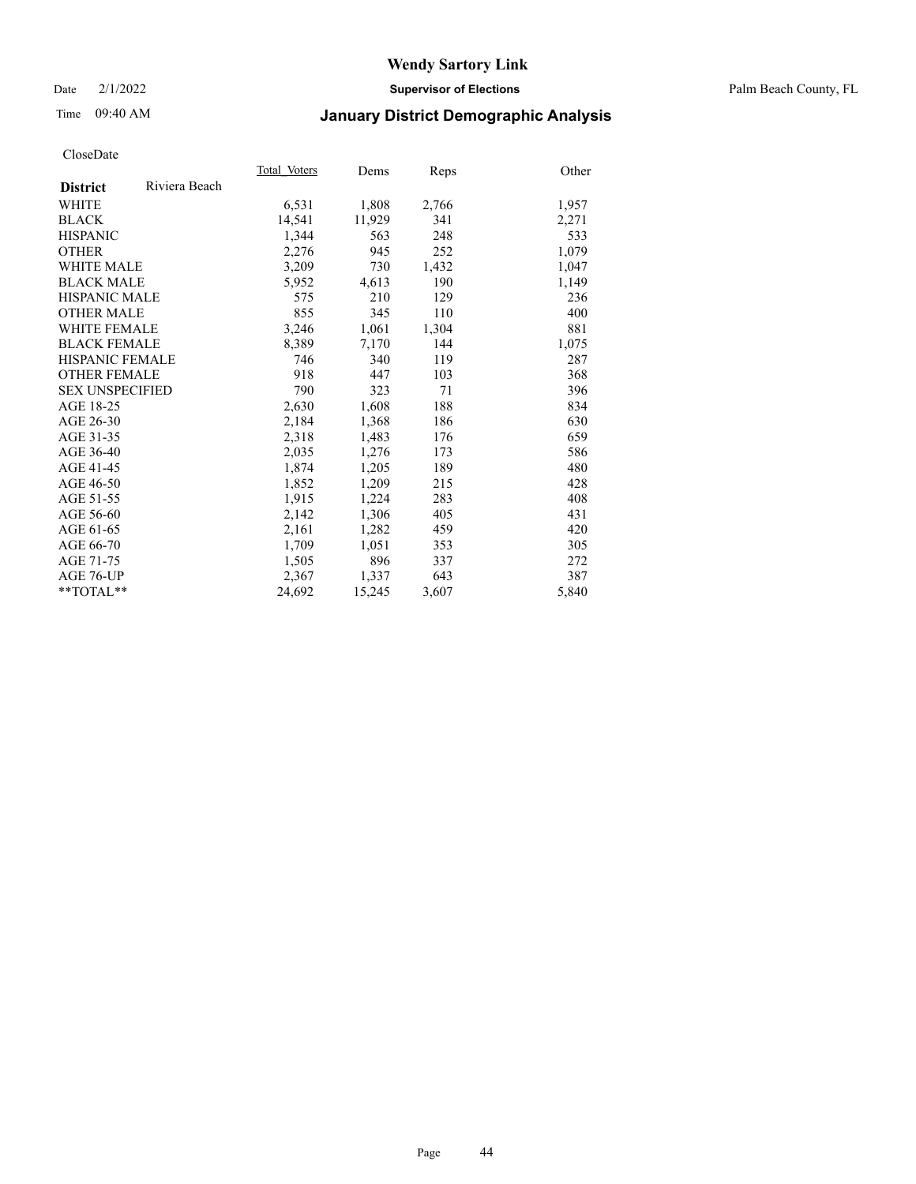# Wendy Sartory Link

Date 2/1/2022 **Supervisor of Elections** Palm Beach County, FL

Time 09:40 AM **January District Demographic Analysis**

CloseDate

| **District** Riviera Beach | Total Voters | Dems | Reps | Other |
|---|---|---|---|---|
| WHITE | 6,531 | 1,808 | 2,766 | 1,957 |
| BLACK | 14,541 | 11,929 | 341 | 2,271 |
| HISPANIC | 1,344 | 563 | 248 | 533 |
| OTHER | 2,276 | 945 | 252 | 1,079 |
| WHITE MALE | 3,209 | 730 | 1,432 | 1,047 |
| BLACK MALE | 5,952 | 4,613 | 190 | 1,149 |
| HISPANIC MALE | 575 | 210 | 129 | 236 |
| OTHER MALE | 855 | 345 | 110 | 400 |
| WHITE FEMALE | 3,246 | 1,061 | 1,304 | 881 |
| BLACK FEMALE | 8,389 | 7,170 | 144 | 1,075 |
| HISPANIC FEMALE | 746 | 340 | 119 | 287 |
| OTHER FEMALE | 918 | 447 | 103 | 368 |
| SEX UNSPECIFIED | 790 | 323 | 71 | 396 |
| AGE 18-25 | 2,630 | 1,608 | 188 | 834 |
| AGE 26-30 | 2,184 | 1,368 | 186 | 630 |
| AGE 31-35 | 2,318 | 1,483 | 176 | 659 |
| AGE 36-40 | 2,035 | 1,276 | 173 | 586 |
| AGE 41-45 | 1,874 | 1,205 | 189 | 480 |
| AGE 46-50 | 1,852 | 1,209 | 215 | 428 |
| AGE 51-55 | 1,915 | 1,224 | 283 | 408 |
| AGE 56-60 | 2,142 | 1,306 | 405 | 431 |
| AGE 61-65 | 2,161 | 1,282 | 459 | 420 |
| AGE 66-70 | 1,709 | 1,051 | 353 | 305 |
| AGE 71-75 | 1,505 | 896 | 337 | 272 |
| AGE 76-UP | 2,367 | 1,337 | 643 | 387 |
| **TOTAL** | 24,692 | 15,245 | 3,607 | 5,840 |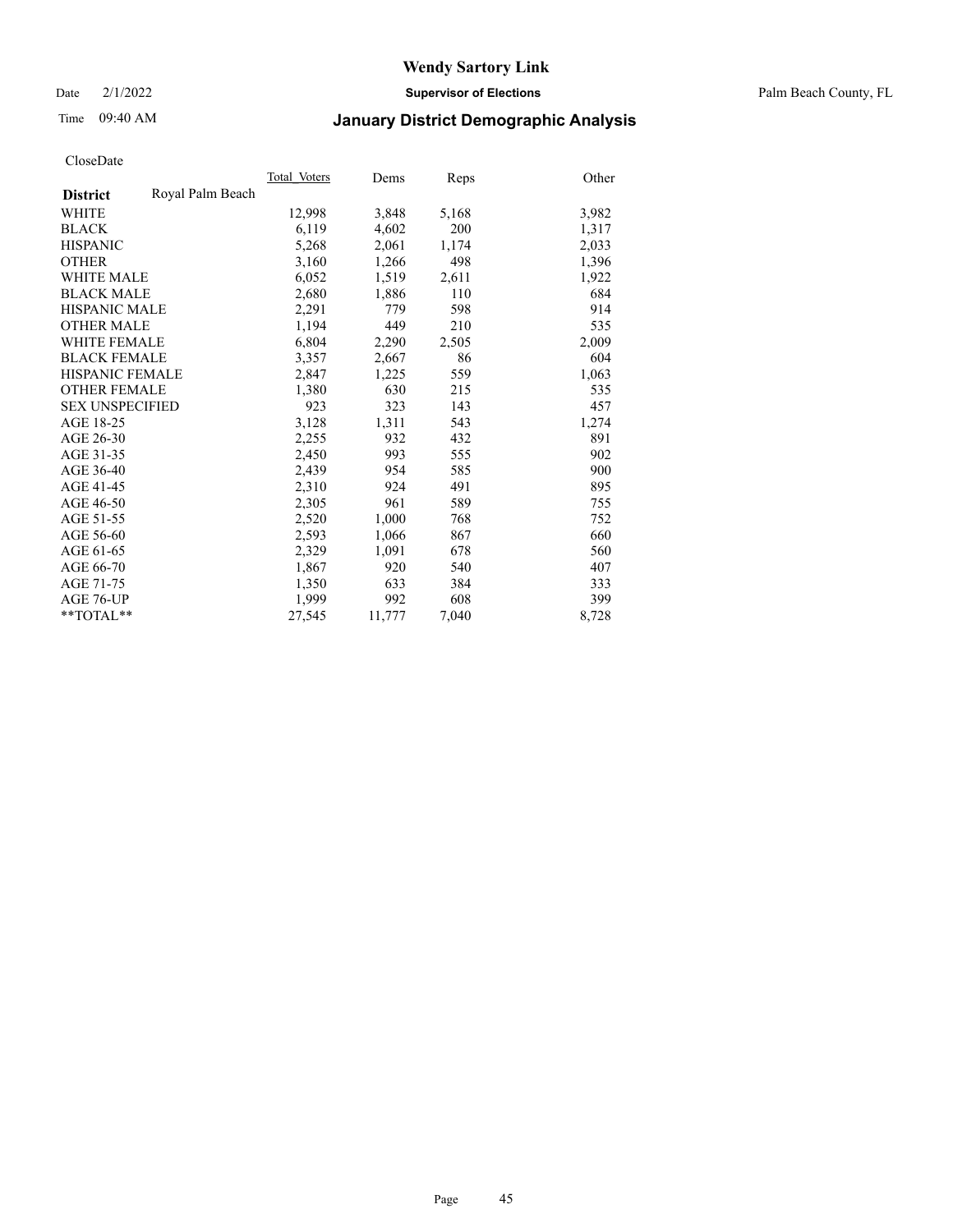# Wendy Sartory Link

Date 2/1/2022 **Supervisor of Elections** Palm Beach County, FL

Time 09:40 AM **January District Demographic Analysis**

CloseDate

| **District** Royal Palm Beach | Total Voters | Dems | Reps | Other |
|---|---|---|---|---|
| WHITE | 12,998 | 3,848 | 5,168 | 3,982 |
| BLACK | 6,119 | 4,602 | 200 | 1,317 |
| HISPANIC | 5,268 | 2,061 | 1,174 | 2,033 |
| OTHER | 3,160 | 1,266 | 498 | 1,396 |
| WHITE MALE | 6,052 | 1,519 | 2,611 | 1,922 |
| BLACK MALE | 2,680 | 1,886 | 110 | 684 |
| HISPANIC MALE | 2,291 | 779 | 598 | 914 |
| OTHER MALE | 1,194 | 449 | 210 | 535 |
| WHITE FEMALE | 6,804 | 2,290 | 2,505 | 2,009 |
| BLACK FEMALE | 3,357 | 2,667 | 86 | 604 |
| HISPANIC FEMALE | 2,847 | 1,225 | 559 | 1,063 |
| OTHER FEMALE | 1,380 | 630 | 215 | 535 |
| SEX UNSPECIFIED | 923 | 323 | 143 | 457 |
| AGE 18-25 | 3,128 | 1,311 | 543 | 1,274 |
| AGE 26-30 | 2,255 | 932 | 432 | 891 |
| AGE 31-35 | 2,450 | 993 | 555 | 902 |
| AGE 36-40 | 2,439 | 954 | 585 | 900 |
| AGE 41-45 | 2,310 | 924 | 491 | 895 |
| AGE 46-50 | 2,305 | 961 | 589 | 755 |
| AGE 51-55 | 2,520 | 1,000 | 768 | 752 |
| AGE 56-60 | 2,593 | 1,066 | 867 | 660 |
| AGE 61-65 | 2,329 | 1,091 | 678 | 560 |
| AGE 66-70 | 1,867 | 920 | 540 | 407 |
| AGE 71-75 | 1,350 | 633 | 384 | 333 |
| AGE 76-UP | 1,999 | 992 | 608 | 399 |
| **TOTAL** | 27,545 | 11,777 | 7,040 | 8,728 |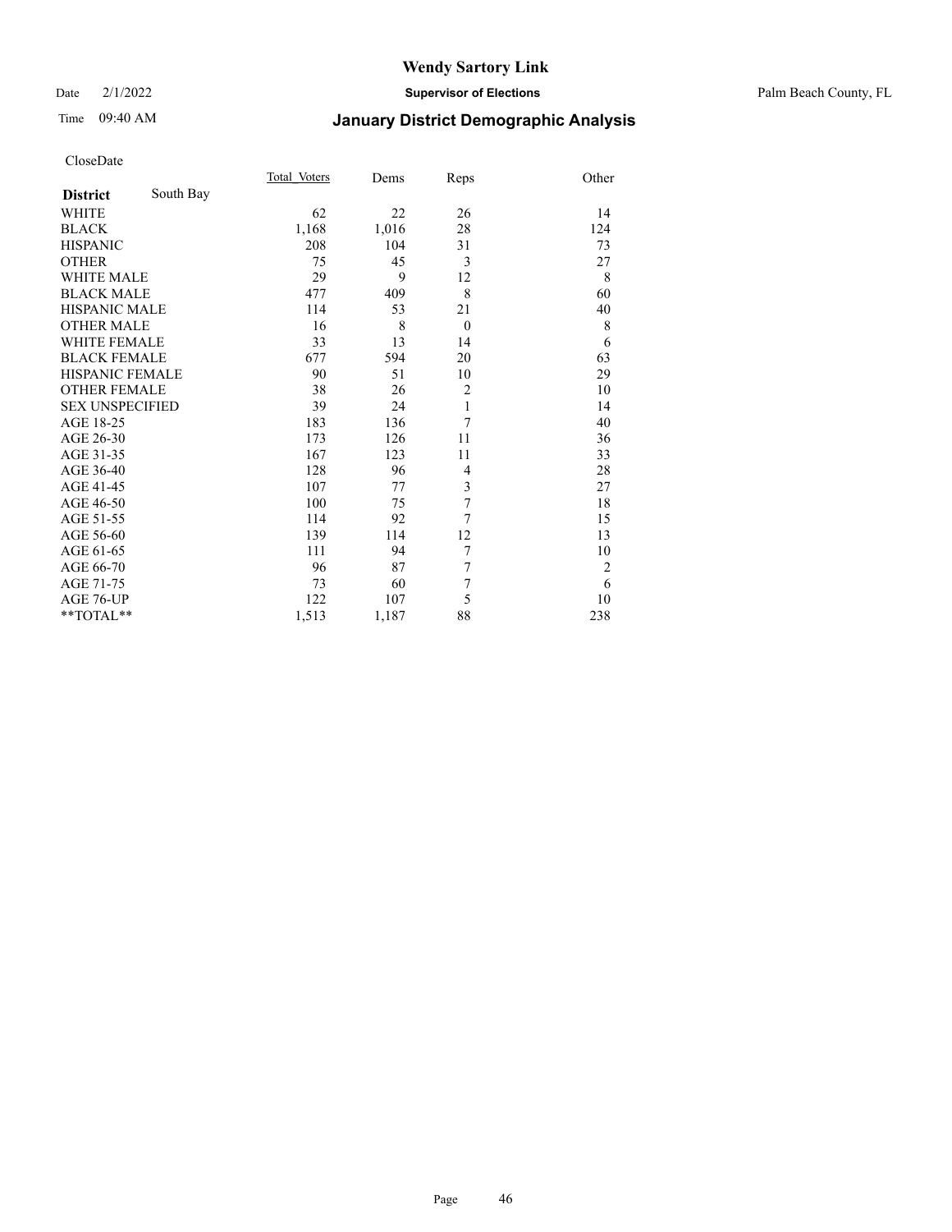CloseDate

| District | South Bay | Total_Voters | Dems | Reps | Other |
|---|---|---|---|---|---|
| WHITE | | 62 | 22 | 26 | 14 |
| BLACK | | 1,168 | 1,016 | 28 | 124 |
| HISPANIC | | 208 | 104 | 31 | 73 |
| OTHER | | 75 | 45 | 3 | 27 |
| WHITE MALE | | 29 | 9 | 12 | 8 |
| BLACK MALE | | 477 | 409 | 8 | 60 |
| HISPANIC MALE | | 114 | 53 | 21 | 40 |
| OTHER MALE | | 16 | 8 | 0 | 8 |
| WHITE FEMALE | | 33 | 13 | 14 | 6 |
| BLACK FEMALE | | 677 | 594 | 20 | 63 |
| HISPANIC FEMALE | | 90 | 51 | 10 | 29 |
| OTHER FEMALE | | 38 | 26 | 2 | 10 |
| SEX UNSPECIFIED | | 39 | 24 | 1 | 14 |
| AGE 18-25 | | 183 | 136 | 7 | 40 |
| AGE 26-30 | | 173 | 126 | 11 | 36 |
| AGE 31-35 | | 167 | 123 | 11 | 33 |
| AGE 36-40 | | 128 | 96 | 4 | 28 |
| AGE 41-45 | | 107 | 77 | 3 | 27 |
| AGE 46-50 | | 100 | 75 | 7 | 18 |
| AGE 51-55 | | 114 | 92 | 7 | 15 |
| AGE 56-60 | | 139 | 114 | 12 | 13 |
| AGE 61-65 | | 111 | 94 | 7 | 10 |
| AGE 66-70 | | 96 | 87 | 7 | 2 |
| AGE 71-75 | | 73 | 60 | 7 | 6 |
| AGE 76-UP | | 122 | 107 | 5 | 10 |
| **TOTAL** | | 1,513 | 1,187 | 88 | 238 |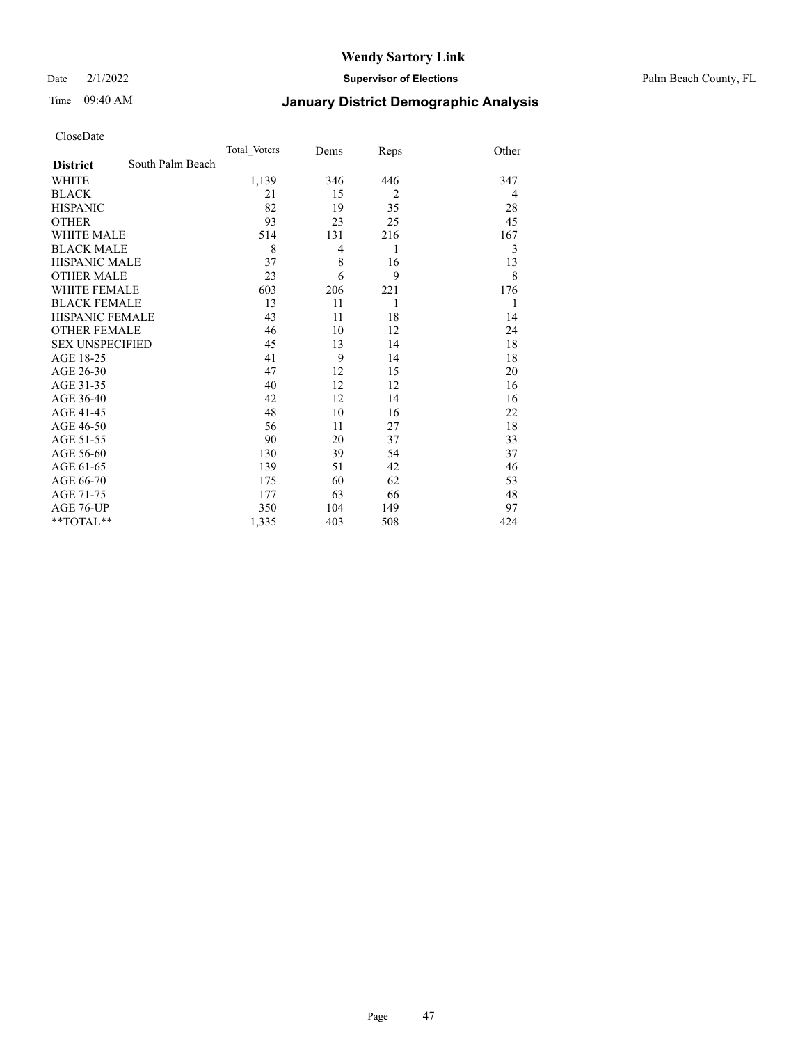# Wendy Sartory Link

Date 2/1/2022 **Supervisor of Elections** Palm Beach County, FL

Time 09:40 AM **January District Demographic Analysis**

CloseDate

| **District** South Palm Beach | Total_Voters | Dems | Reps | Other |
|---|---|---|---|---|
| WHITE | 1,139 | 346 | 446 | 347 |
| BLACK | 21 | 15 | 2 | 4 |
| HISPANIC | 82 | 19 | 35 | 28 |
| OTHER | 93 | 23 | 25 | 45 |
| WHITE MALE | 514 | 131 | 216 | 167 |
| BLACK MALE | 8 | 4 | 1 | 3 |
| HISPANIC MALE | 37 | 8 | 16 | 13 |
| OTHER MALE | 23 | 6 | 9 | 8 |
| WHITE FEMALE | 603 | 206 | 221 | 176 |
| BLACK FEMALE | 13 | 11 | 1 | 1 |
| HISPANIC FEMALE | 43 | 11 | 18 | 14 |
| OTHER FEMALE | 46 | 10 | 12 | 24 |
| SEX UNSPECIFIED | 45 | 13 | 14 | 18 |
| AGE 18-25 | 41 | 9 | 14 | 18 |
| AGE 26-30 | 47 | 12 | 15 | 20 |
| AGE 31-35 | 40 | 12 | 12 | 16 |
| AGE 36-40 | 42 | 12 | 14 | 16 |
| AGE 41-45 | 48 | 10 | 16 | 22 |
| AGE 46-50 | 56 | 11 | 27 | 18 |
| AGE 51-55 | 90 | 20 | 37 | 33 |
| AGE 56-60 | 130 | 39 | 54 | 37 |
| AGE 61-65 | 139 | 51 | 42 | 46 |
| AGE 66-70 | 175 | 60 | 62 | 53 |
| AGE 71-75 | 177 | 63 | 66 | 48 |
| AGE 76-UP | 350 | 104 | 149 | 97 |
| **TOTAL** | 1,335 | 403 | 508 | 424 |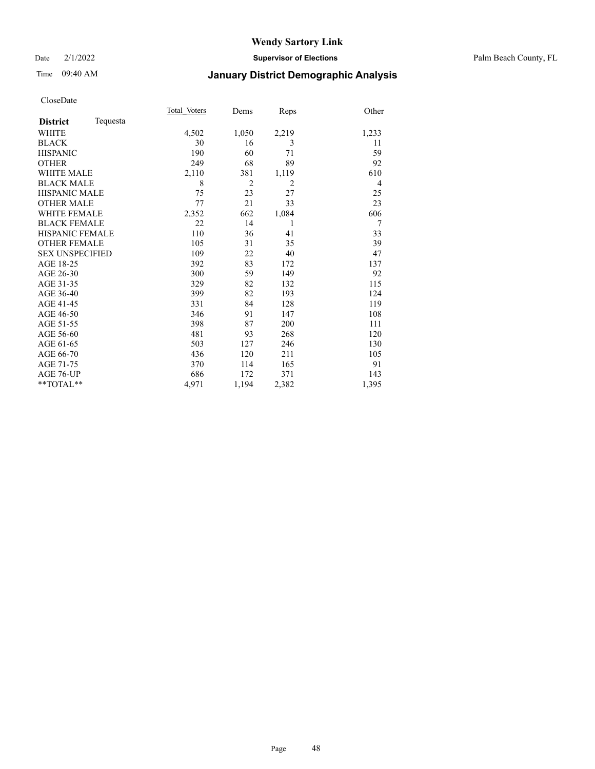# Wendy Sartory Link

Date 2/1/2022 **Supervisor of Elections** Palm Beach County, FL

Time 09:40 AM **January District Demographic Analysis**

CloseDate

| **District** Tequesta | Total_Voters | Dems | Reps | Other |
|---|---|---|---|---|
| WHITE | 4,502 | 1,050 | 2,219 | 1,233 |
| BLACK | 30 | 16 | 3 | 11 |
| HISPANIC | 190 | 60 | 71 | 59 |
| OTHER | 249 | 68 | 89 | 92 |
| WHITE MALE | 2,110 | 381 | 1,119 | 610 |
| BLACK MALE | 8 | 2 | 2 | 4 |
| HISPANIC MALE | 75 | 23 | 27 | 25 |
| OTHER MALE | 77 | 21 | 33 | 23 |
| WHITE FEMALE | 2,352 | 662 | 1,084 | 606 |
| BLACK FEMALE | 22 | 14 | 1 | 7 |
| HISPANIC FEMALE | 110 | 36 | 41 | 33 |
| OTHER FEMALE | 105 | 31 | 35 | 39 |
| SEX UNSPECIFIED | 109 | 22 | 40 | 47 |
| AGE 18-25 | 392 | 83 | 172 | 137 |
| AGE 26-30 | 300 | 59 | 149 | 92 |
| AGE 31-35 | 329 | 82 | 132 | 115 |
| AGE 36-40 | 399 | 82 | 193 | 124 |
| AGE 41-45 | 331 | 84 | 128 | 119 |
| AGE 46-50 | 346 | 91 | 147 | 108 |
| AGE 51-55 | 398 | 87 | 200 | 111 |
| AGE 56-60 | 481 | 93 | 268 | 120 |
| AGE 61-65 | 503 | 127 | 246 | 130 |
| AGE 66-70 | 436 | 120 | 211 | 105 |
| AGE 71-75 | 370 | 114 | 165 | 91 |
| AGE 76-UP | 686 | 172 | 371 | 143 |
| **TOTAL** | 4,971 | 1,194 | 2,382 | 1,395 |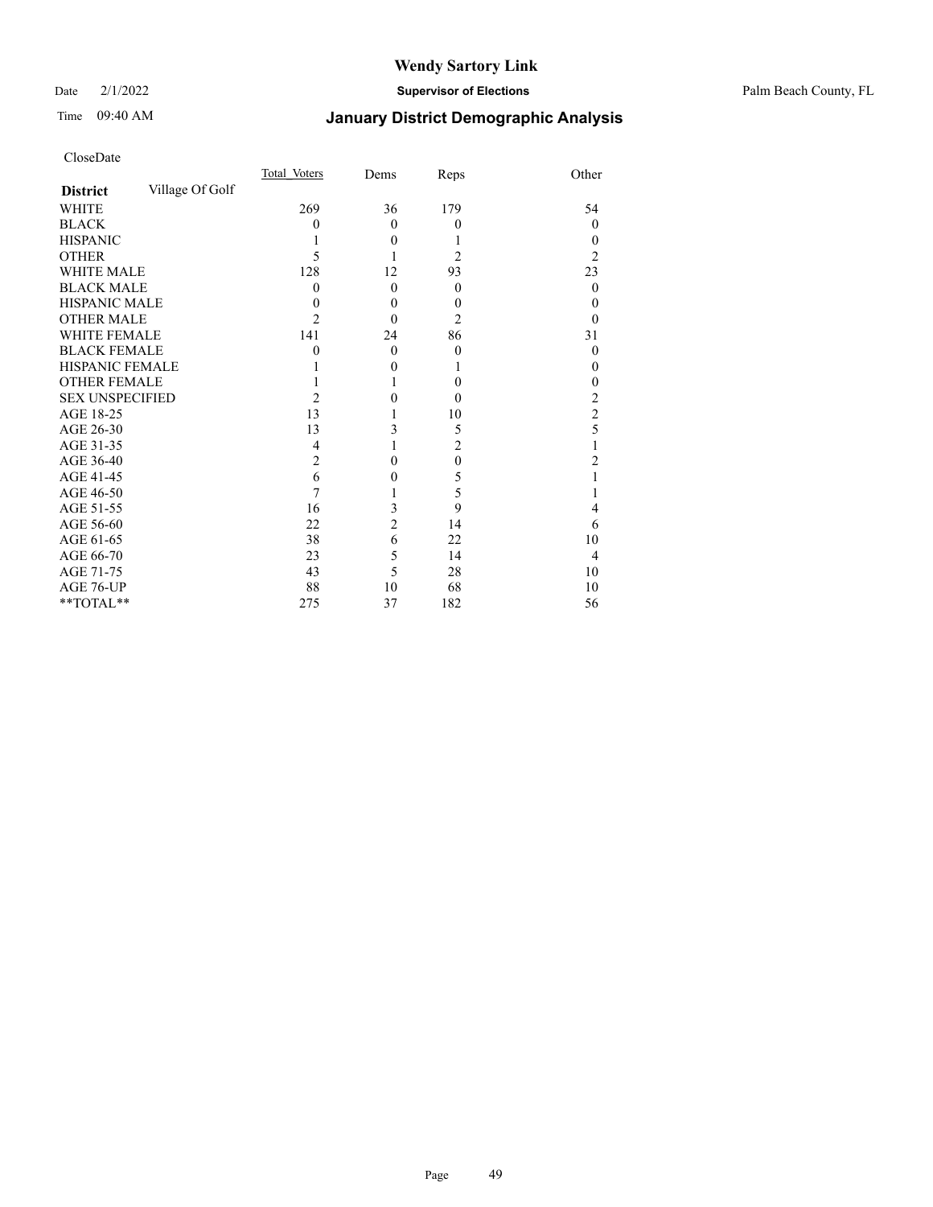# Wendy Sartory Link

Date 2/1/2022 **Supervisor of Elections** Palm Beach County, FL

Time 09:40 AM **January District Demographic Analysis**

CloseDate

| **District** Village Of Golf | Total Voters | Dems | Reps | Other |
|---|---|---|---|---|
| WHITE | 269 | 36 | 179 | 54 |
| BLACK | 0 | 0 | 0 | 0 |
| HISPANIC | 1 | 0 | 1 | 0 |
| OTHER | 5 | 1 | 2 | 2 |
| WHITE MALE | 128 | 12 | 93 | 23 |
| BLACK MALE | 0 | 0 | 0 | 0 |
| HISPANIC MALE | 0 | 0 | 0 | 0 |
| OTHER MALE | 2 | 0 | 2 | 0 |
| WHITE FEMALE | 141 | 24 | 86 | 31 |
| BLACK FEMALE | 0 | 0 | 0 | 0 |
| HISPANIC FEMALE | 1 | 0 | 1 | 0 |
| OTHER FEMALE | 1 | 1 | 0 | 0 |
| SEX UNSPECIFIED | 2 | 0 | 0 | 2 |
| AGE 18-25 | 13 | 1 | 10 | 2 |
| AGE 26-30 | 13 | 3 | 5 | 5 |
| AGE 31-35 | 4 | 1 | 2 | 1 |
| AGE 36-40 | 2 | 0 | 0 | 2 |
| AGE 41-45 | 6 | 0 | 5 | 1 |
| AGE 46-50 | 7 | 1 | 5 | 1 |
| AGE 51-55 | 16 | 3 | 9 | 4 |
| AGE 56-60 | 22 | 2 | 14 | 6 |
| AGE 61-65 | 38 | 6 | 22 | 10 |
| AGE 66-70 | 23 | 5 | 14 | 4 |
| AGE 71-75 | 43 | 5 | 28 | 10 |
| AGE 76-UP | 88 | 10 | 68 | 10 |
| **TOTAL** | 275 | 37 | 182 | 56 |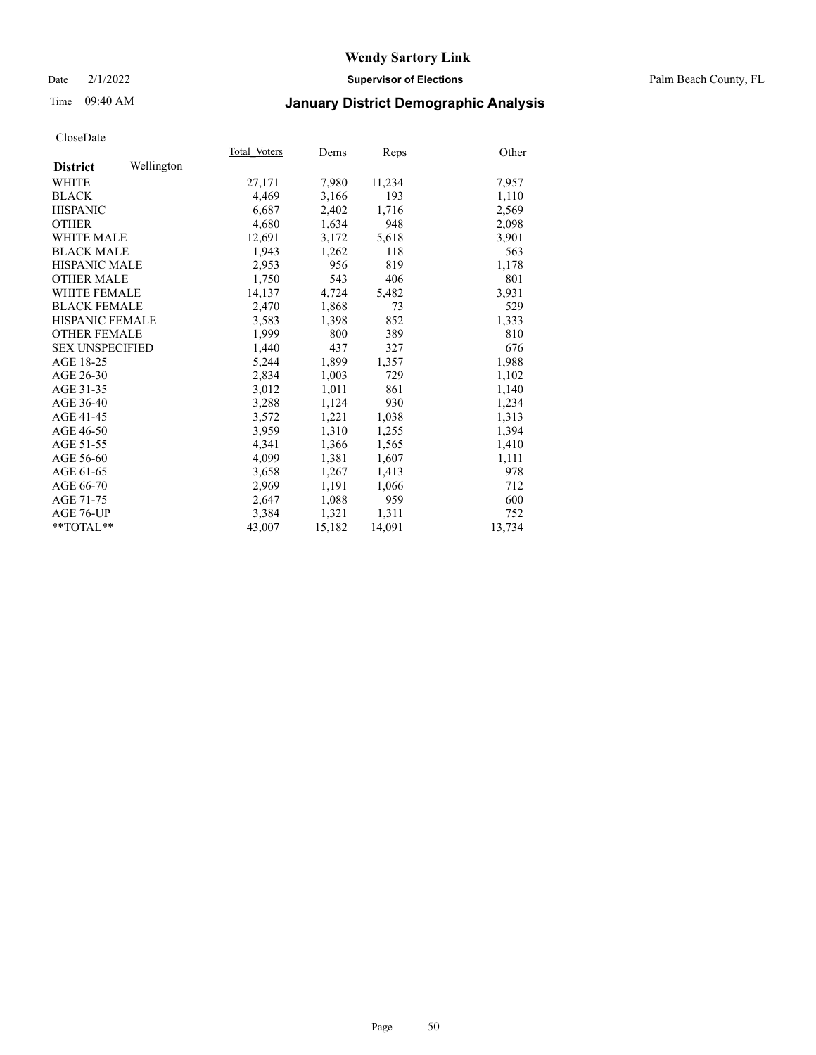# Wendy Sartory Link

Date 2/1/2022 **Supervisor of Elections** Palm Beach County, FL

Time 09:40 AM **January District Demographic Analysis**

CloseDate

| **District** Wellington | Total_Voters | Dems | Reps | Other |
|---|---|---|---|---|
| WHITE | 27,171 | 7,980 | 11,234 | 7,957 |
| BLACK | 4,469 | 3,166 | 193 | 1,110 |
| HISPANIC | 6,687 | 2,402 | 1,716 | 2,569 |
| OTHER | 4,680 | 1,634 | 948 | 2,098 |
| WHITE MALE | 12,691 | 3,172 | 5,618 | 3,901 |
| BLACK MALE | 1,943 | 1,262 | 118 | 563 |
| HISPANIC MALE | 2,953 | 956 | 819 | 1,178 |
| OTHER MALE | 1,750 | 543 | 406 | 801 |
| WHITE FEMALE | 14,137 | 4,724 | 5,482 | 3,931 |
| BLACK FEMALE | 2,470 | 1,868 | 73 | 529 |
| HISPANIC FEMALE | 3,583 | 1,398 | 852 | 1,333 |
| OTHER FEMALE | 1,999 | 800 | 389 | 810 |
| SEX UNSPECIFIED | 1,440 | 437 | 327 | 676 |
| AGE 18-25 | 5,244 | 1,899 | 1,357 | 1,988 |
| AGE 26-30 | 2,834 | 1,003 | 729 | 1,102 |
| AGE 31-35 | 3,012 | 1,011 | 861 | 1,140 |
| AGE 36-40 | 3,288 | 1,124 | 930 | 1,234 |
| AGE 41-45 | 3,572 | 1,221 | 1,038 | 1,313 |
| AGE 46-50 | 3,959 | 1,310 | 1,255 | 1,394 |
| AGE 51-55 | 4,341 | 1,366 | 1,565 | 1,410 |
| AGE 56-60 | 4,099 | 1,381 | 1,607 | 1,111 |
| AGE 61-65 | 3,658 | 1,267 | 1,413 | 978 |
| AGE 66-70 | 2,969 | 1,191 | 1,066 | 712 |
| AGE 71-75 | 2,647 | 1,088 | 959 | 600 |
| AGE 76-UP | 3,384 | 1,321 | 1,311 | 752 |
| **TOTAL** | 43,007 | 15,182 | 14,091 | 13,734 |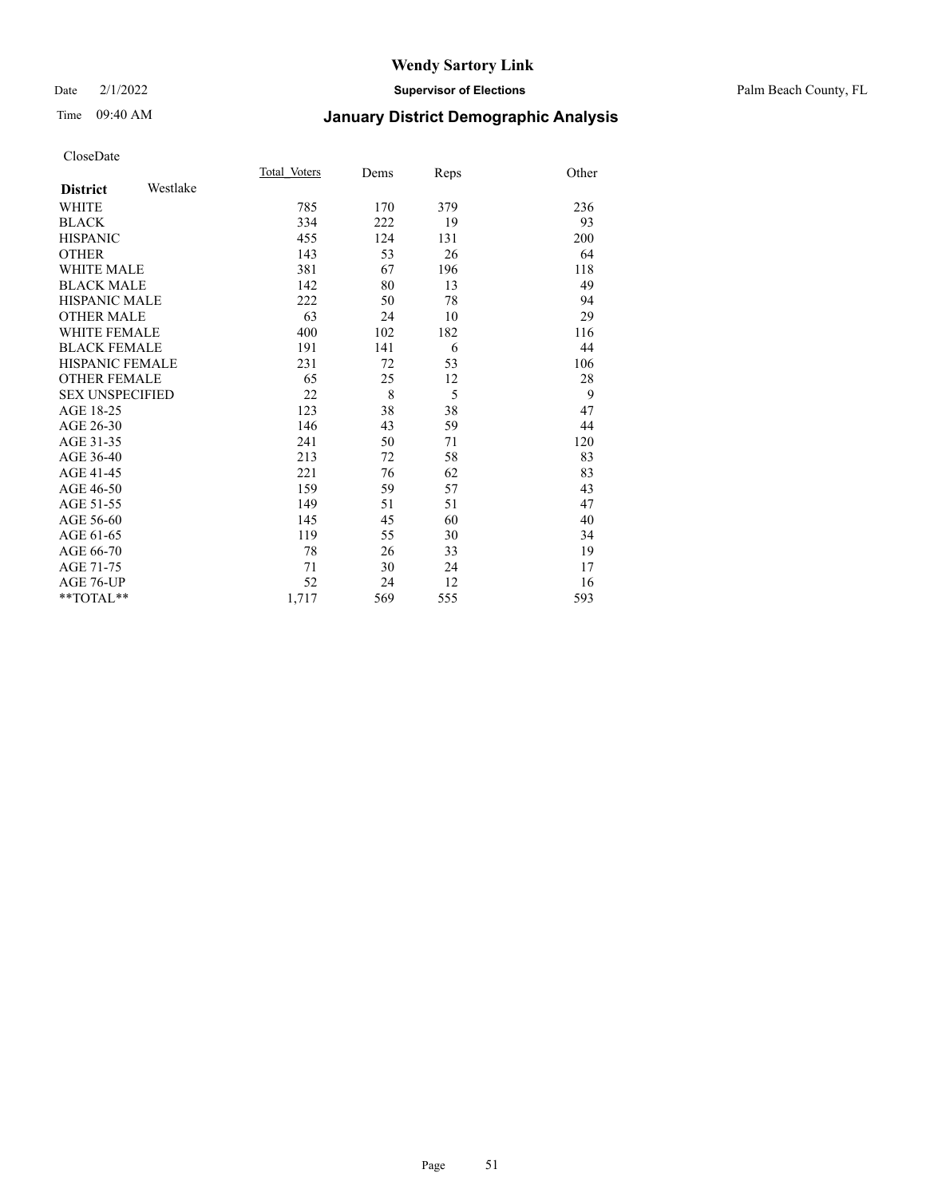# Wendy Sartory Link

Date 2/1/2022 **Supervisor of Elections** Palm Beach County, FL

Time 09:40 AM **January District Demographic Analysis**

CloseDate

| **District** Westlake | Total_Voters | Dems | Reps | Other |
|---|---|---|---|---|
| WHITE | 785 | 170 | 379 | 236 |
| BLACK | 334 | 222 | 19 | 93 |
| HISPANIC | 455 | 124 | 131 | 200 |
| OTHER | 143 | 53 | 26 | 64 |
| WHITE MALE | 381 | 67 | 196 | 118 |
| BLACK MALE | 142 | 80 | 13 | 49 |
| HISPANIC MALE | 222 | 50 | 78 | 94 |
| OTHER MALE | 63 | 24 | 10 | 29 |
| WHITE FEMALE | 400 | 102 | 182 | 116 |
| BLACK FEMALE | 191 | 141 | 6 | 44 |
| HISPANIC FEMALE | 231 | 72 | 53 | 106 |
| OTHER FEMALE | 65 | 25 | 12 | 28 |
| SEX UNSPECIFIED | 22 | 8 | 5 | 9 |
| AGE 18-25 | 123 | 38 | 38 | 47 |
| AGE 26-30 | 146 | 43 | 59 | 44 |
| AGE 31-35 | 241 | 50 | 71 | 120 |
| AGE 36-40 | 213 | 72 | 58 | 83 |
| AGE 41-45 | 221 | 76 | 62 | 83 |
| AGE 46-50 | 159 | 59 | 57 | 43 |
| AGE 51-55 | 149 | 51 | 51 | 47 |
| AGE 56-60 | 145 | 45 | 60 | 40 |
| AGE 61-65 | 119 | 55 | 30 | 34 |
| AGE 66-70 | 78 | 26 | 33 | 19 |
| AGE 71-75 | 71 | 30 | 24 | 17 |
| AGE 76-UP | 52 | 24 | 12 | 16 |
| **TOTAL** | 1,717 | 569 | 555 | 593 |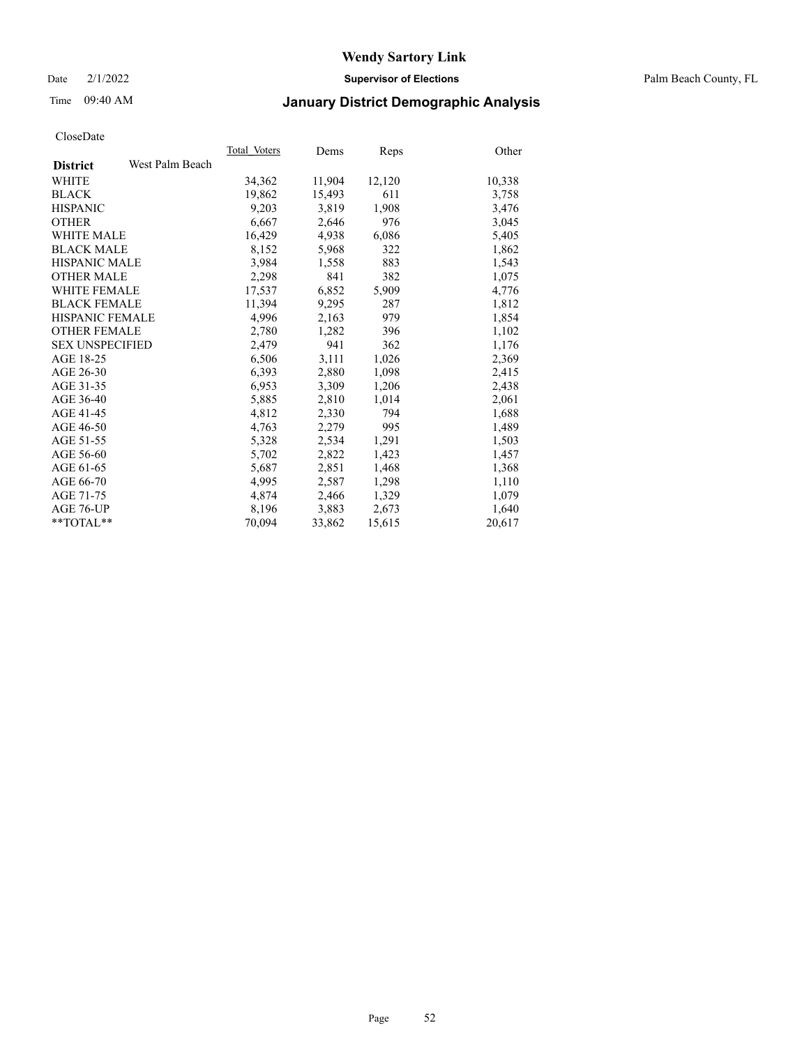# Wendy Sartory Link

Date 2/1/2022 **Supervisor of Elections** Palm Beach County, FL

Time 09:40 AM **January District Demographic Analysis**

CloseDate

| **District** West Palm Beach | Total Voters | Dems | Reps | Other |
|---|---|---|---|---|
| WHITE | 34,362 | 11,904 | 12,120 | 10,338 |
| BLACK | 19,862 | 15,493 | 611 | 3,758 |
| HISPANIC | 9,203 | 3,819 | 1,908 | 3,476 |
| OTHER | 6,667 | 2,646 | 976 | 3,045 |
| WHITE MALE | 16,429 | 4,938 | 6,086 | 5,405 |
| BLACK MALE | 8,152 | 5,968 | 322 | 1,862 |
| HISPANIC MALE | 3,984 | 1,558 | 883 | 1,543 |
| OTHER MALE | 2,298 | 841 | 382 | 1,075 |
| WHITE FEMALE | 17,537 | 6,852 | 5,909 | 4,776 |
| BLACK FEMALE | 11,394 | 9,295 | 287 | 1,812 |
| HISPANIC FEMALE | 4,996 | 2,163 | 979 | 1,854 |
| OTHER FEMALE | 2,780 | 1,282 | 396 | 1,102 |
| SEX UNSPECIFIED | 2,479 | 941 | 362 | 1,176 |
| AGE 18-25 | 6,506 | 3,111 | 1,026 | 2,369 |
| AGE 26-30 | 6,393 | 2,880 | 1,098 | 2,415 |
| AGE 31-35 | 6,953 | 3,309 | 1,206 | 2,438 |
| AGE 36-40 | 5,885 | 2,810 | 1,014 | 2,061 |
| AGE 41-45 | 4,812 | 2,330 | 794 | 1,688 |
| AGE 46-50 | 4,763 | 2,279 | 995 | 1,489 |
| AGE 51-55 | 5,328 | 2,534 | 1,291 | 1,503 |
| AGE 56-60 | 5,702 | 2,822 | 1,423 | 1,457 |
| AGE 61-65 | 5,687 | 2,851 | 1,468 | 1,368 |
| AGE 66-70 | 4,995 | 2,587 | 1,298 | 1,110 |
| AGE 71-75 | 4,874 | 2,466 | 1,329 | 1,079 |
| AGE 76-UP | 8,196 | 3,883 | 2,673 | 1,640 |
| **TOTAL** | 70,094 | 33,862 | 15,615 | 20,617 |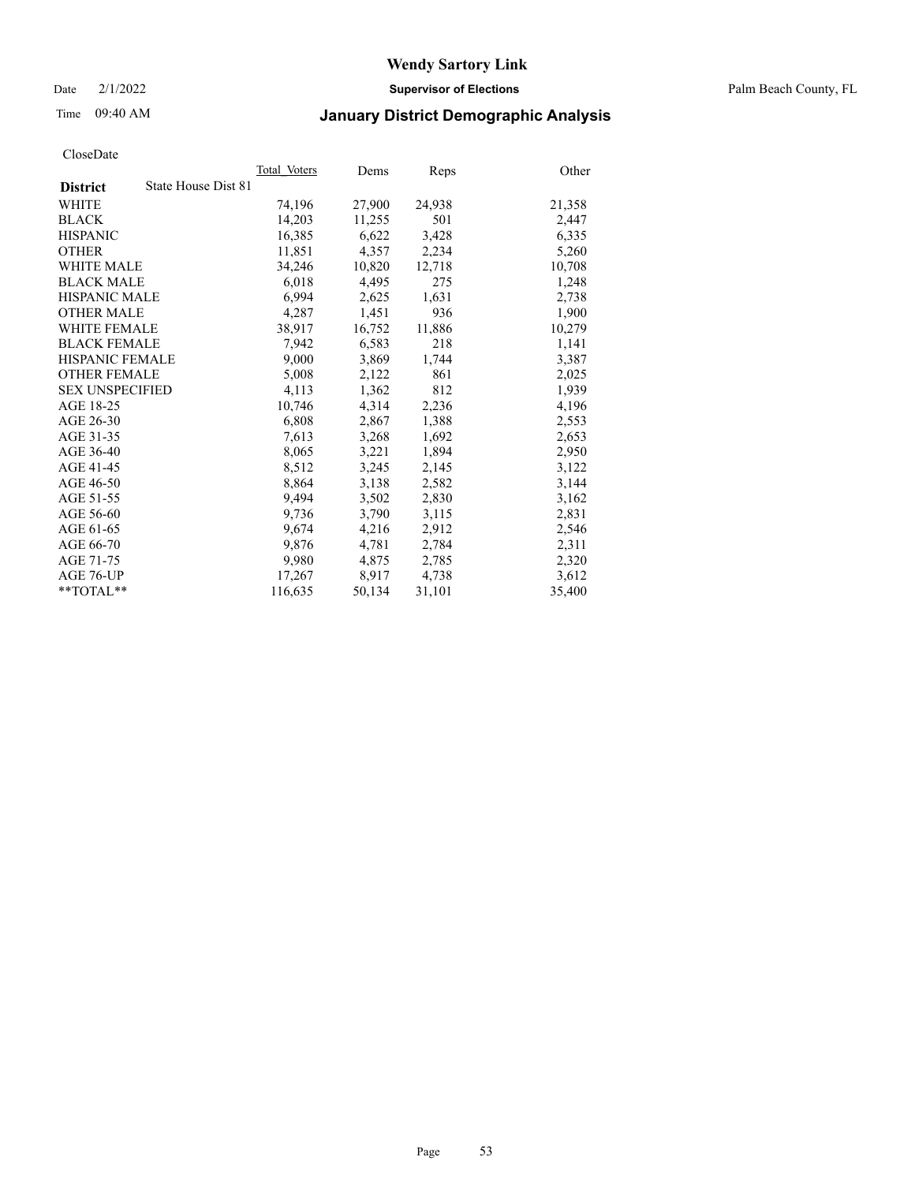# Wendy Sartory Link

Date 2/1/2022 **Supervisor of Elections** Palm Beach County, FL

Time 09:40 AM **January District Demographic Analysis**

CloseDate

| District | State House Dist 81 | Total_Voters | Dems | Reps | Other |
|---|---|---|---|---|---|
| WHITE | | 74,196 | 27,900 | 24,938 | 21,358 |
| BLACK | | 14,203 | 11,255 | 501 | 2,447 |
| HISPANIC | | 16,385 | 6,622 | 3,428 | 6,335 |
| OTHER | | 11,851 | 4,357 | 2,234 | 5,260 |
| WHITE MALE | | 34,246 | 10,820 | 12,718 | 10,708 |
| BLACK MALE | | 6,018 | 4,495 | 275 | 1,248 |
| HISPANIC MALE | | 6,994 | 2,625 | 1,631 | 2,738 |
| OTHER MALE | | 4,287 | 1,451 | 936 | 1,900 |
| WHITE FEMALE | | 38,917 | 16,752 | 11,886 | 10,279 |
| BLACK FEMALE | | 7,942 | 6,583 | 218 | 1,141 |
| HISPANIC FEMALE | | 9,000 | 3,869 | 1,744 | 3,387 |
| OTHER FEMALE | | 5,008 | 2,122 | 861 | 2,025 |
| SEX UNSPECIFIED | | 4,113 | 1,362 | 812 | 1,939 |
| AGE 18-25 | | 10,746 | 4,314 | 2,236 | 4,196 |
| AGE 26-30 | | 6,808 | 2,867 | 1,388 | 2,553 |
| AGE 31-35 | | 7,613 | 3,268 | 1,692 | 2,653 |
| AGE 36-40 | | 8,065 | 3,221 | 1,894 | 2,950 |
| AGE 41-45 | | 8,512 | 3,245 | 2,145 | 3,122 |
| AGE 46-50 | | 8,864 | 3,138 | 2,582 | 3,144 |
| AGE 51-55 | | 9,494 | 3,502 | 2,830 | 3,162 |
| AGE 56-60 | | 9,736 | 3,790 | 3,115 | 2,831 |
| AGE 61-65 | | 9,674 | 4,216 | 2,912 | 2,546 |
| AGE 66-70 | | 9,876 | 4,781 | 2,784 | 2,311 |
| AGE 71-75 | | 9,980 | 4,875 | 2,785 | 2,320 |
| AGE 76-UP | | 17,267 | 8,917 | 4,738 | 3,612 |
| **TOTAL** | | 116,635 | 50,134 | 31,101 | 35,400 |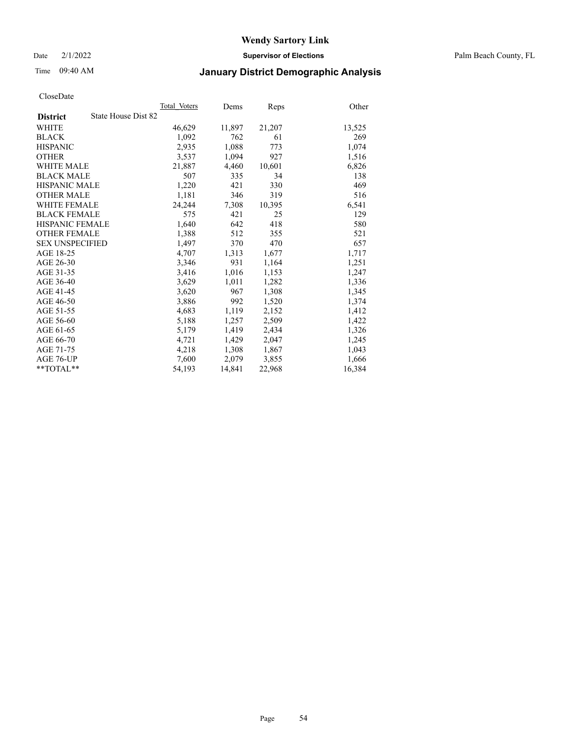# Wendy Sartory Link

Date 2/1/2022 **Supervisor of Elections** Palm Beach County, FL

Time 09:40 AM **January District Demographic Analysis**

CloseDate

| **District** State House Dist 82 | Total Voters | Dems | Reps | Other |
|---|---|---|---|---|
| WHITE | 46,629 | 11,897 | 21,207 | 13,525 |
| BLACK | 1,092 | 762 | 61 | 269 |
| HISPANIC | 2,935 | 1,088 | 773 | 1,074 |
| OTHER | 3,537 | 1,094 | 927 | 1,516 |
| WHITE MALE | 21,887 | 4,460 | 10,601 | 6,826 |
| BLACK MALE | 507 | 335 | 34 | 138 |
| HISPANIC MALE | 1,220 | 421 | 330 | 469 |
| OTHER MALE | 1,181 | 346 | 319 | 516 |
| WHITE FEMALE | 24,244 | 7,308 | 10,395 | 6,541 |
| BLACK FEMALE | 575 | 421 | 25 | 129 |
| HISPANIC FEMALE | 1,640 | 642 | 418 | 580 |
| OTHER FEMALE | 1,388 | 512 | 355 | 521 |
| SEX UNSPECIFIED | 1,497 | 370 | 470 | 657 |
| AGE 18-25 | 4,707 | 1,313 | 1,677 | 1,717 |
| AGE 26-30 | 3,346 | 931 | 1,164 | 1,251 |
| AGE 31-35 | 3,416 | 1,016 | 1,153 | 1,247 |
| AGE 36-40 | 3,629 | 1,011 | 1,282 | 1,336 |
| AGE 41-45 | 3,620 | 967 | 1,308 | 1,345 |
| AGE 46-50 | 3,886 | 992 | 1,520 | 1,374 |
| AGE 51-55 | 4,683 | 1,119 | 2,152 | 1,412 |
| AGE 56-60 | 5,188 | 1,257 | 2,509 | 1,422 |
| AGE 61-65 | 5,179 | 1,419 | 2,434 | 1,326 |
| AGE 66-70 | 4,721 | 1,429 | 2,047 | 1,245 |
| AGE 71-75 | 4,218 | 1,308 | 1,867 | 1,043 |
| AGE 76-UP | 7,600 | 2,079 | 3,855 | 1,666 |
| **TOTAL** | 54,193 | 14,841 | 22,968 | 16,384 |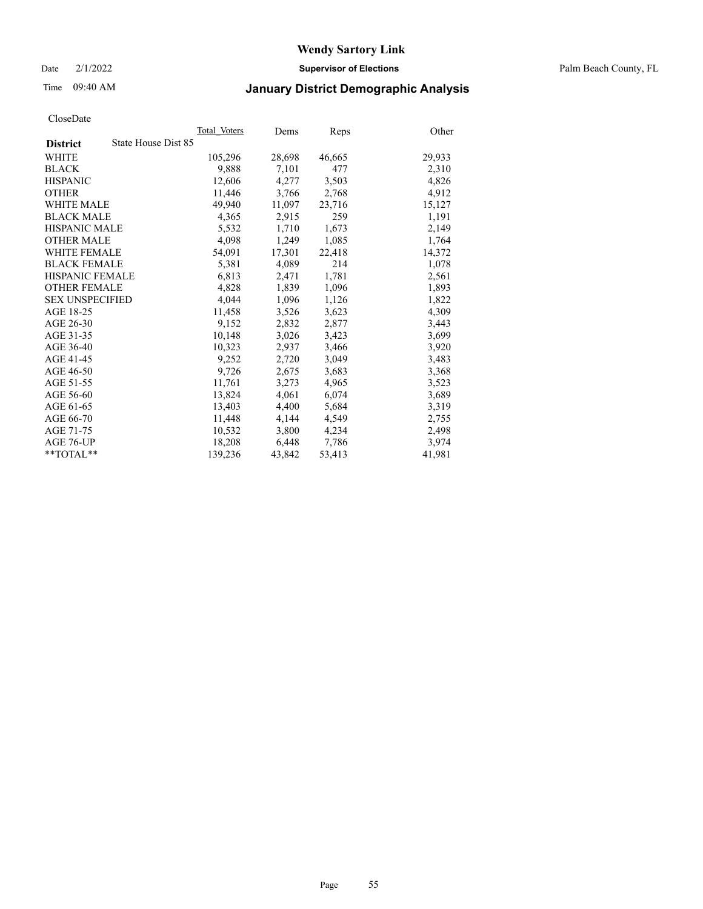# Wendy Sartory Link

Date 2/1/2022 **Supervisor of Elections** Palm Beach County, FL

Time 09:40 AM **January District Demographic Analysis**

CloseDate

| **District** State House Dist 85 | Total Voters | Dems | Reps | Other |
|---|---|---|---|---|
| WHITE | 105,296 | 28,698 | 46,665 | 29,933 |
| BLACK | 9,888 | 7,101 | 477 | 2,310 |
| HISPANIC | 12,606 | 4,277 | 3,503 | 4,826 |
| OTHER | 11,446 | 3,766 | 2,768 | 4,912 |
| WHITE MALE | 49,940 | 11,097 | 23,716 | 15,127 |
| BLACK MALE | 4,365 | 2,915 | 259 | 1,191 |
| HISPANIC MALE | 5,532 | 1,710 | 1,673 | 2,149 |
| OTHER MALE | 4,098 | 1,249 | 1,085 | 1,764 |
| WHITE FEMALE | 54,091 | 17,301 | 22,418 | 14,372 |
| BLACK FEMALE | 5,381 | 4,089 | 214 | 1,078 |
| HISPANIC FEMALE | 6,813 | 2,471 | 1,781 | 2,561 |
| OTHER FEMALE | 4,828 | 1,839 | 1,096 | 1,893 |
| SEX UNSPECIFIED | 4,044 | 1,096 | 1,126 | 1,822 |
| AGE 18-25 | 11,458 | 3,526 | 3,623 | 4,309 |
| AGE 26-30 | 9,152 | 2,832 | 2,877 | 3,443 |
| AGE 31-35 | 10,148 | 3,026 | 3,423 | 3,699 |
| AGE 36-40 | 10,323 | 2,937 | 3,466 | 3,920 |
| AGE 41-45 | 9,252 | 2,720 | 3,049 | 3,483 |
| AGE 46-50 | 9,726 | 2,675 | 3,683 | 3,368 |
| AGE 51-55 | 11,761 | 3,273 | 4,965 | 3,523 |
| AGE 56-60 | 13,824 | 4,061 | 6,074 | 3,689 |
| AGE 61-65 | 13,403 | 4,400 | 5,684 | 3,319 |
| AGE 66-70 | 11,448 | 4,144 | 4,549 | 2,755 |
| AGE 71-75 | 10,532 | 3,800 | 4,234 | 2,498 |
| AGE 76-UP | 18,208 | 6,448 | 7,786 | 3,974 |
| **TOTAL** | 139,236 | 43,842 | 53,413 | 41,981 |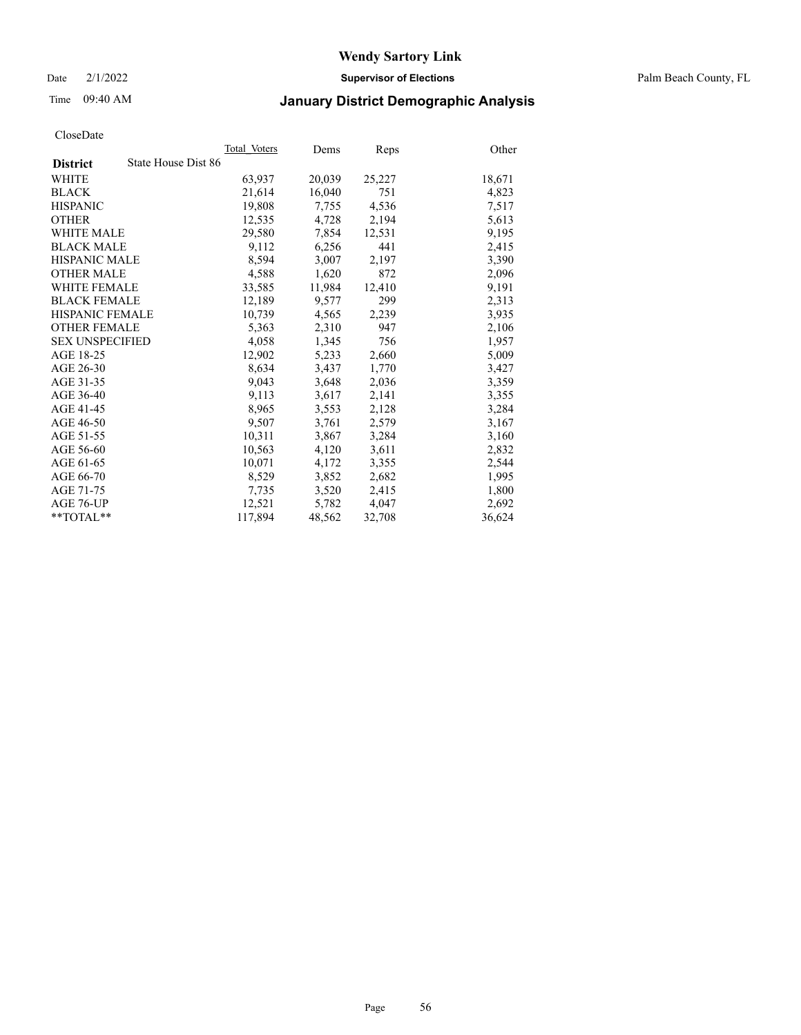# Wendy Sartory Link

Date 2/1/2022

**Supervisor of Elections**

Palm Beach County, FL

Time 09:40 AM

## January District Demographic Analysis

CloseDate

| District | State House Dist 86 | Total_Voters | Dems | Reps | Other |
|---|---|---|---|---|---|
| WHITE | | 63,937 | 20,039 | 25,227 | 18,671 |
| BLACK | | 21,614 | 16,040 | 751 | 4,823 |
| HISPANIC | | 19,808 | 7,755 | 4,536 | 7,517 |
| OTHER | | 12,535 | 4,728 | 2,194 | 5,613 |
| WHITE MALE | | 29,580 | 7,854 | 12,531 | 9,195 |
| BLACK MALE | | 9,112 | 6,256 | 441 | 2,415 |
| HISPANIC MALE | | 8,594 | 3,007 | 2,197 | 3,390 |
| OTHER MALE | | 4,588 | 1,620 | 872 | 2,096 |
| WHITE FEMALE | | 33,585 | 11,984 | 12,410 | 9,191 |
| BLACK FEMALE | | 12,189 | 9,577 | 299 | 2,313 |
| HISPANIC FEMALE | | 10,739 | 4,565 | 2,239 | 3,935 |
| OTHER FEMALE | | 5,363 | 2,310 | 947 | 2,106 |
| SEX UNSPECIFIED | | 4,058 | 1,345 | 756 | 1,957 |
| AGE 18-25 | | 12,902 | 5,233 | 2,660 | 5,009 |
| AGE 26-30 | | 8,634 | 3,437 | 1,770 | 3,427 |
| AGE 31-35 | | 9,043 | 3,648 | 2,036 | 3,359 |
| AGE 36-40 | | 9,113 | 3,617 | 2,141 | 3,355 |
| AGE 41-45 | | 8,965 | 3,553 | 2,128 | 3,284 |
| AGE 46-50 | | 9,507 | 3,761 | 2,579 | 3,167 |
| AGE 51-55 | | 10,311 | 3,867 | 3,284 | 3,160 |
| AGE 56-60 | | 10,563 | 4,120 | 3,611 | 2,832 |
| AGE 61-65 | | 10,071 | 4,172 | 3,355 | 2,544 |
| AGE 66-70 | | 8,529 | 3,852 | 2,682 | 1,995 |
| AGE 71-75 | | 7,735 | 3,520 | 2,415 | 1,800 |
| AGE 76-UP | | 12,521 | 5,782 | 4,047 | 2,692 |
| **TOTAL** | | 117,894 | 48,562 | 32,708 | 36,624 |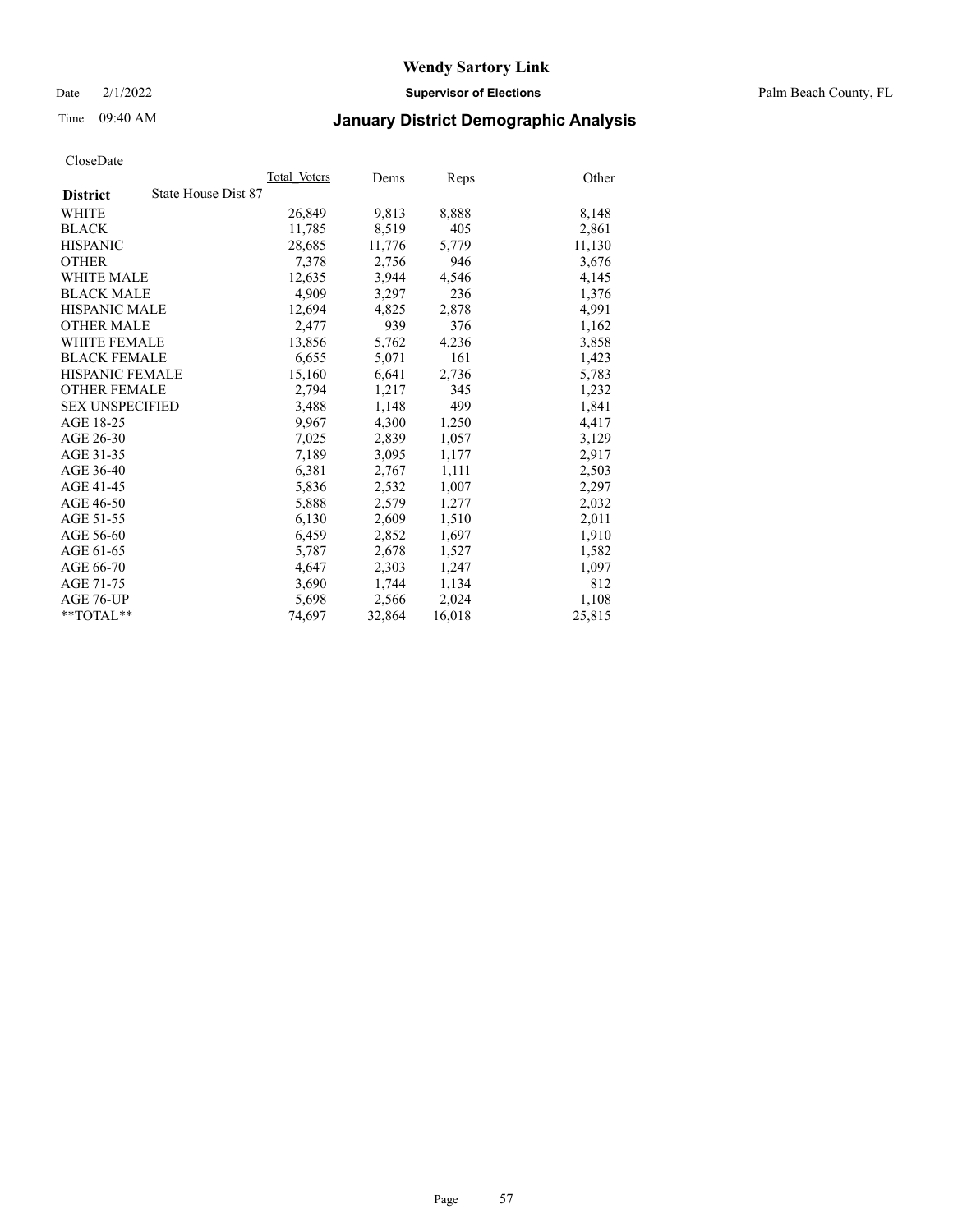# Wendy Sartory Link

Date 2/1/2022 **Supervisor of Elections** Palm Beach County, FL

Time 09:40 AM **January District Demographic Analysis**

CloseDate

| **District** State House Dist 87 | Total Voters | Dems | Reps | Other |
|---|---|---|---|---|
| WHITE | 26,849 | 9,813 | 8,888 | 8,148 |
| BLACK | 11,785 | 8,519 | 405 | 2,861 |
| HISPANIC | 28,685 | 11,776 | 5,779 | 11,130 |
| OTHER | 7,378 | 2,756 | 946 | 3,676 |
| WHITE MALE | 12,635 | 3,944 | 4,546 | 4,145 |
| BLACK MALE | 4,909 | 3,297 | 236 | 1,376 |
| HISPANIC MALE | 12,694 | 4,825 | 2,878 | 4,991 |
| OTHER MALE | 2,477 | 939 | 376 | 1,162 |
| WHITE FEMALE | 13,856 | 5,762 | 4,236 | 3,858 |
| BLACK FEMALE | 6,655 | 5,071 | 161 | 1,423 |
| HISPANIC FEMALE | 15,160 | 6,641 | 2,736 | 5,783 |
| OTHER FEMALE | 2,794 | 1,217 | 345 | 1,232 |
| SEX UNSPECIFIED | 3,488 | 1,148 | 499 | 1,841 |
| AGE 18-25 | 9,967 | 4,300 | 1,250 | 4,417 |
| AGE 26-30 | 7,025 | 2,839 | 1,057 | 3,129 |
| AGE 31-35 | 7,189 | 3,095 | 1,177 | 2,917 |
| AGE 36-40 | 6,381 | 2,767 | 1,111 | 2,503 |
| AGE 41-45 | 5,836 | 2,532 | 1,007 | 2,297 |
| AGE 46-50 | 5,888 | 2,579 | 1,277 | 2,032 |
| AGE 51-55 | 6,130 | 2,609 | 1,510 | 2,011 |
| AGE 56-60 | 6,459 | 2,852 | 1,697 | 1,910 |
| AGE 61-65 | 5,787 | 2,678 | 1,527 | 1,582 |
| AGE 66-70 | 4,647 | 2,303 | 1,247 | 1,097 |
| AGE 71-75 | 3,690 | 1,744 | 1,134 | 812 |
| AGE 76-UP | 5,698 | 2,566 | 2,024 | 1,108 |
| **TOTAL** | 74,697 | 32,864 | 16,018 | 25,815 |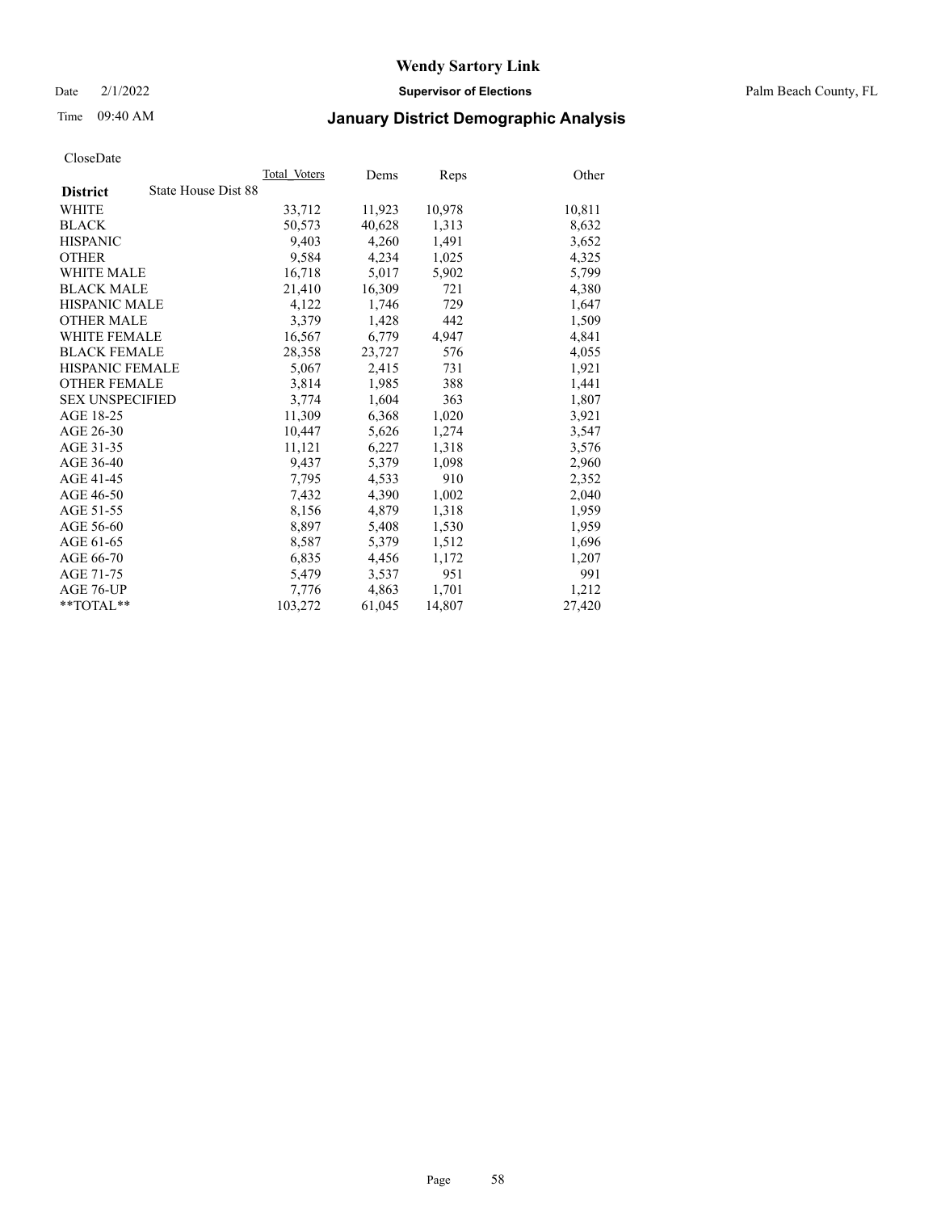# Wendy Sartory Link

Date 2/1/2022 **Supervisor of Elections** Palm Beach County, FL

Time 09:40 AM **January District Demographic Analysis**

CloseDate

| **District** State House Dist 88 | Total Voters | Dems | Reps | Other |
|---|---|---|---|---|
| WHITE | 33,712 | 11,923 | 10,978 | 10,811 |
| BLACK | 50,573 | 40,628 | 1,313 | 8,632 |
| HISPANIC | 9,403 | 4,260 | 1,491 | 3,652 |
| OTHER | 9,584 | 4,234 | 1,025 | 4,325 |
| WHITE MALE | 16,718 | 5,017 | 5,902 | 5,799 |
| BLACK MALE | 21,410 | 16,309 | 721 | 4,380 |
| HISPANIC MALE | 4,122 | 1,746 | 729 | 1,647 |
| OTHER MALE | 3,379 | 1,428 | 442 | 1,509 |
| WHITE FEMALE | 16,567 | 6,779 | 4,947 | 4,841 |
| BLACK FEMALE | 28,358 | 23,727 | 576 | 4,055 |
| HISPANIC FEMALE | 5,067 | 2,415 | 731 | 1,921 |
| OTHER FEMALE | 3,814 | 1,985 | 388 | 1,441 |
| SEX UNSPECIFIED | 3,774 | 1,604 | 363 | 1,807 |
| AGE 18-25 | 11,309 | 6,368 | 1,020 | 3,921 |
| AGE 26-30 | 10,447 | 5,626 | 1,274 | 3,547 |
| AGE 31-35 | 11,121 | 6,227 | 1,318 | 3,576 |
| AGE 36-40 | 9,437 | 5,379 | 1,098 | 2,960 |
| AGE 41-45 | 7,795 | 4,533 | 910 | 2,352 |
| AGE 46-50 | 7,432 | 4,390 | 1,002 | 2,040 |
| AGE 51-55 | 8,156 | 4,879 | 1,318 | 1,959 |
| AGE 56-60 | 8,897 | 5,408 | 1,530 | 1,959 |
| AGE 61-65 | 8,587 | 5,379 | 1,512 | 1,696 |
| AGE 66-70 | 6,835 | 4,456 | 1,172 | 1,207 |
| AGE 71-75 | 5,479 | 3,537 | 951 | 991 |
| AGE 76-UP | 7,776 | 4,863 | 1,701 | 1,212 |
| **TOTAL** | 103,272 | 61,045 | 14,807 | 27,420 |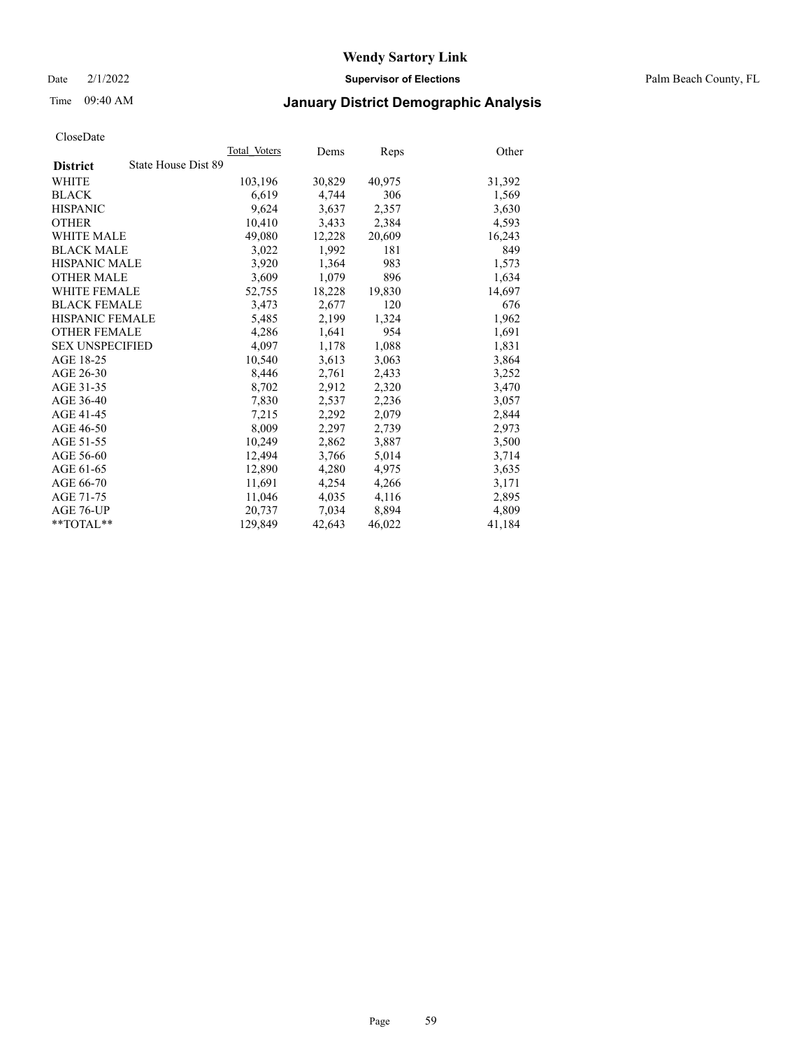# Wendy Sartory Link

Date 2/1/2022 **Supervisor of Elections** Palm Beach County, FL

Time 09:40 AM **January District Demographic Analysis**

CloseDate

| **District** State House Dist 89 | Total_Voters | Dems | Reps | Other |
|---|---|---|---|---|
| WHITE | 103,196 | 30,829 | 40,975 | 31,392 |
| BLACK | 6,619 | 4,744 | 306 | 1,569 |
| HISPANIC | 9,624 | 3,637 | 2,357 | 3,630 |
| OTHER | 10,410 | 3,433 | 2,384 | 4,593 |
| WHITE MALE | 49,080 | 12,228 | 20,609 | 16,243 |
| BLACK MALE | 3,022 | 1,992 | 181 | 849 |
| HISPANIC MALE | 3,920 | 1,364 | 983 | 1,573 |
| OTHER MALE | 3,609 | 1,079 | 896 | 1,634 |
| WHITE FEMALE | 52,755 | 18,228 | 19,830 | 14,697 |
| BLACK FEMALE | 3,473 | 2,677 | 120 | 676 |
| HISPANIC FEMALE | 5,485 | 2,199 | 1,324 | 1,962 |
| OTHER FEMALE | 4,286 | 1,641 | 954 | 1,691 |
| SEX UNSPECIFIED | 4,097 | 1,178 | 1,088 | 1,831 |
| AGE 18-25 | 10,540 | 3,613 | 3,063 | 3,864 |
| AGE 26-30 | 8,446 | 2,761 | 2,433 | 3,252 |
| AGE 31-35 | 8,702 | 2,912 | 2,320 | 3,470 |
| AGE 36-40 | 7,830 | 2,537 | 2,236 | 3,057 |
| AGE 41-45 | 7,215 | 2,292 | 2,079 | 2,844 |
| AGE 46-50 | 8,009 | 2,297 | 2,739 | 2,973 |
| AGE 51-55 | 10,249 | 2,862 | 3,887 | 3,500 |
| AGE 56-60 | 12,494 | 3,766 | 5,014 | 3,714 |
| AGE 61-65 | 12,890 | 4,280 | 4,975 | 3,635 |
| AGE 66-70 | 11,691 | 4,254 | 4,266 | 3,171 |
| AGE 71-75 | 11,046 | 4,035 | 4,116 | 2,895 |
| AGE 76-UP | 20,737 | 7,034 | 8,894 | 4,809 |
| **TOTAL** | 129,849 | 42,643 | 46,022 | 41,184 |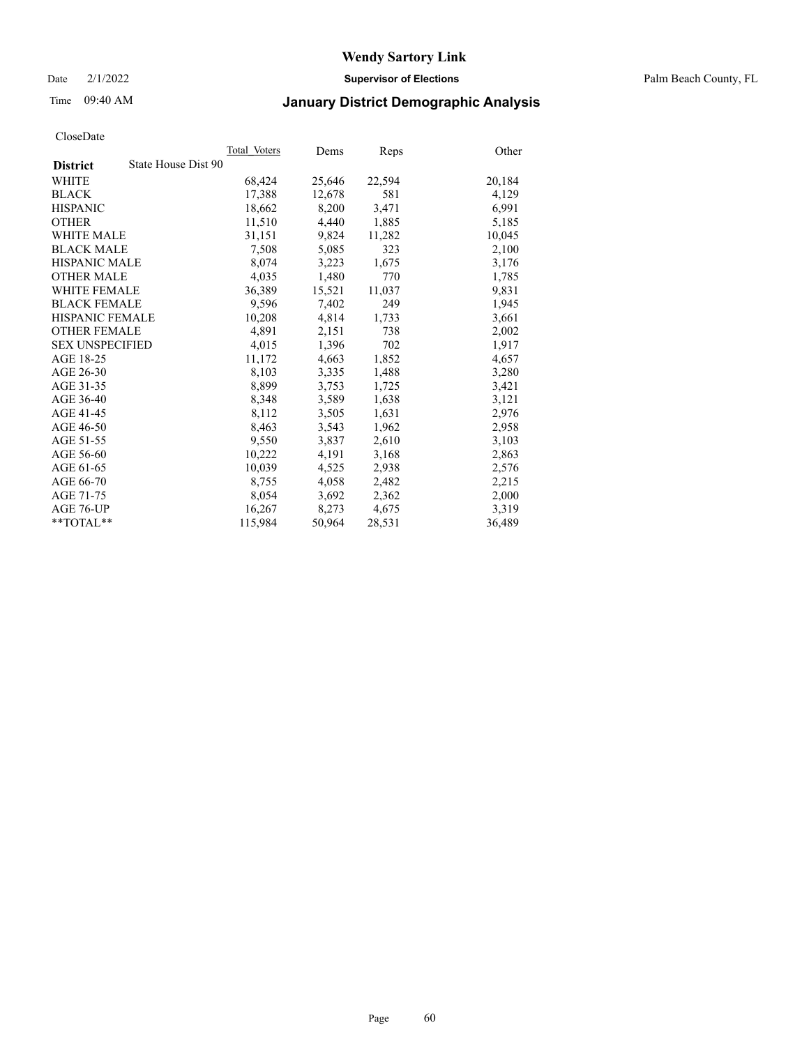# Wendy Sartory Link

Date 2/1/2022 **Supervisor of Elections** Palm Beach County, FL

Time 09:40 AM

## January District Demographic Analysis

CloseDate

| **District** | State House Dist 90 | Total Voters | Dems | Reps | Other |
|---|---|---|---|---|---|
| WHITE | | 68,424 | 25,646 | 22,594 | 20,184 |
| BLACK | | 17,388 | 12,678 | 581 | 4,129 |
| HISPANIC | | 18,662 | 8,200 | 3,471 | 6,991 |
| OTHER | | 11,510 | 4,440 | 1,885 | 5,185 |
| WHITE MALE | | 31,151 | 9,824 | 11,282 | 10,045 |
| BLACK MALE | | 7,508 | 5,085 | 323 | 2,100 |
| HISPANIC MALE | | 8,074 | 3,223 | 1,675 | 3,176 |
| OTHER MALE | | 4,035 | 1,480 | 770 | 1,785 |
| WHITE FEMALE | | 36,389 | 15,521 | 11,037 | 9,831 |
| BLACK FEMALE | | 9,596 | 7,402 | 249 | 1,945 |
| HISPANIC FEMALE | | 10,208 | 4,814 | 1,733 | 3,661 |
| OTHER FEMALE | | 4,891 | 2,151 | 738 | 2,002 |
| SEX UNSPECIFIED | | 4,015 | 1,396 | 702 | 1,917 |
| AGE 18-25 | | 11,172 | 4,663 | 1,852 | 4,657 |
| AGE 26-30 | | 8,103 | 3,335 | 1,488 | 3,280 |
| AGE 31-35 | | 8,899 | 3,753 | 1,725 | 3,421 |
| AGE 36-40 | | 8,348 | 3,589 | 1,638 | 3,121 |
| AGE 41-45 | | 8,112 | 3,505 | 1,631 | 2,976 |
| AGE 46-50 | | 8,463 | 3,543 | 1,962 | 2,958 |
| AGE 51-55 | | 9,550 | 3,837 | 2,610 | 3,103 |
| AGE 56-60 | | 10,222 | 4,191 | 3,168 | 2,863 |
| AGE 61-65 | | 10,039 | 4,525 | 2,938 | 2,576 |
| AGE 66-70 | | 8,755 | 4,058 | 2,482 | 2,215 |
| AGE 71-75 | | 8,054 | 3,692 | 2,362 | 2,000 |
| AGE 76-UP | | 16,267 | 8,273 | 4,675 | 3,319 |
| **TOTAL** | | 115,984 | 50,964 | 28,531 | 36,489 |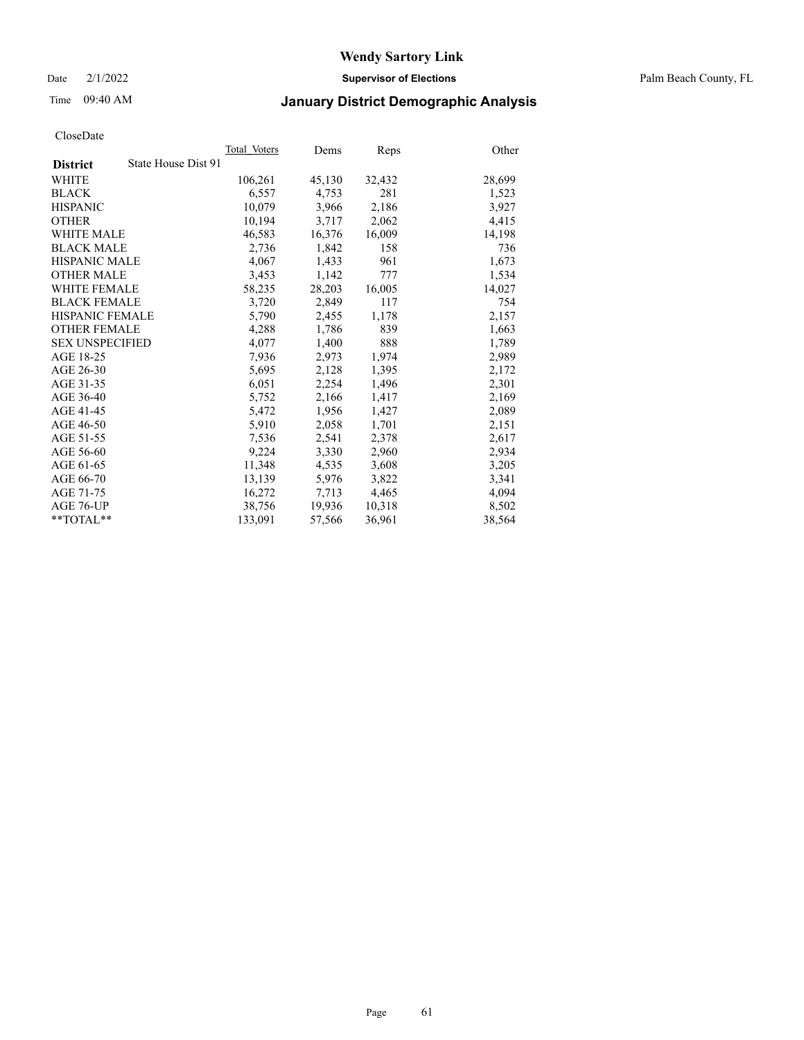# Wendy Sartory Link

**Supervisor of Elections**

Palm Beach County, FL

Date 2/1/2022

Time 09:40 AM

## January District Demographic Analysis

CloseDate

| District | State House Dist 91 | Total_Voters | Dems | Reps | Other |
|---|---|---|---|---|---|
| WHITE | | 106,261 | 45,130 | 32,432 | 28,699 |
| BLACK | | 6,557 | 4,753 | 281 | 1,523 |
| HISPANIC | | 10,079 | 3,966 | 2,186 | 3,927 |
| OTHER | | 10,194 | 3,717 | 2,062 | 4,415 |
| WHITE MALE | | 46,583 | 16,376 | 16,009 | 14,198 |
| BLACK MALE | | 2,736 | 1,842 | 158 | 736 |
| HISPANIC MALE | | 4,067 | 1,433 | 961 | 1,673 |
| OTHER MALE | | 3,453 | 1,142 | 777 | 1,534 |
| WHITE FEMALE | | 58,235 | 28,203 | 16,005 | 14,027 |
| BLACK FEMALE | | 3,720 | 2,849 | 117 | 754 |
| HISPANIC FEMALE | | 5,790 | 2,455 | 1,178 | 2,157 |
| OTHER FEMALE | | 4,288 | 1,786 | 839 | 1,663 |
| SEX UNSPECIFIED | | 4,077 | 1,400 | 888 | 1,789 |
| AGE 18-25 | | 7,936 | 2,973 | 1,974 | 2,989 |
| AGE 26-30 | | 5,695 | 2,128 | 1,395 | 2,172 |
| AGE 31-35 | | 6,051 | 2,254 | 1,496 | 2,301 |
| AGE 36-40 | | 5,752 | 2,166 | 1,417 | 2,169 |
| AGE 41-45 | | 5,472 | 1,956 | 1,427 | 2,089 |
| AGE 46-50 | | 5,910 | 2,058 | 1,701 | 2,151 |
| AGE 51-55 | | 7,536 | 2,541 | 2,378 | 2,617 |
| AGE 56-60 | | 9,224 | 3,330 | 2,960 | 2,934 |
| AGE 61-65 | | 11,348 | 4,535 | 3,608 | 3,205 |
| AGE 66-70 | | 13,139 | 5,976 | 3,822 | 3,341 |
| AGE 71-75 | | 16,272 | 7,713 | 4,465 | 4,094 |
| AGE 76-UP | | 38,756 | 19,936 | 10,318 | 8,502 |
| **TOTAL** | | 133,091 | 57,566 | 36,961 | 38,564 |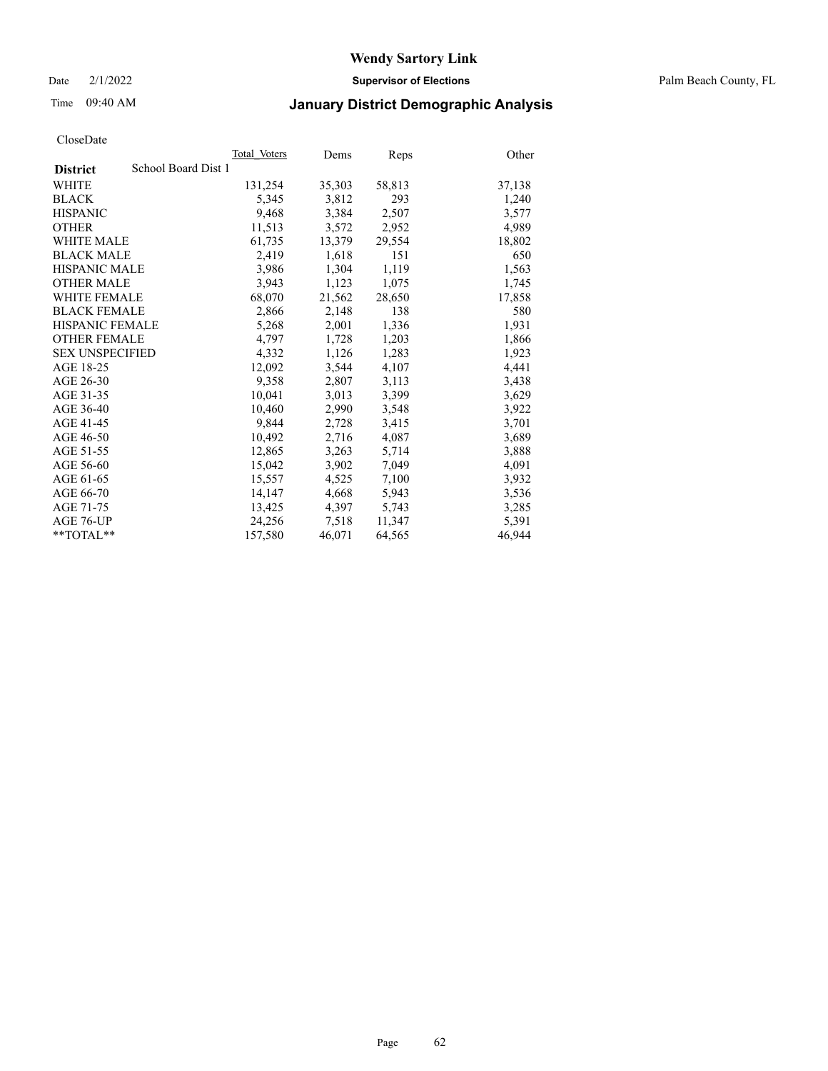# Wendy Sartory Link

Date 2/1/2022 **Supervisor of Elections** Palm Beach County, FL

Time 09:40 AM **January District Demographic Analysis**

CloseDate

| **District** School Board Dist 1 | Total Voters | Dems | Reps | Other |
|---|---|---|---|---|
| WHITE | 131,254 | 35,303 | 58,813 | 37,138 |
| BLACK | 5,345 | 3,812 | 293 | 1,240 |
| HISPANIC | 9,468 | 3,384 | 2,507 | 3,577 |
| OTHER | 11,513 | 3,572 | 2,952 | 4,989 |
| WHITE MALE | 61,735 | 13,379 | 29,554 | 18,802 |
| BLACK MALE | 2,419 | 1,618 | 151 | 650 |
| HISPANIC MALE | 3,986 | 1,304 | 1,119 | 1,563 |
| OTHER MALE | 3,943 | 1,123 | 1,075 | 1,745 |
| WHITE FEMALE | 68,070 | 21,562 | 28,650 | 17,858 |
| BLACK FEMALE | 2,866 | 2,148 | 138 | 580 |
| HISPANIC FEMALE | 5,268 | 2,001 | 1,336 | 1,931 |
| OTHER FEMALE | 4,797 | 1,728 | 1,203 | 1,866 |
| SEX UNSPECIFIED | 4,332 | 1,126 | 1,283 | 1,923 |
| AGE 18-25 | 12,092 | 3,544 | 4,107 | 4,441 |
| AGE 26-30 | 9,358 | 2,807 | 3,113 | 3,438 |
| AGE 31-35 | 10,041 | 3,013 | 3,399 | 3,629 |
| AGE 36-40 | 10,460 | 2,990 | 3,548 | 3,922 |
| AGE 41-45 | 9,844 | 2,728 | 3,415 | 3,701 |
| AGE 46-50 | 10,492 | 2,716 | 4,087 | 3,689 |
| AGE 51-55 | 12,865 | 3,263 | 5,714 | 3,888 |
| AGE 56-60 | 15,042 | 3,902 | 7,049 | 4,091 |
| AGE 61-65 | 15,557 | 4,525 | 7,100 | 3,932 |
| AGE 66-70 | 14,147 | 4,668 | 5,943 | 3,536 |
| AGE 71-75 | 13,425 | 4,397 | 5,743 | 3,285 |
| AGE 76-UP | 24,256 | 7,518 | 11,347 | 5,391 |
| **TOTAL** | 157,580 | 46,071 | 64,565 | 46,944 |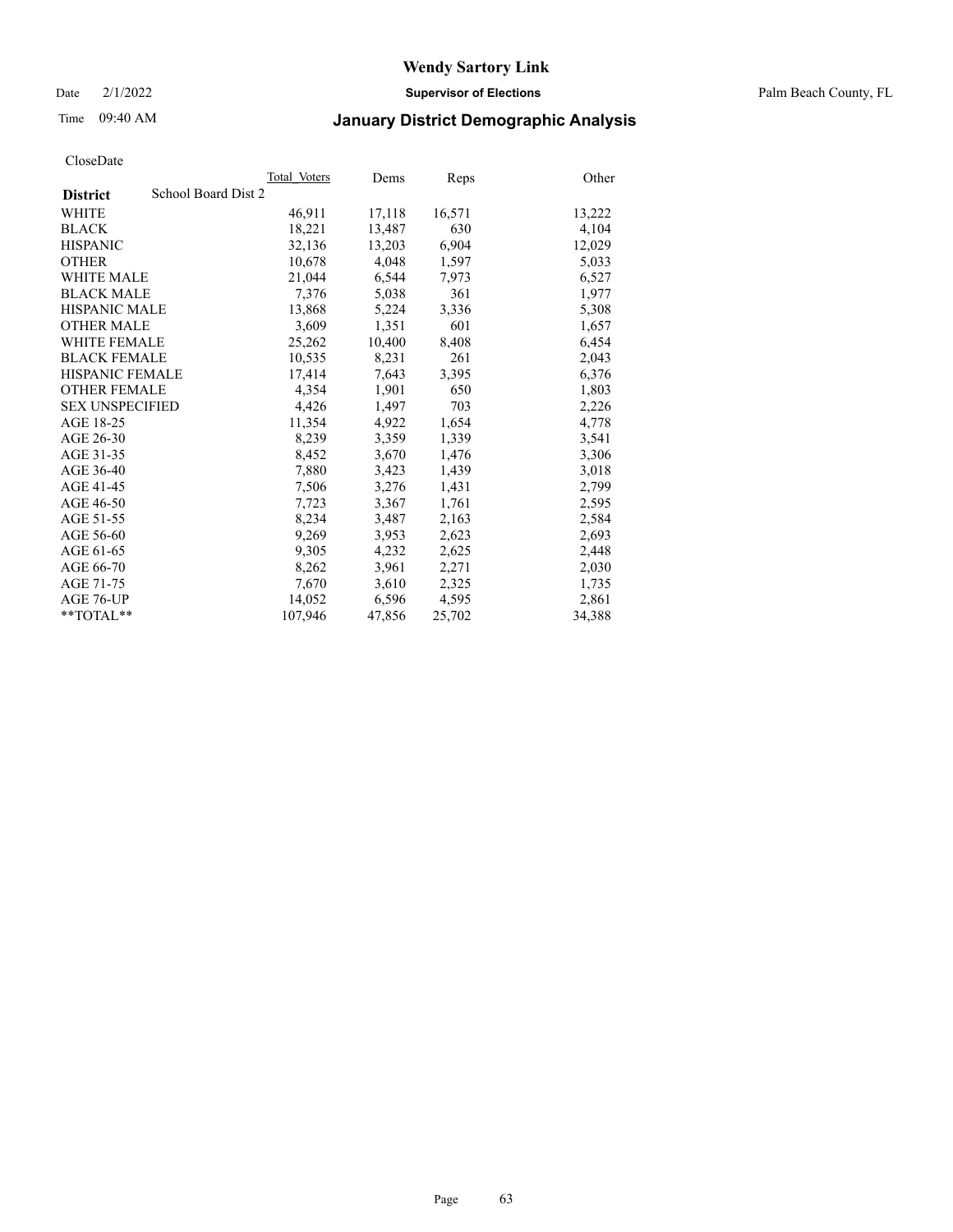# Wendy Sartory Link

Date 2/1/2022

**Supervisor of Elections**

Palm Beach County, FL

Time 09:40 AM

## January District Demographic Analysis

CloseDate

| **District** School Board Dist 2 | Total Voters | Dems | Reps | Other |
|---|---|---|---|---|
| WHITE | 46,911 | 17,118 | 16,571 | 13,222 |
| BLACK | 18,221 | 13,487 | 630 | 4,104 |
| HISPANIC | 32,136 | 13,203 | 6,904 | 12,029 |
| OTHER | 10,678 | 4,048 | 1,597 | 5,033 |
| WHITE MALE | 21,044 | 6,544 | 7,973 | 6,527 |
| BLACK MALE | 7,376 | 5,038 | 361 | 1,977 |
| HISPANIC MALE | 13,868 | 5,224 | 3,336 | 5,308 |
| OTHER MALE | 3,609 | 1,351 | 601 | 1,657 |
| WHITE FEMALE | 25,262 | 10,400 | 8,408 | 6,454 |
| BLACK FEMALE | 10,535 | 8,231 | 261 | 2,043 |
| HISPANIC FEMALE | 17,414 | 7,643 | 3,395 | 6,376 |
| OTHER FEMALE | 4,354 | 1,901 | 650 | 1,803 |
| SEX UNSPECIFIED | 4,426 | 1,497 | 703 | 2,226 |
| AGE 18-25 | 11,354 | 4,922 | 1,654 | 4,778 |
| AGE 26-30 | 8,239 | 3,359 | 1,339 | 3,541 |
| AGE 31-35 | 8,452 | 3,670 | 1,476 | 3,306 |
| AGE 36-40 | 7,880 | 3,423 | 1,439 | 3,018 |
| AGE 41-45 | 7,506 | 3,276 | 1,431 | 2,799 |
| AGE 46-50 | 7,723 | 3,367 | 1,761 | 2,595 |
| AGE 51-55 | 8,234 | 3,487 | 2,163 | 2,584 |
| AGE 56-60 | 9,269 | 3,953 | 2,623 | 2,693 |
| AGE 61-65 | 9,305 | 4,232 | 2,625 | 2,448 |
| AGE 66-70 | 8,262 | 3,961 | 2,271 | 2,030 |
| AGE 71-75 | 7,670 | 3,610 | 2,325 | 1,735 |
| AGE 76-UP | 14,052 | 6,596 | 4,595 | 2,861 |
| **TOTAL** | 107,946 | 47,856 | 25,702 | 34,388 |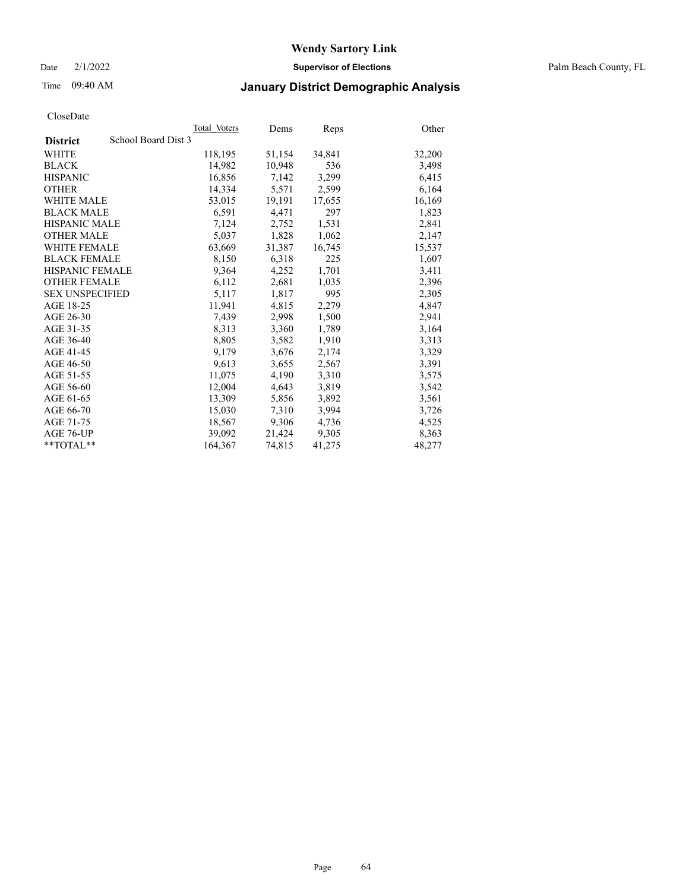# Wendy Sartory Link

Date 2/1/2022 **Supervisor of Elections** Palm Beach County, FL

Time 09:40 AM **January District Demographic Analysis**

CloseDate

| **District** School Board Dist 3 | Total Voters | Dems | Reps | Other |
|---|---|---|---|---|
| WHITE | 118,195 | 51,154 | 34,841 | 32,200 |
| BLACK | 14,982 | 10,948 | 536 | 3,498 |
| HISPANIC | 16,856 | 7,142 | 3,299 | 6,415 |
| OTHER | 14,334 | 5,571 | 2,599 | 6,164 |
| WHITE MALE | 53,015 | 19,191 | 17,655 | 16,169 |
| BLACK MALE | 6,591 | 4,471 | 297 | 1,823 |
| HISPANIC MALE | 7,124 | 2,752 | 1,531 | 2,841 |
| OTHER MALE | 5,037 | 1,828 | 1,062 | 2,147 |
| WHITE FEMALE | 63,669 | 31,387 | 16,745 | 15,537 |
| BLACK FEMALE | 8,150 | 6,318 | 225 | 1,607 |
| HISPANIC FEMALE | 9,364 | 4,252 | 1,701 | 3,411 |
| OTHER FEMALE | 6,112 | 2,681 | 1,035 | 2,396 |
| SEX UNSPECIFIED | 5,117 | 1,817 | 995 | 2,305 |
| AGE 18-25 | 11,941 | 4,815 | 2,279 | 4,847 |
| AGE 26-30 | 7,439 | 2,998 | 1,500 | 2,941 |
| AGE 31-35 | 8,313 | 3,360 | 1,789 | 3,164 |
| AGE 36-40 | 8,805 | 3,582 | 1,910 | 3,313 |
| AGE 41-45 | 9,179 | 3,676 | 2,174 | 3,329 |
| AGE 46-50 | 9,613 | 3,655 | 2,567 | 3,391 |
| AGE 51-55 | 11,075 | 4,190 | 3,310 | 3,575 |
| AGE 56-60 | 12,004 | 4,643 | 3,819 | 3,542 |
| AGE 61-65 | 13,309 | 5,856 | 3,892 | 3,561 |
| AGE 66-70 | 15,030 | 7,310 | 3,994 | 3,726 |
| AGE 71-75 | 18,567 | 9,306 | 4,736 | 4,525 |
| AGE 76-UP | 39,092 | 21,424 | 9,305 | 8,363 |
| **TOTAL** | 164,367 | 74,815 | 41,275 | 48,277 |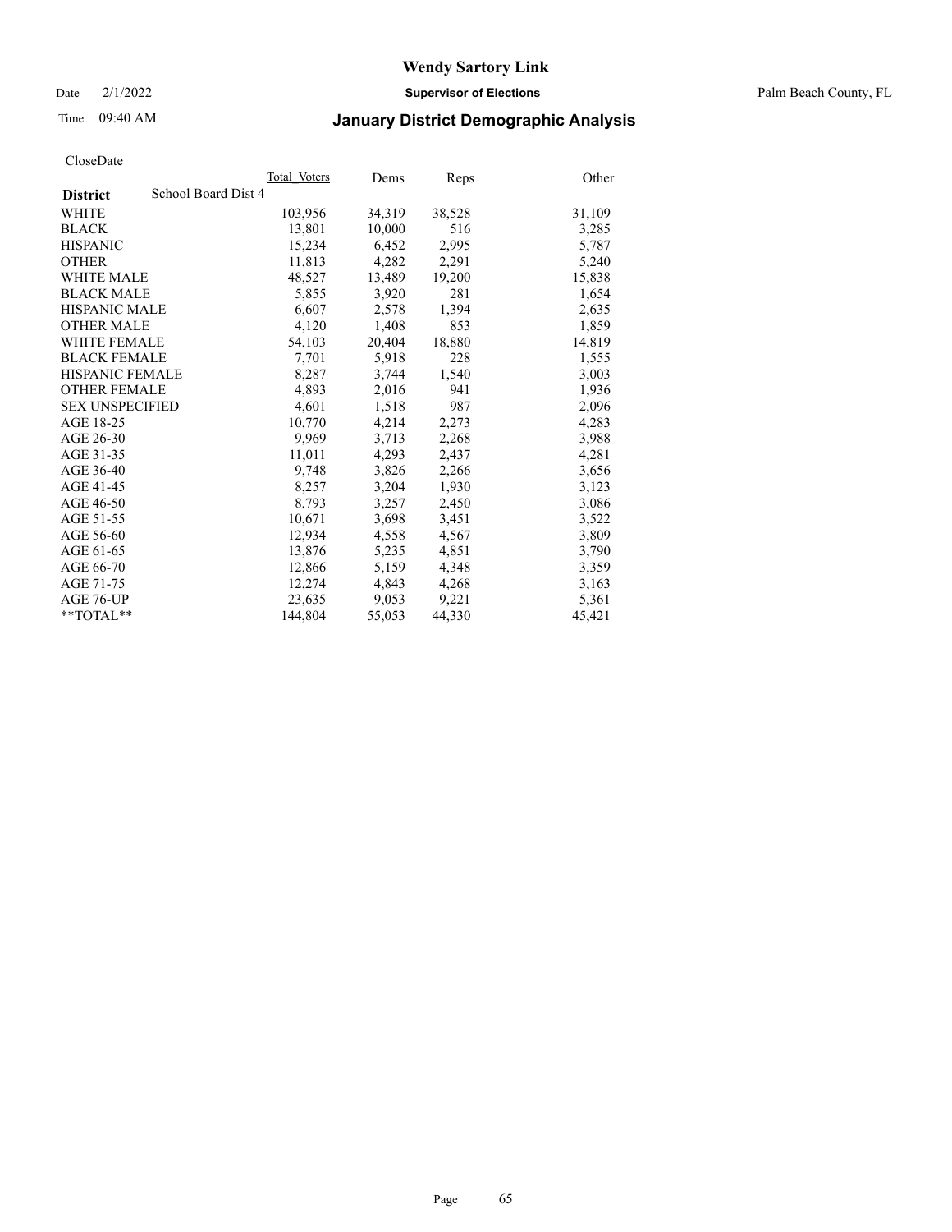CloseDate

| District | School Board Dist 4 | Total_Voters | Dems | Reps | Other |
|---|---|---|---|---|---|
| WHITE | | 103,956 | 34,319 | 38,528 | 31,109 |
| BLACK | | 13,801 | 10,000 | 516 | 3,285 |
| HISPANIC | | 15,234 | 6,452 | 2,995 | 5,787 |
| OTHER | | 11,813 | 4,282 | 2,291 | 5,240 |
| WHITE MALE | | 48,527 | 13,489 | 19,200 | 15,838 |
| BLACK MALE | | 5,855 | 3,920 | 281 | 1,654 |
| HISPANIC MALE | | 6,607 | 2,578 | 1,394 | 2,635 |
| OTHER MALE | | 4,120 | 1,408 | 853 | 1,859 |
| WHITE FEMALE | | 54,103 | 20,404 | 18,880 | 14,819 |
| BLACK FEMALE | | 7,701 | 5,918 | 228 | 1,555 |
| HISPANIC FEMALE | | 8,287 | 3,744 | 1,540 | 3,003 |
| OTHER FEMALE | | 4,893 | 2,016 | 941 | 1,936 |
| SEX UNSPECIFIED | | 4,601 | 1,518 | 987 | 2,096 |
| AGE 18-25 | | 10,770 | 4,214 | 2,273 | 4,283 |
| AGE 26-30 | | 9,969 | 3,713 | 2,268 | 3,988 |
| AGE 31-35 | | 11,011 | 4,293 | 2,437 | 4,281 |
| AGE 36-40 | | 9,748 | 3,826 | 2,266 | 3,656 |
| AGE 41-45 | | 8,257 | 3,204 | 1,930 | 3,123 |
| AGE 46-50 | | 8,793 | 3,257 | 2,450 | 3,086 |
| AGE 51-55 | | 10,671 | 3,698 | 3,451 | 3,522 |
| AGE 56-60 | | 12,934 | 4,558 | 4,567 | 3,809 |
| AGE 61-65 | | 13,876 | 5,235 | 4,851 | 3,790 |
| AGE 66-70 | | 12,866 | 5,159 | 4,348 | 3,359 |
| AGE 71-75 | | 12,274 | 4,843 | 4,268 | 3,163 |
| AGE 76-UP | | 23,635 | 9,053 | 9,221 | 5,361 |
| **TOTAL** | | 144,804 | 55,053 | 44,330 | 45,421 |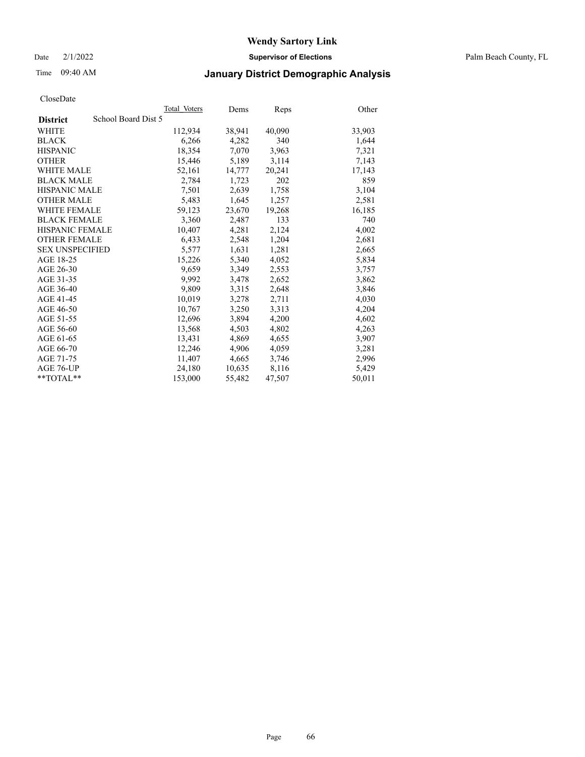# Wendy Sartory Link

Date 2/1/2022 **Supervisor of Elections** Palm Beach County, FL

Time 09:40 AM **January District Demographic Analysis**

CloseDate

| District | School Board Dist 5 | Total Voters | Dems | Reps | Other |
|---|---|---|---|---|---|
| WHITE | | 112,934 | 38,941 | 40,090 | 33,903 |
| BLACK | | 6,266 | 4,282 | 340 | 1,644 |
| HISPANIC | | 18,354 | 7,070 | 3,963 | 7,321 |
| OTHER | | 15,446 | 5,189 | 3,114 | 7,143 |
| WHITE MALE | | 52,161 | 14,777 | 20,241 | 17,143 |
| BLACK MALE | | 2,784 | 1,723 | 202 | 859 |
| HISPANIC MALE | | 7,501 | 2,639 | 1,758 | 3,104 |
| OTHER MALE | | 5,483 | 1,645 | 1,257 | 2,581 |
| WHITE FEMALE | | 59,123 | 23,670 | 19,268 | 16,185 |
| BLACK FEMALE | | 3,360 | 2,487 | 133 | 740 |
| HISPANIC FEMALE | | 10,407 | 4,281 | 2,124 | 4,002 |
| OTHER FEMALE | | 6,433 | 2,548 | 1,204 | 2,681 |
| SEX UNSPECIFIED | | 5,577 | 1,631 | 1,281 | 2,665 |
| AGE 18-25 | | 15,226 | 5,340 | 4,052 | 5,834 |
| AGE 26-30 | | 9,659 | 3,349 | 2,553 | 3,757 |
| AGE 31-35 | | 9,992 | 3,478 | 2,652 | 3,862 |
| AGE 36-40 | | 9,809 | 3,315 | 2,648 | 3,846 |
| AGE 41-45 | | 10,019 | 3,278 | 2,711 | 4,030 |
| AGE 46-50 | | 10,767 | 3,250 | 3,313 | 4,204 |
| AGE 51-55 | | 12,696 | 3,894 | 4,200 | 4,602 |
| AGE 56-60 | | 13,568 | 4,503 | 4,802 | 4,263 |
| AGE 61-65 | | 13,431 | 4,869 | 4,655 | 3,907 |
| AGE 66-70 | | 12,246 | 4,906 | 4,059 | 3,281 |
| AGE 71-75 | | 11,407 | 4,665 | 3,746 | 2,996 |
| AGE 76-UP | | 24,180 | 10,635 | 8,116 | 5,429 |
| **TOTAL** | | 153,000 | 55,482 | 47,507 | 50,011 |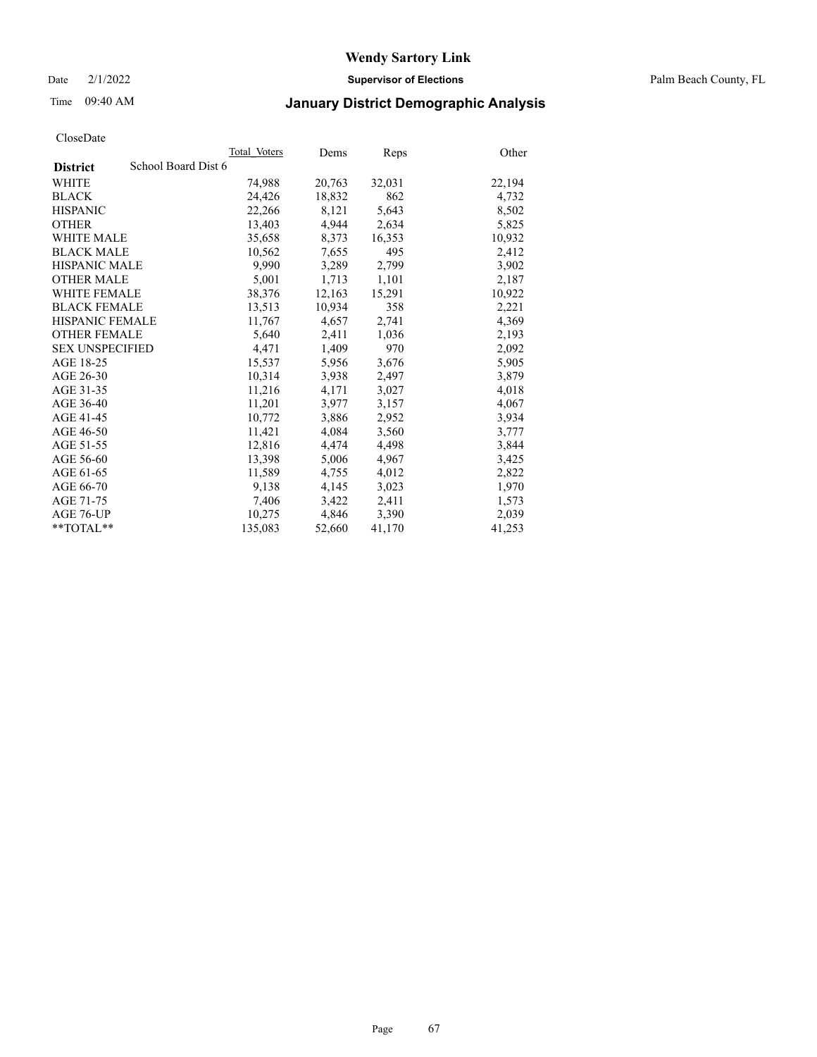# Wendy Sartory Link

Date 2/1/2022 **Supervisor of Elections** Palm Beach County, FL

Time 09:40 AM **January District Demographic Analysis**

CloseDate

| **District** School Board Dist 6 | Total Voters | Dems | Reps | Other |
|---|---|---|---|---|
| WHITE | 74,988 | 20,763 | 32,031 | 22,194 |
| BLACK | 24,426 | 18,832 | 862 | 4,732 |
| HISPANIC | 22,266 | 8,121 | 5,643 | 8,502 |
| OTHER | 13,403 | 4,944 | 2,634 | 5,825 |
| WHITE MALE | 35,658 | 8,373 | 16,353 | 10,932 |
| BLACK MALE | 10,562 | 7,655 | 495 | 2,412 |
| HISPANIC MALE | 9,990 | 3,289 | 2,799 | 3,902 |
| OTHER MALE | 5,001 | 1,713 | 1,101 | 2,187 |
| WHITE FEMALE | 38,376 | 12,163 | 15,291 | 10,922 |
| BLACK FEMALE | 13,513 | 10,934 | 358 | 2,221 |
| HISPANIC FEMALE | 11,767 | 4,657 | 2,741 | 4,369 |
| OTHER FEMALE | 5,640 | 2,411 | 1,036 | 2,193 |
| SEX UNSPECIFIED | 4,471 | 1,409 | 970 | 2,092 |
| AGE 18-25 | 15,537 | 5,956 | 3,676 | 5,905 |
| AGE 26-30 | 10,314 | 3,938 | 2,497 | 3,879 |
| AGE 31-35 | 11,216 | 4,171 | 3,027 | 4,018 |
| AGE 36-40 | 11,201 | 3,977 | 3,157 | 4,067 |
| AGE 41-45 | 10,772 | 3,886 | 2,952 | 3,934 |
| AGE 46-50 | 11,421 | 4,084 | 3,560 | 3,777 |
| AGE 51-55 | 12,816 | 4,474 | 4,498 | 3,844 |
| AGE 56-60 | 13,398 | 5,006 | 4,967 | 3,425 |
| AGE 61-65 | 11,589 | 4,755 | 4,012 | 2,822 |
| AGE 66-70 | 9,138 | 4,145 | 3,023 | 1,970 |
| AGE 71-75 | 7,406 | 3,422 | 2,411 | 1,573 |
| AGE 76-UP | 10,275 | 4,846 | 3,390 | 2,039 |
| **TOTAL** | 135,083 | 52,660 | 41,170 | 41,253 |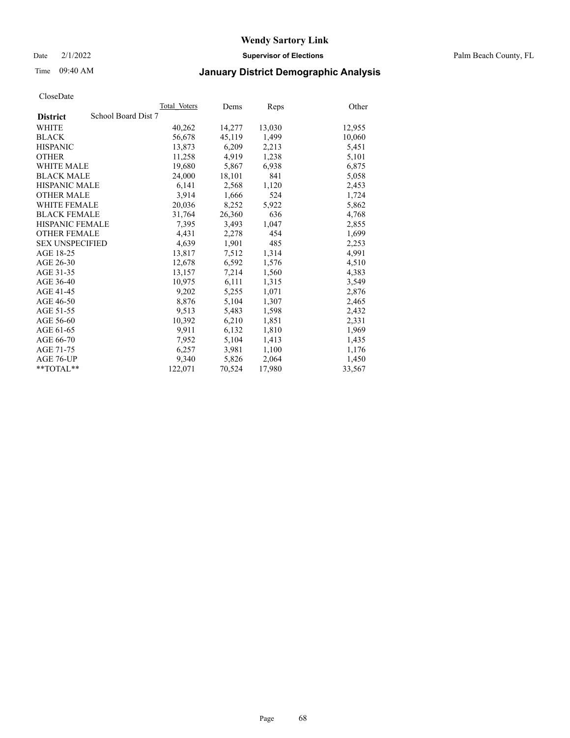# Wendy Sartory Link

Date 2/1/2022 **Supervisor of Elections** Palm Beach County, FL

Time 09:40 AM **January District Demographic Analysis**

CloseDate

| **District** School Board Dist 7 | Total Voters | Dems | Reps | Other |
|---|---|---|---|---|
| WHITE | 40,262 | 14,277 | 13,030 | 12,955 |
| BLACK | 56,678 | 45,119 | 1,499 | 10,060 |
| HISPANIC | 13,873 | 6,209 | 2,213 | 5,451 |
| OTHER | 11,258 | 4,919 | 1,238 | 5,101 |
| WHITE MALE | 19,680 | 5,867 | 6,938 | 6,875 |
| BLACK MALE | 24,000 | 18,101 | 841 | 5,058 |
| HISPANIC MALE | 6,141 | 2,568 | 1,120 | 2,453 |
| OTHER MALE | 3,914 | 1,666 | 524 | 1,724 |
| WHITE FEMALE | 20,036 | 8,252 | 5,922 | 5,862 |
| BLACK FEMALE | 31,764 | 26,360 | 636 | 4,768 |
| HISPANIC FEMALE | 7,395 | 3,493 | 1,047 | 2,855 |
| OTHER FEMALE | 4,431 | 2,278 | 454 | 1,699 |
| SEX UNSPECIFIED | 4,639 | 1,901 | 485 | 2,253 |
| AGE 18-25 | 13,817 | 7,512 | 1,314 | 4,991 |
| AGE 26-30 | 12,678 | 6,592 | 1,576 | 4,510 |
| AGE 31-35 | 13,157 | 7,214 | 1,560 | 4,383 |
| AGE 36-40 | 10,975 | 6,111 | 1,315 | 3,549 |
| AGE 41-45 | 9,202 | 5,255 | 1,071 | 2,876 |
| AGE 46-50 | 8,876 | 5,104 | 1,307 | 2,465 |
| AGE 51-55 | 9,513 | 5,483 | 1,598 | 2,432 |
| AGE 56-60 | 10,392 | 6,210 | 1,851 | 2,331 |
| AGE 61-65 | 9,911 | 6,132 | 1,810 | 1,969 |
| AGE 66-70 | 7,952 | 5,104 | 1,413 | 1,435 |
| AGE 71-75 | 6,257 | 3,981 | 1,100 | 1,176 |
| AGE 76-UP | 9,340 | 5,826 | 2,064 | 1,450 |
| **TOTAL** | 122,071 | 70,524 | 17,980 | 33,567 |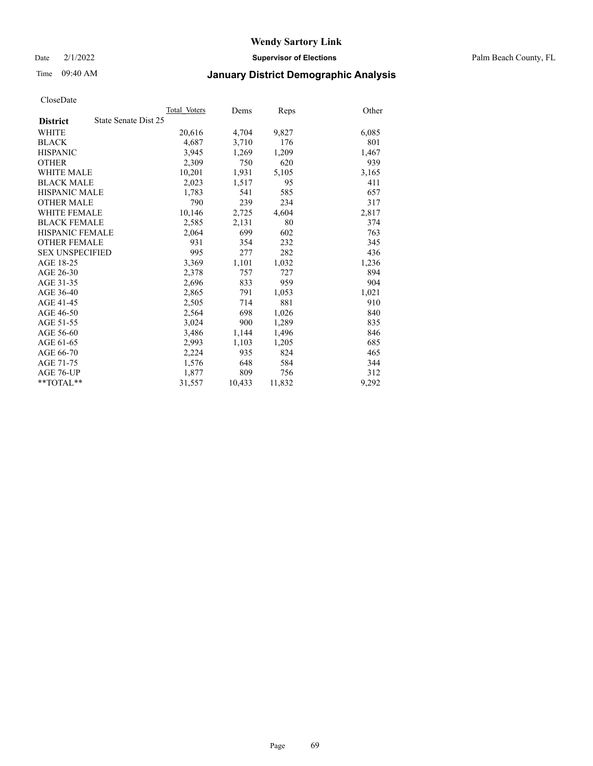# Wendy Sartory Link

Date 2/1/2022 **Supervisor of Elections** Palm Beach County, FL

Time 09:40 AM **January District Demographic Analysis**

CloseDate

| **District** | State Senate Dist 25 | Total_Voters | Dems | Reps | Other |
|---|---|---|---|---|---|
| WHITE | | 20,616 | 4,704 | 9,827 | 6,085 |
| BLACK | | 4,687 | 3,710 | 176 | 801 |
| HISPANIC | | 3,945 | 1,269 | 1,209 | 1,467 |
| OTHER | | 2,309 | 750 | 620 | 939 |
| WHITE MALE | | 10,201 | 1,931 | 5,105 | 3,165 |
| BLACK MALE | | 2,023 | 1,517 | 95 | 411 |
| HISPANIC MALE | | 1,783 | 541 | 585 | 657 |
| OTHER MALE | | 790 | 239 | 234 | 317 |
| WHITE FEMALE | | 10,146 | 2,725 | 4,604 | 2,817 |
| BLACK FEMALE | | 2,585 | 2,131 | 80 | 374 |
| HISPANIC FEMALE | | 2,064 | 699 | 602 | 763 |
| OTHER FEMALE | | 931 | 354 | 232 | 345 |
| SEX UNSPECIFIED | | 995 | 277 | 282 | 436 |
| AGE 18-25 | | 3,369 | 1,101 | 1,032 | 1,236 |
| AGE 26-30 | | 2,378 | 757 | 727 | 894 |
| AGE 31-35 | | 2,696 | 833 | 959 | 904 |
| AGE 36-40 | | 2,865 | 791 | 1,053 | 1,021 |
| AGE 41-45 | | 2,505 | 714 | 881 | 910 |
| AGE 46-50 | | 2,564 | 698 | 1,026 | 840 |
| AGE 51-55 | | 3,024 | 900 | 1,289 | 835 |
| AGE 56-60 | | 3,486 | 1,144 | 1,496 | 846 |
| AGE 61-65 | | 2,993 | 1,103 | 1,205 | 685 |
| AGE 66-70 | | 2,224 | 935 | 824 | 465 |
| AGE 71-75 | | 1,576 | 648 | 584 | 344 |
| AGE 76-UP | | 1,877 | 809 | 756 | 312 |
| **TOTAL** | | 31,557 | 10,433 | 11,832 | 9,292 |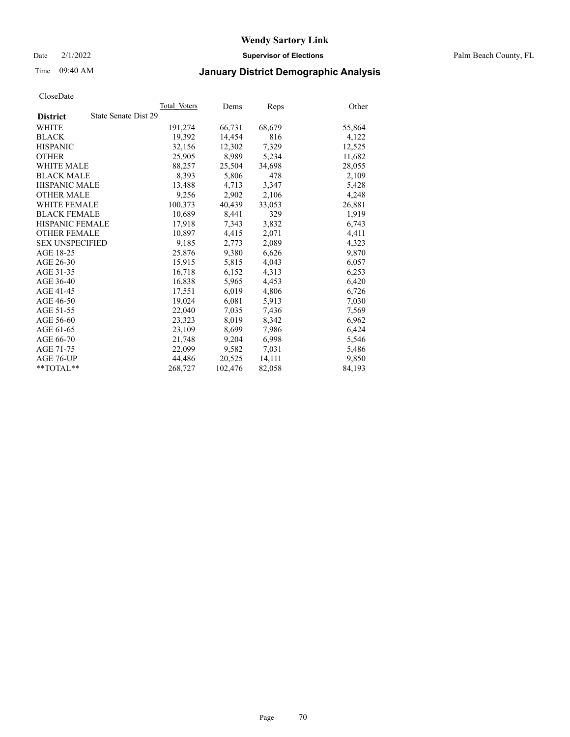# Wendy Sartory Link

Date 2/1/2022 **Supervisor of Elections** Palm Beach County, FL

Time 09:40 AM **January District Demographic Analysis**

CloseDate

| **District** State Senate Dist 29 | Total Voters | Dems | Reps | Other |
|---|---|---|---|---|
| WHITE | 191,274 | 66,731 | 68,679 | 55,864 |
| BLACK | 19,392 | 14,454 | 816 | 4,122 |
| HISPANIC | 32,156 | 12,302 | 7,329 | 12,525 |
| OTHER | 25,905 | 8,989 | 5,234 | 11,682 |
| WHITE MALE | 88,257 | 25,504 | 34,698 | 28,055 |
| BLACK MALE | 8,393 | 5,806 | 478 | 2,109 |
| HISPANIC MALE | 13,488 | 4,713 | 3,347 | 5,428 |
| OTHER MALE | 9,256 | 2,902 | 2,106 | 4,248 |
| WHITE FEMALE | 100,373 | 40,439 | 33,053 | 26,881 |
| BLACK FEMALE | 10,689 | 8,441 | 329 | 1,919 |
| HISPANIC FEMALE | 17,918 | 7,343 | 3,832 | 6,743 |
| OTHER FEMALE | 10,897 | 4,415 | 2,071 | 4,411 |
| SEX UNSPECIFIED | 9,185 | 2,773 | 2,089 | 4,323 |
| AGE 18-25 | 25,876 | 9,380 | 6,626 | 9,870 |
| AGE 26-30 | 15,915 | 5,815 | 4,043 | 6,057 |
| AGE 31-35 | 16,718 | 6,152 | 4,313 | 6,253 |
| AGE 36-40 | 16,838 | 5,965 | 4,453 | 6,420 |
| AGE 41-45 | 17,551 | 6,019 | 4,806 | 6,726 |
| AGE 46-50 | 19,024 | 6,081 | 5,913 | 7,030 |
| AGE 51-55 | 22,040 | 7,035 | 7,436 | 7,569 |
| AGE 56-60 | 23,323 | 8,019 | 8,342 | 6,962 |
| AGE 61-65 | 23,109 | 8,699 | 7,986 | 6,424 |
| AGE 66-70 | 21,748 | 9,204 | 6,998 | 5,546 |
| AGE 71-75 | 22,099 | 9,582 | 7,031 | 5,486 |
| AGE 76-UP | 44,486 | 20,525 | 14,111 | 9,850 |
| **TOTAL** | 268,727 | 102,476 | 82,058 | 84,193 |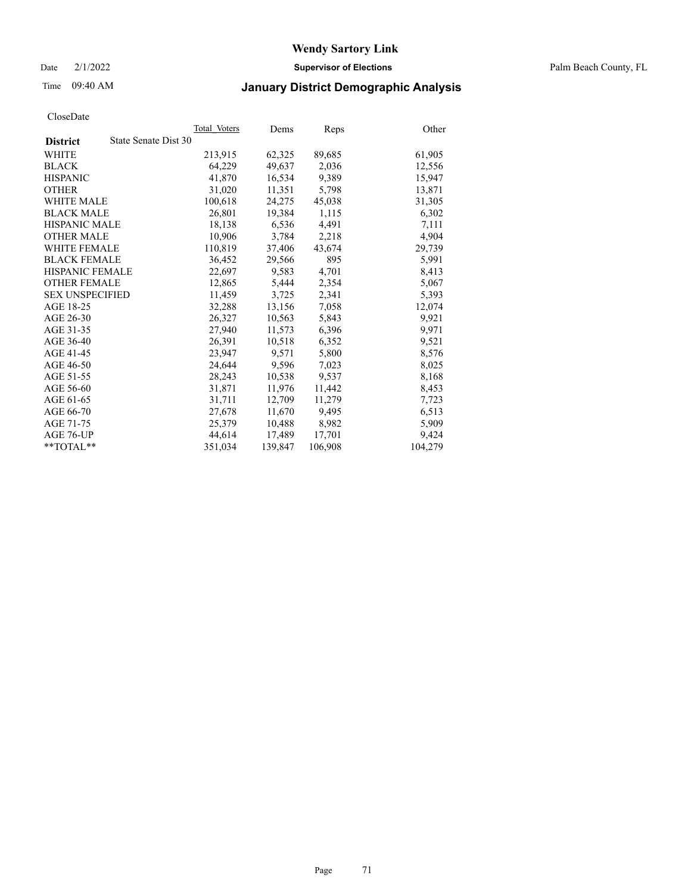# Wendy Sartory Link

Date 2/1/2022 **Supervisor of Elections** Palm Beach County, FL

Time 09:40 AM

## January District Demographic Analysis

CloseDate

| **District** State Senate Dist 30 | Total Voters | Dems | Reps | Other |
|---|---|---|---|---|
| WHITE | 213,915 | 62,325 | 89,685 | 61,905 |
| BLACK | 64,229 | 49,637 | 2,036 | 12,556 |
| HISPANIC | 41,870 | 16,534 | 9,389 | 15,947 |
| OTHER | 31,020 | 11,351 | 5,798 | 13,871 |
| WHITE MALE | 100,618 | 24,275 | 45,038 | 31,305 |
| BLACK MALE | 26,801 | 19,384 | 1,115 | 6,302 |
| HISPANIC MALE | 18,138 | 6,536 | 4,491 | 7,111 |
| OTHER MALE | 10,906 | 3,784 | 2,218 | 4,904 |
| WHITE FEMALE | 110,819 | 37,406 | 43,674 | 29,739 |
| BLACK FEMALE | 36,452 | 29,566 | 895 | 5,991 |
| HISPANIC FEMALE | 22,697 | 9,583 | 4,701 | 8,413 |
| OTHER FEMALE | 12,865 | 5,444 | 2,354 | 5,067 |
| SEX UNSPECIFIED | 11,459 | 3,725 | 2,341 | 5,393 |
| AGE 18-25 | 32,288 | 13,156 | 7,058 | 12,074 |
| AGE 26-30 | 26,327 | 10,563 | 5,843 | 9,921 |
| AGE 31-35 | 27,940 | 11,573 | 6,396 | 9,971 |
| AGE 36-40 | 26,391 | 10,518 | 6,352 | 9,521 |
| AGE 41-45 | 23,947 | 9,571 | 5,800 | 8,576 |
| AGE 46-50 | 24,644 | 9,596 | 7,023 | 8,025 |
| AGE 51-55 | 28,243 | 10,538 | 9,537 | 8,168 |
| AGE 56-60 | 31,871 | 11,976 | 11,442 | 8,453 |
| AGE 61-65 | 31,711 | 12,709 | 11,279 | 7,723 |
| AGE 66-70 | 27,678 | 11,670 | 9,495 | 6,513 |
| AGE 71-75 | 25,379 | 10,488 | 8,982 | 5,909 |
| AGE 76-UP | 44,614 | 17,489 | 17,701 | 9,424 |
| **TOTAL** | 351,034 | 139,847 | 106,908 | 104,279 |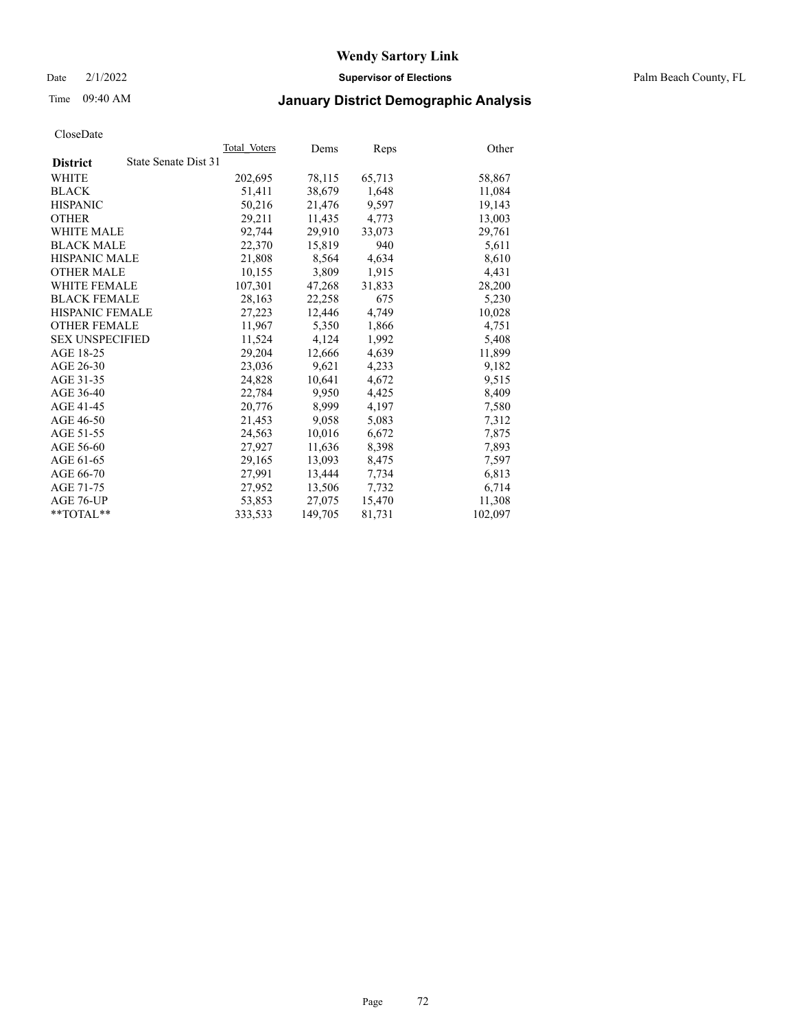# Wendy Sartory Link

Date 2/1/2022 **Supervisor of Elections** Palm Beach County, FL

Time 09:40 AM **January District Demographic Analysis**

CloseDate

| **District** State Senate Dist 31 | Total Voters | Dems | Reps | Other |
|---|---|---|---|---|
| WHITE | 202,695 | 78,115 | 65,713 | 58,867 |
| BLACK | 51,411 | 38,679 | 1,648 | 11,084 |
| HISPANIC | 50,216 | 21,476 | 9,597 | 19,143 |
| OTHER | 29,211 | 11,435 | 4,773 | 13,003 |
| WHITE MALE | 92,744 | 29,910 | 33,073 | 29,761 |
| BLACK MALE | 22,370 | 15,819 | 940 | 5,611 |
| HISPANIC MALE | 21,808 | 8,564 | 4,634 | 8,610 |
| OTHER MALE | 10,155 | 3,809 | 1,915 | 4,431 |
| WHITE FEMALE | 107,301 | 47,268 | 31,833 | 28,200 |
| BLACK FEMALE | 28,163 | 22,258 | 675 | 5,230 |
| HISPANIC FEMALE | 27,223 | 12,446 | 4,749 | 10,028 |
| OTHER FEMALE | 11,967 | 5,350 | 1,866 | 4,751 |
| SEX UNSPECIFIED | 11,524 | 4,124 | 1,992 | 5,408 |
| AGE 18-25 | 29,204 | 12,666 | 4,639 | 11,899 |
| AGE 26-30 | 23,036 | 9,621 | 4,233 | 9,182 |
| AGE 31-35 | 24,828 | 10,641 | 4,672 | 9,515 |
| AGE 36-40 | 22,784 | 9,950 | 4,425 | 8,409 |
| AGE 41-45 | 20,776 | 8,999 | 4,197 | 7,580 |
| AGE 46-50 | 21,453 | 9,058 | 5,083 | 7,312 |
| AGE 51-55 | 24,563 | 10,016 | 6,672 | 7,875 |
| AGE 56-60 | 27,927 | 11,636 | 8,398 | 7,893 |
| AGE 61-65 | 29,165 | 13,093 | 8,475 | 7,597 |
| AGE 66-70 | 27,991 | 13,444 | 7,734 | 6,813 |
| AGE 71-75 | 27,952 | 13,506 | 7,732 | 6,714 |
| AGE 76-UP | 53,853 | 27,075 | 15,470 | 11,308 |
| **TOTAL** | 333,533 | 149,705 | 81,731 | 102,097 |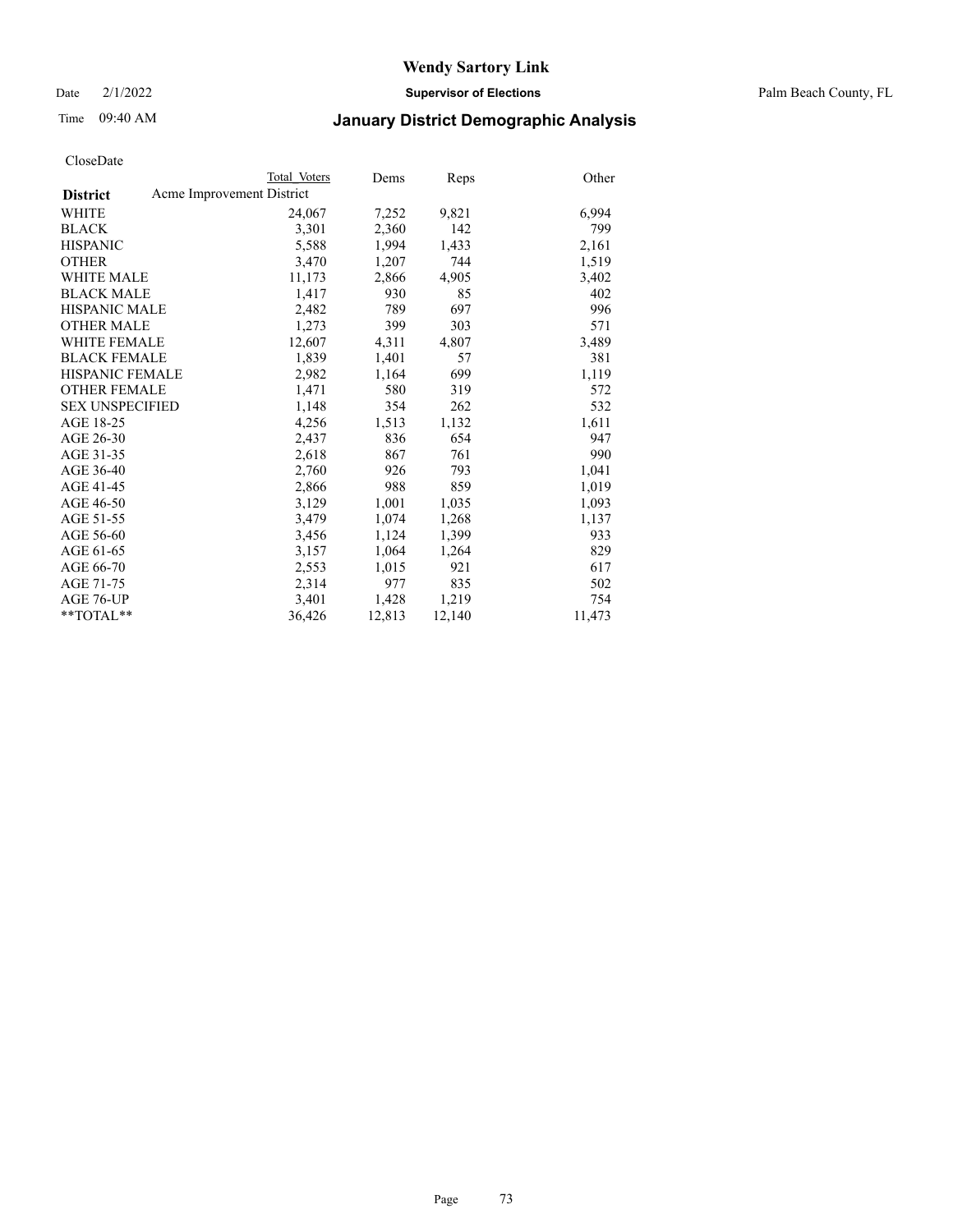# Wendy Sartory Link

Date 2/1/2022 **Supervisor of Elections** Palm Beach County, FL

Time 09:40 AM **January District Demographic Analysis**

CloseDate

| District | Total Voters | Dems | Reps | Other |
|---|---|---|---|---|
| Acme Improvement District | | | | |
| WHITE | 24,067 | 7,252 | 9,821 | 6,994 |
| BLACK | 3,301 | 2,360 | 142 | 799 |
| HISPANIC | 5,588 | 1,994 | 1,433 | 2,161 |
| OTHER | 3,470 | 1,207 | 744 | 1,519 |
| WHITE MALE | 11,173 | 2,866 | 4,905 | 3,402 |
| BLACK MALE | 1,417 | 930 | 85 | 402 |
| HISPANIC MALE | 2,482 | 789 | 697 | 996 |
| OTHER MALE | 1,273 | 399 | 303 | 571 |
| WHITE FEMALE | 12,607 | 4,311 | 4,807 | 3,489 |
| BLACK FEMALE | 1,839 | 1,401 | 57 | 381 |
| HISPANIC FEMALE | 2,982 | 1,164 | 699 | 1,119 |
| OTHER FEMALE | 1,471 | 580 | 319 | 572 |
| SEX UNSPECIFIED | 1,148 | 354 | 262 | 532 |
| AGE 18-25 | 4,256 | 1,513 | 1,132 | 1,611 |
| AGE 26-30 | 2,437 | 836 | 654 | 947 |
| AGE 31-35 | 2,618 | 867 | 761 | 990 |
| AGE 36-40 | 2,760 | 926 | 793 | 1,041 |
| AGE 41-45 | 2,866 | 988 | 859 | 1,019 |
| AGE 46-50 | 3,129 | 1,001 | 1,035 | 1,093 |
| AGE 51-55 | 3,479 | 1,074 | 1,268 | 1,137 |
| AGE 56-60 | 3,456 | 1,124 | 1,399 | 933 |
| AGE 61-65 | 3,157 | 1,064 | 1,264 | 829 |
| AGE 66-70 | 2,553 | 1,015 | 921 | 617 |
| AGE 71-75 | 2,314 | 977 | 835 | 502 |
| AGE 76-UP | 3,401 | 1,428 | 1,219 | 754 |
| **TOTAL** | 36,426 | 12,813 | 12,140 | 11,473 |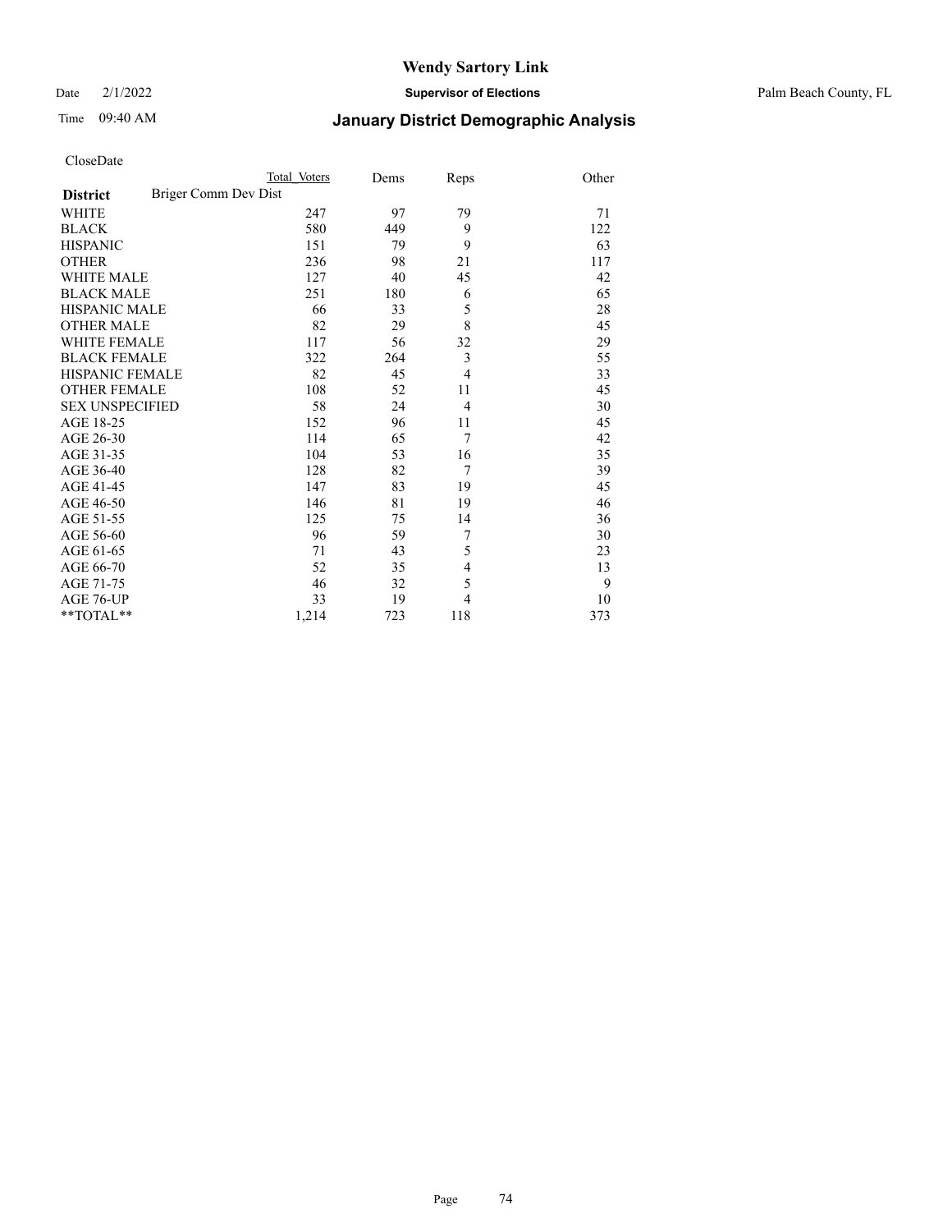# Wendy Sartory Link

Date 2/1/2022 **Supervisor of Elections** Palm Beach County, FL

Time 09:40 AM **January District Demographic Analysis**

CloseDate

| | Total Voters | Dems | Reps | Other |
|---|---|---|---|---|
| **District** Briger Comm Dev Dist | | | | |
| WHITE | 247 | 97 | 79 | 71 |
| BLACK | 580 | 449 | 9 | 122 |
| HISPANIC | 151 | 79 | 9 | 63 |
| OTHER | 236 | 98 | 21 | 117 |
| WHITE MALE | 127 | 40 | 45 | 42 |
| BLACK MALE | 251 | 180 | 6 | 65 |
| HISPANIC MALE | 66 | 33 | 5 | 28 |
| OTHER MALE | 82 | 29 | 8 | 45 |
| WHITE FEMALE | 117 | 56 | 32 | 29 |
| BLACK FEMALE | 322 | 264 | 3 | 55 |
| HISPANIC FEMALE | 82 | 45 | 4 | 33 |
| OTHER FEMALE | 108 | 52 | 11 | 45 |
| SEX UNSPECIFIED | 58 | 24 | 4 | 30 |
| AGE 18-25 | 152 | 96 | 11 | 45 |
| AGE 26-30 | 114 | 65 | 7 | 42 |
| AGE 31-35 | 104 | 53 | 16 | 35 |
| AGE 36-40 | 128 | 82 | 7 | 39 |
| AGE 41-45 | 147 | 83 | 19 | 45 |
| AGE 46-50 | 146 | 81 | 19 | 46 |
| AGE 51-55 | 125 | 75 | 14 | 36 |
| AGE 56-60 | 96 | 59 | 7 | 30 |
| AGE 61-65 | 71 | 43 | 5 | 23 |
| AGE 66-70 | 52 | 35 | 4 | 13 |
| AGE 71-75 | 46 | 32 | 5 | 9 |
| AGE 76-UP | 33 | 19 | 4 | 10 |
| **TOTAL** | 1,214 | 723 | 118 | 373 |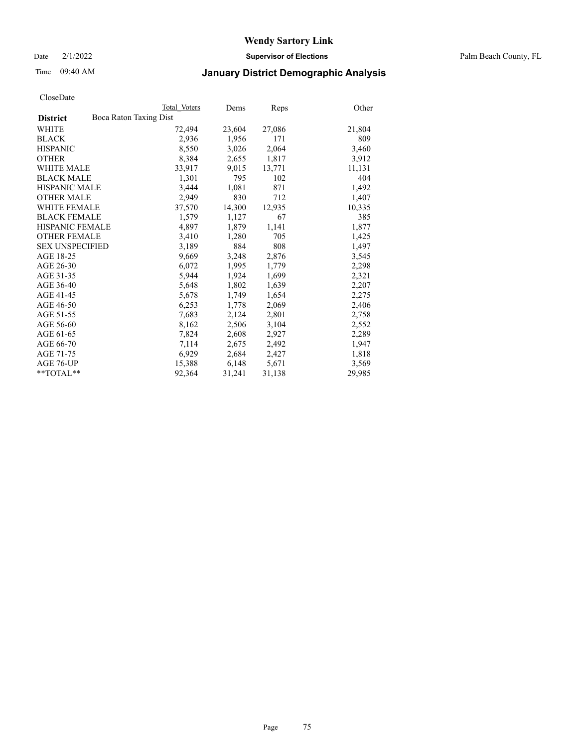# Wendy Sartory Link

Date 2/1/2022 **Supervisor of Elections** Palm Beach County, FL

Time 09:40 AM **January District Demographic Analysis**

CloseDate

| **District** | Boca Raton Taxing Dist | Total Voters | Dems | Reps | Other |
|---|---|---|---|---|---|
| WHITE | | 72,494 | 23,604 | 27,086 | 21,804 |
| BLACK | | 2,936 | 1,956 | 171 | 809 |
| HISPANIC | | 8,550 | 3,026 | 2,064 | 3,460 |
| OTHER | | 8,384 | 2,655 | 1,817 | 3,912 |
| WHITE MALE | | 33,917 | 9,015 | 13,771 | 11,131 |
| BLACK MALE | | 1,301 | 795 | 102 | 404 |
| HISPANIC MALE | | 3,444 | 1,081 | 871 | 1,492 |
| OTHER MALE | | 2,949 | 830 | 712 | 1,407 |
| WHITE FEMALE | | 37,570 | 14,300 | 12,935 | 10,335 |
| BLACK FEMALE | | 1,579 | 1,127 | 67 | 385 |
| HISPANIC FEMALE | | 4,897 | 1,879 | 1,141 | 1,877 |
| OTHER FEMALE | | 3,410 | 1,280 | 705 | 1,425 |
| SEX UNSPECIFIED | | 3,189 | 884 | 808 | 1,497 |
| AGE 18-25 | | 9,669 | 3,248 | 2,876 | 3,545 |
| AGE 26-30 | | 6,072 | 1,995 | 1,779 | 2,298 |
| AGE 31-35 | | 5,944 | 1,924 | 1,699 | 2,321 |
| AGE 36-40 | | 5,648 | 1,802 | 1,639 | 2,207 |
| AGE 41-45 | | 5,678 | 1,749 | 1,654 | 2,275 |
| AGE 46-50 | | 6,253 | 1,778 | 2,069 | 2,406 |
| AGE 51-55 | | 7,683 | 2,124 | 2,801 | 2,758 |
| AGE 56-60 | | 8,162 | 2,506 | 3,104 | 2,552 |
| AGE 61-65 | | 7,824 | 2,608 | 2,927 | 2,289 |
| AGE 66-70 | | 7,114 | 2,675 | 2,492 | 1,947 |
| AGE 71-75 | | 6,929 | 2,684 | 2,427 | 1,818 |
| AGE 76-UP | | 15,388 | 6,148 | 5,671 | 3,569 |
| **TOTAL** | | 92,364 | 31,241 | 31,138 | 29,985 |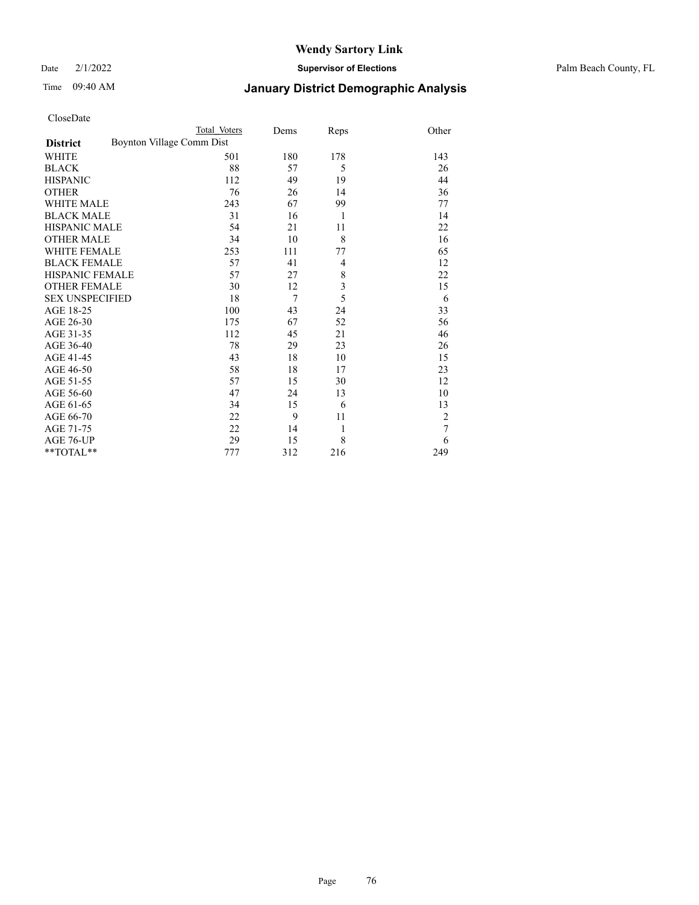# Wendy Sartory Link

Date 2/1/2022 **Supervisor of Elections** Palm Beach County, FL

Time 09:40 AM **January District Demographic Analysis**

CloseDate

| **District** | Total Voters | Dems | Reps | Other |
|---|---|---|---|---|
| Boynton Village Comm Dist | | | | |
| WHITE | 501 | 180 | 178 | 143 |
| BLACK | 88 | 57 | 5 | 26 |
| HISPANIC | 112 | 49 | 19 | 44 |
| OTHER | 76 | 26 | 14 | 36 |
| WHITE MALE | 243 | 67 | 99 | 77 |
| BLACK MALE | 31 | 16 | 1 | 14 |
| HISPANIC MALE | 54 | 21 | 11 | 22 |
| OTHER MALE | 34 | 10 | 8 | 16 |
| WHITE FEMALE | 253 | 111 | 77 | 65 |
| BLACK FEMALE | 57 | 41 | 4 | 12 |
| HISPANIC FEMALE | 57 | 27 | 8 | 22 |
| OTHER FEMALE | 30 | 12 | 3 | 15 |
| SEX UNSPECIFIED | 18 | 7 | 5 | 6 |
| AGE 18-25 | 100 | 43 | 24 | 33 |
| AGE 26-30 | 175 | 67 | 52 | 56 |
| AGE 31-35 | 112 | 45 | 21 | 46 |
| AGE 36-40 | 78 | 29 | 23 | 26 |
| AGE 41-45 | 43 | 18 | 10 | 15 |
| AGE 46-50 | 58 | 18 | 17 | 23 |
| AGE 51-55 | 57 | 15 | 30 | 12 |
| AGE 56-60 | 47 | 24 | 13 | 10 |
| AGE 61-65 | 34 | 15 | 6 | 13 |
| AGE 66-70 | 22 | 9 | 11 | 2 |
| AGE 71-75 | 22 | 14 | 1 | 7 |
| AGE 76-UP | 29 | 15 | 8 | 6 |
| **TOTAL** | 777 | 312 | 216 | 249 |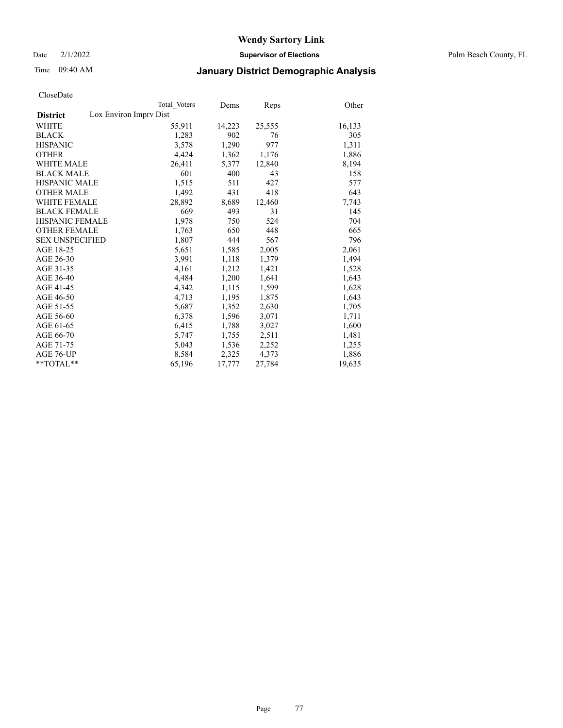# Wendy Sartory Link

Date 2/1/2022 **Supervisor of Elections** Palm Beach County, FL

Time 09:40 AM **January District Demographic Analysis**

CloseDate

| District | Total Voters | Dems | Reps | Other |
|---|---|---|---|---|
| Lox Environ Imprv Dist | | | | |
| WHITE | 55,911 | 14,223 | 25,555 | 16,133 |
| BLACK | 1,283 | 902 | 76 | 305 |
| HISPANIC | 3,578 | 1,290 | 977 | 1,311 |
| OTHER | 4,424 | 1,362 | 1,176 | 1,886 |
| WHITE MALE | 26,411 | 5,377 | 12,840 | 8,194 |
| BLACK MALE | 601 | 400 | 43 | 158 |
| HISPANIC MALE | 1,515 | 511 | 427 | 577 |
| OTHER MALE | 1,492 | 431 | 418 | 643 |
| WHITE FEMALE | 28,892 | 8,689 | 12,460 | 7,743 |
| BLACK FEMALE | 669 | 493 | 31 | 145 |
| HISPANIC FEMALE | 1,978 | 750 | 524 | 704 |
| OTHER FEMALE | 1,763 | 650 | 448 | 665 |
| SEX UNSPECIFIED | 1,807 | 444 | 567 | 796 |
| AGE 18-25 | 5,651 | 1,585 | 2,005 | 2,061 |
| AGE 26-30 | 3,991 | 1,118 | 1,379 | 1,494 |
| AGE 31-35 | 4,161 | 1,212 | 1,421 | 1,528 |
| AGE 36-40 | 4,484 | 1,200 | 1,641 | 1,643 |
| AGE 41-45 | 4,342 | 1,115 | 1,599 | 1,628 |
| AGE 46-50 | 4,713 | 1,195 | 1,875 | 1,643 |
| AGE 51-55 | 5,687 | 1,352 | 2,630 | 1,705 |
| AGE 56-60 | 6,378 | 1,596 | 3,071 | 1,711 |
| AGE 61-65 | 6,415 | 1,788 | 3,027 | 1,600 |
| AGE 66-70 | 5,747 | 1,755 | 2,511 | 1,481 |
| AGE 71-75 | 5,043 | 1,536 | 2,252 | 1,255 |
| AGE 76-UP | 8,584 | 2,325 | 4,373 | 1,886 |
| **TOTAL** | 65,196 | 17,777 | 27,784 | 19,635 |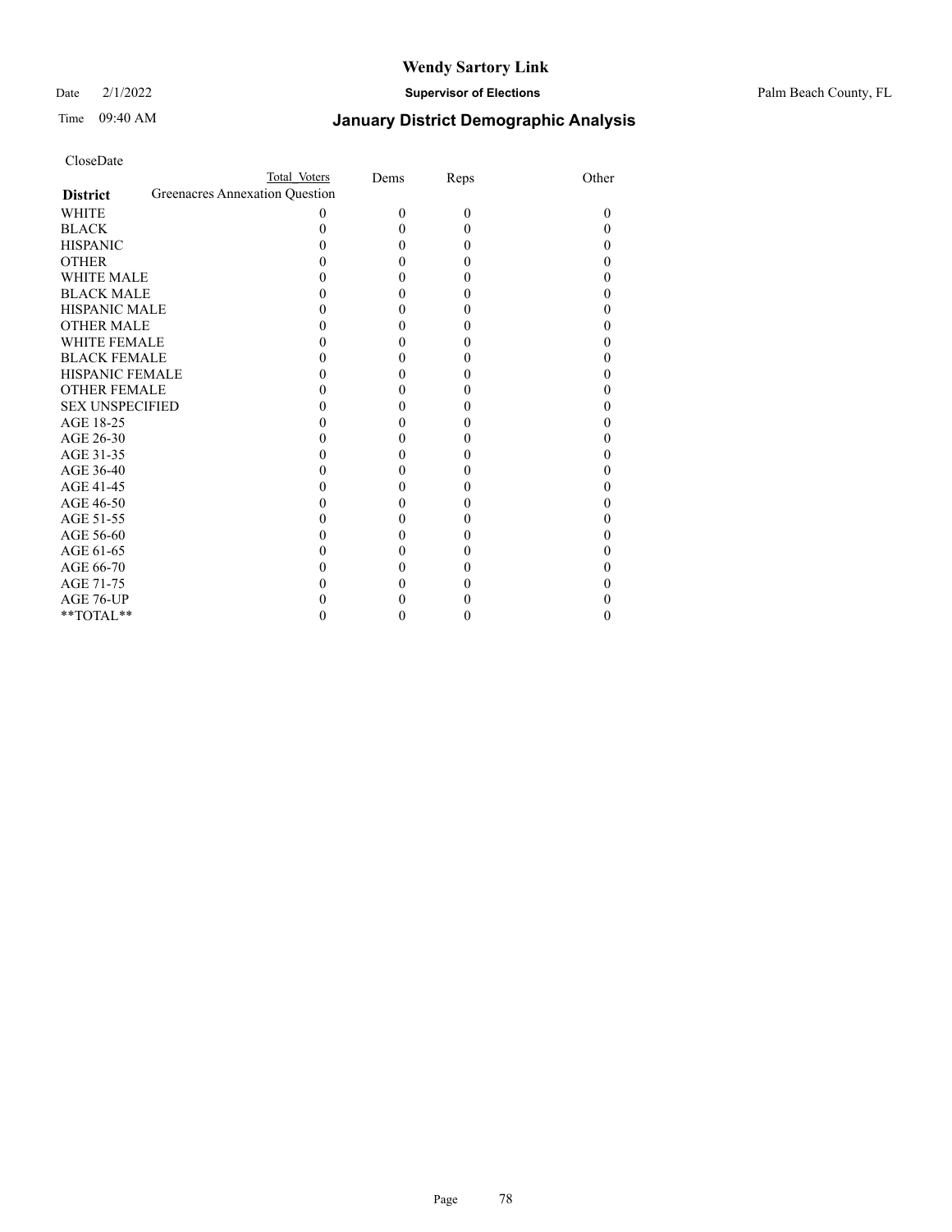CloseDate

| District | Total Voters | Dems | Reps | Other |
|---|---|---|---|---|
| | Greenacres Annexation Question | | | |
| WHITE | 0 | 0 | 0 | 0 |
| BLACK | 0 | 0 | 0 | 0 |
| HISPANIC | 0 | 0 | 0 | 0 |
| OTHER | 0 | 0 | 0 | 0 |
| WHITE MALE | 0 | 0 | 0 | 0 |
| BLACK MALE | 0 | 0 | 0 | 0 |
| HISPANIC MALE | 0 | 0 | 0 | 0 |
| OTHER MALE | 0 | 0 | 0 | 0 |
| WHITE FEMALE | 0 | 0 | 0 | 0 |
| BLACK FEMALE | 0 | 0 | 0 | 0 |
| HISPANIC FEMALE | 0 | 0 | 0 | 0 |
| OTHER FEMALE | 0 | 0 | 0 | 0 |
| SEX UNSPECIFIED | 0 | 0 | 0 | 0 |
| AGE 18-25 | 0 | 0 | 0 | 0 |
| AGE 26-30 | 0 | 0 | 0 | 0 |
| AGE 31-35 | 0 | 0 | 0 | 0 |
| AGE 36-40 | 0 | 0 | 0 | 0 |
| AGE 41-45 | 0 | 0 | 0 | 0 |
| AGE 46-50 | 0 | 0 | 0 | 0 |
| AGE 51-55 | 0 | 0 | 0 | 0 |
| AGE 56-60 | 0 | 0 | 0 | 0 |
| AGE 61-65 | 0 | 0 | 0 | 0 |
| AGE 66-70 | 0 | 0 | 0 | 0 |
| AGE 71-75 | 0 | 0 | 0 | 0 |
| AGE 76-UP | 0 | 0 | 0 | 0 |
| **TOTAL** | 0 | 0 | 0 | 0 |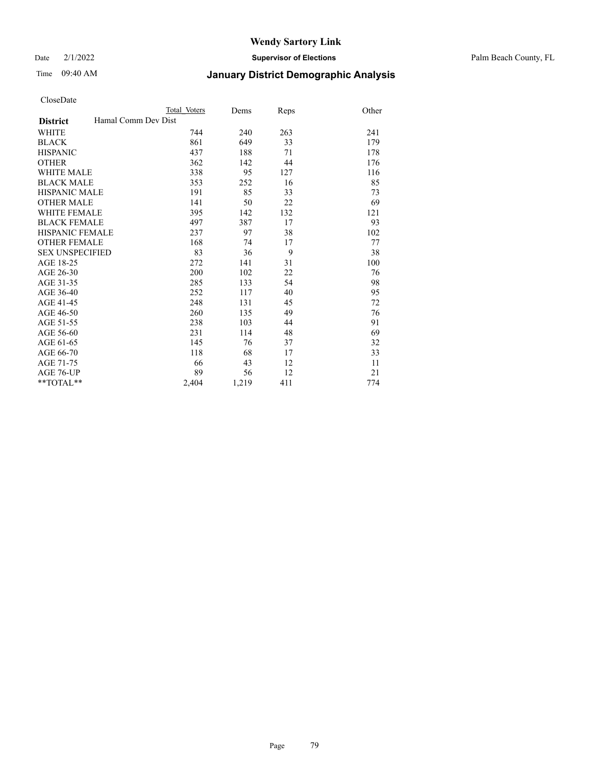# Wendy Sartory Link

Date 2/1/2022 **Supervisor of Elections** Palm Beach County, FL

Time 09:40 AM **January District Demographic Analysis**

CloseDate

| **District** | Total Voters | Dems | Reps | Other |
|---|---|---|---|---|
| Hamal Comm Dev Dist | | | | |
| WHITE | 744 | 240 | 263 | 241 |
| BLACK | 861 | 649 | 33 | 179 |
| HISPANIC | 437 | 188 | 71 | 178 |
| OTHER | 362 | 142 | 44 | 176 |
| WHITE MALE | 338 | 95 | 127 | 116 |
| BLACK MALE | 353 | 252 | 16 | 85 |
| HISPANIC MALE | 191 | 85 | 33 | 73 |
| OTHER MALE | 141 | 50 | 22 | 69 |
| WHITE FEMALE | 395 | 142 | 132 | 121 |
| BLACK FEMALE | 497 | 387 | 17 | 93 |
| HISPANIC FEMALE | 237 | 97 | 38 | 102 |
| OTHER FEMALE | 168 | 74 | 17 | 77 |
| SEX UNSPECIFIED | 83 | 36 | 9 | 38 |
| AGE 18-25 | 272 | 141 | 31 | 100 |
| AGE 26-30 | 200 | 102 | 22 | 76 |
| AGE 31-35 | 285 | 133 | 54 | 98 |
| AGE 36-40 | 252 | 117 | 40 | 95 |
| AGE 41-45 | 248 | 131 | 45 | 72 |
| AGE 46-50 | 260 | 135 | 49 | 76 |
| AGE 51-55 | 238 | 103 | 44 | 91 |
| AGE 56-60 | 231 | 114 | 48 | 69 |
| AGE 61-65 | 145 | 76 | 37 | 32 |
| AGE 66-70 | 118 | 68 | 17 | 33 |
| AGE 71-75 | 66 | 43 | 12 | 11 |
| AGE 76-UP | 89 | 56 | 12 | 21 |
| **TOTAL** | 2,404 | 1,219 | 411 | 774 |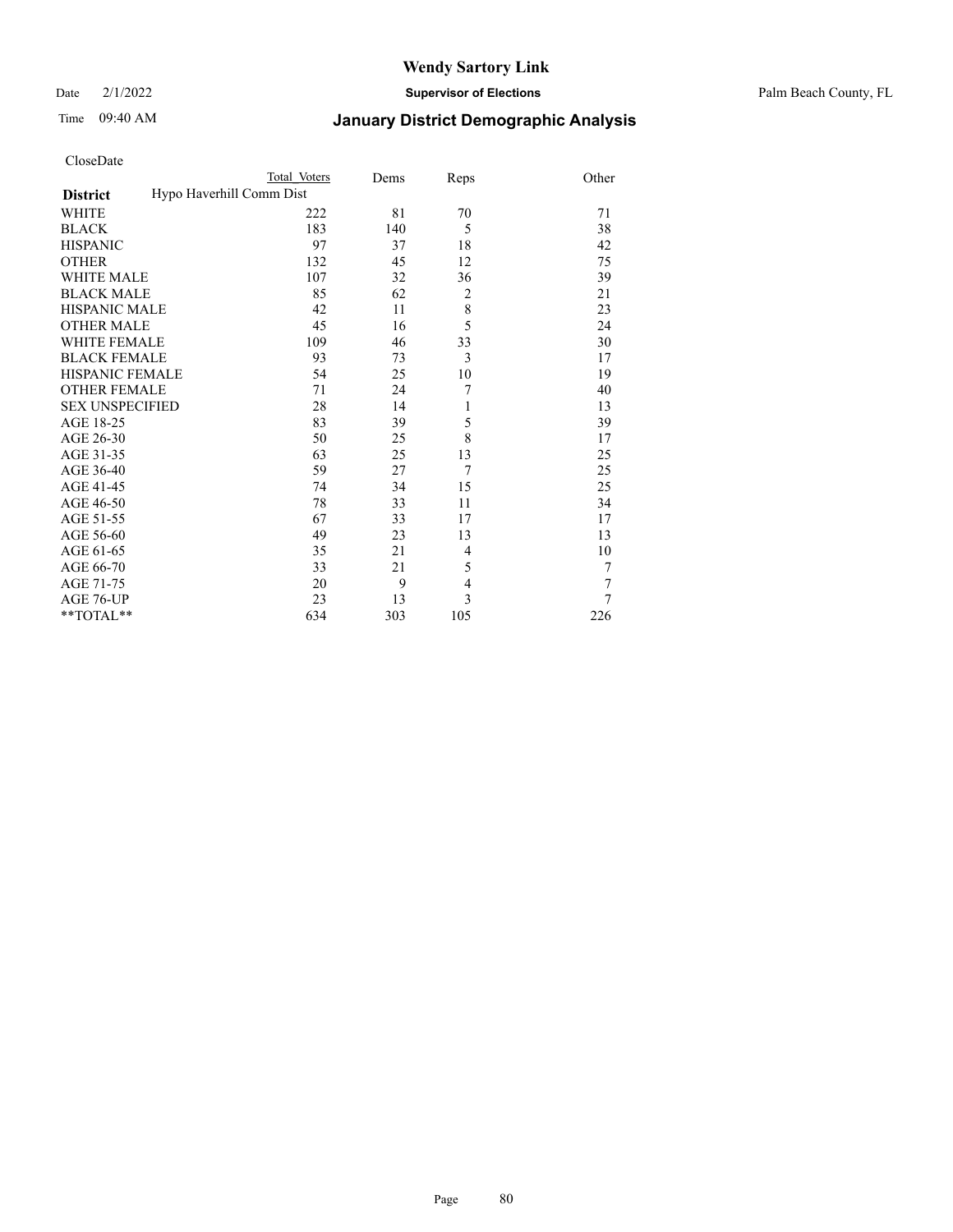CloseDate

| District | Total Voters | Dems | Reps | Other |
|---|---|---|---|---|
| Hypo Haverhill Comm Dist | | | | |
| WHITE | 222 | 81 | 70 | 71 |
| BLACK | 183 | 140 | 5 | 38 |
| HISPANIC | 97 | 37 | 18 | 42 |
| OTHER | 132 | 45 | 12 | 75 |
| WHITE MALE | 107 | 32 | 36 | 39 |
| BLACK MALE | 85 | 62 | 2 | 21 |
| HISPANIC MALE | 42 | 11 | 8 | 23 |
| OTHER MALE | 45 | 16 | 5 | 24 |
| WHITE FEMALE | 109 | 46 | 33 | 30 |
| BLACK FEMALE | 93 | 73 | 3 | 17 |
| HISPANIC FEMALE | 54 | 25 | 10 | 19 |
| OTHER FEMALE | 71 | 24 | 7 | 40 |
| SEX UNSPECIFIED | 28 | 14 | 1 | 13 |
| AGE 18-25 | 83 | 39 | 5 | 39 |
| AGE 26-30 | 50 | 25 | 8 | 17 |
| AGE 31-35 | 63 | 25 | 13 | 25 |
| AGE 36-40 | 59 | 27 | 7 | 25 |
| AGE 41-45 | 74 | 34 | 15 | 25 |
| AGE 46-50 | 78 | 33 | 11 | 34 |
| AGE 51-55 | 67 | 33 | 17 | 17 |
| AGE 56-60 | 49 | 23 | 13 | 13 |
| AGE 61-65 | 35 | 21 | 4 | 10 |
| AGE 66-70 | 33 | 21 | 5 | 7 |
| AGE 71-75 | 20 | 9 | 4 | 7 |
| AGE 76-UP | 23 | 13 | 3 | 7 |
| **TOTAL** | 634 | 303 | 105 | 226 |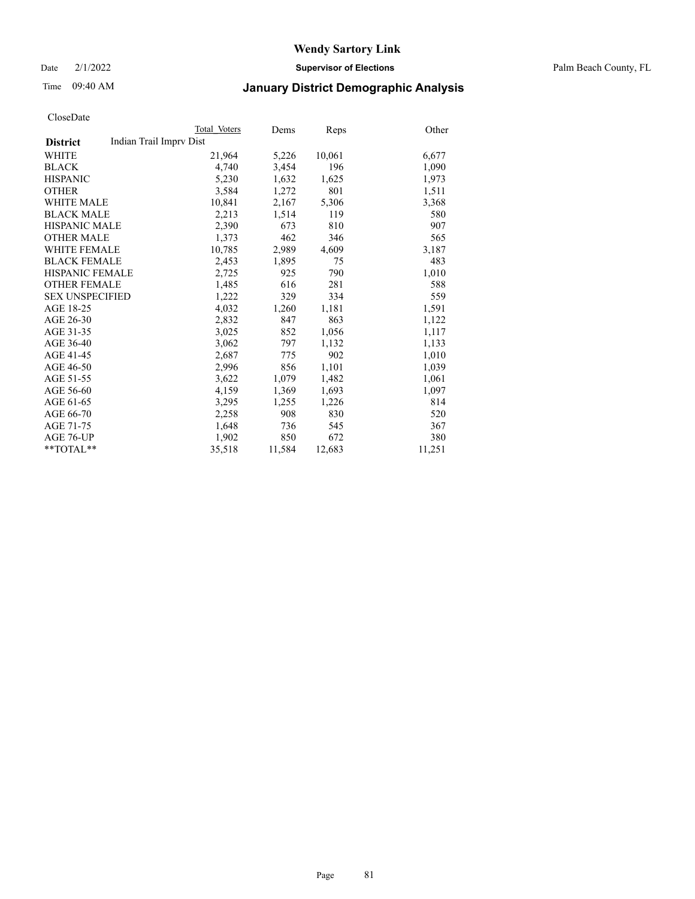CloseDate

| District | Indian Trail Imprv Dist | Total Voters | Dems | Reps | Other |
|---|---|---|---|---|---|
| WHITE | | 21,964 | 5,226 | 10,061 | 6,677 |
| BLACK | | 4,740 | 3,454 | 196 | 1,090 |
| HISPANIC | | 5,230 | 1,632 | 1,625 | 1,973 |
| OTHER | | 3,584 | 1,272 | 801 | 1,511 |
| WHITE MALE | | 10,841 | 2,167 | 5,306 | 3,368 |
| BLACK MALE | | 2,213 | 1,514 | 119 | 580 |
| HISPANIC MALE | | 2,390 | 673 | 810 | 907 |
| OTHER MALE | | 1,373 | 462 | 346 | 565 |
| WHITE FEMALE | | 10,785 | 2,989 | 4,609 | 3,187 |
| BLACK FEMALE | | 2,453 | 1,895 | 75 | 483 |
| HISPANIC FEMALE | | 2,725 | 925 | 790 | 1,010 |
| OTHER FEMALE | | 1,485 | 616 | 281 | 588 |
| SEX UNSPECIFIED | | 1,222 | 329 | 334 | 559 |
| AGE 18-25 | | 4,032 | 1,260 | 1,181 | 1,591 |
| AGE 26-30 | | 2,832 | 847 | 863 | 1,122 |
| AGE 31-35 | | 3,025 | 852 | 1,056 | 1,117 |
| AGE 36-40 | | 3,062 | 797 | 1,132 | 1,133 |
| AGE 41-45 | | 2,687 | 775 | 902 | 1,010 |
| AGE 46-50 | | 2,996 | 856 | 1,101 | 1,039 |
| AGE 51-55 | | 3,622 | 1,079 | 1,482 | 1,061 |
| AGE 56-60 | | 4,159 | 1,369 | 1,693 | 1,097 |
| AGE 61-65 | | 3,295 | 1,255 | 1,226 | 814 |
| AGE 66-70 | | 2,258 | 908 | 830 | 520 |
| AGE 71-75 | | 1,648 | 736 | 545 | 367 |
| AGE 76-UP | | 1,902 | 850 | 672 | 380 |
| **TOTAL** | | 35,518 | 11,584 | 12,683 | 11,251 |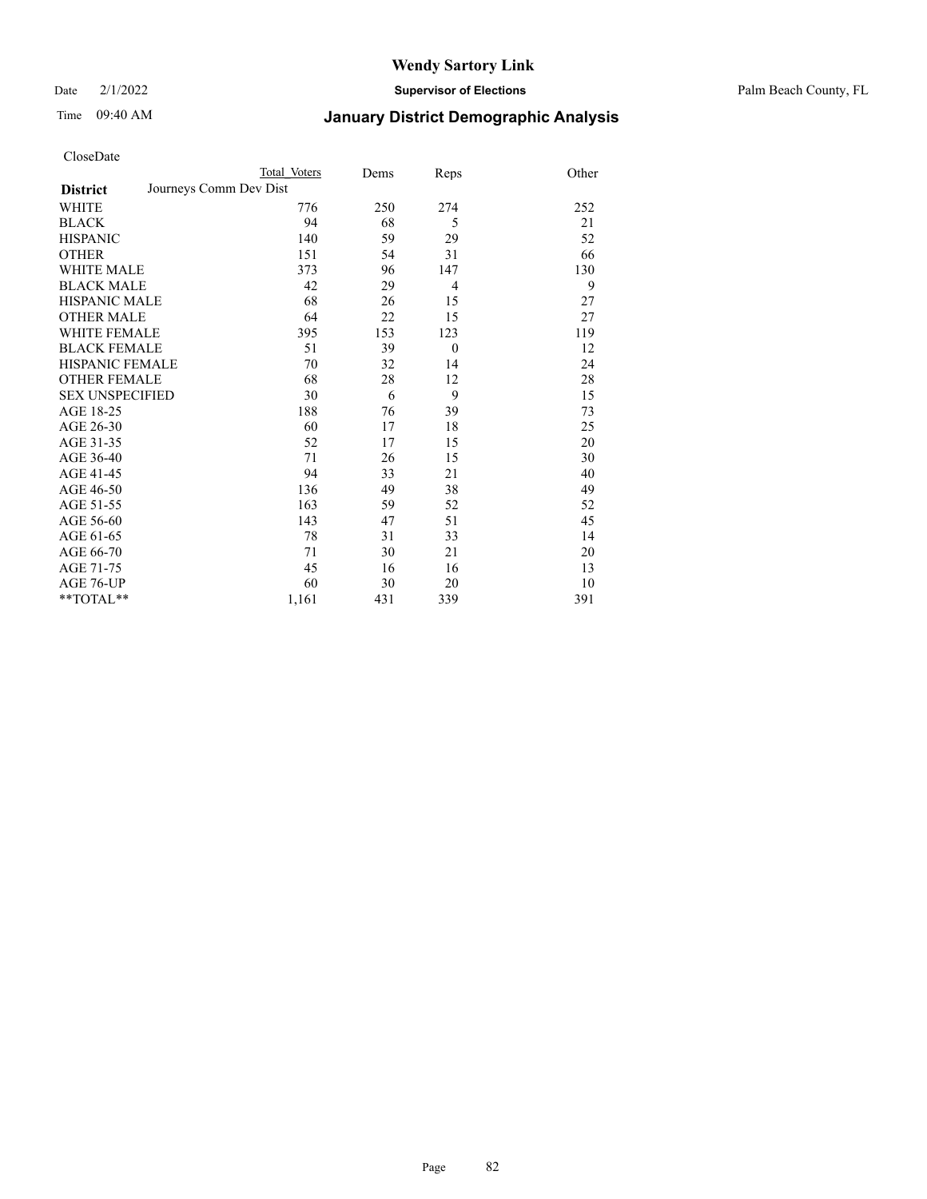# Wendy Sartory Link

Date 2/1/2022 **Supervisor of Elections** Palm Beach County, FL

Time 09:40 AM **January District Demographic Analysis**

CloseDate

| **District** | Total Voters | Dems | Reps | Other |
|---|---|---|---|---|
| Journeys Comm Dev Dist | | | | |
| WHITE | 776 | 250 | 274 | 252 |
| BLACK | 94 | 68 | 5 | 21 |
| HISPANIC | 140 | 59 | 29 | 52 |
| OTHER | 151 | 54 | 31 | 66 |
| WHITE MALE | 373 | 96 | 147 | 130 |
| BLACK MALE | 42 | 29 | 4 | 9 |
| HISPANIC MALE | 68 | 26 | 15 | 27 |
| OTHER MALE | 64 | 22 | 15 | 27 |
| WHITE FEMALE | 395 | 153 | 123 | 119 |
| BLACK FEMALE | 51 | 39 | 0 | 12 |
| HISPANIC FEMALE | 70 | 32 | 14 | 24 |
| OTHER FEMALE | 68 | 28 | 12 | 28 |
| SEX UNSPECIFIED | 30 | 6 | 9 | 15 |
| AGE 18-25 | 188 | 76 | 39 | 73 |
| AGE 26-30 | 60 | 17 | 18 | 25 |
| AGE 31-35 | 52 | 17 | 15 | 20 |
| AGE 36-40 | 71 | 26 | 15 | 30 |
| AGE 41-45 | 94 | 33 | 21 | 40 |
| AGE 46-50 | 136 | 49 | 38 | 49 |
| AGE 51-55 | 163 | 59 | 52 | 52 |
| AGE 56-60 | 143 | 47 | 51 | 45 |
| AGE 61-65 | 78 | 31 | 33 | 14 |
| AGE 66-70 | 71 | 30 | 21 | 20 |
| AGE 71-75 | 45 | 16 | 16 | 13 |
| AGE 76-UP | 60 | 30 | 20 | 10 |
| **TOTAL** | 1,161 | 431 | 339 | 391 |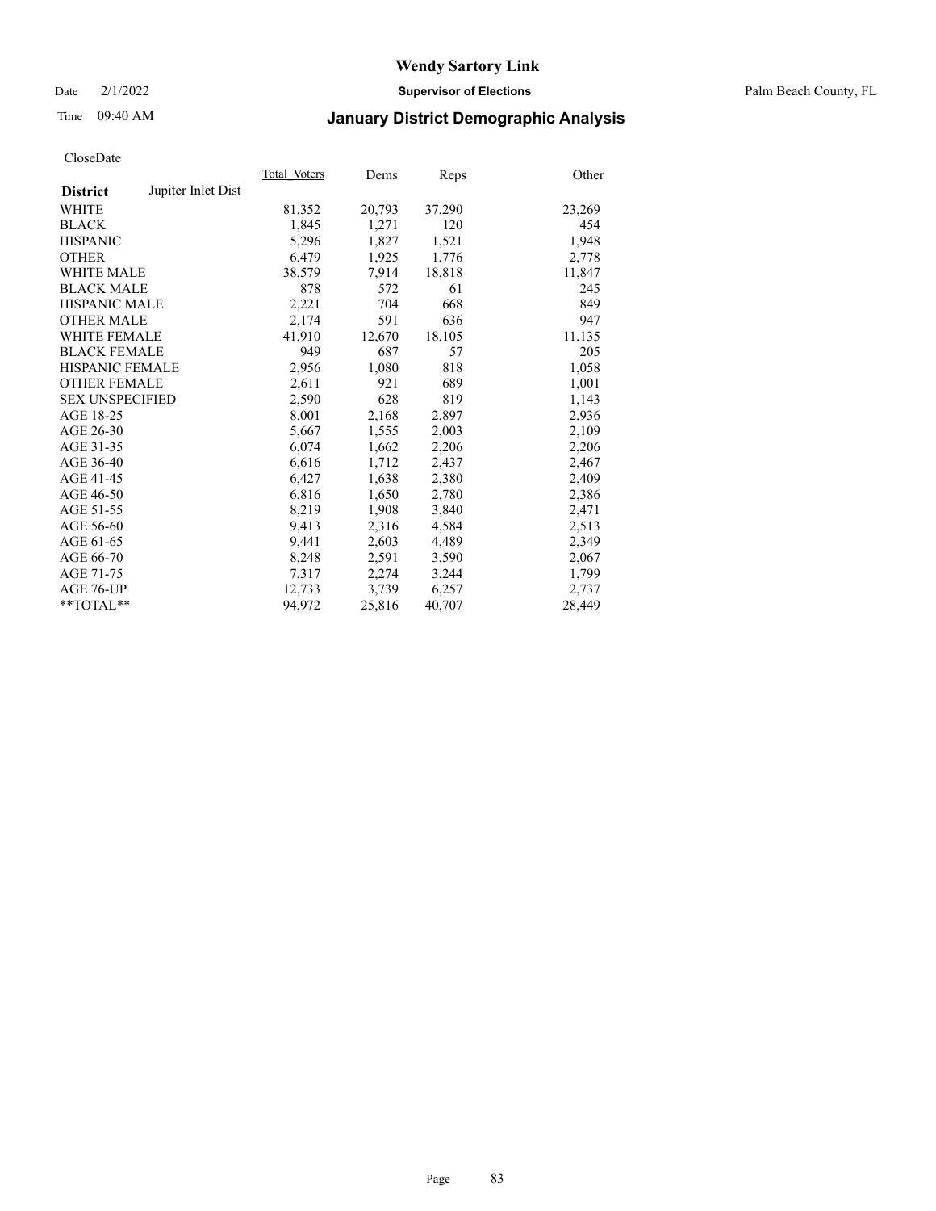# Wendy Sartory Link

Date 2/1/2022 **Supervisor of Elections** Palm Beach County, FL

Time 09:40 AM **January District Demographic Analysis**

CloseDate

| **District** Jupiter Inlet Dist | Total Voters | Dems | Reps | Other |
|---|---|---|---|---|
| WHITE | 81,352 | 20,793 | 37,290 | 23,269 |
| BLACK | 1,845 | 1,271 | 120 | 454 |
| HISPANIC | 5,296 | 1,827 | 1,521 | 1,948 |
| OTHER | 6,479 | 1,925 | 1,776 | 2,778 |
| WHITE MALE | 38,579 | 7,914 | 18,818 | 11,847 |
| BLACK MALE | 878 | 572 | 61 | 245 |
| HISPANIC MALE | 2,221 | 704 | 668 | 849 |
| OTHER MALE | 2,174 | 591 | 636 | 947 |
| WHITE FEMALE | 41,910 | 12,670 | 18,105 | 11,135 |
| BLACK FEMALE | 949 | 687 | 57 | 205 |
| HISPANIC FEMALE | 2,956 | 1,080 | 818 | 1,058 |
| OTHER FEMALE | 2,611 | 921 | 689 | 1,001 |
| SEX UNSPECIFIED | 2,590 | 628 | 819 | 1,143 |
| AGE 18-25 | 8,001 | 2,168 | 2,897 | 2,936 |
| AGE 26-30 | 5,667 | 1,555 | 2,003 | 2,109 |
| AGE 31-35 | 6,074 | 1,662 | 2,206 | 2,206 |
| AGE 36-40 | 6,616 | 1,712 | 2,437 | 2,467 |
| AGE 41-45 | 6,427 | 1,638 | 2,380 | 2,409 |
| AGE 46-50 | 6,816 | 1,650 | 2,780 | 2,386 |
| AGE 51-55 | 8,219 | 1,908 | 3,840 | 2,471 |
| AGE 56-60 | 9,413 | 2,316 | 4,584 | 2,513 |
| AGE 61-65 | 9,441 | 2,603 | 4,489 | 2,349 |
| AGE 66-70 | 8,248 | 2,591 | 3,590 | 2,067 |
| AGE 71-75 | 7,317 | 2,274 | 3,244 | 1,799 |
| AGE 76-UP | 12,733 | 3,739 | 6,257 | 2,737 |
| **TOTAL** | 94,972 | 25,816 | 40,707 | 28,449 |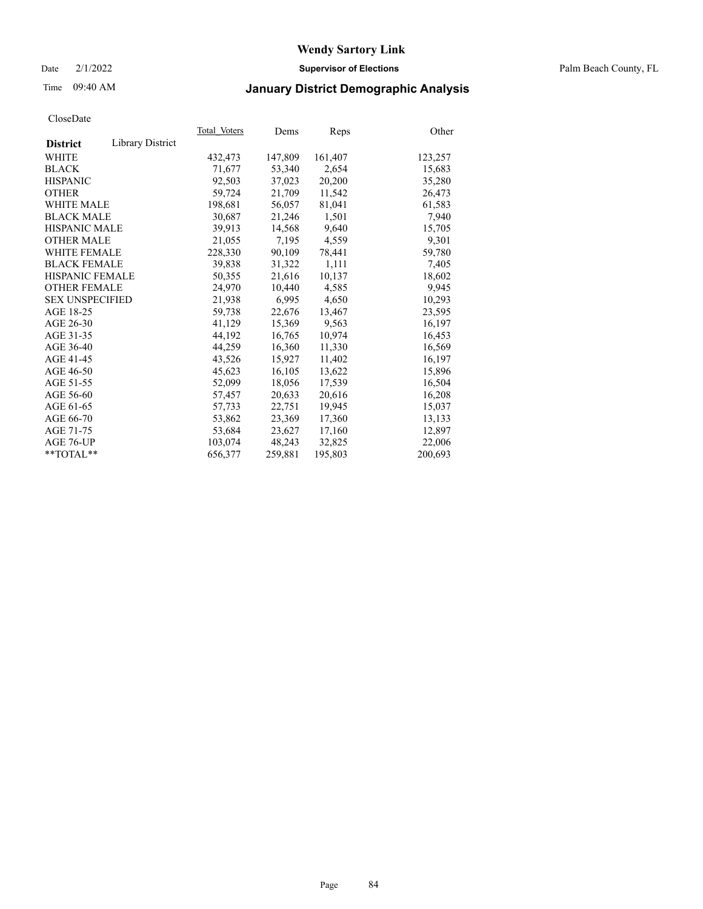# Wendy Sartory Link

Date 2/1/2022 **Supervisor of Elections** Palm Beach County, FL

Time 09:40 AM **January District Demographic Analysis**

CloseDate

| **District** Library District | Total Voters | Dems | Reps | Other |
|---|---|---|---|---|
| WHITE | 432,473 | 147,809 | 161,407 | 123,257 |
| BLACK | 71,677 | 53,340 | 2,654 | 15,683 |
| HISPANIC | 92,503 | 37,023 | 20,200 | 35,280 |
| OTHER | 59,724 | 21,709 | 11,542 | 26,473 |
| WHITE MALE | 198,681 | 56,057 | 81,041 | 61,583 |
| BLACK MALE | 30,687 | 21,246 | 1,501 | 7,940 |
| HISPANIC MALE | 39,913 | 14,568 | 9,640 | 15,705 |
| OTHER MALE | 21,055 | 7,195 | 4,559 | 9,301 |
| WHITE FEMALE | 228,330 | 90,109 | 78,441 | 59,780 |
| BLACK FEMALE | 39,838 | 31,322 | 1,111 | 7,405 |
| HISPANIC FEMALE | 50,355 | 21,616 | 10,137 | 18,602 |
| OTHER FEMALE | 24,970 | 10,440 | 4,585 | 9,945 |
| SEX UNSPECIFIED | 21,938 | 6,995 | 4,650 | 10,293 |
| AGE 18-25 | 59,738 | 22,676 | 13,467 | 23,595 |
| AGE 26-30 | 41,129 | 15,369 | 9,563 | 16,197 |
| AGE 31-35 | 44,192 | 16,765 | 10,974 | 16,453 |
| AGE 36-40 | 44,259 | 16,360 | 11,330 | 16,569 |
| AGE 41-45 | 43,526 | 15,927 | 11,402 | 16,197 |
| AGE 46-50 | 45,623 | 16,105 | 13,622 | 15,896 |
| AGE 51-55 | 52,099 | 18,056 | 17,539 | 16,504 |
| AGE 56-60 | 57,457 | 20,633 | 20,616 | 16,208 |
| AGE 61-65 | 57,733 | 22,751 | 19,945 | 15,037 |
| AGE 66-70 | 53,862 | 23,369 | 17,360 | 13,133 |
| AGE 71-75 | 53,684 | 23,627 | 17,160 | 12,897 |
| AGE 76-UP | 103,074 | 48,243 | 32,825 | 22,006 |
| **TOTAL** | 656,377 | 259,881 | 195,803 | 200,693 |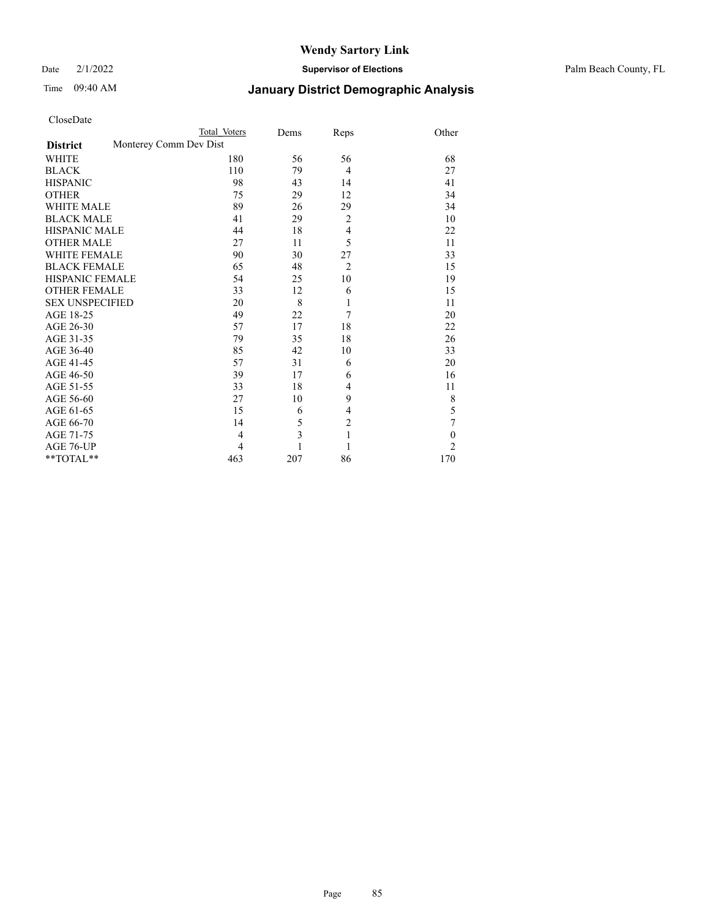CloseDate

| District | Total Voters | Dems | Reps | Other |
|---|---|---|---|---|
| Monterey Comm Dev Dist | | | | |
| WHITE | 180 | 56 | 56 | 68 |
| BLACK | 110 | 79 | 4 | 27 |
| HISPANIC | 98 | 43 | 14 | 41 |
| OTHER | 75 | 29 | 12 | 34 |
| WHITE MALE | 89 | 26 | 29 | 34 |
| BLACK MALE | 41 | 29 | 2 | 10 |
| HISPANIC MALE | 44 | 18 | 4 | 22 |
| OTHER MALE | 27 | 11 | 5 | 11 |
| WHITE FEMALE | 90 | 30 | 27 | 33 |
| BLACK FEMALE | 65 | 48 | 2 | 15 |
| HISPANIC FEMALE | 54 | 25 | 10 | 19 |
| OTHER FEMALE | 33 | 12 | 6 | 15 |
| SEX UNSPECIFIED | 20 | 8 | 1 | 11 |
| AGE 18-25 | 49 | 22 | 7 | 20 |
| AGE 26-30 | 57 | 17 | 18 | 22 |
| AGE 31-35 | 79 | 35 | 18 | 26 |
| AGE 36-40 | 85 | 42 | 10 | 33 |
| AGE 41-45 | 57 | 31 | 6 | 20 |
| AGE 46-50 | 39 | 17 | 6 | 16 |
| AGE 51-55 | 33 | 18 | 4 | 11 |
| AGE 56-60 | 27 | 10 | 9 | 8 |
| AGE 61-65 | 15 | 6 | 4 | 5 |
| AGE 66-70 | 14 | 5 | 2 | 7 |
| AGE 71-75 | 4 | 3 | 1 | 0 |
| AGE 76-UP | 4 | 1 | 1 | 2 |
| **TOTAL** | 463 | 207 | 86 | 170 |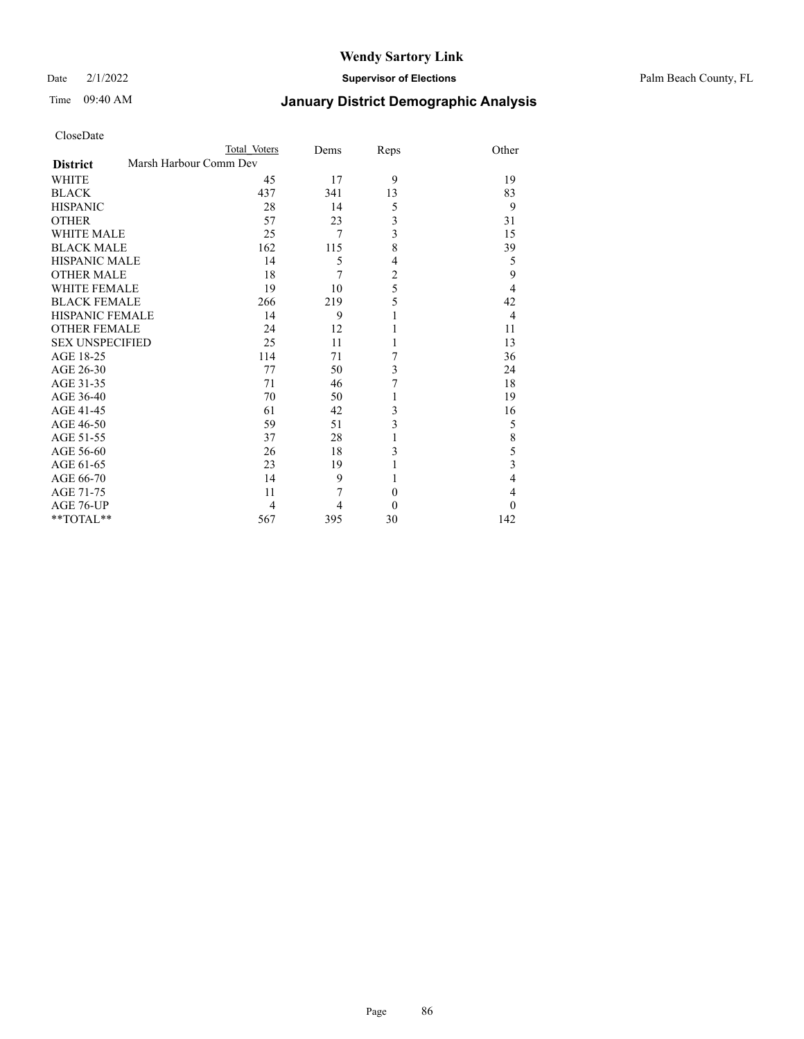# Wendy Sartory Link

Date 2/1/2022 **Supervisor of Elections** Palm Beach County, FL

Time 09:40 AM **January District Demographic Analysis**

CloseDate

| **District** | Total Voters | Dems | Reps | Other |
|---|---|---|---|---|
| Marsh Harbour Comm Dev | | | | |
| WHITE | 45 | 17 | 9 | 19 |
| BLACK | 437 | 341 | 13 | 83 |
| HISPANIC | 28 | 14 | 5 | 9 |
| OTHER | 57 | 23 | 3 | 31 |
| WHITE MALE | 25 | 7 | 3 | 15 |
| BLACK MALE | 162 | 115 | 8 | 39 |
| HISPANIC MALE | 14 | 5 | 4 | 5 |
| OTHER MALE | 18 | 7 | 2 | 9 |
| WHITE FEMALE | 19 | 10 | 5 | 4 |
| BLACK FEMALE | 266 | 219 | 5 | 42 |
| HISPANIC FEMALE | 14 | 9 | 1 | 4 |
| OTHER FEMALE | 24 | 12 | 1 | 11 |
| SEX UNSPECIFIED | 25 | 11 | 1 | 13 |
| AGE 18-25 | 114 | 71 | 7 | 36 |
| AGE 26-30 | 77 | 50 | 3 | 24 |
| AGE 31-35 | 71 | 46 | 7 | 18 |
| AGE 36-40 | 70 | 50 | 1 | 19 |
| AGE 41-45 | 61 | 42 | 3 | 16 |
| AGE 46-50 | 59 | 51 | 3 | 5 |
| AGE 51-55 | 37 | 28 | 1 | 8 |
| AGE 56-60 | 26 | 18 | 3 | 5 |
| AGE 61-65 | 23 | 19 | 1 | 3 |
| AGE 66-70 | 14 | 9 | 1 | 4 |
| AGE 71-75 | 11 | 7 | 0 | 4 |
| AGE 76-UP | 4 | 4 | 0 | 0 |
| **TOTAL** | 567 | 395 | 30 | 142 |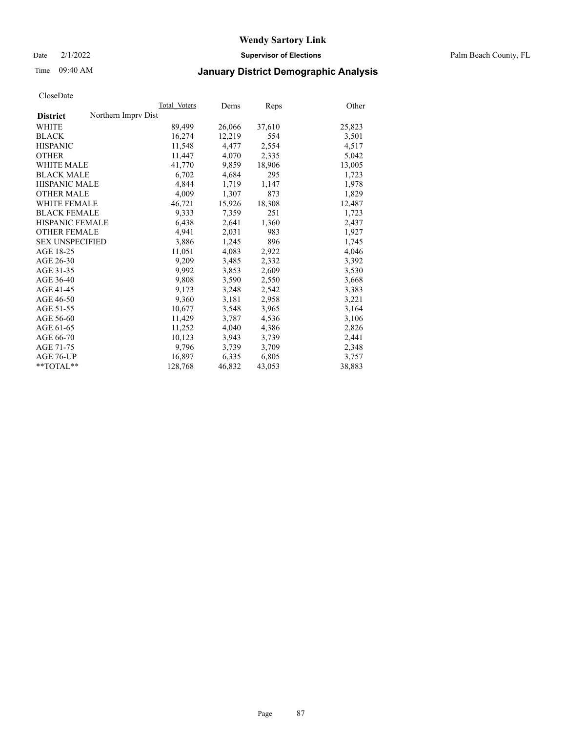Date 2/1/2022

Time 09:40 AM

**Wendy Sartory Link**

**Supervisor of Elections**

Palm Beach County, FL

## January District Demographic Analysis

CloseDate

| **District** Northern Imprv Dist | Total Voters | Dems | Reps | Other |
|---|---|---|---|---|
| WHITE | 89,499 | 26,066 | 37,610 | 25,823 |
| BLACK | 16,274 | 12,219 | 554 | 3,501 |
| HISPANIC | 11,548 | 4,477 | 2,554 | 4,517 |
| OTHER | 11,447 | 4,070 | 2,335 | 5,042 |
| WHITE MALE | 41,770 | 9,859 | 18,906 | 13,005 |
| BLACK MALE | 6,702 | 4,684 | 295 | 1,723 |
| HISPANIC MALE | 4,844 | 1,719 | 1,147 | 1,978 |
| OTHER MALE | 4,009 | 1,307 | 873 | 1,829 |
| WHITE FEMALE | 46,721 | 15,926 | 18,308 | 12,487 |
| BLACK FEMALE | 9,333 | 7,359 | 251 | 1,723 |
| HISPANIC FEMALE | 6,438 | 2,641 | 1,360 | 2,437 |
| OTHER FEMALE | 4,941 | 2,031 | 983 | 1,927 |
| SEX UNSPECIFIED | 3,886 | 1,245 | 896 | 1,745 |
| AGE 18-25 | 11,051 | 4,083 | 2,922 | 4,046 |
| AGE 26-30 | 9,209 | 3,485 | 2,332 | 3,392 |
| AGE 31-35 | 9,992 | 3,853 | 2,609 | 3,530 |
| AGE 36-40 | 9,808 | 3,590 | 2,550 | 3,668 |
| AGE 41-45 | 9,173 | 3,248 | 2,542 | 3,383 |
| AGE 46-50 | 9,360 | 3,181 | 2,958 | 3,221 |
| AGE 51-55 | 10,677 | 3,548 | 3,965 | 3,164 |
| AGE 56-60 | 11,429 | 3,787 | 4,536 | 3,106 |
| AGE 61-65 | 11,252 | 4,040 | 4,386 | 2,826 |
| AGE 66-70 | 10,123 | 3,943 | 3,739 | 2,441 |
| AGE 71-75 | 9,796 | 3,739 | 3,709 | 2,348 |
| AGE 76-UP | 16,897 | 6,335 | 6,805 | 3,757 |
| **TOTAL** | 128,768 | 46,832 | 43,053 | 38,883 |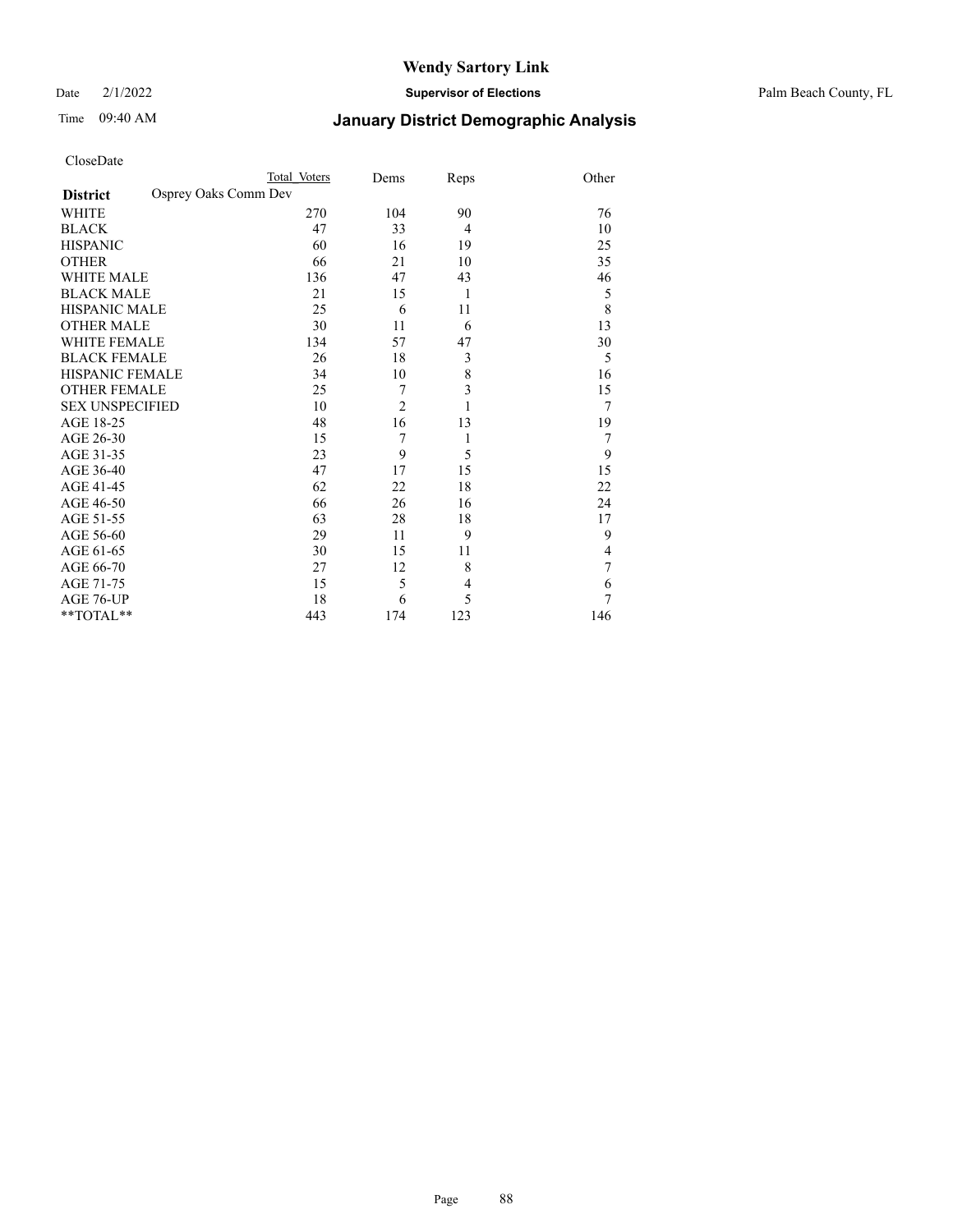CloseDate

| District | Osprey Oaks Comm Dev Total Voters | Dems | Reps | Other |
|---|---|---|---|---|
| WHITE | 270 | 104 | 90 | 76 |
| BLACK | 47 | 33 | 4 | 10 |
| HISPANIC | 60 | 16 | 19 | 25 |
| OTHER | 66 | 21 | 10 | 35 |
| WHITE MALE | 136 | 47 | 43 | 46 |
| BLACK MALE | 21 | 15 | 1 | 5 |
| HISPANIC MALE | 25 | 6 | 11 | 8 |
| OTHER MALE | 30 | 11 | 6 | 13 |
| WHITE FEMALE | 134 | 57 | 47 | 30 |
| BLACK FEMALE | 26 | 18 | 3 | 5 |
| HISPANIC FEMALE | 34 | 10 | 8 | 16 |
| OTHER FEMALE | 25 | 7 | 3 | 15 |
| SEX UNSPECIFIED | 10 | 2 | 1 | 7 |
| AGE 18-25 | 48 | 16 | 13 | 19 |
| AGE 26-30 | 15 | 7 | 1 | 7 |
| AGE 31-35 | 23 | 9 | 5 | 9 |
| AGE 36-40 | 47 | 17 | 15 | 15 |
| AGE 41-45 | 62 | 22 | 18 | 22 |
| AGE 46-50 | 66 | 26 | 16 | 24 |
| AGE 51-55 | 63 | 28 | 18 | 17 |
| AGE 56-60 | 29 | 11 | 9 | 9 |
| AGE 61-65 | 30 | 15 | 11 | 4 |
| AGE 66-70 | 27 | 12 | 8 | 7 |
| AGE 71-75 | 15 | 5 | 4 | 6 |
| AGE 76-UP | 18 | 6 | 5 | 7 |
| **TOTAL** | 443 | 174 | 123 | 146 |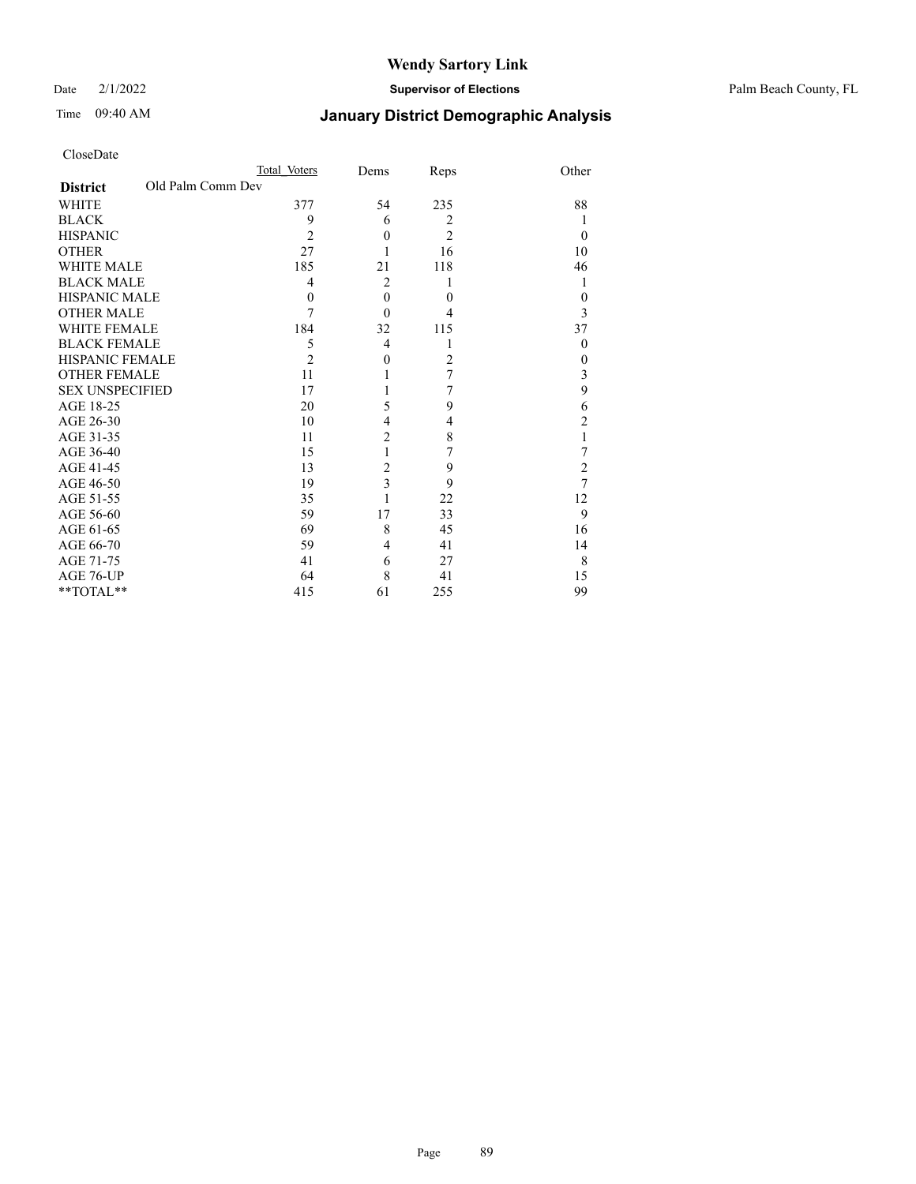# Wendy Sartory Link

Date 2/1/2022 **Supervisor of Elections** Palm Beach County, FL

Time 09:40 AM **January District Demographic Analysis**

CloseDate

| **District** Old Palm Comm Dev | Total Voters | Dems | Reps | Other |
|---|---|---|---|---|
| WHITE | 377 | 54 | 235 | 88 |
| BLACK | 9 | 6 | 2 | 1 |
| HISPANIC | 2 | 0 | 2 | 0 |
| OTHER | 27 | 1 | 16 | 10 |
| WHITE MALE | 185 | 21 | 118 | 46 |
| BLACK MALE | 4 | 2 | 1 | 1 |
| HISPANIC MALE | 0 | 0 | 0 | 0 |
| OTHER MALE | 7 | 0 | 4 | 3 |
| WHITE FEMALE | 184 | 32 | 115 | 37 |
| BLACK FEMALE | 5 | 4 | 1 | 0 |
| HISPANIC FEMALE | 2 | 0 | 2 | 0 |
| OTHER FEMALE | 11 | 1 | 7 | 3 |
| SEX UNSPECIFIED | 17 | 1 | 7 | 9 |
| AGE 18-25 | 20 | 5 | 9 | 6 |
| AGE 26-30 | 10 | 4 | 4 | 2 |
| AGE 31-35 | 11 | 2 | 8 | 1 |
| AGE 36-40 | 15 | 1 | 7 | 7 |
| AGE 41-45 | 13 | 2 | 9 | 2 |
| AGE 46-50 | 19 | 3 | 9 | 7 |
| AGE 51-55 | 35 | 1 | 22 | 12 |
| AGE 56-60 | 59 | 17 | 33 | 9 |
| AGE 61-65 | 69 | 8 | 45 | 16 |
| AGE 66-70 | 59 | 4 | 41 | 14 |
| AGE 71-75 | 41 | 6 | 27 | 8 |
| AGE 76-UP | 64 | 8 | 41 | 15 |
| **TOTAL** | 415 | 61 | 255 | 99 |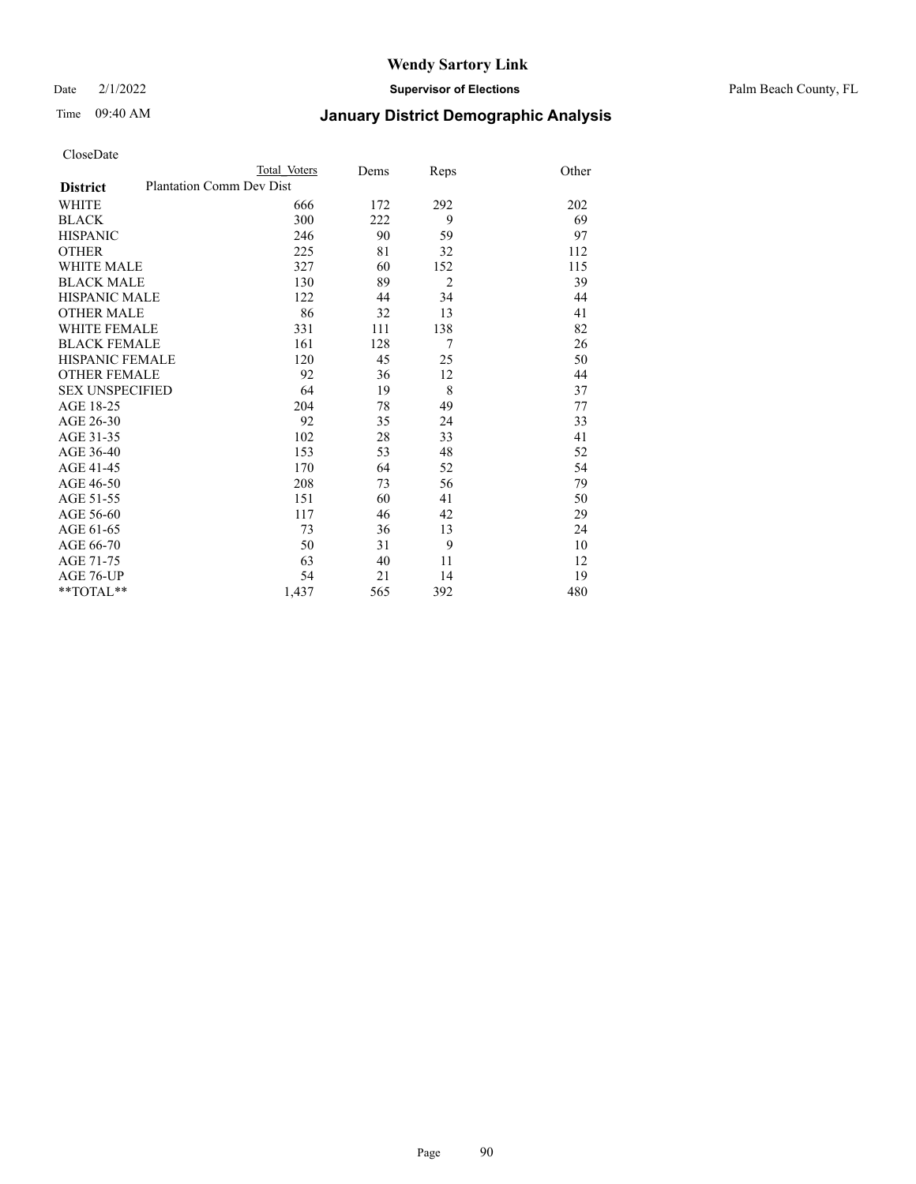CloseDate

| District | Plantation Comm Dev Dist Total Voters | Dems | Reps | Other |
|---|---|---|---|---|
| WHITE | 666 | 172 | 292 | 202 |
| BLACK | 300 | 222 | 9 | 69 |
| HISPANIC | 246 | 90 | 59 | 97 |
| OTHER | 225 | 81 | 32 | 112 |
| WHITE MALE | 327 | 60 | 152 | 115 |
| BLACK MALE | 130 | 89 | 2 | 39 |
| HISPANIC MALE | 122 | 44 | 34 | 44 |
| OTHER MALE | 86 | 32 | 13 | 41 |
| WHITE FEMALE | 331 | 111 | 138 | 82 |
| BLACK FEMALE | 161 | 128 | 7 | 26 |
| HISPANIC FEMALE | 120 | 45 | 25 | 50 |
| OTHER FEMALE | 92 | 36 | 12 | 44 |
| SEX UNSPECIFIED | 64 | 19 | 8 | 37 |
| AGE 18-25 | 204 | 78 | 49 | 77 |
| AGE 26-30 | 92 | 35 | 24 | 33 |
| AGE 31-35 | 102 | 28 | 33 | 41 |
| AGE 36-40 | 153 | 53 | 48 | 52 |
| AGE 41-45 | 170 | 64 | 52 | 54 |
| AGE 46-50 | 208 | 73 | 56 | 79 |
| AGE 51-55 | 151 | 60 | 41 | 50 |
| AGE 56-60 | 117 | 46 | 42 | 29 |
| AGE 61-65 | 73 | 36 | 13 | 24 |
| AGE 66-70 | 50 | 31 | 9 | 10 |
| AGE 71-75 | 63 | 40 | 11 | 12 |
| AGE 76-UP | 54 | 21 | 14 | 19 |
| **TOTAL** | 1,437 | 565 | 392 | 480 |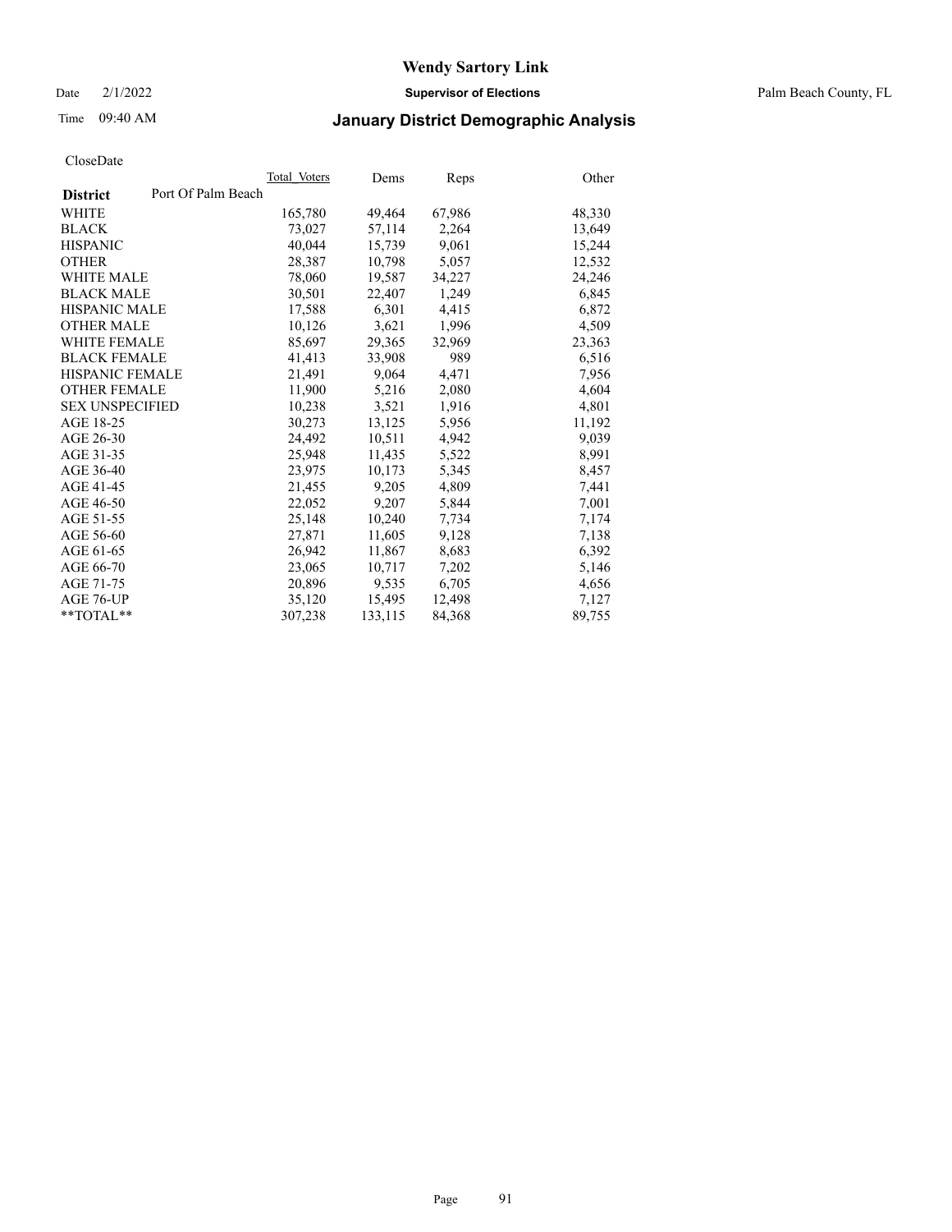**Wendy Sartory Link**

Date 2/1/2022 **Supervisor of Elections** Palm Beach County, FL

Time 09:40 AM

## January District Demographic Analysis

CloseDate

| **District** Port Of Palm Beach | Total_Voters | Dems | Reps | Other |
|---|---|---|---|---|
| WHITE | 165,780 | 49,464 | 67,986 | 48,330 |
| BLACK | 73,027 | 57,114 | 2,264 | 13,649 |
| HISPANIC | 40,044 | 15,739 | 9,061 | 15,244 |
| OTHER | 28,387 | 10,798 | 5,057 | 12,532 |
| WHITE MALE | 78,060 | 19,587 | 34,227 | 24,246 |
| BLACK MALE | 30,501 | 22,407 | 1,249 | 6,845 |
| HISPANIC MALE | 17,588 | 6,301 | 4,415 | 6,872 |
| OTHER MALE | 10,126 | 3,621 | 1,996 | 4,509 |
| WHITE FEMALE | 85,697 | 29,365 | 32,969 | 23,363 |
| BLACK FEMALE | 41,413 | 33,908 | 989 | 6,516 |
| HISPANIC FEMALE | 21,491 | 9,064 | 4,471 | 7,956 |
| OTHER FEMALE | 11,900 | 5,216 | 2,080 | 4,604 |
| SEX UNSPECIFIED | 10,238 | 3,521 | 1,916 | 4,801 |
| AGE 18-25 | 30,273 | 13,125 | 5,956 | 11,192 |
| AGE 26-30 | 24,492 | 10,511 | 4,942 | 9,039 |
| AGE 31-35 | 25,948 | 11,435 | 5,522 | 8,991 |
| AGE 36-40 | 23,975 | 10,173 | 5,345 | 8,457 |
| AGE 41-45 | 21,455 | 9,205 | 4,809 | 7,441 |
| AGE 46-50 | 22,052 | 9,207 | 5,844 | 7,001 |
| AGE 51-55 | 25,148 | 10,240 | 7,734 | 7,174 |
| AGE 56-60 | 27,871 | 11,605 | 9,128 | 7,138 |
| AGE 61-65 | 26,942 | 11,867 | 8,683 | 6,392 |
| AGE 66-70 | 23,065 | 10,717 | 7,202 | 5,146 |
| AGE 71-75 | 20,896 | 9,535 | 6,705 | 4,656 |
| AGE 76-UP | 35,120 | 15,495 | 12,498 | 7,127 |
| **TOTAL** | 307,238 | 133,115 | 84,368 | 89,755 |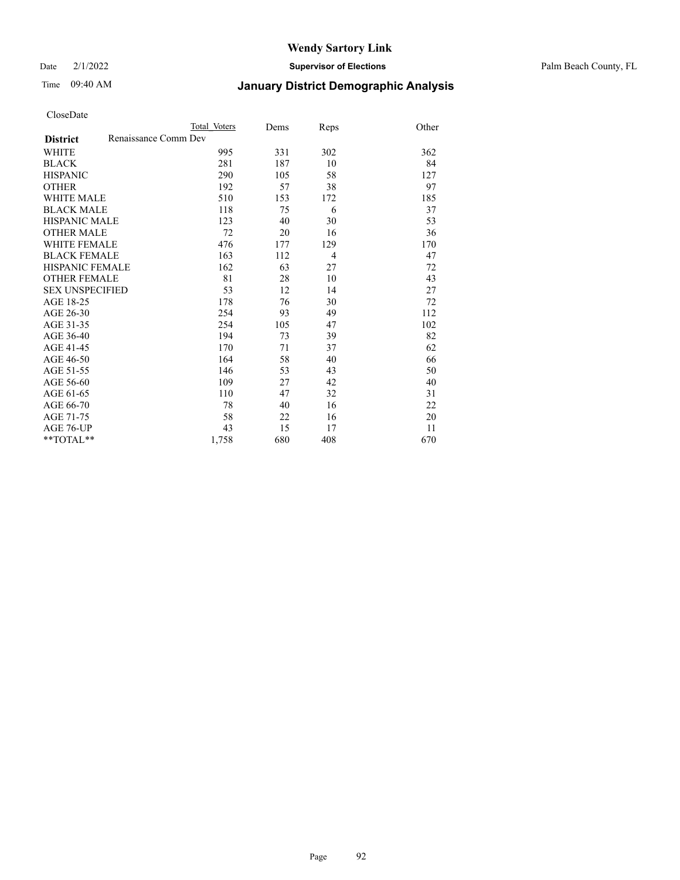# Wendy Sartory Link

Date 2/1/2022 **Supervisor of Elections** Palm Beach County, FL

Time 09:40 AM **January District Demographic Analysis**

CloseDate

| **District** | Total Voters | Dems | Reps | Other |
|---|---|---|---|---|
| Renaissance Comm Dev | | | | |
| WHITE | 995 | 331 | 302 | 362 |
| BLACK | 281 | 187 | 10 | 84 |
| HISPANIC | 290 | 105 | 58 | 127 |
| OTHER | 192 | 57 | 38 | 97 |
| WHITE MALE | 510 | 153 | 172 | 185 |
| BLACK MALE | 118 | 75 | 6 | 37 |
| HISPANIC MALE | 123 | 40 | 30 | 53 |
| OTHER MALE | 72 | 20 | 16 | 36 |
| WHITE FEMALE | 476 | 177 | 129 | 170 |
| BLACK FEMALE | 163 | 112 | 4 | 47 |
| HISPANIC FEMALE | 162 | 63 | 27 | 72 |
| OTHER FEMALE | 81 | 28 | 10 | 43 |
| SEX UNSPECIFIED | 53 | 12 | 14 | 27 |
| AGE 18-25 | 178 | 76 | 30 | 72 |
| AGE 26-30 | 254 | 93 | 49 | 112 |
| AGE 31-35 | 254 | 105 | 47 | 102 |
| AGE 36-40 | 194 | 73 | 39 | 82 |
| AGE 41-45 | 170 | 71 | 37 | 62 |
| AGE 46-50 | 164 | 58 | 40 | 66 |
| AGE 51-55 | 146 | 53 | 43 | 50 |
| AGE 56-60 | 109 | 27 | 42 | 40 |
| AGE 61-65 | 110 | 47 | 32 | 31 |
| AGE 66-70 | 78 | 40 | 16 | 22 |
| AGE 71-75 | 58 | 22 | 16 | 20 |
| AGE 76-UP | 43 | 15 | 17 | 11 |
| **TOTAL** | 1,758 | 680 | 408 | 670 |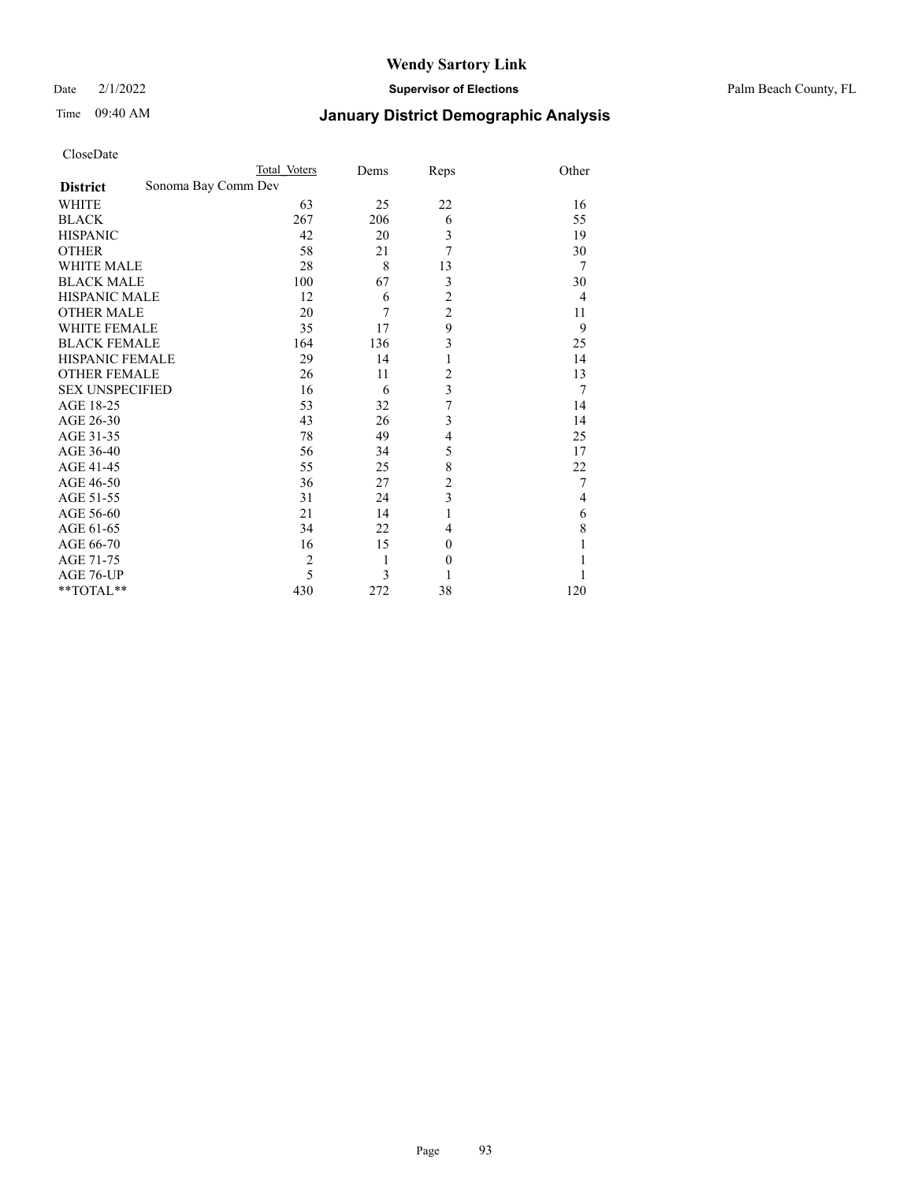# Wendy Sartory Link

Date 2/1/2022 **Supervisor of Elections** Palm Beach County, FL

Time 09:40 AM **January District Demographic Analysis**

CloseDate

| District | Total Voters | Dems | Reps | Other |
|---|---|---|---|---|
| **Sonoma Bay Comm Dev** | | | | |
| WHITE | 63 | 25 | 22 | 16 |
| BLACK | 267 | 206 | 6 | 55 |
| HISPANIC | 42 | 20 | 3 | 19 |
| OTHER | 58 | 21 | 7 | 30 |
| WHITE MALE | 28 | 8 | 13 | 7 |
| BLACK MALE | 100 | 67 | 3 | 30 |
| HISPANIC MALE | 12 | 6 | 2 | 4 |
| OTHER MALE | 20 | 7 | 2 | 11 |
| WHITE FEMALE | 35 | 17 | 9 | 9 |
| BLACK FEMALE | 164 | 136 | 3 | 25 |
| HISPANIC FEMALE | 29 | 14 | 1 | 14 |
| OTHER FEMALE | 26 | 11 | 2 | 13 |
| SEX UNSPECIFIED | 16 | 6 | 3 | 7 |
| AGE 18-25 | 53 | 32 | 7 | 14 |
| AGE 26-30 | 43 | 26 | 3 | 14 |
| AGE 31-35 | 78 | 49 | 4 | 25 |
| AGE 36-40 | 56 | 34 | 5 | 17 |
| AGE 41-45 | 55 | 25 | 8 | 22 |
| AGE 46-50 | 36 | 27 | 2 | 7 |
| AGE 51-55 | 31 | 24 | 3 | 4 |
| AGE 56-60 | 21 | 14 | 1 | 6 |
| AGE 61-65 | 34 | 22 | 4 | 8 |
| AGE 66-70 | 16 | 15 | 0 | 1 |
| AGE 71-75 | 2 | 1 | 0 | 1 |
| AGE 76-UP | 5 | 3 | 1 | 1 |
| **TOTAL** | 430 | 272 | 38 | 120 |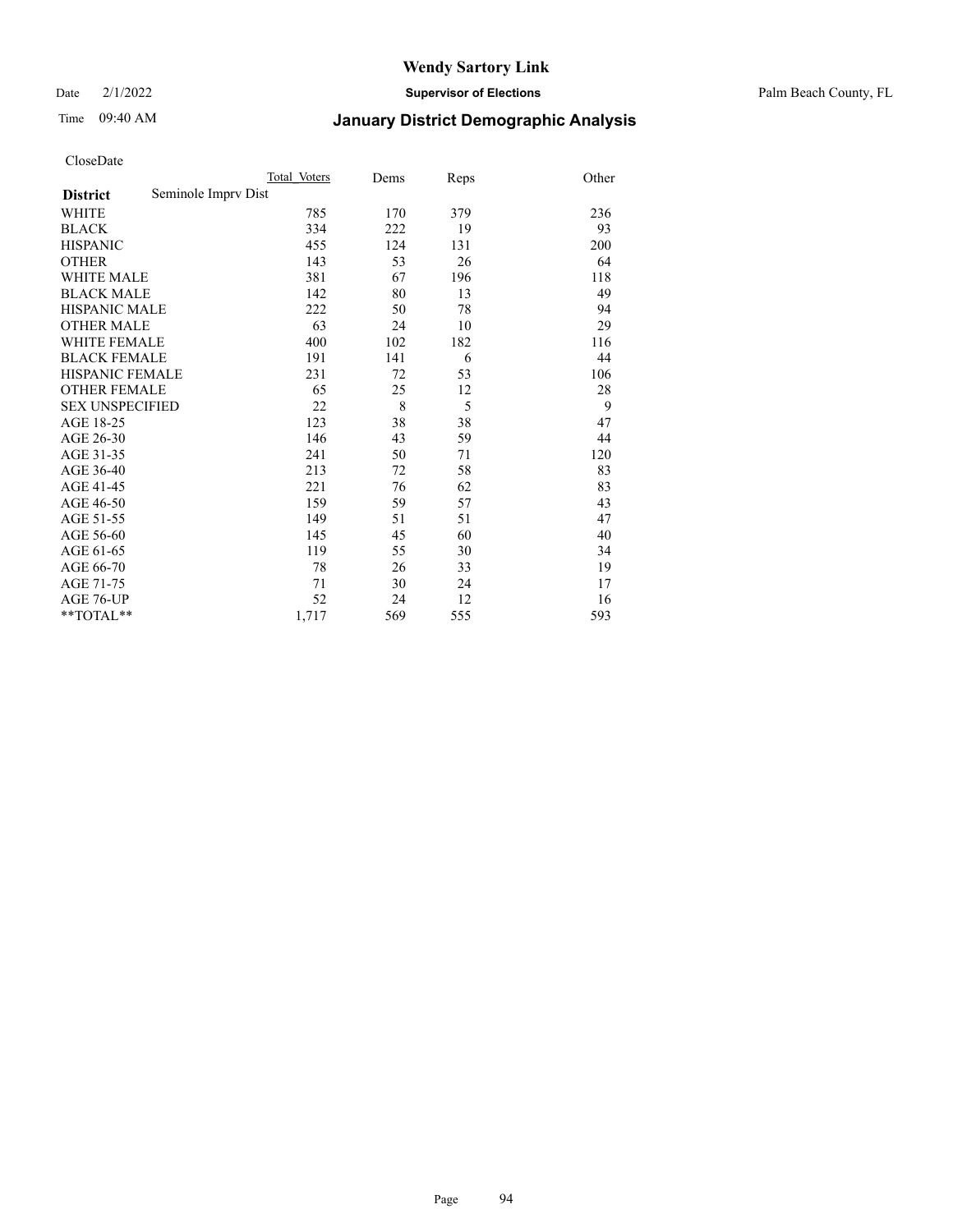# Wendy Sartory Link

**Supervisor of Elections**

Palm Beach County, FL

Date 2/1/2022

Time 09:40 AM

## January District Demographic Analysis

CloseDate

| District | Total Voters | Dems | Reps | Other |
|---|---|---|---|---|
| Seminole Imprv Dist | | | | |
| WHITE | 785 | 170 | 379 | 236 |
| BLACK | 334 | 222 | 19 | 93 |
| HISPANIC | 455 | 124 | 131 | 200 |
| OTHER | 143 | 53 | 26 | 64 |
| WHITE MALE | 381 | 67 | 196 | 118 |
| BLACK MALE | 142 | 80 | 13 | 49 |
| HISPANIC MALE | 222 | 50 | 78 | 94 |
| OTHER MALE | 63 | 24 | 10 | 29 |
| WHITE FEMALE | 400 | 102 | 182 | 116 |
| BLACK FEMALE | 191 | 141 | 6 | 44 |
| HISPANIC FEMALE | 231 | 72 | 53 | 106 |
| OTHER FEMALE | 65 | 25 | 12 | 28 |
| SEX UNSPECIFIED | 22 | 8 | 5 | 9 |
| AGE 18-25 | 123 | 38 | 38 | 47 |
| AGE 26-30 | 146 | 43 | 59 | 44 |
| AGE 31-35 | 241 | 50 | 71 | 120 |
| AGE 36-40 | 213 | 72 | 58 | 83 |
| AGE 41-45 | 221 | 76 | 62 | 83 |
| AGE 46-50 | 159 | 59 | 57 | 43 |
| AGE 51-55 | 149 | 51 | 51 | 47 |
| AGE 56-60 | 145 | 45 | 60 | 40 |
| AGE 61-65 | 119 | 55 | 30 | 34 |
| AGE 66-70 | 78 | 26 | 33 | 19 |
| AGE 71-75 | 71 | 30 | 24 | 17 |
| AGE 76-UP | 52 | 24 | 12 | 16 |
| **TOTAL** | 1,717 | 569 | 555 | 593 |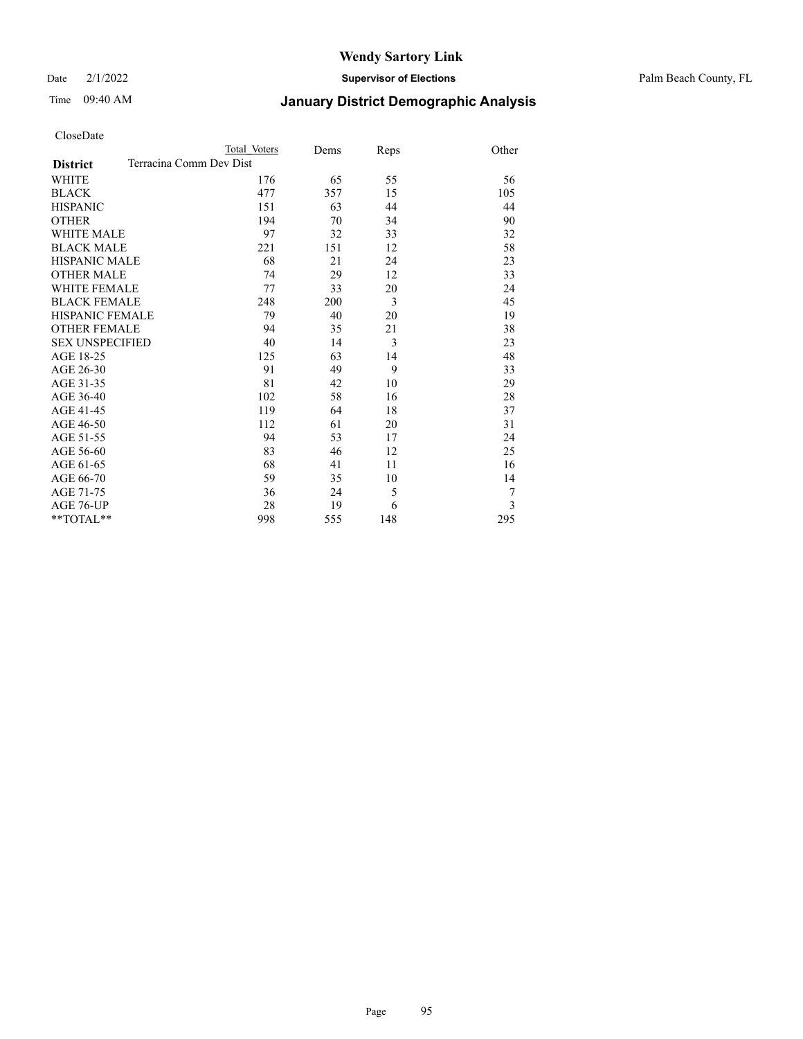# Wendy Sartory Link

Date 2/1/2022 **Supervisor of Elections** Palm Beach County, FL

Time 09:40 AM **January District Demographic Analysis**

CloseDate

| District | Total Voters | Dems | Reps | Other |
|---|---|---|---|---|
| Terracina Comm Dev Dist | | | | |
| WHITE | 176 | 65 | 55 | 56 |
| BLACK | 477 | 357 | 15 | 105 |
| HISPANIC | 151 | 63 | 44 | 44 |
| OTHER | 194 | 70 | 34 | 90 |
| WHITE MALE | 97 | 32 | 33 | 32 |
| BLACK MALE | 221 | 151 | 12 | 58 |
| HISPANIC MALE | 68 | 21 | 24 | 23 |
| OTHER MALE | 74 | 29 | 12 | 33 |
| WHITE FEMALE | 77 | 33 | 20 | 24 |
| BLACK FEMALE | 248 | 200 | 3 | 45 |
| HISPANIC FEMALE | 79 | 40 | 20 | 19 |
| OTHER FEMALE | 94 | 35 | 21 | 38 |
| SEX UNSPECIFIED | 40 | 14 | 3 | 23 |
| AGE 18-25 | 125 | 63 | 14 | 48 |
| AGE 26-30 | 91 | 49 | 9 | 33 |
| AGE 31-35 | 81 | 42 | 10 | 29 |
| AGE 36-40 | 102 | 58 | 16 | 28 |
| AGE 41-45 | 119 | 64 | 18 | 37 |
| AGE 46-50 | 112 | 61 | 20 | 31 |
| AGE 51-55 | 94 | 53 | 17 | 24 |
| AGE 56-60 | 83 | 46 | 12 | 25 |
| AGE 61-65 | 68 | 41 | 11 | 16 |
| AGE 66-70 | 59 | 35 | 10 | 14 |
| AGE 71-75 | 36 | 24 | 5 | 7 |
| AGE 76-UP | 28 | 19 | 6 | 3 |
| **TOTAL** | 998 | 555 | 148 | 295 |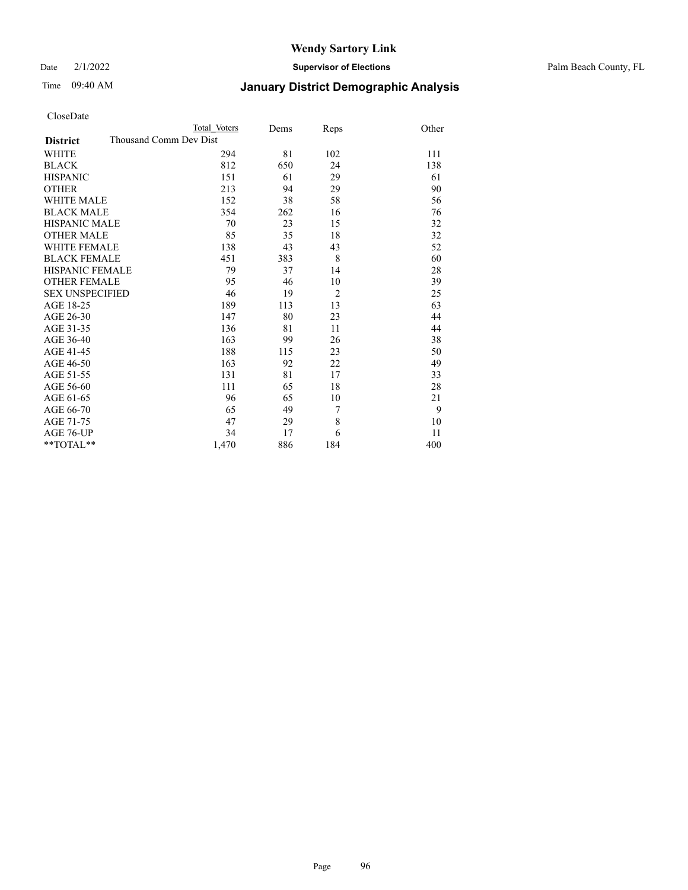# Wendy Sartory Link

Date 2/1/2022 **Supervisor of Elections** Palm Beach County, FL

Time 09:40 AM **January District Demographic Analysis**

CloseDate

| **District** | Total Voters | Dems | Reps | Other |
|---|---|---|---|---|
| Thousand Comm Dev Dist | | | | |
| WHITE | 294 | 81 | 102 | 111 |
| BLACK | 812 | 650 | 24 | 138 |
| HISPANIC | 151 | 61 | 29 | 61 |
| OTHER | 213 | 94 | 29 | 90 |
| WHITE MALE | 152 | 38 | 58 | 56 |
| BLACK MALE | 354 | 262 | 16 | 76 |
| HISPANIC MALE | 70 | 23 | 15 | 32 |
| OTHER MALE | 85 | 35 | 18 | 32 |
| WHITE FEMALE | 138 | 43 | 43 | 52 |
| BLACK FEMALE | 451 | 383 | 8 | 60 |
| HISPANIC FEMALE | 79 | 37 | 14 | 28 |
| OTHER FEMALE | 95 | 46 | 10 | 39 |
| SEX UNSPECIFIED | 46 | 19 | 2 | 25 |
| AGE 18-25 | 189 | 113 | 13 | 63 |
| AGE 26-30 | 147 | 80 | 23 | 44 |
| AGE 31-35 | 136 | 81 | 11 | 44 |
| AGE 36-40 | 163 | 99 | 26 | 38 |
| AGE 41-45 | 188 | 115 | 23 | 50 |
| AGE 46-50 | 163 | 92 | 22 | 49 |
| AGE 51-55 | 131 | 81 | 17 | 33 |
| AGE 56-60 | 111 | 65 | 18 | 28 |
| AGE 61-65 | 96 | 65 | 10 | 21 |
| AGE 66-70 | 65 | 49 | 7 | 9 |
| AGE 71-75 | 47 | 29 | 8 | 10 |
| AGE 76-UP | 34 | 17 | 6 | 11 |
| **TOTAL** | 1,470 | 886 | 184 | 400 |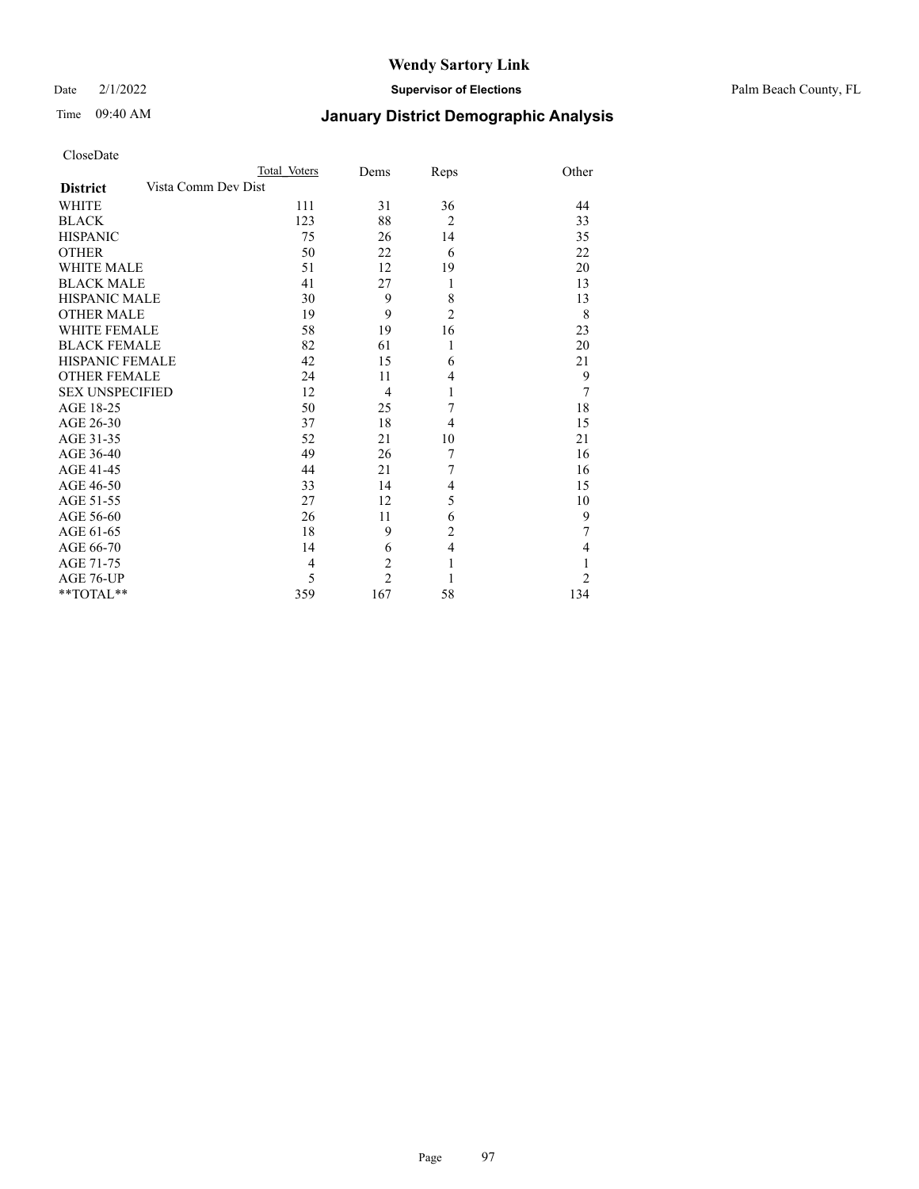# Wendy Sartory Link

Date 2/1/2022 **Supervisor of Elections** Palm Beach County, FL

Time 09:40 AM **January District Demographic Analysis**

CloseDate

| District | Total Voters | Dems | Reps | Other |
|---|---|---|---|---|
| Vista Comm Dev Dist | | | | |
| WHITE | 111 | 31 | 36 | 44 |
| BLACK | 123 | 88 | 2 | 33 |
| HISPANIC | 75 | 26 | 14 | 35 |
| OTHER | 50 | 22 | 6 | 22 |
| WHITE MALE | 51 | 12 | 19 | 20 |
| BLACK MALE | 41 | 27 | 1 | 13 |
| HISPANIC MALE | 30 | 9 | 8 | 13 |
| OTHER MALE | 19 | 9 | 2 | 8 |
| WHITE FEMALE | 58 | 19 | 16 | 23 |
| BLACK FEMALE | 82 | 61 | 1 | 20 |
| HISPANIC FEMALE | 42 | 15 | 6 | 21 |
| OTHER FEMALE | 24 | 11 | 4 | 9 |
| SEX UNSPECIFIED | 12 | 4 | 1 | 7 |
| AGE 18-25 | 50 | 25 | 7 | 18 |
| AGE 26-30 | 37 | 18 | 4 | 15 |
| AGE 31-35 | 52 | 21 | 10 | 21 |
| AGE 36-40 | 49 | 26 | 7 | 16 |
| AGE 41-45 | 44 | 21 | 7 | 16 |
| AGE 46-50 | 33 | 14 | 4 | 15 |
| AGE 51-55 | 27 | 12 | 5 | 10 |
| AGE 56-60 | 26 | 11 | 6 | 9 |
| AGE 61-65 | 18 | 9 | 2 | 7 |
| AGE 66-70 | 14 | 6 | 4 | 4 |
| AGE 71-75 | 4 | 2 | 1 | 1 |
| AGE 76-UP | 5 | 2 | 1 | 2 |
| **TOTAL** | 359 | 167 | 58 | 134 |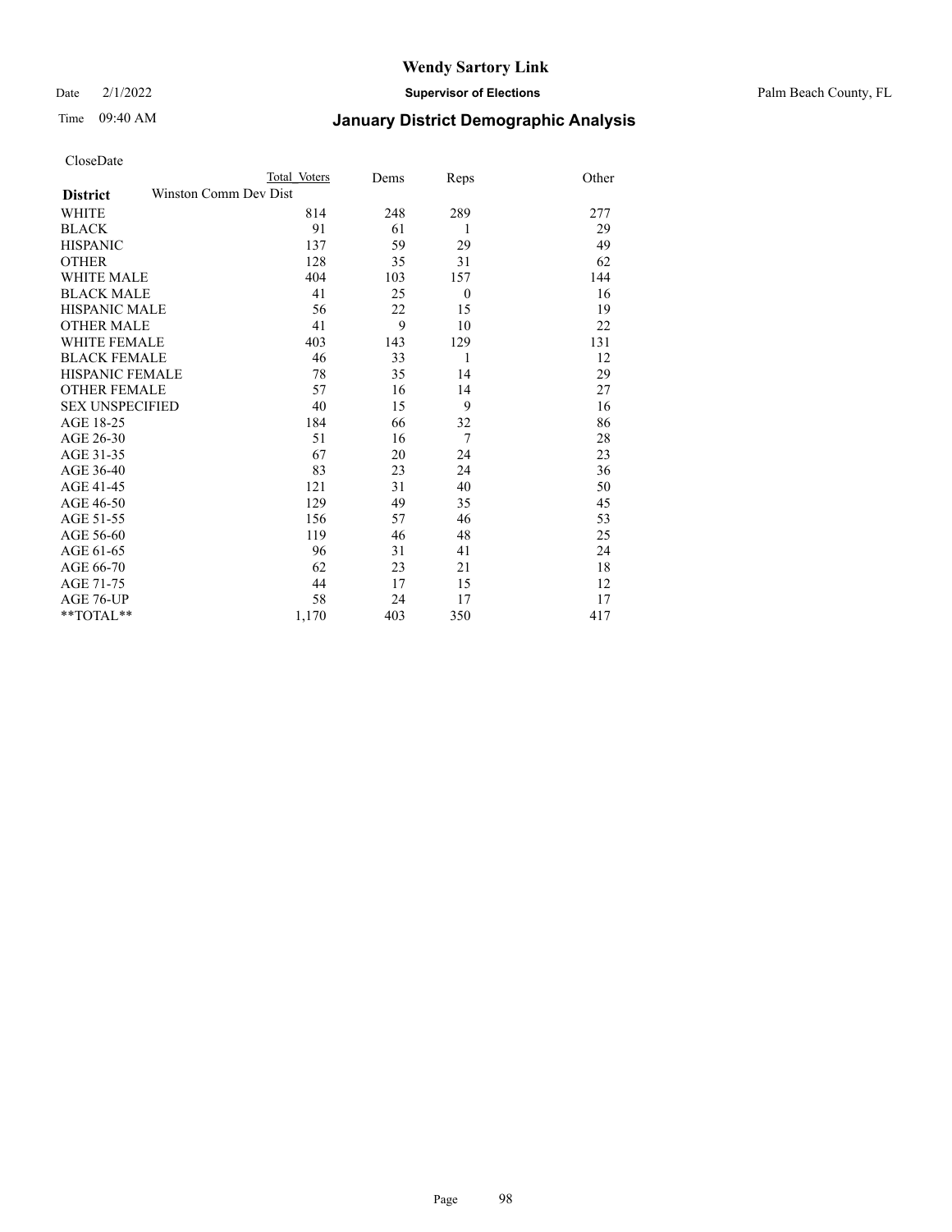# Wendy Sartory Link

Date 2/1/2022 **Supervisor of Elections** Palm Beach County, FL

Time 09:40 AM **January District Demographic Analysis**

CloseDate

| **District** | Total Voters | Dems | Reps | Other |
|---|---|---|---|---|
| Winston Comm Dev Dist | | | | |
| WHITE | 814 | 248 | 289 | 277 |
| BLACK | 91 | 61 | 1 | 29 |
| HISPANIC | 137 | 59 | 29 | 49 |
| OTHER | 128 | 35 | 31 | 62 |
| WHITE MALE | 404 | 103 | 157 | 144 |
| BLACK MALE | 41 | 25 | 0 | 16 |
| HISPANIC MALE | 56 | 22 | 15 | 19 |
| OTHER MALE | 41 | 9 | 10 | 22 |
| WHITE FEMALE | 403 | 143 | 129 | 131 |
| BLACK FEMALE | 46 | 33 | 1 | 12 |
| HISPANIC FEMALE | 78 | 35 | 14 | 29 |
| OTHER FEMALE | 57 | 16 | 14 | 27 |
| SEX UNSPECIFIED | 40 | 15 | 9 | 16 |
| AGE 18-25 | 184 | 66 | 32 | 86 |
| AGE 26-30 | 51 | 16 | 7 | 28 |
| AGE 31-35 | 67 | 20 | 24 | 23 |
| AGE 36-40 | 83 | 23 | 24 | 36 |
| AGE 41-45 | 121 | 31 | 40 | 50 |
| AGE 46-50 | 129 | 49 | 35 | 45 |
| AGE 51-55 | 156 | 57 | 46 | 53 |
| AGE 56-60 | 119 | 46 | 48 | 25 |
| AGE 61-65 | 96 | 31 | 41 | 24 |
| AGE 66-70 | 62 | 23 | 21 | 18 |
| AGE 71-75 | 44 | 17 | 15 | 12 |
| AGE 76-UP | 58 | 24 | 17 | 17 |
| **TOTAL** | 1,170 | 403 | 350 | 417 |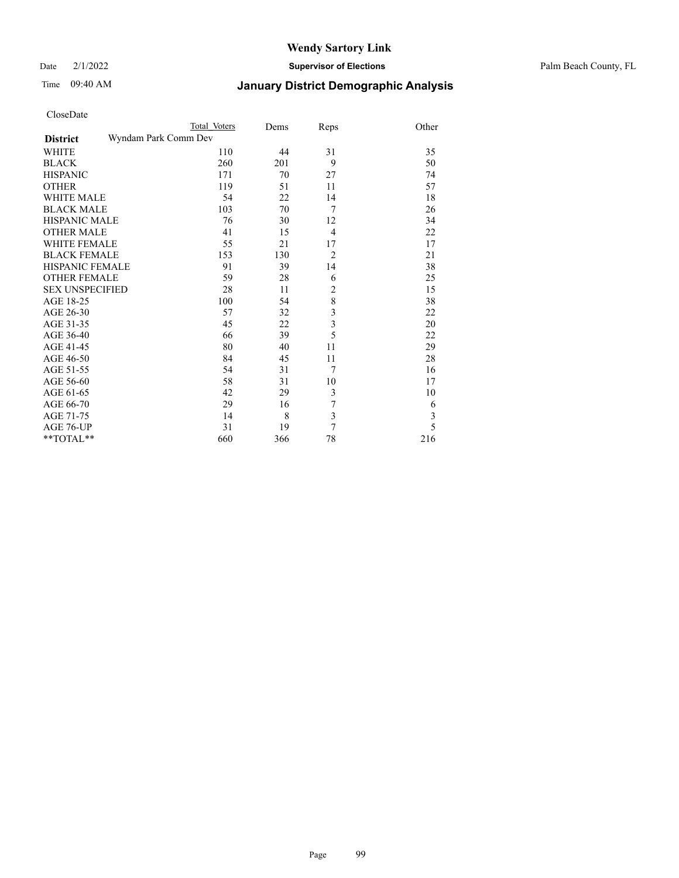# Wendy Sartory Link

Date 2/1/2022 **Supervisor of Elections** Palm Beach County, FL

Time 09:40 AM **January District Demographic Analysis**

CloseDate

| District | Total Voters | Dems | Reps | Other |
|---|---|---|---|---|
| Wyndam Park Comm Dev | | | | |
| WHITE | 110 | 44 | 31 | 35 |
| BLACK | 260 | 201 | 9 | 50 |
| HISPANIC | 171 | 70 | 27 | 74 |
| OTHER | 119 | 51 | 11 | 57 |
| WHITE MALE | 54 | 22 | 14 | 18 |
| BLACK MALE | 103 | 70 | 7 | 26 |
| HISPANIC MALE | 76 | 30 | 12 | 34 |
| OTHER MALE | 41 | 15 | 4 | 22 |
| WHITE FEMALE | 55 | 21 | 17 | 17 |
| BLACK FEMALE | 153 | 130 | 2 | 21 |
| HISPANIC FEMALE | 91 | 39 | 14 | 38 |
| OTHER FEMALE | 59 | 28 | 6 | 25 |
| SEX UNSPECIFIED | 28 | 11 | 2 | 15 |
| AGE 18-25 | 100 | 54 | 8 | 38 |
| AGE 26-30 | 57 | 32 | 3 | 22 |
| AGE 31-35 | 45 | 22 | 3 | 20 |
| AGE 36-40 | 66 | 39 | 5 | 22 |
| AGE 41-45 | 80 | 40 | 11 | 29 |
| AGE 46-50 | 84 | 45 | 11 | 28 |
| AGE 51-55 | 54 | 31 | 7 | 16 |
| AGE 56-60 | 58 | 31 | 10 | 17 |
| AGE 61-65 | 42 | 29 | 3 | 10 |
| AGE 66-70 | 29 | 16 | 7 | 6 |
| AGE 71-75 | 14 | 8 | 3 | 3 |
| AGE 76-UP | 31 | 19 | 7 | 5 |
| **TOTAL** | 660 | 366 | 78 | 216 |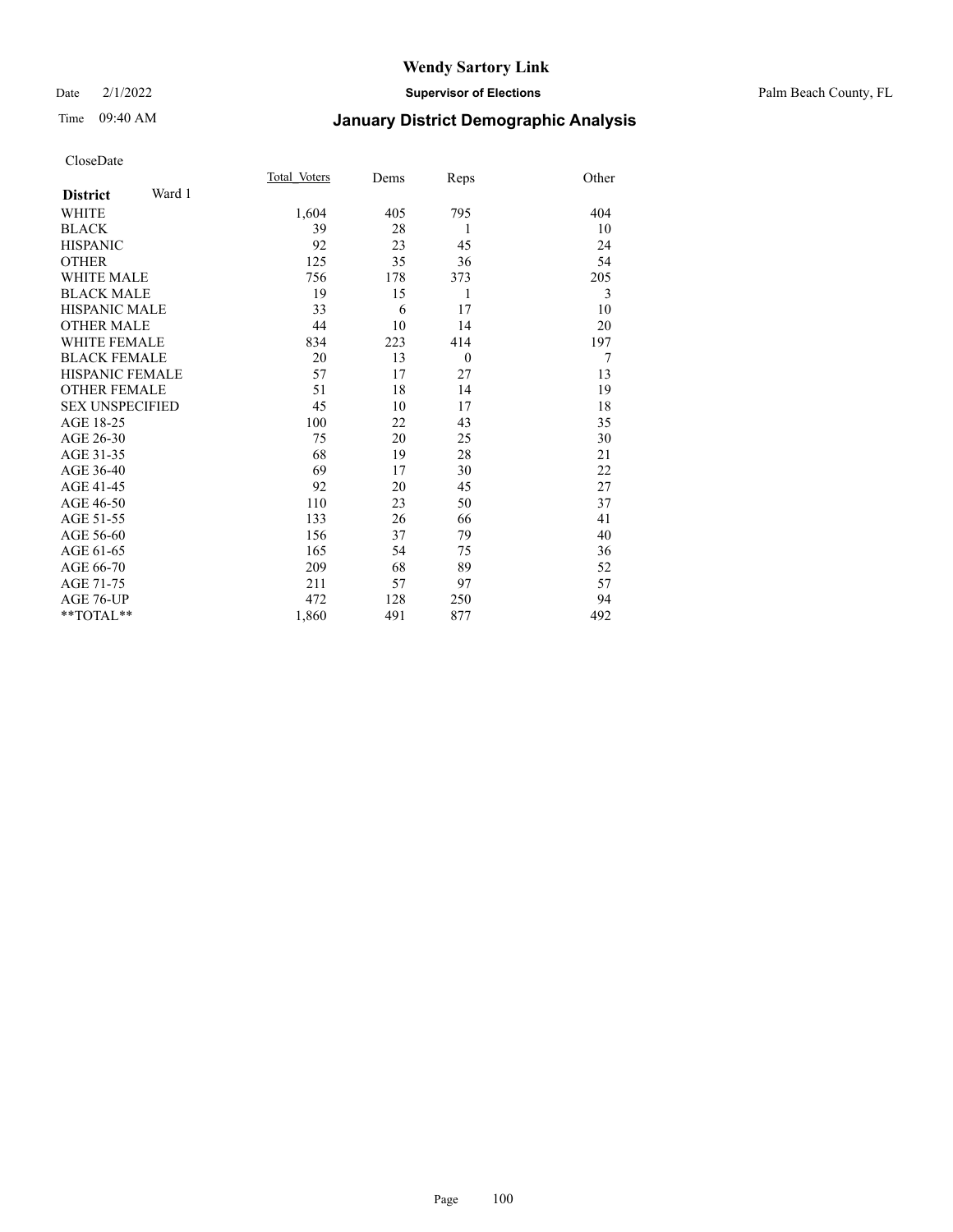# Wendy Sartory Link

Date 2/1/2022 **Supervisor of Elections** Palm Beach County, FL

Time 09:40 AM **January District Demographic Analysis**

CloseDate

| **District** Ward 1 | Total_Voters | Dems | Reps | Other |
|---|---|---|---|---|
| WHITE | 1,604 | 405 | 795 | 404 |
| BLACK | 39 | 28 | 1 | 10 |
| HISPANIC | 92 | 23 | 45 | 24 |
| OTHER | 125 | 35 | 36 | 54 |
| WHITE MALE | 756 | 178 | 373 | 205 |
| BLACK MALE | 19 | 15 | 1 | 3 |
| HISPANIC MALE | 33 | 6 | 17 | 10 |
| OTHER MALE | 44 | 10 | 14 | 20 |
| WHITE FEMALE | 834 | 223 | 414 | 197 |
| BLACK FEMALE | 20 | 13 | 0 | 7 |
| HISPANIC FEMALE | 57 | 17 | 27 | 13 |
| OTHER FEMALE | 51 | 18 | 14 | 19 |
| SEX UNSPECIFIED | 45 | 10 | 17 | 18 |
| AGE 18-25 | 100 | 22 | 43 | 35 |
| AGE 26-30 | 75 | 20 | 25 | 30 |
| AGE 31-35 | 68 | 19 | 28 | 21 |
| AGE 36-40 | 69 | 17 | 30 | 22 |
| AGE 41-45 | 92 | 20 | 45 | 27 |
| AGE 46-50 | 110 | 23 | 50 | 37 |
| AGE 51-55 | 133 | 26 | 66 | 41 |
| AGE 56-60 | 156 | 37 | 79 | 40 |
| AGE 61-65 | 165 | 54 | 75 | 36 |
| AGE 66-70 | 209 | 68 | 89 | 52 |
| AGE 71-75 | 211 | 57 | 97 | 57 |
| AGE 76-UP | 472 | 128 | 250 | 94 |
| **TOTAL** | 1,860 | 491 | 877 | 492 |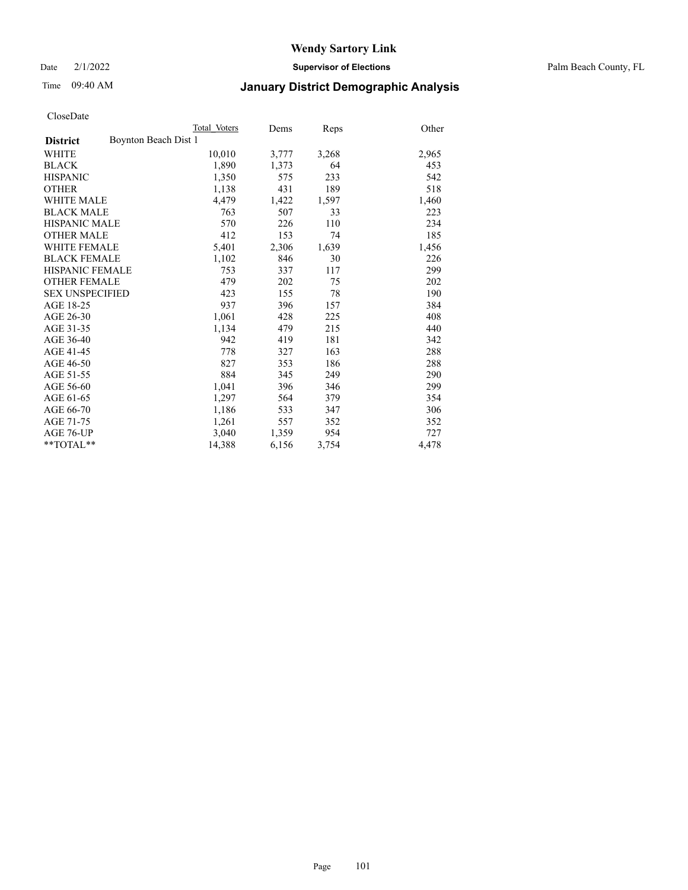# Wendy Sartory Link

Date 2/1/2022 **Supervisor of Elections** Palm Beach County, FL

Time 09:40 AM **January District Demographic Analysis**

CloseDate

| **District** Boynton Beach Dist 1 | Total Voters | Dems | Reps | Other |
|---|---|---|---|---|
| WHITE | 10,010 | 3,777 | 3,268 | 2,965 |
| BLACK | 1,890 | 1,373 | 64 | 453 |
| HISPANIC | 1,350 | 575 | 233 | 542 |
| OTHER | 1,138 | 431 | 189 | 518 |
| WHITE MALE | 4,479 | 1,422 | 1,597 | 1,460 |
| BLACK MALE | 763 | 507 | 33 | 223 |
| HISPANIC MALE | 570 | 226 | 110 | 234 |
| OTHER MALE | 412 | 153 | 74 | 185 |
| WHITE FEMALE | 5,401 | 2,306 | 1,639 | 1,456 |
| BLACK FEMALE | 1,102 | 846 | 30 | 226 |
| HISPANIC FEMALE | 753 | 337 | 117 | 299 |
| OTHER FEMALE | 479 | 202 | 75 | 202 |
| SEX UNSPECIFIED | 423 | 155 | 78 | 190 |
| AGE 18-25 | 937 | 396 | 157 | 384 |
| AGE 26-30 | 1,061 | 428 | 225 | 408 |
| AGE 31-35 | 1,134 | 479 | 215 | 440 |
| AGE 36-40 | 942 | 419 | 181 | 342 |
| AGE 41-45 | 778 | 327 | 163 | 288 |
| AGE 46-50 | 827 | 353 | 186 | 288 |
| AGE 51-55 | 884 | 345 | 249 | 290 |
| AGE 56-60 | 1,041 | 396 | 346 | 299 |
| AGE 61-65 | 1,297 | 564 | 379 | 354 |
| AGE 66-70 | 1,186 | 533 | 347 | 306 |
| AGE 71-75 | 1,261 | 557 | 352 | 352 |
| AGE 76-UP | 3,040 | 1,359 | 954 | 727 |
| **TOTAL** | 14,388 | 6,156 | 3,754 | 4,478 |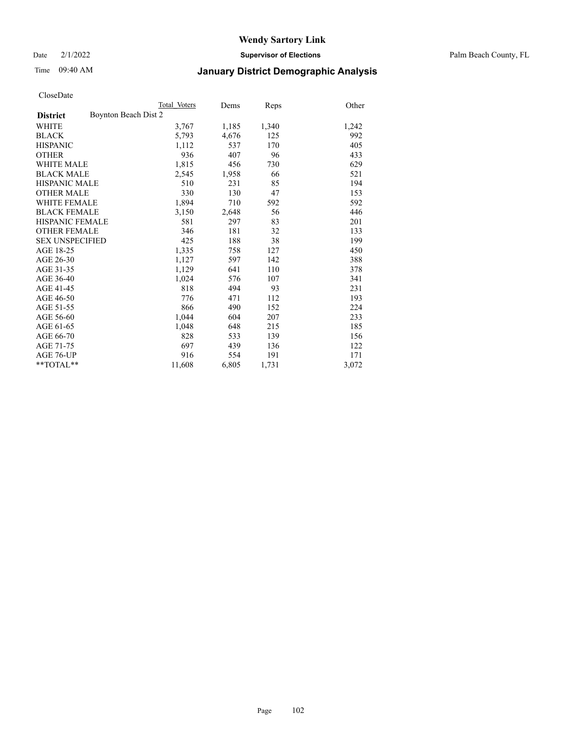# Wendy Sartory Link

Date 2/1/2022 **Supervisor of Elections** Palm Beach County, FL

Time 09:40 AM **January District Demographic Analysis**

CloseDate

| **District** | Total Voters | Dems | Reps | Other |
|---|---|---|---|---|
| Boynton Beach Dist 2 | | | | |
| WHITE | 3,767 | 1,185 | 1,340 | 1,242 |
| BLACK | 5,793 | 4,676 | 125 | 992 |
| HISPANIC | 1,112 | 537 | 170 | 405 |
| OTHER | 936 | 407 | 96 | 433 |
| WHITE MALE | 1,815 | 456 | 730 | 629 |
| BLACK MALE | 2,545 | 1,958 | 66 | 521 |
| HISPANIC MALE | 510 | 231 | 85 | 194 |
| OTHER MALE | 330 | 130 | 47 | 153 |
| WHITE FEMALE | 1,894 | 710 | 592 | 592 |
| BLACK FEMALE | 3,150 | 2,648 | 56 | 446 |
| HISPANIC FEMALE | 581 | 297 | 83 | 201 |
| OTHER FEMALE | 346 | 181 | 32 | 133 |
| SEX UNSPECIFIED | 425 | 188 | 38 | 199 |
| AGE 18-25 | 1,335 | 758 | 127 | 450 |
| AGE 26-30 | 1,127 | 597 | 142 | 388 |
| AGE 31-35 | 1,129 | 641 | 110 | 378 |
| AGE 36-40 | 1,024 | 576 | 107 | 341 |
| AGE 41-45 | 818 | 494 | 93 | 231 |
| AGE 46-50 | 776 | 471 | 112 | 193 |
| AGE 51-55 | 866 | 490 | 152 | 224 |
| AGE 56-60 | 1,044 | 604 | 207 | 233 |
| AGE 61-65 | 1,048 | 648 | 215 | 185 |
| AGE 66-70 | 828 | 533 | 139 | 156 |
| AGE 71-75 | 697 | 439 | 136 | 122 |
| AGE 76-UP | 916 | 554 | 191 | 171 |
| **TOTAL** | 11,608 | 6,805 | 1,731 | 3,072 |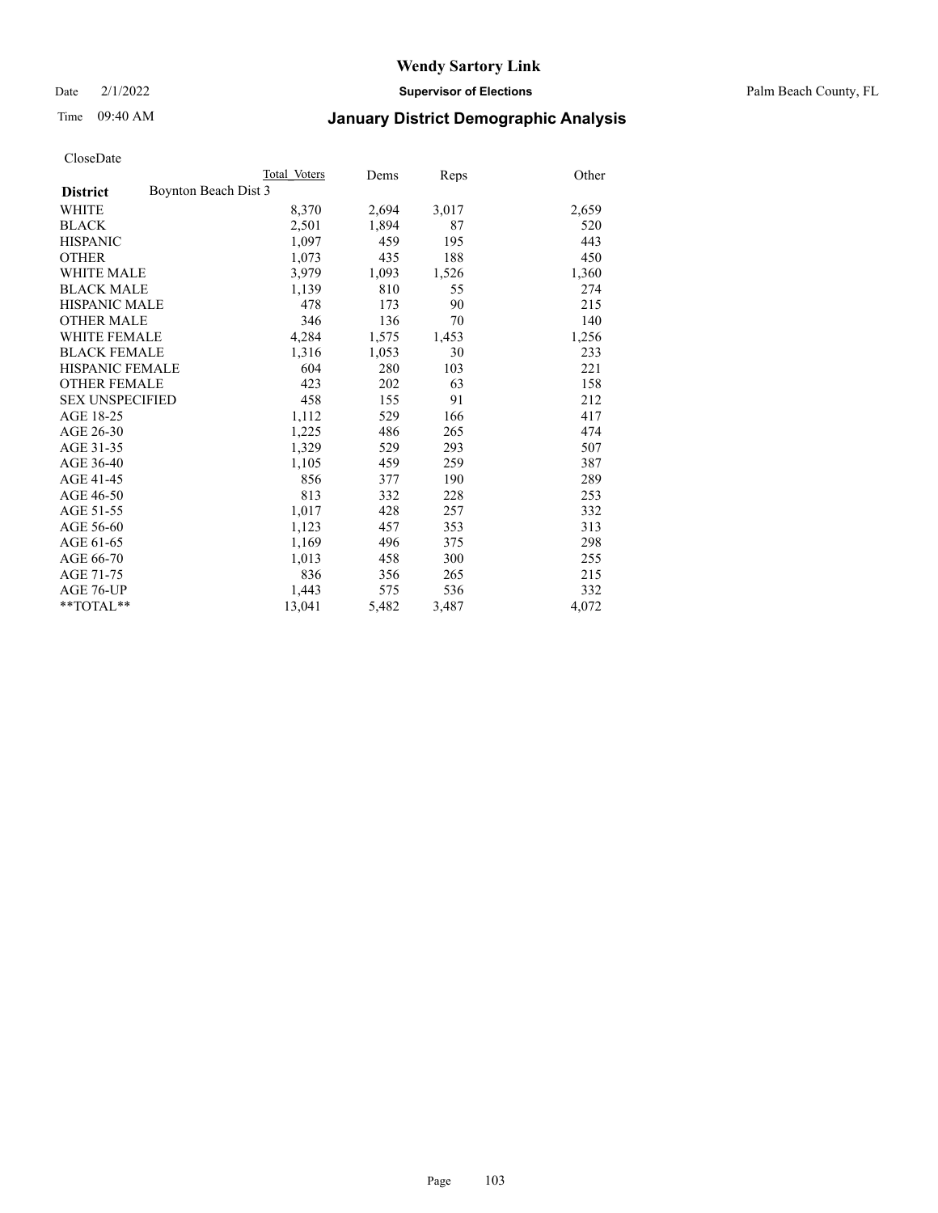CloseDate

| District | Boynton Beach Dist 3 | Total Voters | Dems | Reps | Other |
|---|---|---|---|---|---|
| WHITE | | 8,370 | 2,694 | 3,017 | 2,659 |
| BLACK | | 2,501 | 1,894 | 87 | 520 |
| HISPANIC | | 1,097 | 459 | 195 | 443 |
| OTHER | | 1,073 | 435 | 188 | 450 |
| WHITE MALE | | 3,979 | 1,093 | 1,526 | 1,360 |
| BLACK MALE | | 1,139 | 810 | 55 | 274 |
| HISPANIC MALE | | 478 | 173 | 90 | 215 |
| OTHER MALE | | 346 | 136 | 70 | 140 |
| WHITE FEMALE | | 4,284 | 1,575 | 1,453 | 1,256 |
| BLACK FEMALE | | 1,316 | 1,053 | 30 | 233 |
| HISPANIC FEMALE | | 604 | 280 | 103 | 221 |
| OTHER FEMALE | | 423 | 202 | 63 | 158 |
| SEX UNSPECIFIED | | 458 | 155 | 91 | 212 |
| AGE 18-25 | | 1,112 | 529 | 166 | 417 |
| AGE 26-30 | | 1,225 | 486 | 265 | 474 |
| AGE 31-35 | | 1,329 | 529 | 293 | 507 |
| AGE 36-40 | | 1,105 | 459 | 259 | 387 |
| AGE 41-45 | | 856 | 377 | 190 | 289 |
| AGE 46-50 | | 813 | 332 | 228 | 253 |
| AGE 51-55 | | 1,017 | 428 | 257 | 332 |
| AGE 56-60 | | 1,123 | 457 | 353 | 313 |
| AGE 61-65 | | 1,169 | 496 | 375 | 298 |
| AGE 66-70 | | 1,013 | 458 | 300 | 255 |
| AGE 71-75 | | 836 | 356 | 265 | 215 |
| AGE 76-UP | | 1,443 | 575 | 536 | 332 |
| **TOTAL** | | 13,041 | 5,482 | 3,487 | 4,072 |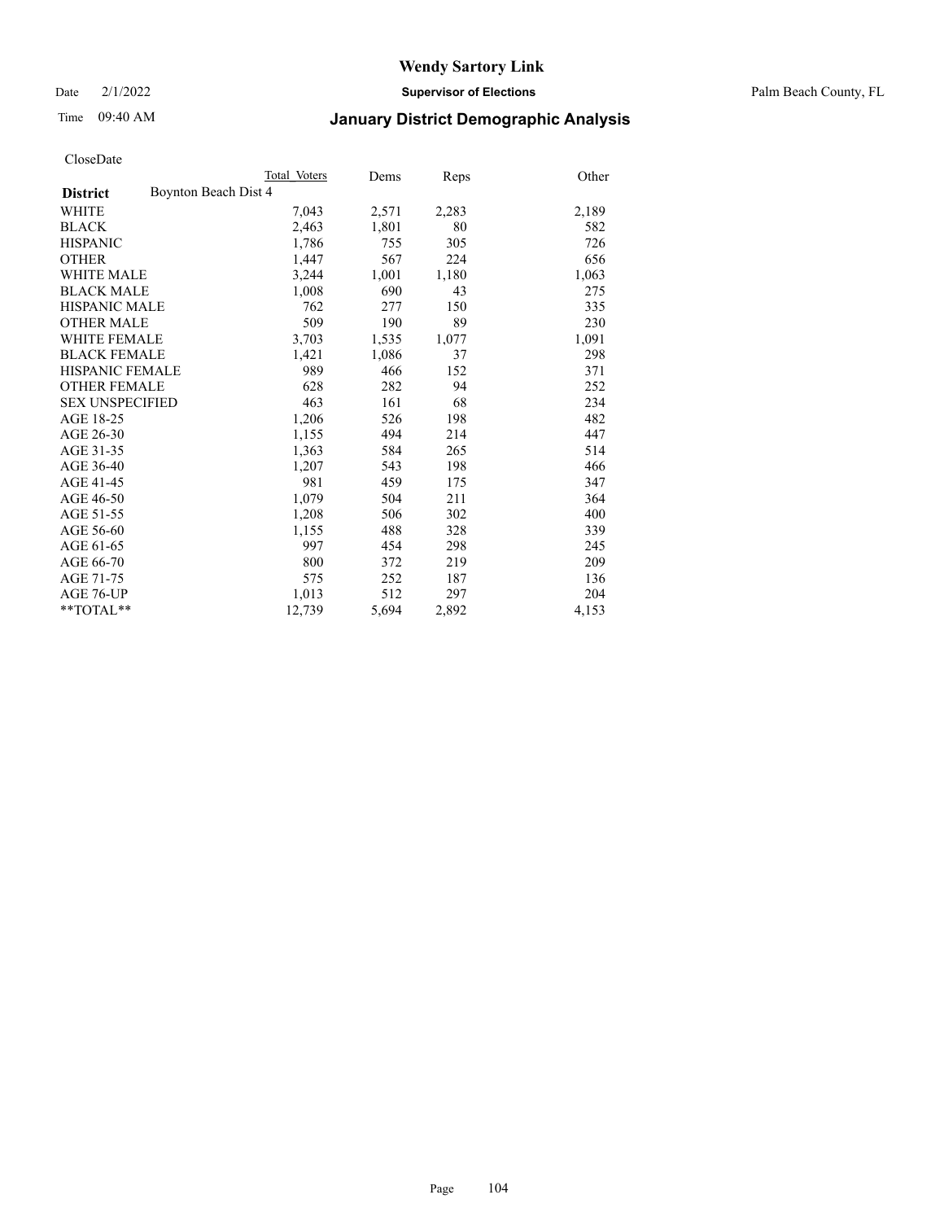# Wendy Sartory Link

Date 2/1/2022 **Supervisor of Elections** Palm Beach County, FL

Time 09:40 AM **January District Demographic Analysis**

CloseDate

| District | Boynton Beach Dist 4 | Total Voters | Dems | Reps | Other |
|---|---|---|---|---|---|
| WHITE | | 7,043 | 2,571 | 2,283 | 2,189 |
| BLACK | | 2,463 | 1,801 | 80 | 582 |
| HISPANIC | | 1,786 | 755 | 305 | 726 |
| OTHER | | 1,447 | 567 | 224 | 656 |
| WHITE MALE | | 3,244 | 1,001 | 1,180 | 1,063 |
| BLACK MALE | | 1,008 | 690 | 43 | 275 |
| HISPANIC MALE | | 762 | 277 | 150 | 335 |
| OTHER MALE | | 509 | 190 | 89 | 230 |
| WHITE FEMALE | | 3,703 | 1,535 | 1,077 | 1,091 |
| BLACK FEMALE | | 1,421 | 1,086 | 37 | 298 |
| HISPANIC FEMALE | | 989 | 466 | 152 | 371 |
| OTHER FEMALE | | 628 | 282 | 94 | 252 |
| SEX UNSPECIFIED | | 463 | 161 | 68 | 234 |
| AGE 18-25 | | 1,206 | 526 | 198 | 482 |
| AGE 26-30 | | 1,155 | 494 | 214 | 447 |
| AGE 31-35 | | 1,363 | 584 | 265 | 514 |
| AGE 36-40 | | 1,207 | 543 | 198 | 466 |
| AGE 41-45 | | 981 | 459 | 175 | 347 |
| AGE 46-50 | | 1,079 | 504 | 211 | 364 |
| AGE 51-55 | | 1,208 | 506 | 302 | 400 |
| AGE 56-60 | | 1,155 | 488 | 328 | 339 |
| AGE 61-65 | | 997 | 454 | 298 | 245 |
| AGE 66-70 | | 800 | 372 | 219 | 209 |
| AGE 71-75 | | 575 | 252 | 187 | 136 |
| AGE 76-UP | | 1,013 | 512 | 297 | 204 |
| **TOTAL** | | 12,739 | 5,694 | 2,892 | 4,153 |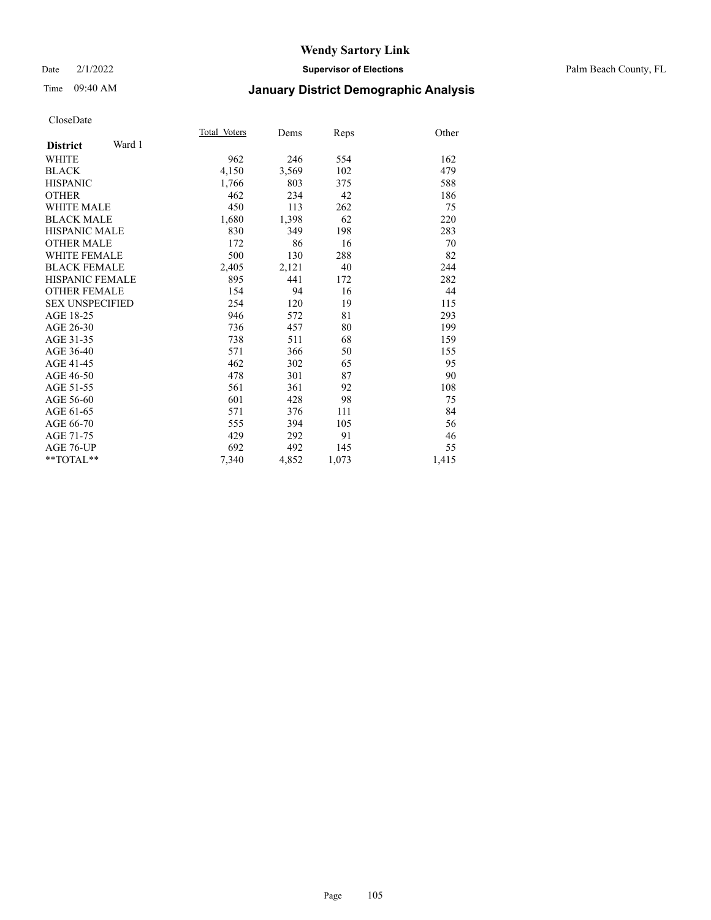# Wendy Sartory Link

Date 2/1/2022 **Supervisor of Elections** Palm Beach County, FL

Time 09:40 AM **January District Demographic Analysis**

CloseDate

| **District** Ward 1 | Total Voters | Dems | Reps | Other |
|---|---|---|---|---|
| WHITE | 962 | 246 | 554 | 162 |
| BLACK | 4,150 | 3,569 | 102 | 479 |
| HISPANIC | 1,766 | 803 | 375 | 588 |
| OTHER | 462 | 234 | 42 | 186 |
| WHITE MALE | 450 | 113 | 262 | 75 |
| BLACK MALE | 1,680 | 1,398 | 62 | 220 |
| HISPANIC MALE | 830 | 349 | 198 | 283 |
| OTHER MALE | 172 | 86 | 16 | 70 |
| WHITE FEMALE | 500 | 130 | 288 | 82 |
| BLACK FEMALE | 2,405 | 2,121 | 40 | 244 |
| HISPANIC FEMALE | 895 | 441 | 172 | 282 |
| OTHER FEMALE | 154 | 94 | 16 | 44 |
| SEX UNSPECIFIED | 254 | 120 | 19 | 115 |
| AGE 18-25 | 946 | 572 | 81 | 293 |
| AGE 26-30 | 736 | 457 | 80 | 199 |
| AGE 31-35 | 738 | 511 | 68 | 159 |
| AGE 36-40 | 571 | 366 | 50 | 155 |
| AGE 41-45 | 462 | 302 | 65 | 95 |
| AGE 46-50 | 478 | 301 | 87 | 90 |
| AGE 51-55 | 561 | 361 | 92 | 108 |
| AGE 56-60 | 601 | 428 | 98 | 75 |
| AGE 61-65 | 571 | 376 | 111 | 84 |
| AGE 66-70 | 555 | 394 | 105 | 56 |
| AGE 71-75 | 429 | 292 | 91 | 46 |
| AGE 76-UP | 692 | 492 | 145 | 55 |
| **TOTAL** | 7,340 | 4,852 | 1,073 | 1,415 |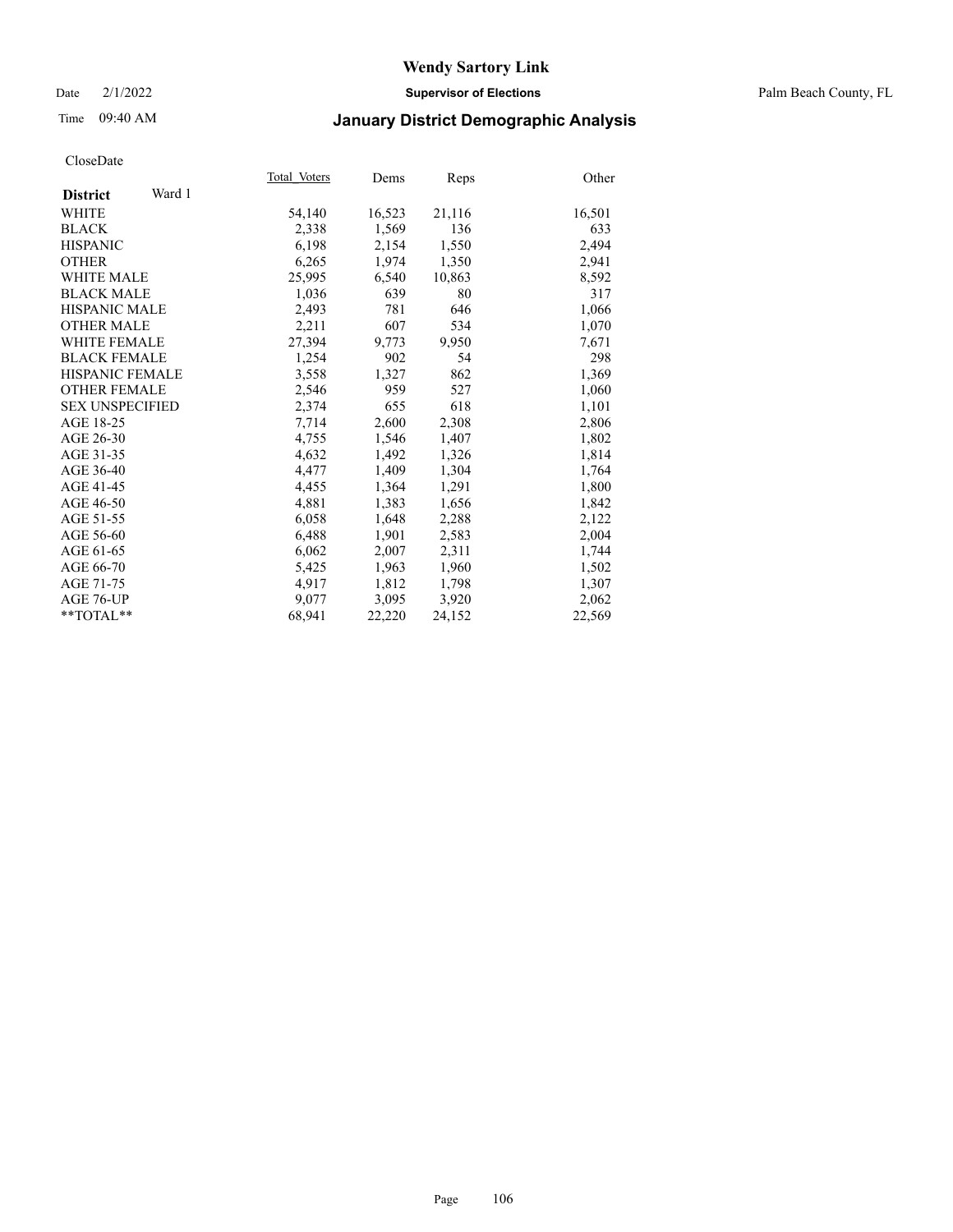# Wendy Sartory Link

Date 2/1/2022 **Supervisor of Elections** Palm Beach County, FL

Time 09:40 AM **January District Demographic Analysis**

CloseDate

| **District** Ward 1 | Total Voters | Dems | Reps | Other |
|---|---|---|---|---|
| WHITE | 54,140 | 16,523 | 21,116 | 16,501 |
| BLACK | 2,338 | 1,569 | 136 | 633 |
| HISPANIC | 6,198 | 2,154 | 1,550 | 2,494 |
| OTHER | 6,265 | 1,974 | 1,350 | 2,941 |
| WHITE MALE | 25,995 | 6,540 | 10,863 | 8,592 |
| BLACK MALE | 1,036 | 639 | 80 | 317 |
| HISPANIC MALE | 2,493 | 781 | 646 | 1,066 |
| OTHER MALE | 2,211 | 607 | 534 | 1,070 |
| WHITE FEMALE | 27,394 | 9,773 | 9,950 | 7,671 |
| BLACK FEMALE | 1,254 | 902 | 54 | 298 |
| HISPANIC FEMALE | 3,558 | 1,327 | 862 | 1,369 |
| OTHER FEMALE | 2,546 | 959 | 527 | 1,060 |
| SEX UNSPECIFIED | 2,374 | 655 | 618 | 1,101 |
| AGE 18-25 | 7,714 | 2,600 | 2,308 | 2,806 |
| AGE 26-30 | 4,755 | 1,546 | 1,407 | 1,802 |
| AGE 31-35 | 4,632 | 1,492 | 1,326 | 1,814 |
| AGE 36-40 | 4,477 | 1,409 | 1,304 | 1,764 |
| AGE 41-45 | 4,455 | 1,364 | 1,291 | 1,800 |
| AGE 46-50 | 4,881 | 1,383 | 1,656 | 1,842 |
| AGE 51-55 | 6,058 | 1,648 | 2,288 | 2,122 |
| AGE 56-60 | 6,488 | 1,901 | 2,583 | 2,004 |
| AGE 61-65 | 6,062 | 2,007 | 2,311 | 1,744 |
| AGE 66-70 | 5,425 | 1,963 | 1,960 | 1,502 |
| AGE 71-75 | 4,917 | 1,812 | 1,798 | 1,307 |
| AGE 76-UP | 9,077 | 3,095 | 3,920 | 2,062 |
| **TOTAL** | 68,941 | 22,220 | 24,152 | 22,569 |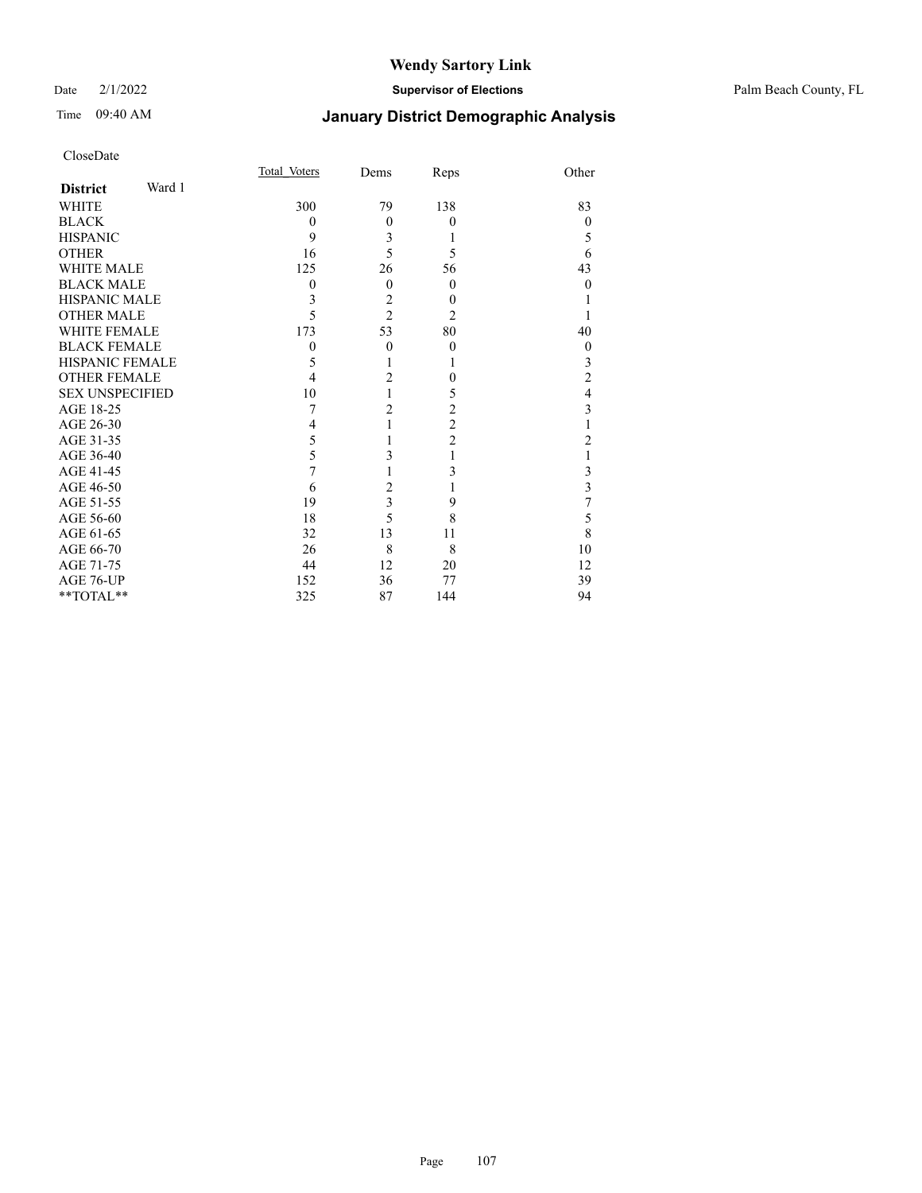# Wendy Sartory Link

Date 2/1/2022 **Supervisor of Elections** Palm Beach County, FL

Time 09:40 AM **January District Demographic Analysis**

CloseDate

| **District** Ward 1 | Total_Voters | Dems | Reps | Other |
|---|---|---|---|---|
| WHITE | 300 | 79 | 138 | 83 |
| BLACK | 0 | 0 | 0 | 0 |
| HISPANIC | 9 | 3 | 1 | 5 |
| OTHER | 16 | 5 | 5 | 6 |
| WHITE MALE | 125 | 26 | 56 | 43 |
| BLACK MALE | 0 | 0 | 0 | 0 |
| HISPANIC MALE | 3 | 2 | 0 | 1 |
| OTHER MALE | 5 | 2 | 2 | 1 |
| WHITE FEMALE | 173 | 53 | 80 | 40 |
| BLACK FEMALE | 0 | 0 | 0 | 0 |
| HISPANIC FEMALE | 5 | 1 | 1 | 3 |
| OTHER FEMALE | 4 | 2 | 0 | 2 |
| SEX UNSPECIFIED | 10 | 1 | 5 | 4 |
| AGE 18-25 | 7 | 2 | 2 | 3 |
| AGE 26-30 | 4 | 1 | 2 | 1 |
| AGE 31-35 | 5 | 1 | 2 | 2 |
| AGE 36-40 | 5 | 3 | 1 | 1 |
| AGE 41-45 | 7 | 1 | 3 | 3 |
| AGE 46-50 | 6 | 2 | 1 | 3 |
| AGE 51-55 | 19 | 3 | 9 | 7 |
| AGE 56-60 | 18 | 5 | 8 | 5 |
| AGE 61-65 | 32 | 13 | 11 | 8 |
| AGE 66-70 | 26 | 8 | 8 | 10 |
| AGE 71-75 | 44 | 12 | 20 | 12 |
| AGE 76-UP | 152 | 36 | 77 | 39 |
| **TOTAL** | 325 | 87 | 144 | 94 |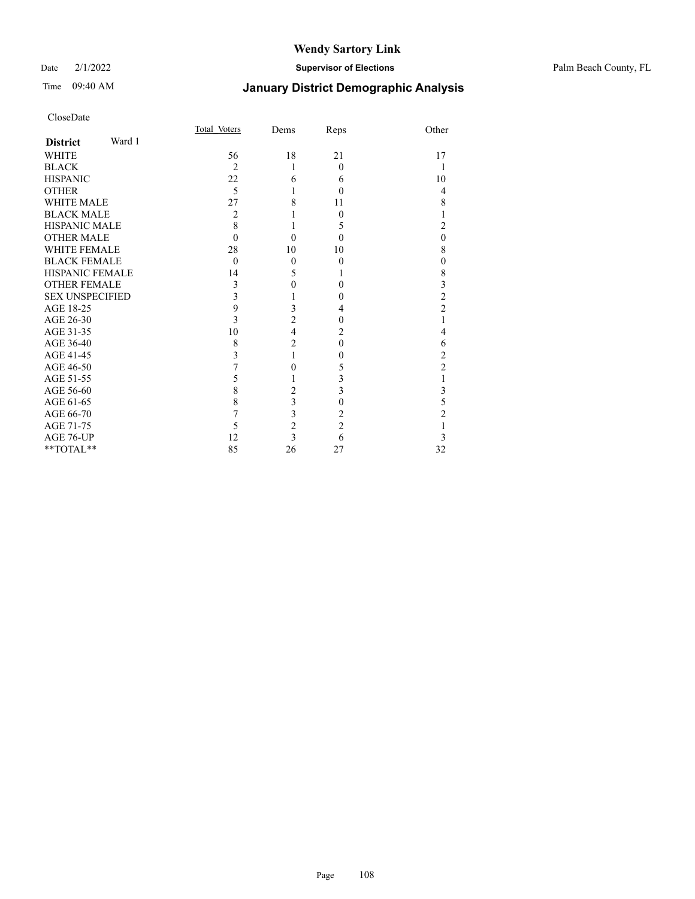# Wendy Sartory Link

Date 2/1/2022 **Supervisor of Elections** Palm Beach County, FL

Time 09:40 AM **January District Demographic Analysis**

CloseDate

| **District** Ward 1 | Total_Voters | Dems | Reps | Other |
|---|---|---|---|---|
| WHITE | 56 | 18 | 21 | 17 |
| BLACK | 2 | 1 | 0 | 1 |
| HISPANIC | 22 | 6 | 6 | 10 |
| OTHER | 5 | 1 | 0 | 4 |
| WHITE MALE | 27 | 8 | 11 | 8 |
| BLACK MALE | 2 | 1 | 0 | 1 |
| HISPANIC MALE | 8 | 1 | 5 | 2 |
| OTHER MALE | 0 | 0 | 0 | 0 |
| WHITE FEMALE | 28 | 10 | 10 | 8 |
| BLACK FEMALE | 0 | 0 | 0 | 0 |
| HISPANIC FEMALE | 14 | 5 | 1 | 8 |
| OTHER FEMALE | 3 | 0 | 0 | 3 |
| SEX UNSPECIFIED | 3 | 1 | 0 | 2 |
| AGE 18-25 | 9 | 3 | 4 | 2 |
| AGE 26-30 | 3 | 2 | 0 | 1 |
| AGE 31-35 | 10 | 4 | 2 | 4 |
| AGE 36-40 | 8 | 2 | 0 | 6 |
| AGE 41-45 | 3 | 1 | 0 | 2 |
| AGE 46-50 | 7 | 0 | 5 | 2 |
| AGE 51-55 | 5 | 1 | 3 | 1 |
| AGE 56-60 | 8 | 2 | 3 | 3 |
| AGE 61-65 | 8 | 3 | 0 | 5 |
| AGE 66-70 | 7 | 3 | 2 | 2 |
| AGE 71-75 | 5 | 2 | 2 | 1 |
| AGE 76-UP | 12 | 3 | 6 | 3 |
| **TOTAL** | 85 | 26 | 27 | 32 |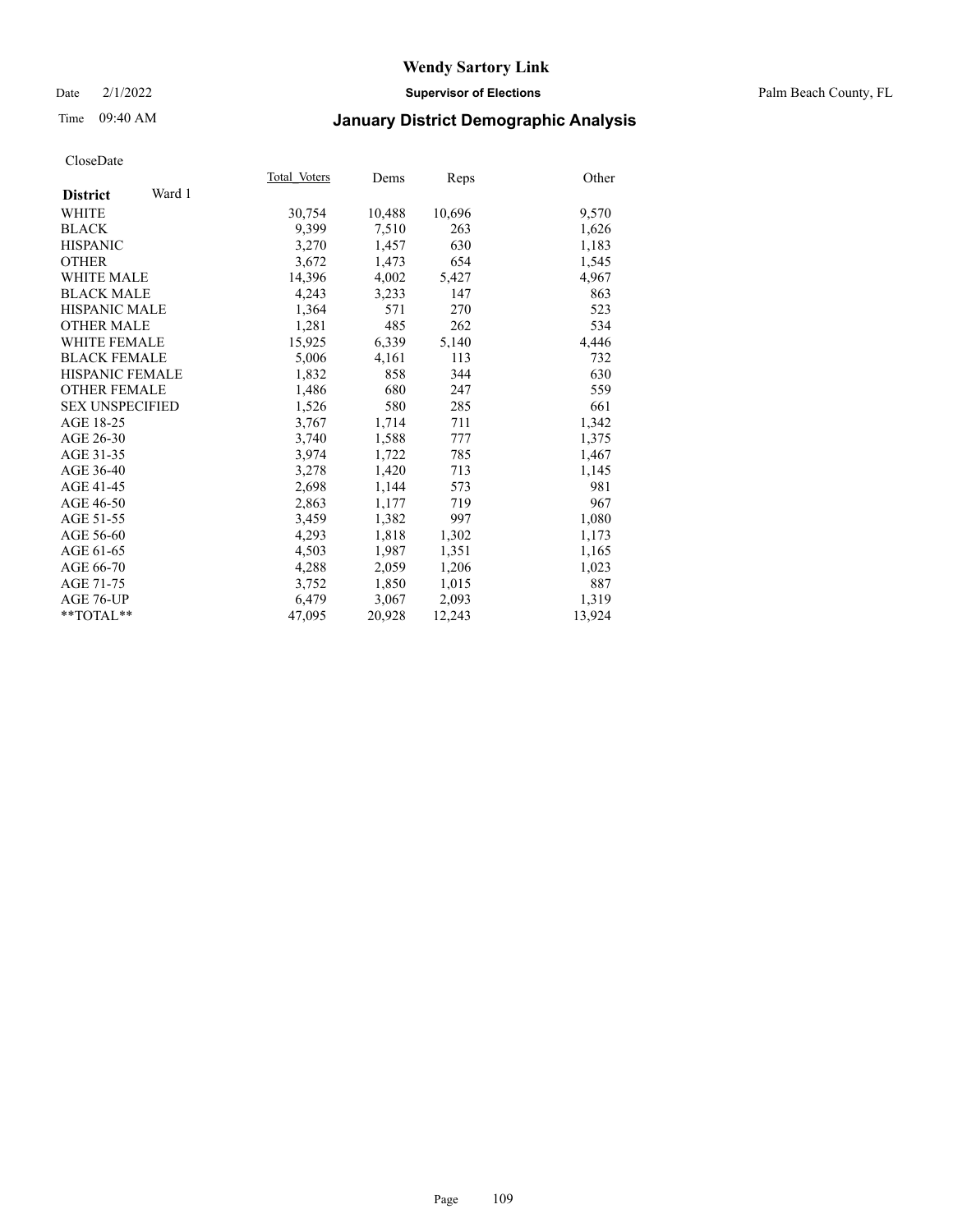# Wendy Sartory Link

Date 2/1/2022 **Supervisor of Elections** Palm Beach County, FL

Time 09:40 AM **January District Demographic Analysis**

CloseDate

| **District** Ward 1 | Total_Voters | Dems | Reps | Other |
|---|---|---|---|---|
| WHITE | 30,754 | 10,488 | 10,696 | 9,570 |
| BLACK | 9,399 | 7,510 | 263 | 1,626 |
| HISPANIC | 3,270 | 1,457 | 630 | 1,183 |
| OTHER | 3,672 | 1,473 | 654 | 1,545 |
| WHITE MALE | 14,396 | 4,002 | 5,427 | 4,967 |
| BLACK MALE | 4,243 | 3,233 | 147 | 863 |
| HISPANIC MALE | 1,364 | 571 | 270 | 523 |
| OTHER MALE | 1,281 | 485 | 262 | 534 |
| WHITE FEMALE | 15,925 | 6,339 | 5,140 | 4,446 |
| BLACK FEMALE | 5,006 | 4,161 | 113 | 732 |
| HISPANIC FEMALE | 1,832 | 858 | 344 | 630 |
| OTHER FEMALE | 1,486 | 680 | 247 | 559 |
| SEX UNSPECIFIED | 1,526 | 580 | 285 | 661 |
| AGE 18-25 | 3,767 | 1,714 | 711 | 1,342 |
| AGE 26-30 | 3,740 | 1,588 | 777 | 1,375 |
| AGE 31-35 | 3,974 | 1,722 | 785 | 1,467 |
| AGE 36-40 | 3,278 | 1,420 | 713 | 1,145 |
| AGE 41-45 | 2,698 | 1,144 | 573 | 981 |
| AGE 46-50 | 2,863 | 1,177 | 719 | 967 |
| AGE 51-55 | 3,459 | 1,382 | 997 | 1,080 |
| AGE 56-60 | 4,293 | 1,818 | 1,302 | 1,173 |
| AGE 61-65 | 4,503 | 1,987 | 1,351 | 1,165 |
| AGE 66-70 | 4,288 | 2,059 | 1,206 | 1,023 |
| AGE 71-75 | 3,752 | 1,850 | 1,015 | 887 |
| AGE 76-UP | 6,479 | 3,067 | 2,093 | 1,319 |
| **TOTAL** | 47,095 | 20,928 | 12,243 | 13,924 |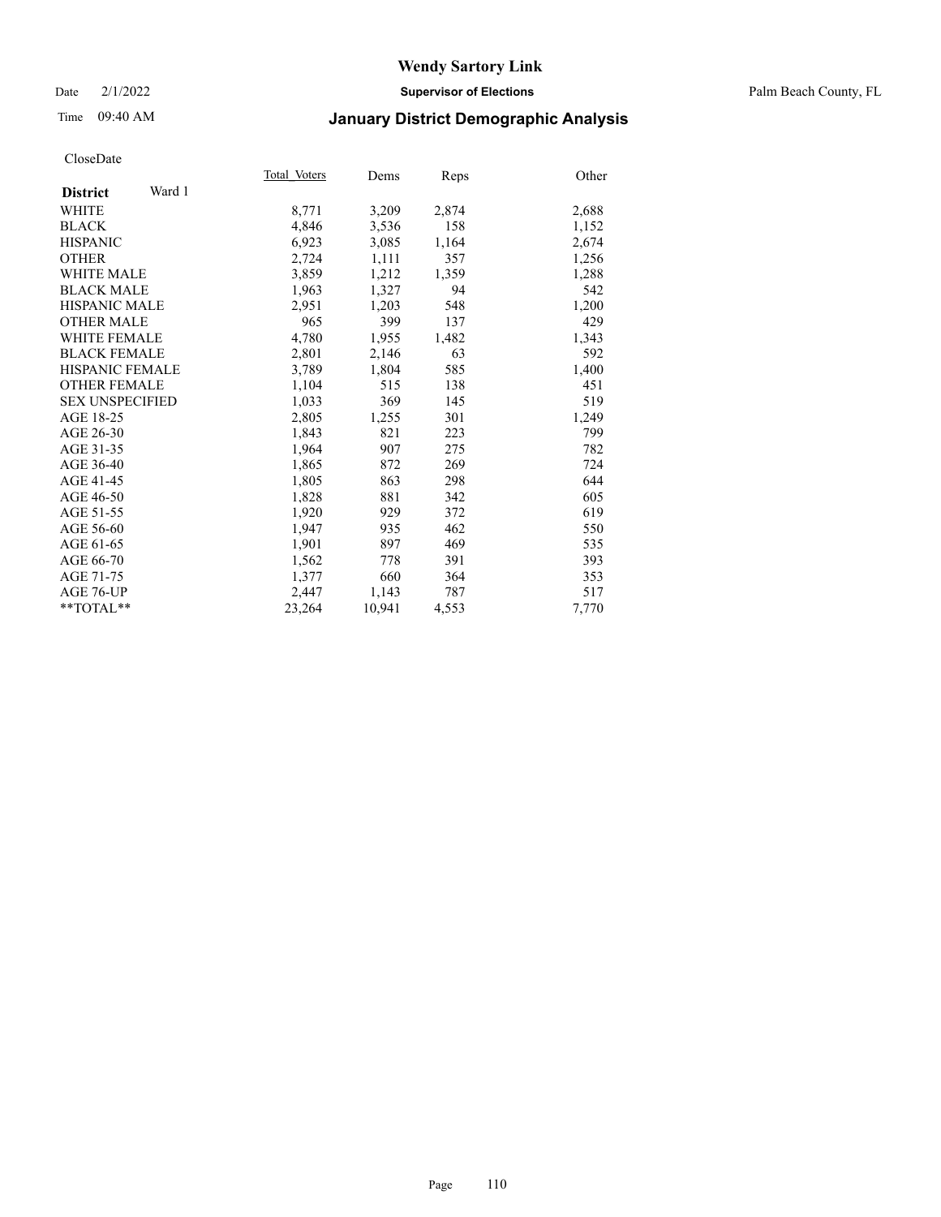# Wendy Sartory Link

Date 2/1/2022 **Supervisor of Elections** Palm Beach County, FL

Time 09:40 AM **January District Demographic Analysis**

CloseDate

| **District** Ward 1 | Total_Voters | Dems | Reps | Other |
|---|---|---|---|---|
| WHITE | 8,771 | 3,209 | 2,874 | 2,688 |
| BLACK | 4,846 | 3,536 | 158 | 1,152 |
| HISPANIC | 6,923 | 3,085 | 1,164 | 2,674 |
| OTHER | 2,724 | 1,111 | 357 | 1,256 |
| WHITE MALE | 3,859 | 1,212 | 1,359 | 1,288 |
| BLACK MALE | 1,963 | 1,327 | 94 | 542 |
| HISPANIC MALE | 2,951 | 1,203 | 548 | 1,200 |
| OTHER MALE | 965 | 399 | 137 | 429 |
| WHITE FEMALE | 4,780 | 1,955 | 1,482 | 1,343 |
| BLACK FEMALE | 2,801 | 2,146 | 63 | 592 |
| HISPANIC FEMALE | 3,789 | 1,804 | 585 | 1,400 |
| OTHER FEMALE | 1,104 | 515 | 138 | 451 |
| SEX UNSPECIFIED | 1,033 | 369 | 145 | 519 |
| AGE 18-25 | 2,805 | 1,255 | 301 | 1,249 |
| AGE 26-30 | 1,843 | 821 | 223 | 799 |
| AGE 31-35 | 1,964 | 907 | 275 | 782 |
| AGE 36-40 | 1,865 | 872 | 269 | 724 |
| AGE 41-45 | 1,805 | 863 | 298 | 644 |
| AGE 46-50 | 1,828 | 881 | 342 | 605 |
| AGE 51-55 | 1,920 | 929 | 372 | 619 |
| AGE 56-60 | 1,947 | 935 | 462 | 550 |
| AGE 61-65 | 1,901 | 897 | 469 | 535 |
| AGE 66-70 | 1,562 | 778 | 391 | 393 |
| AGE 71-75 | 1,377 | 660 | 364 | 353 |
| AGE 76-UP | 2,447 | 1,143 | 787 | 517 |
| **TOTAL** | 23,264 | 10,941 | 4,553 | 7,770 |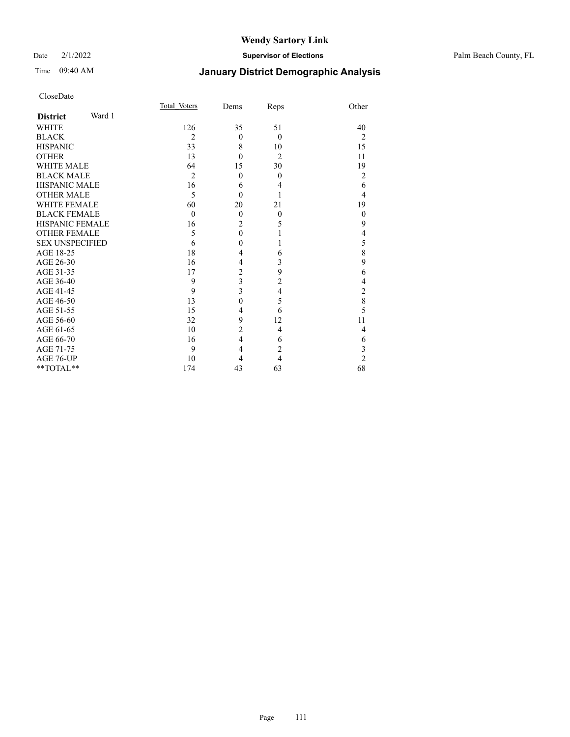# Wendy Sartory Link

Date 2/1/2022 **Supervisor of Elections** Palm Beach County, FL

Time 09:40 AM **January District Demographic Analysis**

CloseDate

| **District** Ward 1 | Total_Voters | Dems | Reps | Other |
|---|---|---|---|---|
| WHITE | 126 | 35 | 51 | 40 |
| BLACK | 2 | 0 | 0 | 2 |
| HISPANIC | 33 | 8 | 10 | 15 |
| OTHER | 13 | 0 | 2 | 11 |
| WHITE MALE | 64 | 15 | 30 | 19 |
| BLACK MALE | 2 | 0 | 0 | 2 |
| HISPANIC MALE | 16 | 6 | 4 | 6 |
| OTHER MALE | 5 | 0 | 1 | 4 |
| WHITE FEMALE | 60 | 20 | 21 | 19 |
| BLACK FEMALE | 0 | 0 | 0 | 0 |
| HISPANIC FEMALE | 16 | 2 | 5 | 9 |
| OTHER FEMALE | 5 | 0 | 1 | 4 |
| SEX UNSPECIFIED | 6 | 0 | 1 | 5 |
| AGE 18-25 | 18 | 4 | 6 | 8 |
| AGE 26-30 | 16 | 4 | 3 | 9 |
| AGE 31-35 | 17 | 2 | 9 | 6 |
| AGE 36-40 | 9 | 3 | 2 | 4 |
| AGE 41-45 | 9 | 3 | 4 | 2 |
| AGE 46-50 | 13 | 0 | 5 | 8 |
| AGE 51-55 | 15 | 4 | 6 | 5 |
| AGE 56-60 | 32 | 9 | 12 | 11 |
| AGE 61-65 | 10 | 2 | 4 | 4 |
| AGE 66-70 | 16 | 4 | 6 | 6 |
| AGE 71-75 | 9 | 4 | 2 | 3 |
| AGE 76-UP | 10 | 4 | 4 | 2 |
| **TOTAL** | 174 | 43 | 63 | 68 |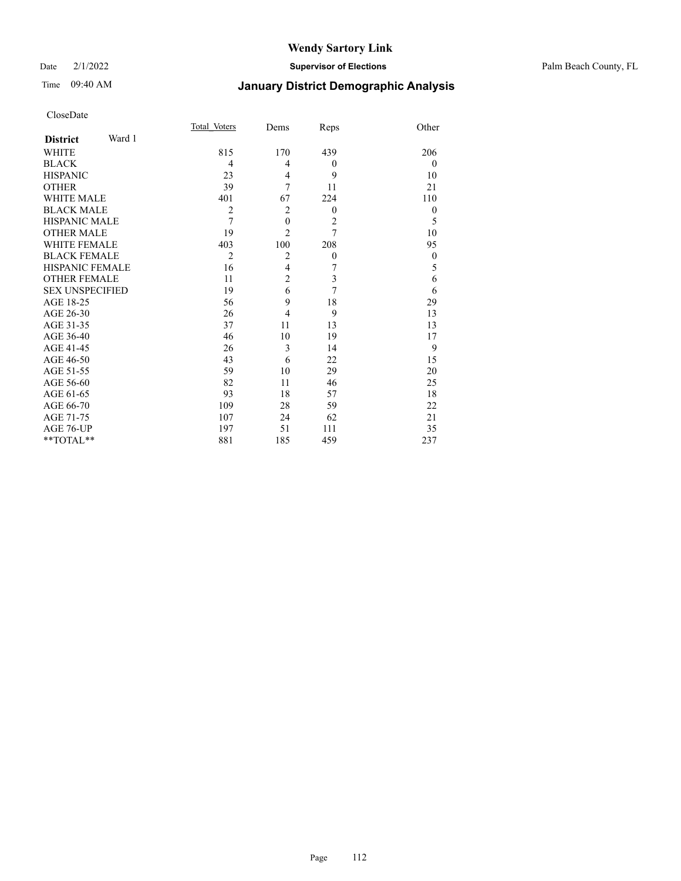# Wendy Sartory Link

Date 2/1/2022 **Supervisor of Elections** Palm Beach County, FL

Time 09:40 AM **January District Demographic Analysis**

CloseDate

| **District** Ward 1 | Total Voters | Dems | Reps | Other |
|---|---|---|---|---|
| WHITE | 815 | 170 | 439 | 206 |
| BLACK | 4 | 4 | 0 | 0 |
| HISPANIC | 23 | 4 | 9 | 10 |
| OTHER | 39 | 7 | 11 | 21 |
| WHITE MALE | 401 | 67 | 224 | 110 |
| BLACK MALE | 2 | 2 | 0 | 0 |
| HISPANIC MALE | 7 | 0 | 2 | 5 |
| OTHER MALE | 19 | 2 | 7 | 10 |
| WHITE FEMALE | 403 | 100 | 208 | 95 |
| BLACK FEMALE | 2 | 2 | 0 | 0 |
| HISPANIC FEMALE | 16 | 4 | 7 | 5 |
| OTHER FEMALE | 11 | 2 | 3 | 6 |
| SEX UNSPECIFIED | 19 | 6 | 7 | 6 |
| AGE 18-25 | 56 | 9 | 18 | 29 |
| AGE 26-30 | 26 | 4 | 9 | 13 |
| AGE 31-35 | 37 | 11 | 13 | 13 |
| AGE 36-40 | 46 | 10 | 19 | 17 |
| AGE 41-45 | 26 | 3 | 14 | 9 |
| AGE 46-50 | 43 | 6 | 22 | 15 |
| AGE 51-55 | 59 | 10 | 29 | 20 |
| AGE 56-60 | 82 | 11 | 46 | 25 |
| AGE 61-65 | 93 | 18 | 57 | 18 |
| AGE 66-70 | 109 | 28 | 59 | 22 |
| AGE 71-75 | 107 | 24 | 62 | 21 |
| AGE 76-UP | 197 | 51 | 111 | 35 |
| **TOTAL** | 881 | 185 | 459 | 237 |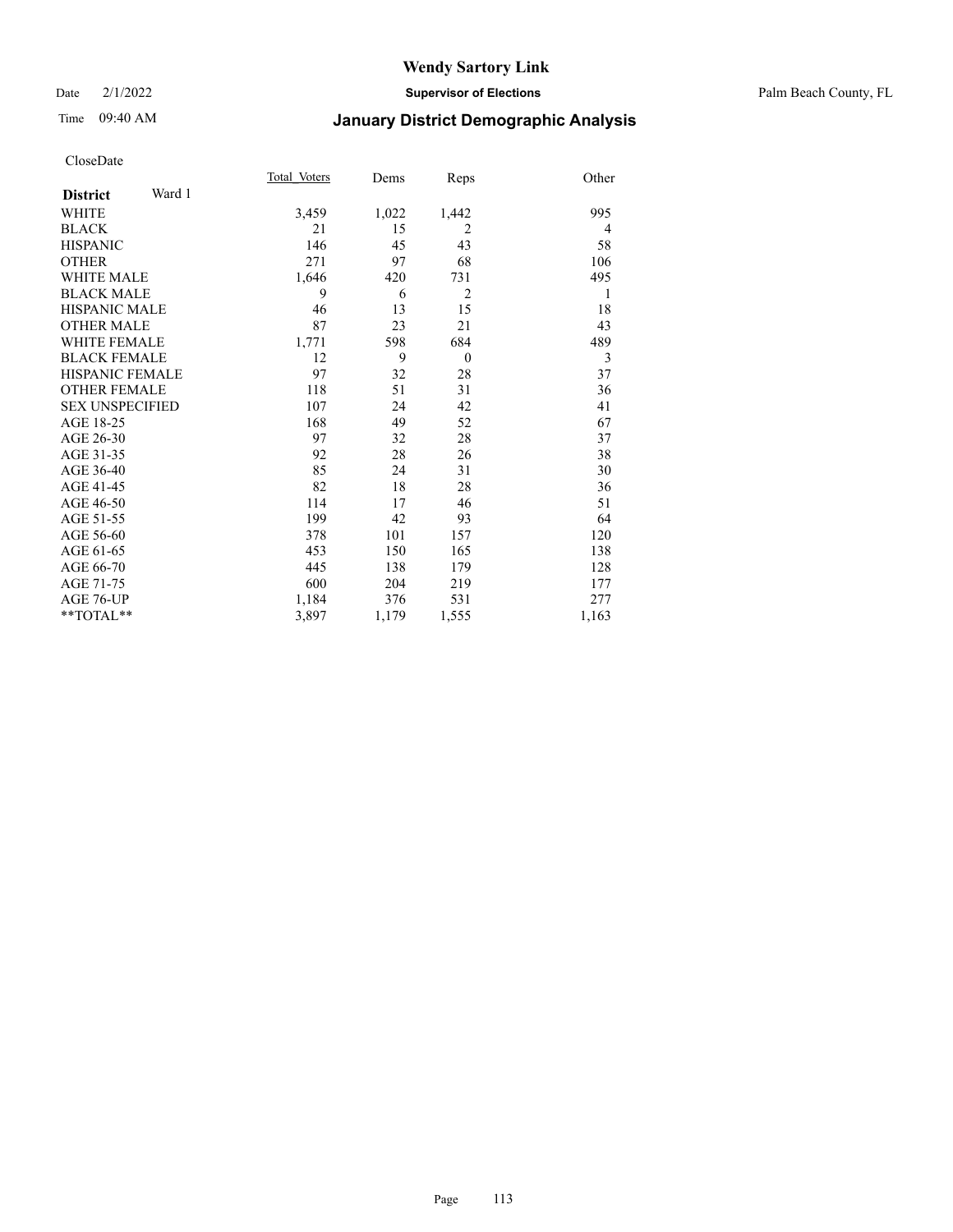# Wendy Sartory Link

Date 2/1/2022 | **Supervisor of Elections** | Palm Beach County, FL

Time 09:40 AM | **January District Demographic Analysis**

CloseDate

| **District** Ward 1 | Total_Voters | Dems | Reps | Other |
|---|---|---|---|---|
| WHITE | 3,459 | 1,022 | 1,442 | 995 |
| BLACK | 21 | 15 | 2 | 4 |
| HISPANIC | 146 | 45 | 43 | 58 |
| OTHER | 271 | 97 | 68 | 106 |
| WHITE MALE | 1,646 | 420 | 731 | 495 |
| BLACK MALE | 9 | 6 | 2 | 1 |
| HISPANIC MALE | 46 | 13 | 15 | 18 |
| OTHER MALE | 87 | 23 | 21 | 43 |
| WHITE FEMALE | 1,771 | 598 | 684 | 489 |
| BLACK FEMALE | 12 | 9 | 0 | 3 |
| HISPANIC FEMALE | 97 | 32 | 28 | 37 |
| OTHER FEMALE | 118 | 51 | 31 | 36 |
| SEX UNSPECIFIED | 107 | 24 | 42 | 41 |
| AGE 18-25 | 168 | 49 | 52 | 67 |
| AGE 26-30 | 97 | 32 | 28 | 37 |
| AGE 31-35 | 92 | 28 | 26 | 38 |
| AGE 36-40 | 85 | 24 | 31 | 30 |
| AGE 41-45 | 82 | 18 | 28 | 36 |
| AGE 46-50 | 114 | 17 | 46 | 51 |
| AGE 51-55 | 199 | 42 | 93 | 64 |
| AGE 56-60 | 378 | 101 | 157 | 120 |
| AGE 61-65 | 453 | 150 | 165 | 138 |
| AGE 66-70 | 445 | 138 | 179 | 128 |
| AGE 71-75 | 600 | 204 | 219 | 177 |
| AGE 76-UP | 1,184 | 376 | 531 | 277 |
| **TOTAL** | 3,897 | 1,179 | 1,555 | 1,163 |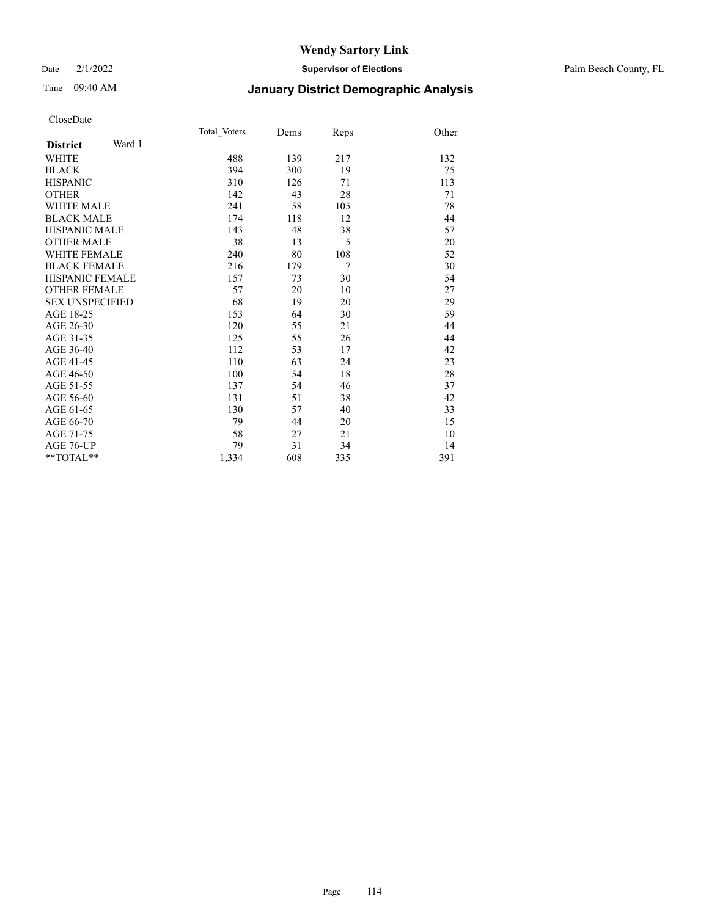# Wendy Sartory Link

Date 2/1/2022 **Supervisor of Elections** Palm Beach County, FL

Time 09:40 AM **January District Demographic Analysis**

CloseDate

| **District** Ward 1 | Total_Voters | Dems | Reps | Other |
|---|---|---|---|---|
| WHITE | 488 | 139 | 217 | 132 |
| BLACK | 394 | 300 | 19 | 75 |
| HISPANIC | 310 | 126 | 71 | 113 |
| OTHER | 142 | 43 | 28 | 71 |
| WHITE MALE | 241 | 58 | 105 | 78 |
| BLACK MALE | 174 | 118 | 12 | 44 |
| HISPANIC MALE | 143 | 48 | 38 | 57 |
| OTHER MALE | 38 | 13 | 5 | 20 |
| WHITE FEMALE | 240 | 80 | 108 | 52 |
| BLACK FEMALE | 216 | 179 | 7 | 30 |
| HISPANIC FEMALE | 157 | 73 | 30 | 54 |
| OTHER FEMALE | 57 | 20 | 10 | 27 |
| SEX UNSPECIFIED | 68 | 19 | 20 | 29 |
| AGE 18-25 | 153 | 64 | 30 | 59 |
| AGE 26-30 | 120 | 55 | 21 | 44 |
| AGE 31-35 | 125 | 55 | 26 | 44 |
| AGE 36-40 | 112 | 53 | 17 | 42 |
| AGE 41-45 | 110 | 63 | 24 | 23 |
| AGE 46-50 | 100 | 54 | 18 | 28 |
| AGE 51-55 | 137 | 54 | 46 | 37 |
| AGE 56-60 | 131 | 51 | 38 | 42 |
| AGE 61-65 | 130 | 57 | 40 | 33 |
| AGE 66-70 | 79 | 44 | 20 | 15 |
| AGE 71-75 | 58 | 27 | 21 | 10 |
| AGE 76-UP | 79 | 31 | 34 | 14 |
| **TOTAL** | 1,334 | 608 | 335 | 391 |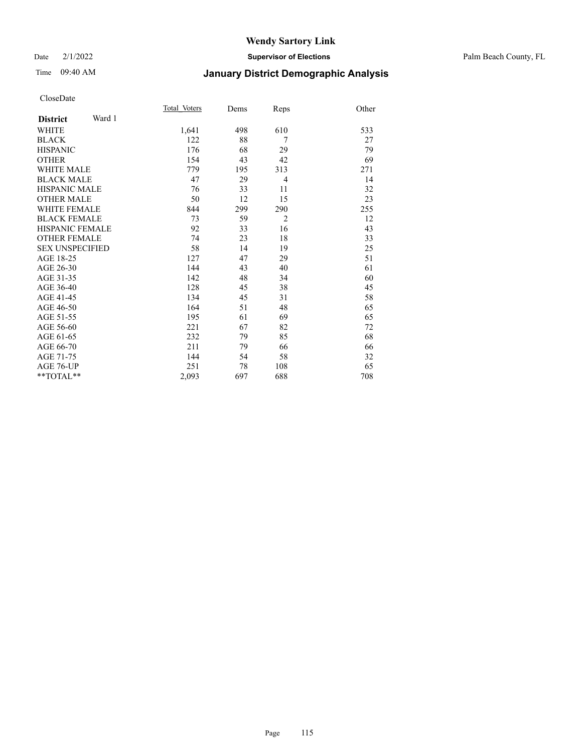# Wendy Sartory Link

Date 2/1/2022 **Supervisor of Elections** Palm Beach County, FL

Time 09:40 AM **January District Demographic Analysis**

CloseDate

| **District** Ward 1 | Total_Voters | Dems | Reps | Other |
|---|---|---|---|---|
| WHITE | 1,641 | 498 | 610 | 533 |
| BLACK | 122 | 88 | 7 | 27 |
| HISPANIC | 176 | 68 | 29 | 79 |
| OTHER | 154 | 43 | 42 | 69 |
| WHITE MALE | 779 | 195 | 313 | 271 |
| BLACK MALE | 47 | 29 | 4 | 14 |
| HISPANIC MALE | 76 | 33 | 11 | 32 |
| OTHER MALE | 50 | 12 | 15 | 23 |
| WHITE FEMALE | 844 | 299 | 290 | 255 |
| BLACK FEMALE | 73 | 59 | 2 | 12 |
| HISPANIC FEMALE | 92 | 33 | 16 | 43 |
| OTHER FEMALE | 74 | 23 | 18 | 33 |
| SEX UNSPECIFIED | 58 | 14 | 19 | 25 |
| AGE 18-25 | 127 | 47 | 29 | 51 |
| AGE 26-30 | 144 | 43 | 40 | 61 |
| AGE 31-35 | 142 | 48 | 34 | 60 |
| AGE 36-40 | 128 | 45 | 38 | 45 |
| AGE 41-45 | 134 | 45 | 31 | 58 |
| AGE 46-50 | 164 | 51 | 48 | 65 |
| AGE 51-55 | 195 | 61 | 69 | 65 |
| AGE 56-60 | 221 | 67 | 82 | 72 |
| AGE 61-65 | 232 | 79 | 85 | 68 |
| AGE 66-70 | 211 | 79 | 66 | 66 |
| AGE 71-75 | 144 | 54 | 58 | 32 |
| AGE 76-UP | 251 | 78 | 108 | 65 |
| **TOTAL** | 2,093 | 697 | 688 | 708 |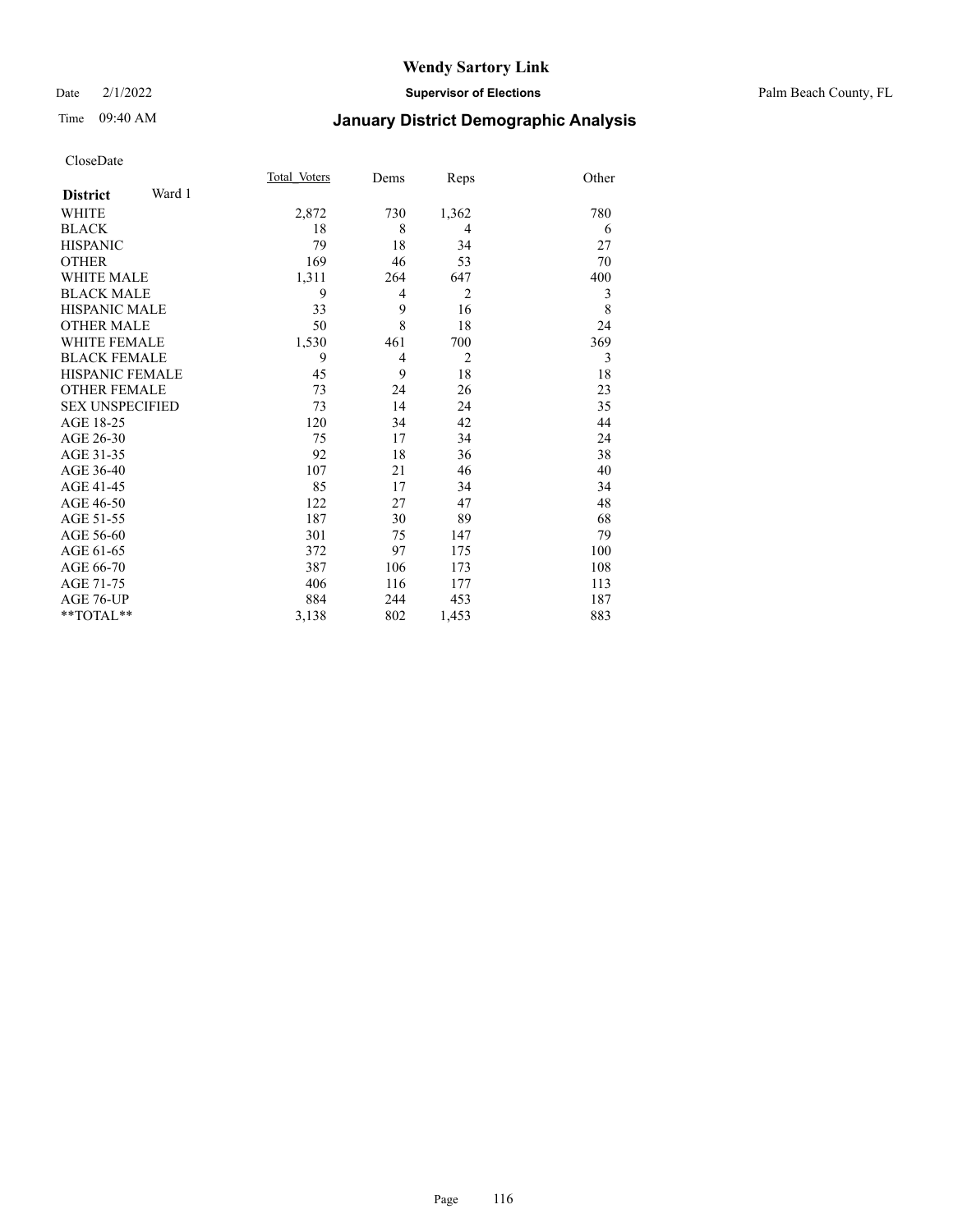# Wendy Sartory Link

Date 2/1/2022 **Supervisor of Elections** Palm Beach County, FL

Time 09:40 AM **January District Demographic Analysis**

CloseDate

| **District** Ward 1 | Total Voters | Dems | Reps | Other |
|---|---|---|---|---|
| WHITE | 2,872 | 730 | 1,362 | 780 |
| BLACK | 18 | 8 | 4 | 6 |
| HISPANIC | 79 | 18 | 34 | 27 |
| OTHER | 169 | 46 | 53 | 70 |
| WHITE MALE | 1,311 | 264 | 647 | 400 |
| BLACK MALE | 9 | 4 | 2 | 3 |
| HISPANIC MALE | 33 | 9 | 16 | 8 |
| OTHER MALE | 50 | 8 | 18 | 24 |
| WHITE FEMALE | 1,530 | 461 | 700 | 369 |
| BLACK FEMALE | 9 | 4 | 2 | 3 |
| HISPANIC FEMALE | 45 | 9 | 18 | 18 |
| OTHER FEMALE | 73 | 24 | 26 | 23 |
| SEX UNSPECIFIED | 73 | 14 | 24 | 35 |
| AGE 18-25 | 120 | 34 | 42 | 44 |
| AGE 26-30 | 75 | 17 | 34 | 24 |
| AGE 31-35 | 92 | 18 | 36 | 38 |
| AGE 36-40 | 107 | 21 | 46 | 40 |
| AGE 41-45 | 85 | 17 | 34 | 34 |
| AGE 46-50 | 122 | 27 | 47 | 48 |
| AGE 51-55 | 187 | 30 | 89 | 68 |
| AGE 56-60 | 301 | 75 | 147 | 79 |
| AGE 61-65 | 372 | 97 | 175 | 100 |
| AGE 66-70 | 387 | 106 | 173 | 108 |
| AGE 71-75 | 406 | 116 | 177 | 113 |
| AGE 76-UP | 884 | 244 | 453 | 187 |
| **TOTAL** | 3,138 | 802 | 1,453 | 883 |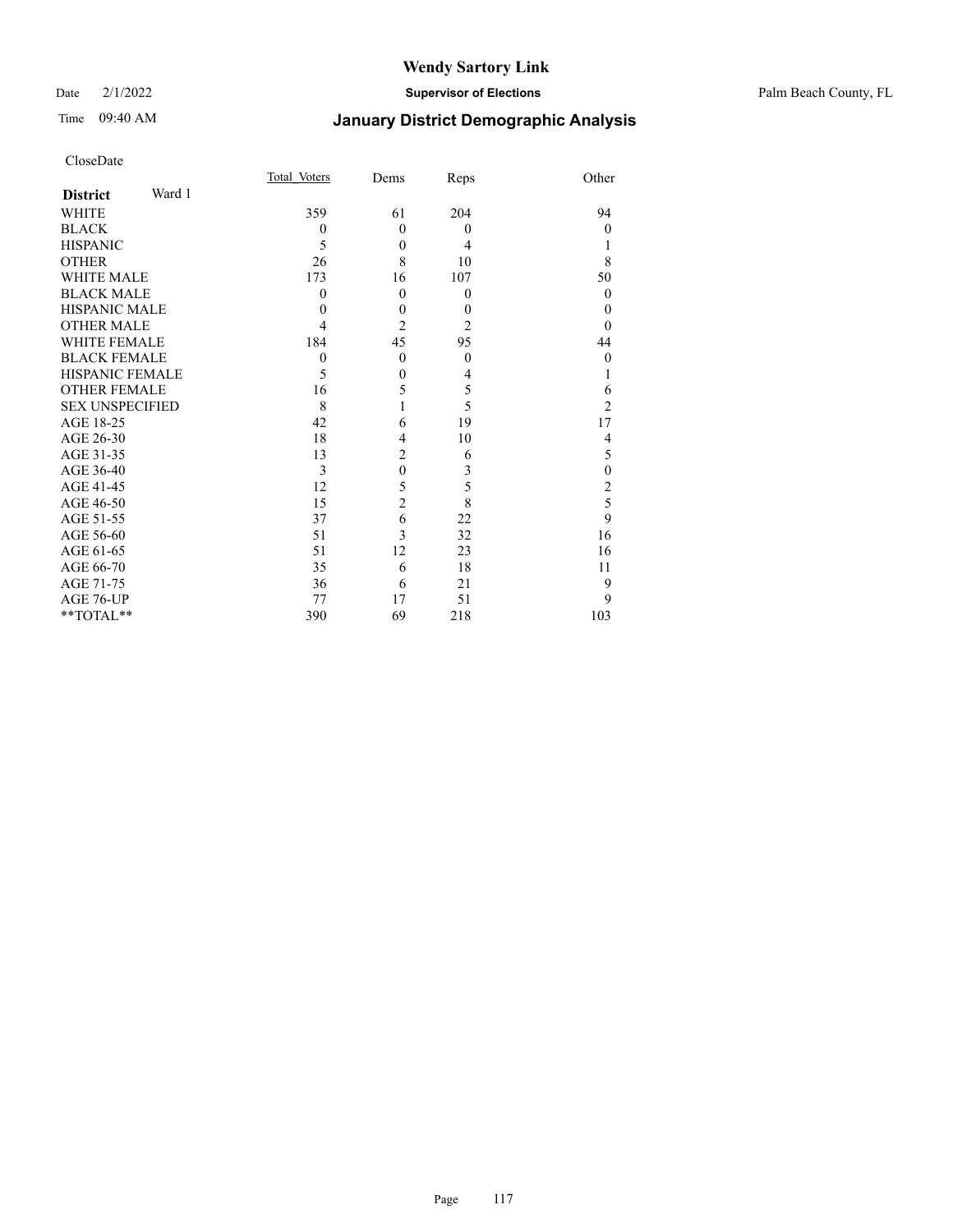# Wendy Sartory Link

Date 2/1/2022 **Supervisor of Elections** Palm Beach County, FL

Time 09:40 AM **January District Demographic Analysis**

CloseDate

| **District** Ward 1 | Total Voters | Dems | Reps | Other |
|---|---|---|---|---|
| WHITE | 359 | 61 | 204 | 94 |
| BLACK | 0 | 0 | 0 | 0 |
| HISPANIC | 5 | 0 | 4 | 1 |
| OTHER | 26 | 8 | 10 | 8 |
| WHITE MALE | 173 | 16 | 107 | 50 |
| BLACK MALE | 0 | 0 | 0 | 0 |
| HISPANIC MALE | 0 | 0 | 0 | 0 |
| OTHER MALE | 4 | 2 | 2 | 0 |
| WHITE FEMALE | 184 | 45 | 95 | 44 |
| BLACK FEMALE | 0 | 0 | 0 | 0 |
| HISPANIC FEMALE | 5 | 0 | 4 | 1 |
| OTHER FEMALE | 16 | 5 | 5 | 6 |
| SEX UNSPECIFIED | 8 | 1 | 5 | 2 |
| AGE 18-25 | 42 | 6 | 19 | 17 |
| AGE 26-30 | 18 | 4 | 10 | 4 |
| AGE 31-35 | 13 | 2 | 6 | 5 |
| AGE 36-40 | 3 | 0 | 3 | 0 |
| AGE 41-45 | 12 | 5 | 5 | 2 |
| AGE 46-50 | 15 | 2 | 8 | 5 |
| AGE 51-55 | 37 | 6 | 22 | 9 |
| AGE 56-60 | 51 | 3 | 32 | 16 |
| AGE 61-65 | 51 | 12 | 23 | 16 |
| AGE 66-70 | 35 | 6 | 18 | 11 |
| AGE 71-75 | 36 | 6 | 21 | 9 |
| AGE 76-UP | 77 | 17 | 51 | 9 |
| **TOTAL** | 390 | 69 | 218 | 103 |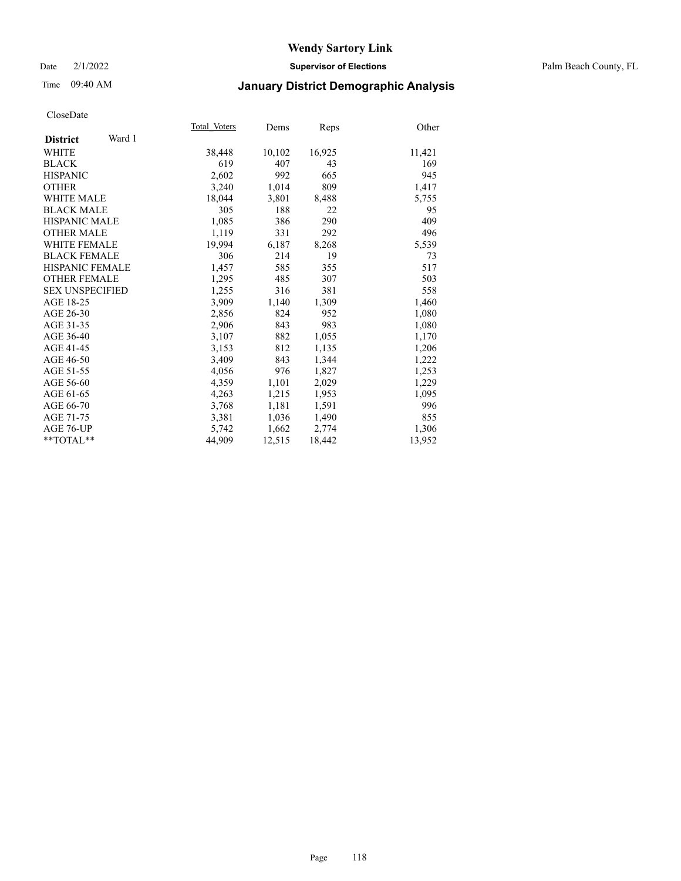# Wendy Sartory Link

Date 2/1/2022 **Supervisor of Elections** Palm Beach County, FL

Time 09:40 AM **January District Demographic Analysis**

CloseDate

| **District** Ward 1 | Total Voters | Dems | Reps | Other |
|---|---|---|---|---|
| WHITE | 38,448 | 10,102 | 16,925 | 11,421 |
| BLACK | 619 | 407 | 43 | 169 |
| HISPANIC | 2,602 | 992 | 665 | 945 |
| OTHER | 3,240 | 1,014 | 809 | 1,417 |
| WHITE MALE | 18,044 | 3,801 | 8,488 | 5,755 |
| BLACK MALE | 305 | 188 | 22 | 95 |
| HISPANIC MALE | 1,085 | 386 | 290 | 409 |
| OTHER MALE | 1,119 | 331 | 292 | 496 |
| WHITE FEMALE | 19,994 | 6,187 | 8,268 | 5,539 |
| BLACK FEMALE | 306 | 214 | 19 | 73 |
| HISPANIC FEMALE | 1,457 | 585 | 355 | 517 |
| OTHER FEMALE | 1,295 | 485 | 307 | 503 |
| SEX UNSPECIFIED | 1,255 | 316 | 381 | 558 |
| AGE 18-25 | 3,909 | 1,140 | 1,309 | 1,460 |
| AGE 26-30 | 2,856 | 824 | 952 | 1,080 |
| AGE 31-35 | 2,906 | 843 | 983 | 1,080 |
| AGE 36-40 | 3,107 | 882 | 1,055 | 1,170 |
| AGE 41-45 | 3,153 | 812 | 1,135 | 1,206 |
| AGE 46-50 | 3,409 | 843 | 1,344 | 1,222 |
| AGE 51-55 | 4,056 | 976 | 1,827 | 1,253 |
| AGE 56-60 | 4,359 | 1,101 | 2,029 | 1,229 |
| AGE 61-65 | 4,263 | 1,215 | 1,953 | 1,095 |
| AGE 66-70 | 3,768 | 1,181 | 1,591 | 996 |
| AGE 71-75 | 3,381 | 1,036 | 1,490 | 855 |
| AGE 76-UP | 5,742 | 1,662 | 2,774 | 1,306 |
| **TOTAL** | 44,909 | 12,515 | 18,442 | 13,952 |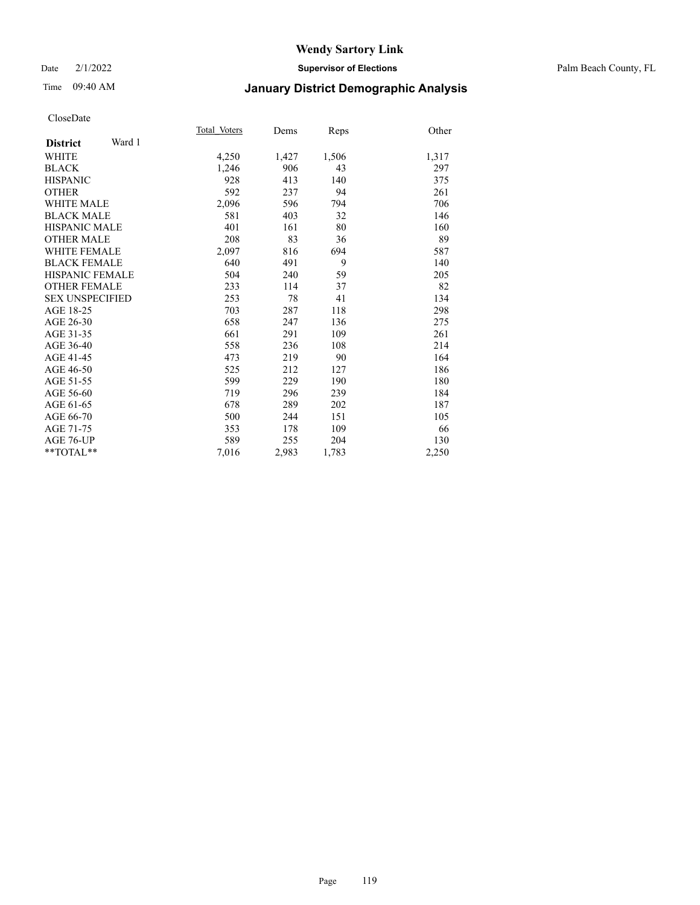# Wendy Sartory Link

Date 2/1/2022 **Supervisor of Elections** Palm Beach County, FL

Time 09:40 AM **January District Demographic Analysis**

CloseDate

| **District** Ward 1 | Total_Voters | Dems | Reps | Other |
|---|---|---|---|---|
| WHITE | 4,250 | 1,427 | 1,506 | 1,317 |
| BLACK | 1,246 | 906 | 43 | 297 |
| HISPANIC | 928 | 413 | 140 | 375 |
| OTHER | 592 | 237 | 94 | 261 |
| WHITE MALE | 2,096 | 596 | 794 | 706 |
| BLACK MALE | 581 | 403 | 32 | 146 |
| HISPANIC MALE | 401 | 161 | 80 | 160 |
| OTHER MALE | 208 | 83 | 36 | 89 |
| WHITE FEMALE | 2,097 | 816 | 694 | 587 |
| BLACK FEMALE | 640 | 491 | 9 | 140 |
| HISPANIC FEMALE | 504 | 240 | 59 | 205 |
| OTHER FEMALE | 233 | 114 | 37 | 82 |
| SEX UNSPECIFIED | 253 | 78 | 41 | 134 |
| AGE 18-25 | 703 | 287 | 118 | 298 |
| AGE 26-30 | 658 | 247 | 136 | 275 |
| AGE 31-35 | 661 | 291 | 109 | 261 |
| AGE 36-40 | 558 | 236 | 108 | 214 |
| AGE 41-45 | 473 | 219 | 90 | 164 |
| AGE 46-50 | 525 | 212 | 127 | 186 |
| AGE 51-55 | 599 | 229 | 190 | 180 |
| AGE 56-60 | 719 | 296 | 239 | 184 |
| AGE 61-65 | 678 | 289 | 202 | 187 |
| AGE 66-70 | 500 | 244 | 151 | 105 |
| AGE 71-75 | 353 | 178 | 109 | 66 |
| AGE 76-UP | 589 | 255 | 204 | 130 |
| **TOTAL** | 7,016 | 2,983 | 1,783 | 2,250 |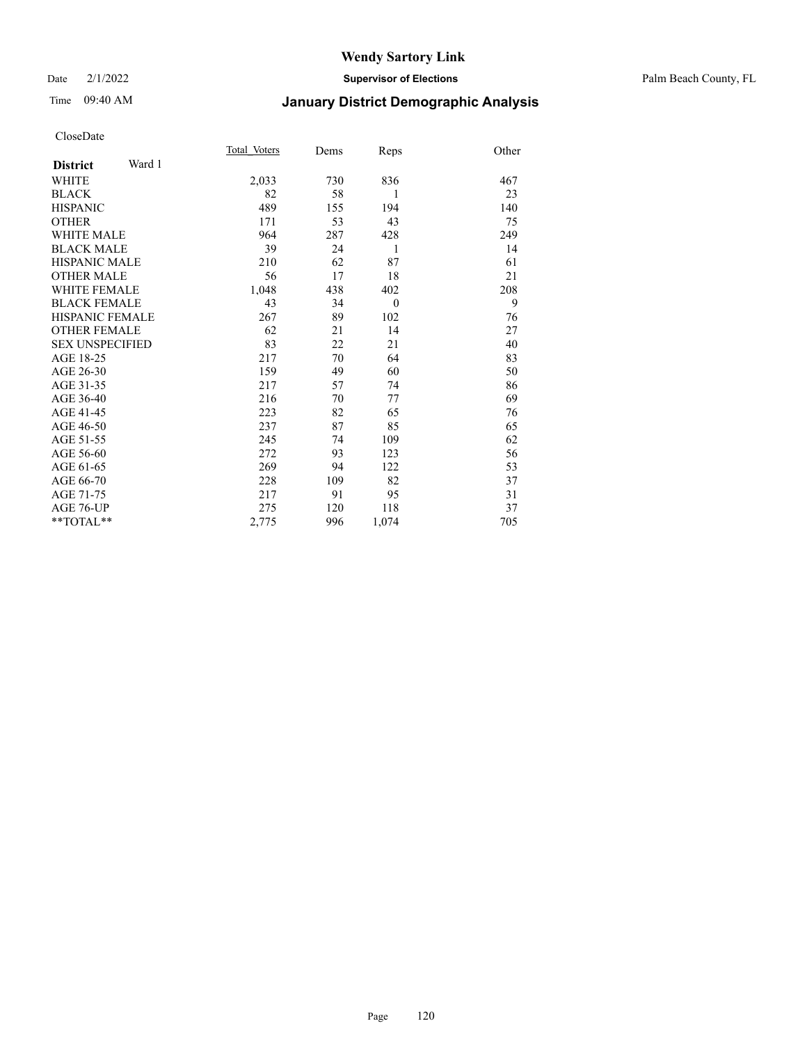# Wendy Sartory Link

Date 2/1/2022 **Supervisor of Elections** Palm Beach County, FL

Time 09:40 AM **January District Demographic Analysis**

CloseDate

| **District** Ward 1 | Total Voters | Dems | Reps | Other |
|---|---|---|---|---|
| WHITE | 2,033 | 730 | 836 | 467 |
| BLACK | 82 | 58 | 1 | 23 |
| HISPANIC | 489 | 155 | 194 | 140 |
| OTHER | 171 | 53 | 43 | 75 |
| WHITE MALE | 964 | 287 | 428 | 249 |
| BLACK MALE | 39 | 24 | 1 | 14 |
| HISPANIC MALE | 210 | 62 | 87 | 61 |
| OTHER MALE | 56 | 17 | 18 | 21 |
| WHITE FEMALE | 1,048 | 438 | 402 | 208 |
| BLACK FEMALE | 43 | 34 | 0 | 9 |
| HISPANIC FEMALE | 267 | 89 | 102 | 76 |
| OTHER FEMALE | 62 | 21 | 14 | 27 |
| SEX UNSPECIFIED | 83 | 22 | 21 | 40 |
| AGE 18-25 | 217 | 70 | 64 | 83 |
| AGE 26-30 | 159 | 49 | 60 | 50 |
| AGE 31-35 | 217 | 57 | 74 | 86 |
| AGE 36-40 | 216 | 70 | 77 | 69 |
| AGE 41-45 | 223 | 82 | 65 | 76 |
| AGE 46-50 | 237 | 87 | 85 | 65 |
| AGE 51-55 | 245 | 74 | 109 | 62 |
| AGE 56-60 | 272 | 93 | 123 | 56 |
| AGE 61-65 | 269 | 94 | 122 | 53 |
| AGE 66-70 | 228 | 109 | 82 | 37 |
| AGE 71-75 | 217 | 91 | 95 | 31 |
| AGE 76-UP | 275 | 120 | 118 | 37 |
| **TOTAL** | 2,775 | 996 | 1,074 | 705 |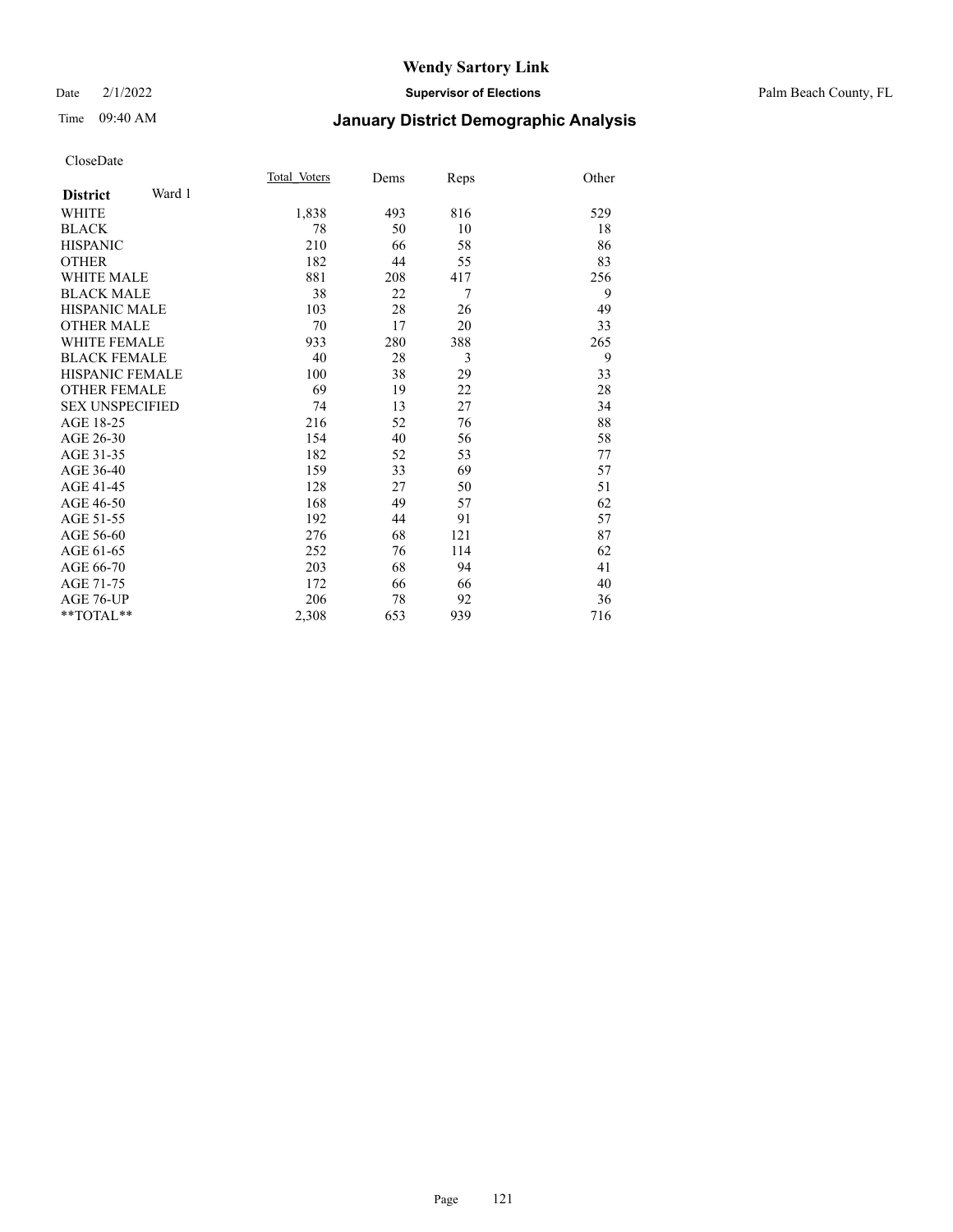# Wendy Sartory Link

Date 2/1/2022 **Supervisor of Elections** Palm Beach County, FL

Time 09:40 AM **January District Demographic Analysis**

CloseDate

| **District** Ward 1 | Total_Voters | Dems | Reps | Other |
|---|---|---|---|---|
| WHITE | 1,838 | 493 | 816 | 529 |
| BLACK | 78 | 50 | 10 | 18 |
| HISPANIC | 210 | 66 | 58 | 86 |
| OTHER | 182 | 44 | 55 | 83 |
| WHITE MALE | 881 | 208 | 417 | 256 |
| BLACK MALE | 38 | 22 | 7 | 9 |
| HISPANIC MALE | 103 | 28 | 26 | 49 |
| OTHER MALE | 70 | 17 | 20 | 33 |
| WHITE FEMALE | 933 | 280 | 388 | 265 |
| BLACK FEMALE | 40 | 28 | 3 | 9 |
| HISPANIC FEMALE | 100 | 38 | 29 | 33 |
| OTHER FEMALE | 69 | 19 | 22 | 28 |
| SEX UNSPECIFIED | 74 | 13 | 27 | 34 |
| AGE 18-25 | 216 | 52 | 76 | 88 |
| AGE 26-30 | 154 | 40 | 56 | 58 |
| AGE 31-35 | 182 | 52 | 53 | 77 |
| AGE 36-40 | 159 | 33 | 69 | 57 |
| AGE 41-45 | 128 | 27 | 50 | 51 |
| AGE 46-50 | 168 | 49 | 57 | 62 |
| AGE 51-55 | 192 | 44 | 91 | 57 |
| AGE 56-60 | 276 | 68 | 121 | 87 |
| AGE 61-65 | 252 | 76 | 114 | 62 |
| AGE 66-70 | 203 | 68 | 94 | 41 |
| AGE 71-75 | 172 | 66 | 66 | 40 |
| AGE 76-UP | 206 | 78 | 92 | 36 |
| **TOTAL** | 2,308 | 653 | 939 | 716 |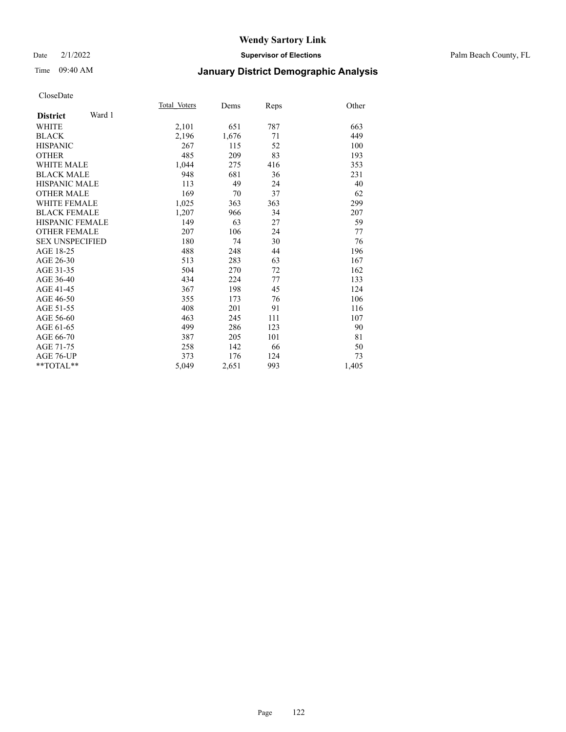CloseDate

| District Ward 1 | Total_Voters | Dems | Reps | Other |
|---|---|---|---|---|
| WHITE | 2,101 | 651 | 787 | 663 |
| BLACK | 2,196 | 1,676 | 71 | 449 |
| HISPANIC | 267 | 115 | 52 | 100 |
| OTHER | 485 | 209 | 83 | 193 |
| WHITE MALE | 1,044 | 275 | 416 | 353 |
| BLACK MALE | 948 | 681 | 36 | 231 |
| HISPANIC MALE | 113 | 49 | 24 | 40 |
| OTHER MALE | 169 | 70 | 37 | 62 |
| WHITE FEMALE | 1,025 | 363 | 363 | 299 |
| BLACK FEMALE | 1,207 | 966 | 34 | 207 |
| HISPANIC FEMALE | 149 | 63 | 27 | 59 |
| OTHER FEMALE | 207 | 106 | 24 | 77 |
| SEX UNSPECIFIED | 180 | 74 | 30 | 76 |
| AGE 18-25 | 488 | 248 | 44 | 196 |
| AGE 26-30 | 513 | 283 | 63 | 167 |
| AGE 31-35 | 504 | 270 | 72 | 162 |
| AGE 36-40 | 434 | 224 | 77 | 133 |
| AGE 41-45 | 367 | 198 | 45 | 124 |
| AGE 46-50 | 355 | 173 | 76 | 106 |
| AGE 51-55 | 408 | 201 | 91 | 116 |
| AGE 56-60 | 463 | 245 | 111 | 107 |
| AGE 61-65 | 499 | 286 | 123 | 90 |
| AGE 66-70 | 387 | 205 | 101 | 81 |
| AGE 71-75 | 258 | 142 | 66 | 50 |
| AGE 76-UP | 373 | 176 | 124 | 73 |
| **TOTAL** | 5,049 | 2,651 | 993 | 1,405 |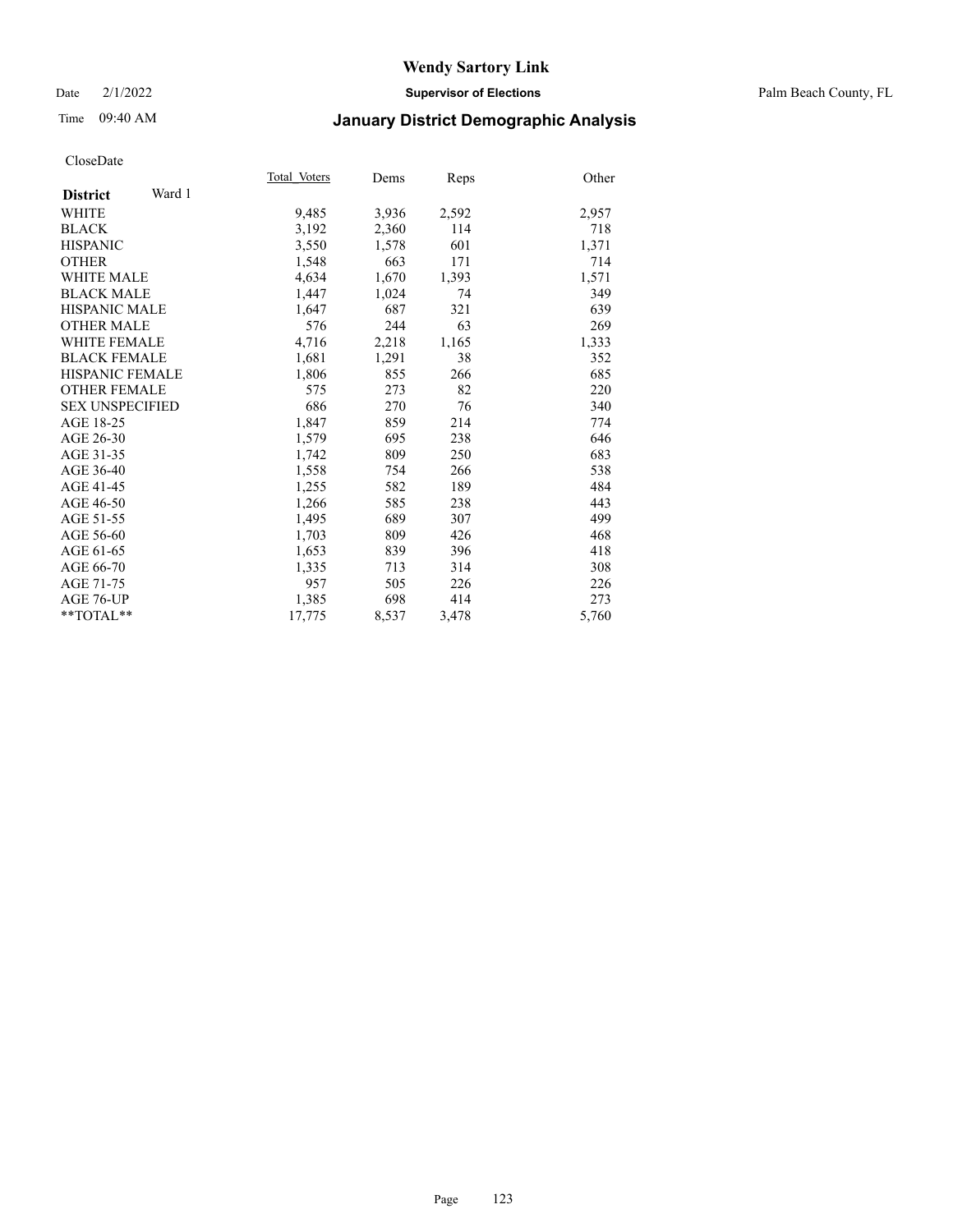# Wendy Sartory Link

Date 2/1/2022 **Supervisor of Elections** Palm Beach County, FL

Time 09:40 AM **January District Demographic Analysis**

CloseDate

| **District** Ward 1 | Total Voters | Dems | Reps | Other |
|---|---|---|---|---|
| WHITE | 9,485 | 3,936 | 2,592 | 2,957 |
| BLACK | 3,192 | 2,360 | 114 | 718 |
| HISPANIC | 3,550 | 1,578 | 601 | 1,371 |
| OTHER | 1,548 | 663 | 171 | 714 |
| WHITE MALE | 4,634 | 1,670 | 1,393 | 1,571 |
| BLACK MALE | 1,447 | 1,024 | 74 | 349 |
| HISPANIC MALE | 1,647 | 687 | 321 | 639 |
| OTHER MALE | 576 | 244 | 63 | 269 |
| WHITE FEMALE | 4,716 | 2,218 | 1,165 | 1,333 |
| BLACK FEMALE | 1,681 | 1,291 | 38 | 352 |
| HISPANIC FEMALE | 1,806 | 855 | 266 | 685 |
| OTHER FEMALE | 575 | 273 | 82 | 220 |
| SEX UNSPECIFIED | 686 | 270 | 76 | 340 |
| AGE 18-25 | 1,847 | 859 | 214 | 774 |
| AGE 26-30 | 1,579 | 695 | 238 | 646 |
| AGE 31-35 | 1,742 | 809 | 250 | 683 |
| AGE 36-40 | 1,558 | 754 | 266 | 538 |
| AGE 41-45 | 1,255 | 582 | 189 | 484 |
| AGE 46-50 | 1,266 | 585 | 238 | 443 |
| AGE 51-55 | 1,495 | 689 | 307 | 499 |
| AGE 56-60 | 1,703 | 809 | 426 | 468 |
| AGE 61-65 | 1,653 | 839 | 396 | 418 |
| AGE 66-70 | 1,335 | 713 | 314 | 308 |
| AGE 71-75 | 957 | 505 | 226 | 226 |
| AGE 76-UP | 1,385 | 698 | 414 | 273 |
| **TOTAL** | 17,775 | 8,537 | 3,478 | 5,760 |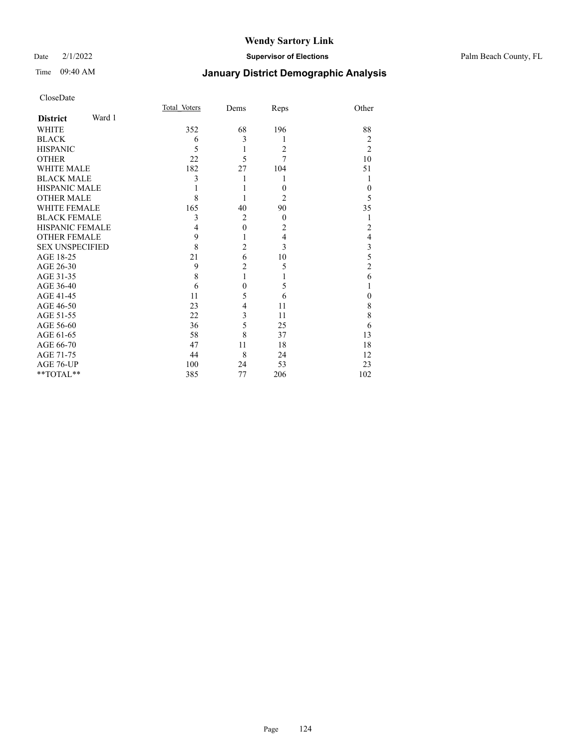# Wendy Sartory Link

Date 2/1/2022 **Supervisor of Elections** Palm Beach County, FL

Time 09:40 AM **January District Demographic Analysis**

CloseDate

| **District** Ward 1 | Total_Voters | Dems | Reps | Other |
|---|---|---|---|---|
| WHITE | 352 | 68 | 196 | 88 |
| BLACK | 6 | 3 | 1 | 2 |
| HISPANIC | 5 | 1 | 2 | 2 |
| OTHER | 22 | 5 | 7 | 10 |
| WHITE MALE | 182 | 27 | 104 | 51 |
| BLACK MALE | 3 | 1 | 1 | 1 |
| HISPANIC MALE | 1 | 1 | 0 | 0 |
| OTHER MALE | 8 | 1 | 2 | 5 |
| WHITE FEMALE | 165 | 40 | 90 | 35 |
| BLACK FEMALE | 3 | 2 | 0 | 1 |
| HISPANIC FEMALE | 4 | 0 | 2 | 2 |
| OTHER FEMALE | 9 | 1 | 4 | 4 |
| SEX UNSPECIFIED | 8 | 2 | 3 | 3 |
| AGE 18-25 | 21 | 6 | 10 | 5 |
| AGE 26-30 | 9 | 2 | 5 | 2 |
| AGE 31-35 | 8 | 1 | 1 | 6 |
| AGE 36-40 | 6 | 0 | 5 | 1 |
| AGE 41-45 | 11 | 5 | 6 | 0 |
| AGE 46-50 | 23 | 4 | 11 | 8 |
| AGE 51-55 | 22 | 3 | 11 | 8 |
| AGE 56-60 | 36 | 5 | 25 | 6 |
| AGE 61-65 | 58 | 8 | 37 | 13 |
| AGE 66-70 | 47 | 11 | 18 | 18 |
| AGE 71-75 | 44 | 8 | 24 | 12 |
| AGE 76-UP | 100 | 24 | 53 | 23 |
| **TOTAL** | 385 | 77 | 206 | 102 |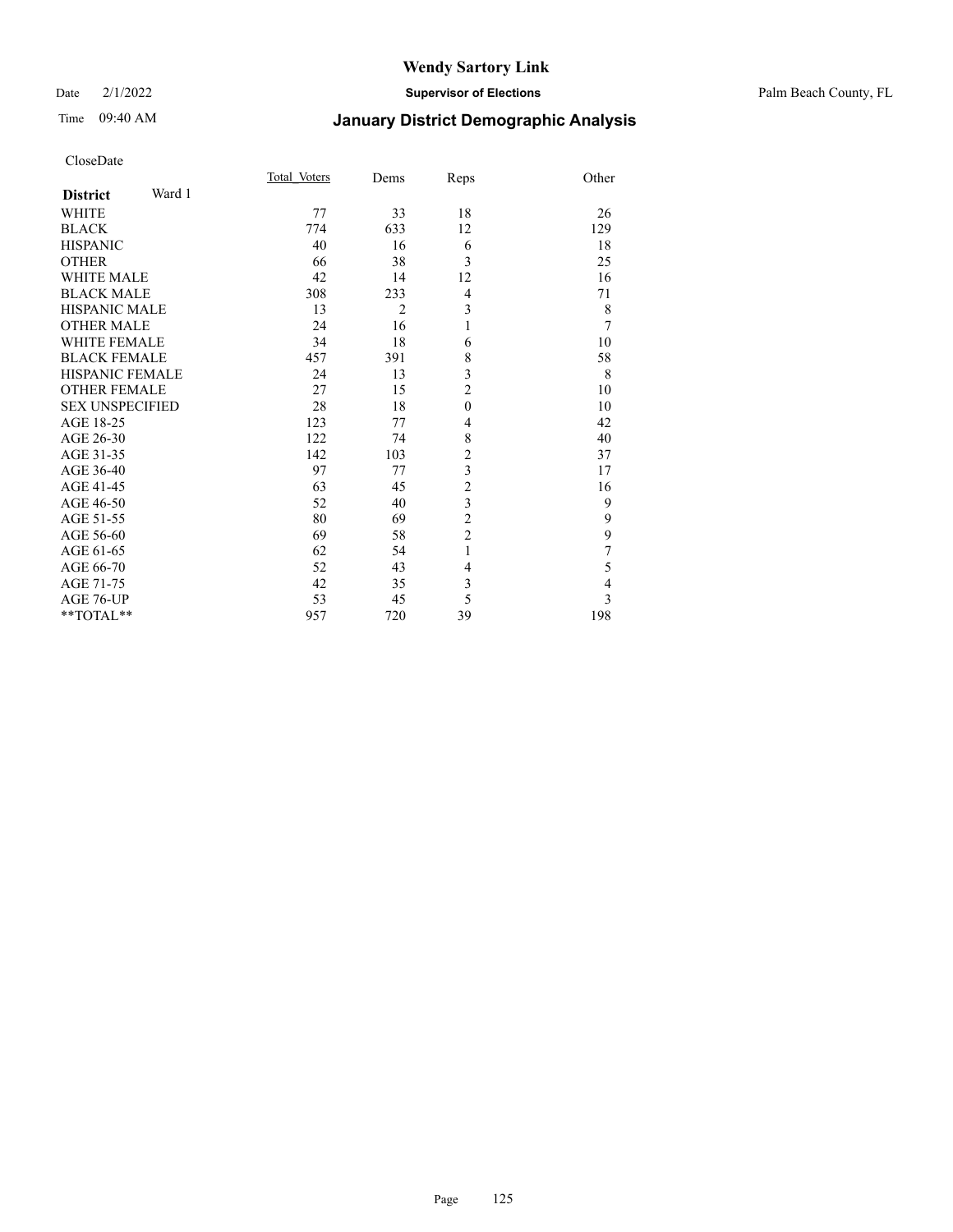# Wendy Sartory Link

Date 2/1/2022 **Supervisor of Elections** Palm Beach County, FL

Time 09:40 AM **January District Demographic Analysis**

CloseDate

| **District** Ward 1 | Total_Voters | Dems | Reps | Other |
|---|---|---|---|---|
| WHITE | 77 | 33 | 18 | 26 |
| BLACK | 774 | 633 | 12 | 129 |
| HISPANIC | 40 | 16 | 6 | 18 |
| OTHER | 66 | 38 | 3 | 25 |
| WHITE MALE | 42 | 14 | 12 | 16 |
| BLACK MALE | 308 | 233 | 4 | 71 |
| HISPANIC MALE | 13 | 2 | 3 | 8 |
| OTHER MALE | 24 | 16 | 1 | 7 |
| WHITE FEMALE | 34 | 18 | 6 | 10 |
| BLACK FEMALE | 457 | 391 | 8 | 58 |
| HISPANIC FEMALE | 24 | 13 | 3 | 8 |
| OTHER FEMALE | 27 | 15 | 2 | 10 |
| SEX UNSPECIFIED | 28 | 18 | 0 | 10 |
| AGE 18-25 | 123 | 77 | 4 | 42 |
| AGE 26-30 | 122 | 74 | 8 | 40 |
| AGE 31-35 | 142 | 103 | 2 | 37 |
| AGE 36-40 | 97 | 77 | 3 | 17 |
| AGE 41-45 | 63 | 45 | 2 | 16 |
| AGE 46-50 | 52 | 40 | 3 | 9 |
| AGE 51-55 | 80 | 69 | 2 | 9 |
| AGE 56-60 | 69 | 58 | 2 | 9 |
| AGE 61-65 | 62 | 54 | 1 | 7 |
| AGE 66-70 | 52 | 43 | 4 | 5 |
| AGE 71-75 | 42 | 35 | 3 | 4 |
| AGE 76-UP | 53 | 45 | 5 | 3 |
| **TOTAL** | 957 | 720 | 39 | 198 |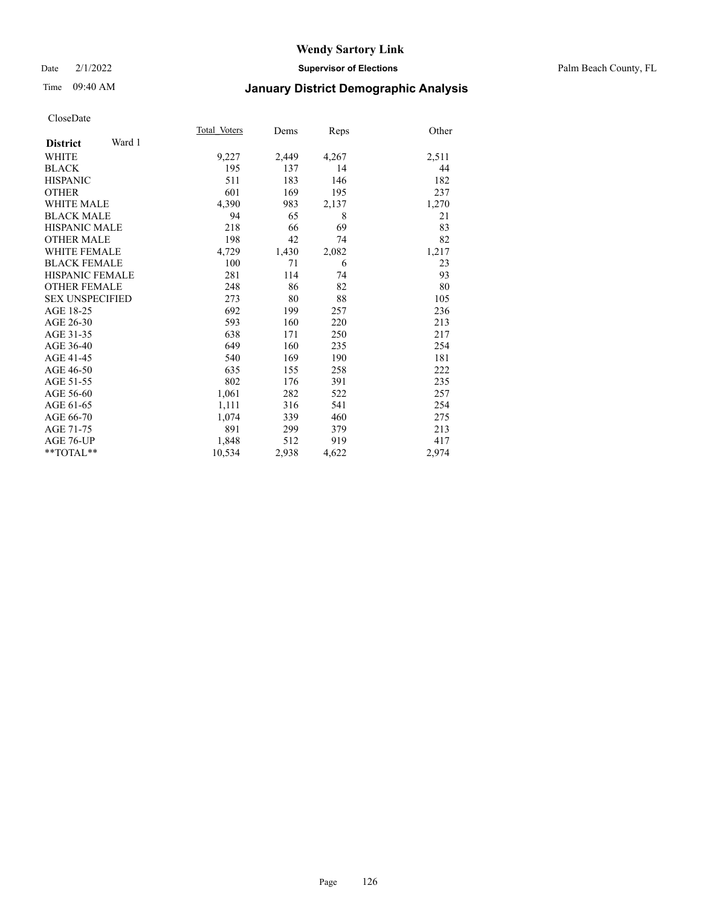# Wendy Sartory Link

Date 2/1/2022 **Supervisor of Elections** Palm Beach County, FL

Time 09:40 AM **January District Demographic Analysis**

CloseDate

| **District** Ward 1 | Total_Voters | Dems | Reps | Other |
|---|---|---|---|---|
| WHITE | 9,227 | 2,449 | 4,267 | 2,511 |
| BLACK | 195 | 137 | 14 | 44 |
| HISPANIC | 511 | 183 | 146 | 182 |
| OTHER | 601 | 169 | 195 | 237 |
| WHITE MALE | 4,390 | 983 | 2,137 | 1,270 |
| BLACK MALE | 94 | 65 | 8 | 21 |
| HISPANIC MALE | 218 | 66 | 69 | 83 |
| OTHER MALE | 198 | 42 | 74 | 82 |
| WHITE FEMALE | 4,729 | 1,430 | 2,082 | 1,217 |
| BLACK FEMALE | 100 | 71 | 6 | 23 |
| HISPANIC FEMALE | 281 | 114 | 74 | 93 |
| OTHER FEMALE | 248 | 86 | 82 | 80 |
| SEX UNSPECIFIED | 273 | 80 | 88 | 105 |
| AGE 18-25 | 692 | 199 | 257 | 236 |
| AGE 26-30 | 593 | 160 | 220 | 213 |
| AGE 31-35 | 638 | 171 | 250 | 217 |
| AGE 36-40 | 649 | 160 | 235 | 254 |
| AGE 41-45 | 540 | 169 | 190 | 181 |
| AGE 46-50 | 635 | 155 | 258 | 222 |
| AGE 51-55 | 802 | 176 | 391 | 235 |
| AGE 56-60 | 1,061 | 282 | 522 | 257 |
| AGE 61-65 | 1,111 | 316 | 541 | 254 |
| AGE 66-70 | 1,074 | 339 | 460 | 275 |
| AGE 71-75 | 891 | 299 | 379 | 213 |
| AGE 76-UP | 1,848 | 512 | 919 | 417 |
| **TOTAL** | 10,534 | 2,938 | 4,622 | 2,974 |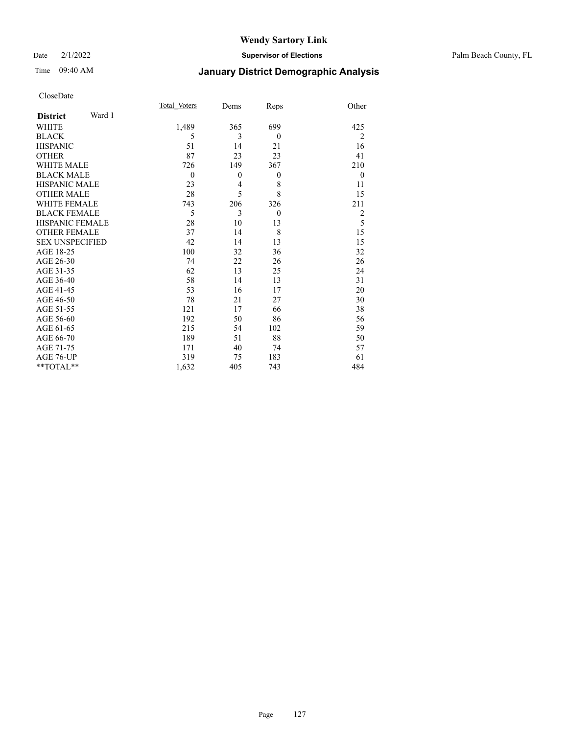# Wendy Sartory Link

Date 2/1/2022 **Supervisor of Elections** Palm Beach County, FL

Time 09:40 AM **January District Demographic Analysis**

CloseDate

| **District** Ward 1 | Total_Voters | Dems | Reps | Other |
|---|---|---|---|---|
| WHITE | 1,489 | 365 | 699 | 425 |
| BLACK | 5 | 3 | 0 | 2 |
| HISPANIC | 51 | 14 | 21 | 16 |
| OTHER | 87 | 23 | 23 | 41 |
| WHITE MALE | 726 | 149 | 367 | 210 |
| BLACK MALE | 0 | 0 | 0 | 0 |
| HISPANIC MALE | 23 | 4 | 8 | 11 |
| OTHER MALE | 28 | 5 | 8 | 15 |
| WHITE FEMALE | 743 | 206 | 326 | 211 |
| BLACK FEMALE | 5 | 3 | 0 | 2 |
| HISPANIC FEMALE | 28 | 10 | 13 | 5 |
| OTHER FEMALE | 37 | 14 | 8 | 15 |
| SEX UNSPECIFIED | 42 | 14 | 13 | 15 |
| AGE 18-25 | 100 | 32 | 36 | 32 |
| AGE 26-30 | 74 | 22 | 26 | 26 |
| AGE 31-35 | 62 | 13 | 25 | 24 |
| AGE 36-40 | 58 | 14 | 13 | 31 |
| AGE 41-45 | 53 | 16 | 17 | 20 |
| AGE 46-50 | 78 | 21 | 27 | 30 |
| AGE 51-55 | 121 | 17 | 66 | 38 |
| AGE 56-60 | 192 | 50 | 86 | 56 |
| AGE 61-65 | 215 | 54 | 102 | 59 |
| AGE 66-70 | 189 | 51 | 88 | 50 |
| AGE 71-75 | 171 | 40 | 74 | 57 |
| AGE 76-UP | 319 | 75 | 183 | 61 |
| **TOTAL** | 1,632 | 405 | 743 | 484 |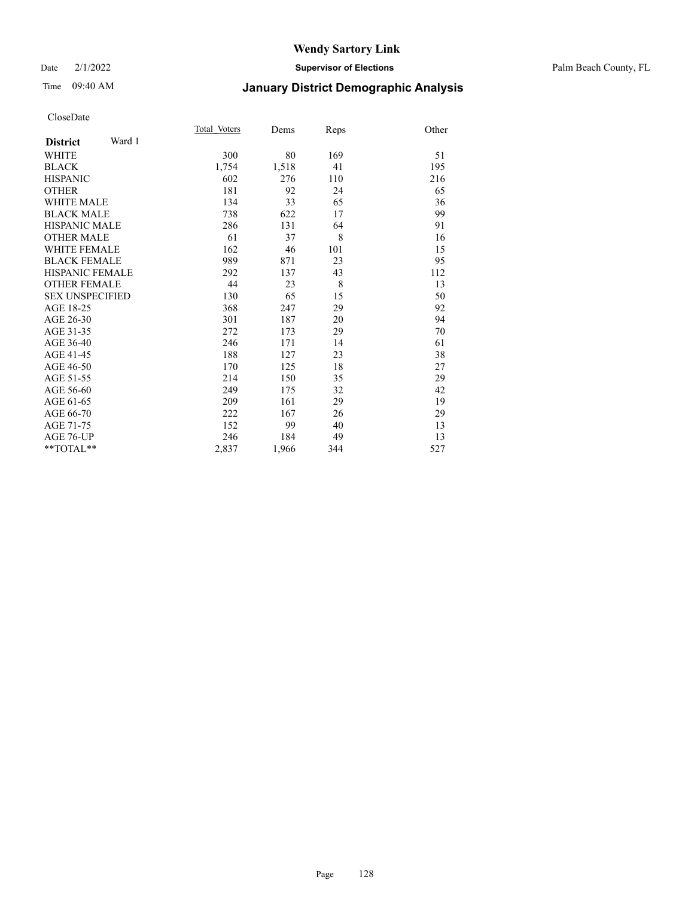Wendy Sartory Link

Date 2/1/2022 **Supervisor of Elections** Palm Beach County, FL

Time 09:40 AM **January District Demographic Analysis**

CloseDate

| **District** Ward 1 | Total_Voters | Dems | Reps | Other |
|---|---|---|---|---|
| WHITE | 300 | 80 | 169 | 51 |
| BLACK | 1,754 | 1,518 | 41 | 195 |
| HISPANIC | 602 | 276 | 110 | 216 |
| OTHER | 181 | 92 | 24 | 65 |
| WHITE MALE | 134 | 33 | 65 | 36 |
| BLACK MALE | 738 | 622 | 17 | 99 |
| HISPANIC MALE | 286 | 131 | 64 | 91 |
| OTHER MALE | 61 | 37 | 8 | 16 |
| WHITE FEMALE | 162 | 46 | 101 | 15 |
| BLACK FEMALE | 989 | 871 | 23 | 95 |
| HISPANIC FEMALE | 292 | 137 | 43 | 112 |
| OTHER FEMALE | 44 | 23 | 8 | 13 |
| SEX UNSPECIFIED | 130 | 65 | 15 | 50 |
| AGE 18-25 | 368 | 247 | 29 | 92 |
| AGE 26-30 | 301 | 187 | 20 | 94 |
| AGE 31-35 | 272 | 173 | 29 | 70 |
| AGE 36-40 | 246 | 171 | 14 | 61 |
| AGE 41-45 | 188 | 127 | 23 | 38 |
| AGE 46-50 | 170 | 125 | 18 | 27 |
| AGE 51-55 | 214 | 150 | 35 | 29 |
| AGE 56-60 | 249 | 175 | 32 | 42 |
| AGE 61-65 | 209 | 161 | 29 | 19 |
| AGE 66-70 | 222 | 167 | 26 | 29 |
| AGE 71-75 | 152 | 99 | 40 | 13 |
| AGE 76-UP | 246 | 184 | 49 | 13 |
| **TOTAL** | 2,837 | 1,966 | 344 | 527 |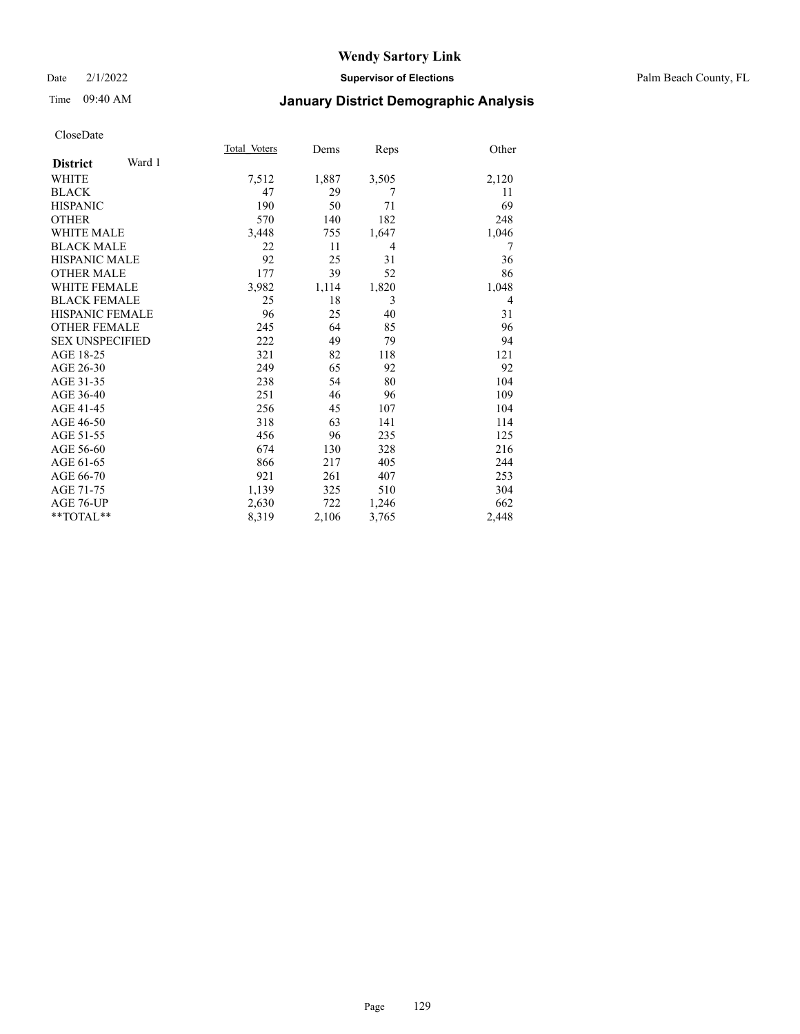# Wendy Sartory Link

Date 2/1/2022 **Supervisor of Elections** Palm Beach County, FL

Time 09:40 AM **January District Demographic Analysis**

CloseDate

| **District** Ward 1 | Total Voters | Dems | Reps | Other |
|---|---|---|---|---|
| WHITE | 7,512 | 1,887 | 3,505 | 2,120 |
| BLACK | 47 | 29 | 7 | 11 |
| HISPANIC | 190 | 50 | 71 | 69 |
| OTHER | 570 | 140 | 182 | 248 |
| WHITE MALE | 3,448 | 755 | 1,647 | 1,046 |
| BLACK MALE | 22 | 11 | 4 | 7 |
| HISPANIC MALE | 92 | 25 | 31 | 36 |
| OTHER MALE | 177 | 39 | 52 | 86 |
| WHITE FEMALE | 3,982 | 1,114 | 1,820 | 1,048 |
| BLACK FEMALE | 25 | 18 | 3 | 4 |
| HISPANIC FEMALE | 96 | 25 | 40 | 31 |
| OTHER FEMALE | 245 | 64 | 85 | 96 |
| SEX UNSPECIFIED | 222 | 49 | 79 | 94 |
| AGE 18-25 | 321 | 82 | 118 | 121 |
| AGE 26-30 | 249 | 65 | 92 | 92 |
| AGE 31-35 | 238 | 54 | 80 | 104 |
| AGE 36-40 | 251 | 46 | 96 | 109 |
| AGE 41-45 | 256 | 45 | 107 | 104 |
| AGE 46-50 | 318 | 63 | 141 | 114 |
| AGE 51-55 | 456 | 96 | 235 | 125 |
| AGE 56-60 | 674 | 130 | 328 | 216 |
| AGE 61-65 | 866 | 217 | 405 | 244 |
| AGE 66-70 | 921 | 261 | 407 | 253 |
| AGE 71-75 | 1,139 | 325 | 510 | 304 |
| AGE 76-UP | 2,630 | 722 | 1,246 | 662 |
| **TOTAL** | 8,319 | 2,106 | 3,765 | 2,448 |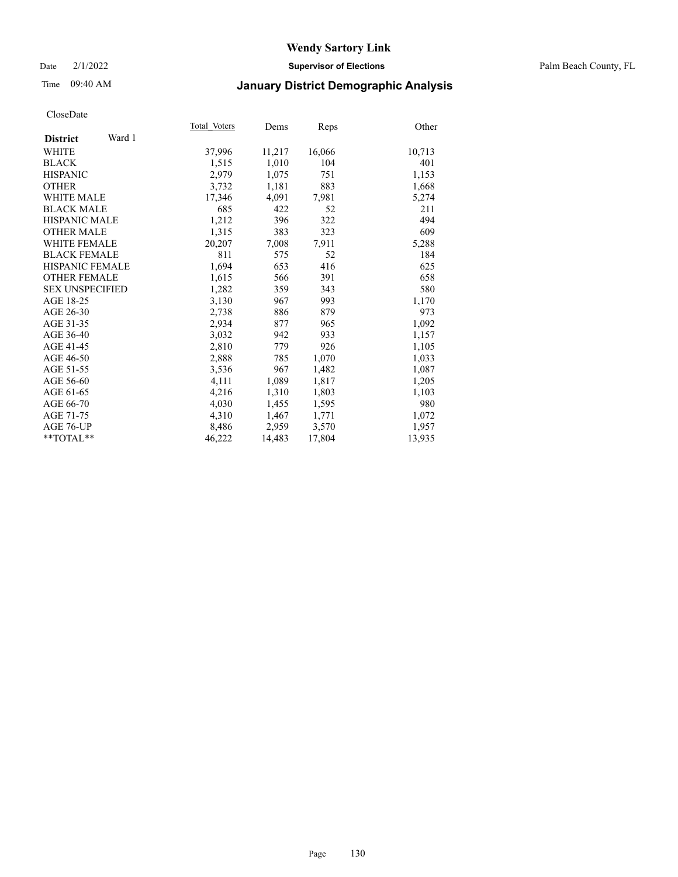# Wendy Sartory Link

Date 2/1/2022 **Supervisor of Elections** Palm Beach County, FL

Time 09:40 AM **January District Demographic Analysis**

CloseDate

| **District** Ward 1 | Total Voters | Dems | Reps | Other |
|---|---|---|---|---|
| WHITE | 37,996 | 11,217 | 16,066 | 10,713 |
| BLACK | 1,515 | 1,010 | 104 | 401 |
| HISPANIC | 2,979 | 1,075 | 751 | 1,153 |
| OTHER | 3,732 | 1,181 | 883 | 1,668 |
| WHITE MALE | 17,346 | 4,091 | 7,981 | 5,274 |
| BLACK MALE | 685 | 422 | 52 | 211 |
| HISPANIC MALE | 1,212 | 396 | 322 | 494 |
| OTHER MALE | 1,315 | 383 | 323 | 609 |
| WHITE FEMALE | 20,207 | 7,008 | 7,911 | 5,288 |
| BLACK FEMALE | 811 | 575 | 52 | 184 |
| HISPANIC FEMALE | 1,694 | 653 | 416 | 625 |
| OTHER FEMALE | 1,615 | 566 | 391 | 658 |
| SEX UNSPECIFIED | 1,282 | 359 | 343 | 580 |
| AGE 18-25 | 3,130 | 967 | 993 | 1,170 |
| AGE 26-30 | 2,738 | 886 | 879 | 973 |
| AGE 31-35 | 2,934 | 877 | 965 | 1,092 |
| AGE 36-40 | 3,032 | 942 | 933 | 1,157 |
| AGE 41-45 | 2,810 | 779 | 926 | 1,105 |
| AGE 46-50 | 2,888 | 785 | 1,070 | 1,033 |
| AGE 51-55 | 3,536 | 967 | 1,482 | 1,087 |
| AGE 56-60 | 4,111 | 1,089 | 1,817 | 1,205 |
| AGE 61-65 | 4,216 | 1,310 | 1,803 | 1,103 |
| AGE 66-70 | 4,030 | 1,455 | 1,595 | 980 |
| AGE 71-75 | 4,310 | 1,467 | 1,771 | 1,072 |
| AGE 76-UP | 8,486 | 2,959 | 3,570 | 1,957 |
| **TOTAL** | 46,222 | 14,483 | 17,804 | 13,935 |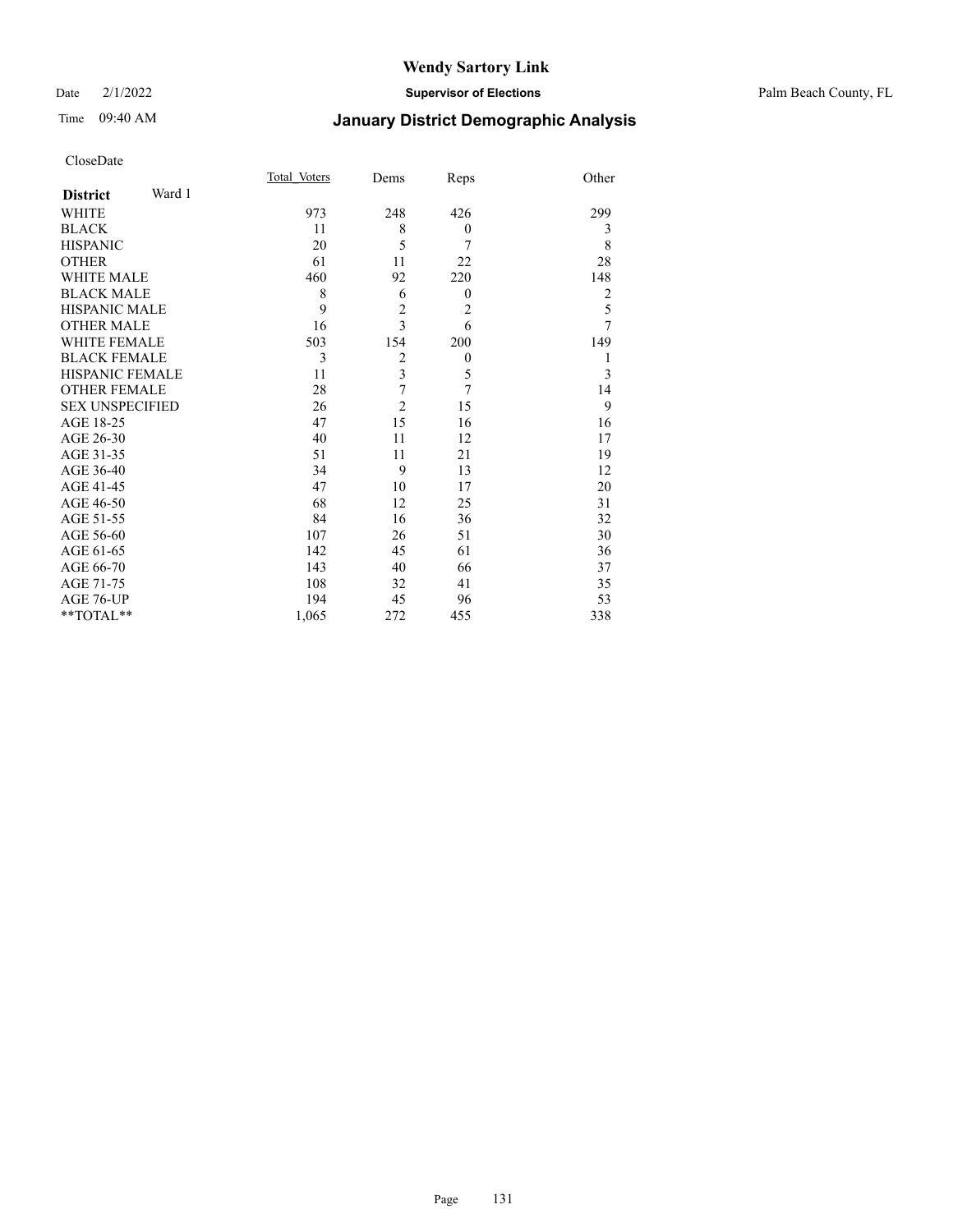# Wendy Sartory Link

Date 2/1/2022 **Supervisor of Elections** Palm Beach County, FL

Time 09:40 AM **January District Demographic Analysis**

CloseDate

| **District** Ward 1 | Total_Voters | Dems | Reps | Other |
|---|---|---|---|---|
| WHITE | 973 | 248 | 426 | 299 |
| BLACK | 11 | 8 | 0 | 3 |
| HISPANIC | 20 | 5 | 7 | 8 |
| OTHER | 61 | 11 | 22 | 28 |
| WHITE MALE | 460 | 92 | 220 | 148 |
| BLACK MALE | 8 | 6 | 0 | 2 |
| HISPANIC MALE | 9 | 2 | 2 | 5 |
| OTHER MALE | 16 | 3 | 6 | 7 |
| WHITE FEMALE | 503 | 154 | 200 | 149 |
| BLACK FEMALE | 3 | 2 | 0 | 1 |
| HISPANIC FEMALE | 11 | 3 | 5 | 3 |
| OTHER FEMALE | 28 | 7 | 7 | 14 |
| SEX UNSPECIFIED | 26 | 2 | 15 | 9 |
| AGE 18-25 | 47 | 15 | 16 | 16 |
| AGE 26-30 | 40 | 11 | 12 | 17 |
| AGE 31-35 | 51 | 11 | 21 | 19 |
| AGE 36-40 | 34 | 9 | 13 | 12 |
| AGE 41-45 | 47 | 10 | 17 | 20 |
| AGE 46-50 | 68 | 12 | 25 | 31 |
| AGE 51-55 | 84 | 16 | 36 | 32 |
| AGE 56-60 | 107 | 26 | 51 | 30 |
| AGE 61-65 | 142 | 45 | 61 | 36 |
| AGE 66-70 | 143 | 40 | 66 | 37 |
| AGE 71-75 | 108 | 32 | 41 | 35 |
| AGE 76-UP | 194 | 45 | 96 | 53 |
| **TOTAL** | 1,065 | 272 | 455 | 338 |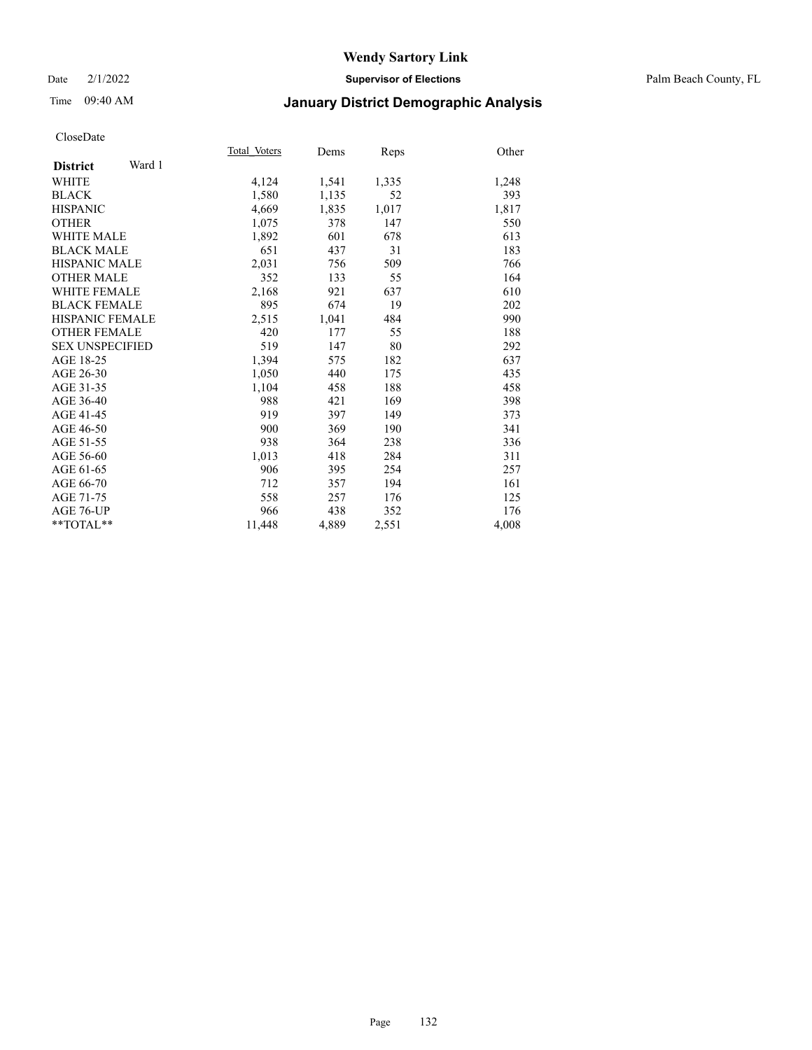Wendy Sartory Link

Date 2/1/2022 **Supervisor of Elections** Palm Beach County, FL

Time 09:40 AM **January District Demographic Analysis**

CloseDate

| **District** Ward 1 | Total_Voters | Dems | Reps | Other |
|---|---|---|---|---|
| WHITE | 4,124 | 1,541 | 1,335 | 1,248 |
| BLACK | 1,580 | 1,135 | 52 | 393 |
| HISPANIC | 4,669 | 1,835 | 1,017 | 1,817 |
| OTHER | 1,075 | 378 | 147 | 550 |
| WHITE MALE | 1,892 | 601 | 678 | 613 |
| BLACK MALE | 651 | 437 | 31 | 183 |
| HISPANIC MALE | 2,031 | 756 | 509 | 766 |
| OTHER MALE | 352 | 133 | 55 | 164 |
| WHITE FEMALE | 2,168 | 921 | 637 | 610 |
| BLACK FEMALE | 895 | 674 | 19 | 202 |
| HISPANIC FEMALE | 2,515 | 1,041 | 484 | 990 |
| OTHER FEMALE | 420 | 177 | 55 | 188 |
| SEX UNSPECIFIED | 519 | 147 | 80 | 292 |
| AGE 18-25 | 1,394 | 575 | 182 | 637 |
| AGE 26-30 | 1,050 | 440 | 175 | 435 |
| AGE 31-35 | 1,104 | 458 | 188 | 458 |
| AGE 36-40 | 988 | 421 | 169 | 398 |
| AGE 41-45 | 919 | 397 | 149 | 373 |
| AGE 46-50 | 900 | 369 | 190 | 341 |
| AGE 51-55 | 938 | 364 | 238 | 336 |
| AGE 56-60 | 1,013 | 418 | 284 | 311 |
| AGE 61-65 | 906 | 395 | 254 | 257 |
| AGE 66-70 | 712 | 357 | 194 | 161 |
| AGE 71-75 | 558 | 257 | 176 | 125 |
| AGE 76-UP | 966 | 438 | 352 | 176 |
| **TOTAL** | 11,448 | 4,889 | 2,551 | 4,008 |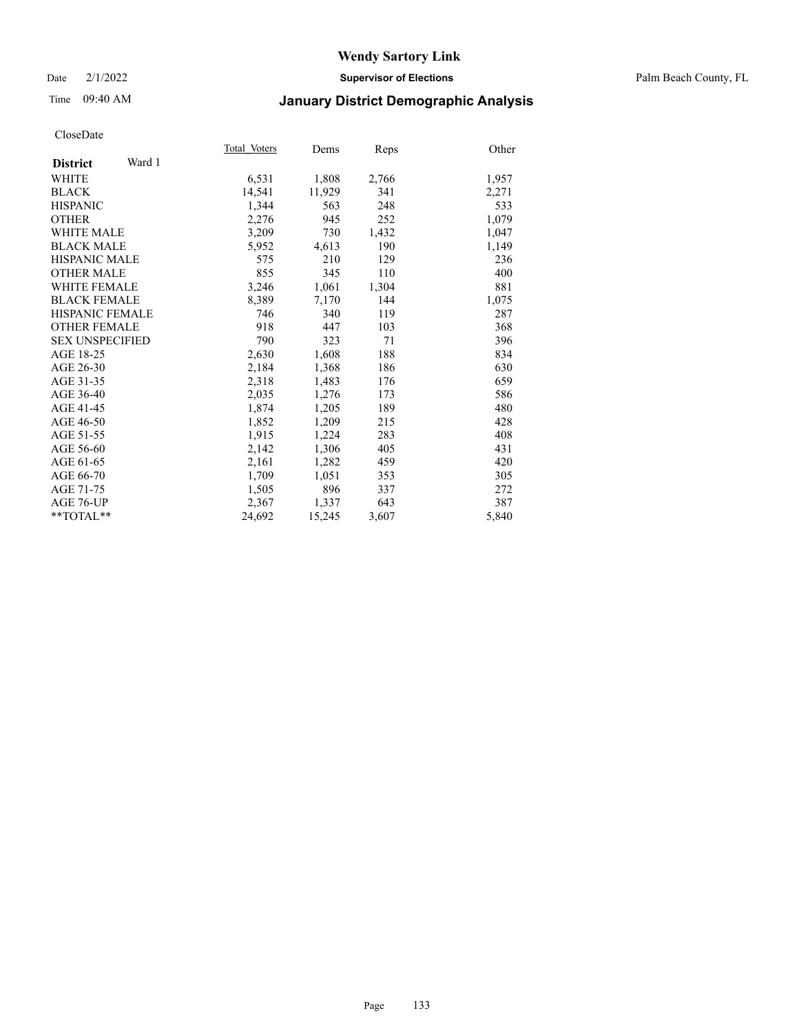# Wendy Sartory Link

Date 2/1/2022 **Supervisor of Elections** Palm Beach County, FL

Time 09:40 AM **January District Demographic Analysis**

CloseDate

| **District** Ward 1 | Total Voters | Dems | Reps | Other |
|---|---|---|---|---|
| WHITE | 6,531 | 1,808 | 2,766 | 1,957 |
| BLACK | 14,541 | 11,929 | 341 | 2,271 |
| HISPANIC | 1,344 | 563 | 248 | 533 |
| OTHER | 2,276 | 945 | 252 | 1,079 |
| WHITE MALE | 3,209 | 730 | 1,432 | 1,047 |
| BLACK MALE | 5,952 | 4,613 | 190 | 1,149 |
| HISPANIC MALE | 575 | 210 | 129 | 236 |
| OTHER MALE | 855 | 345 | 110 | 400 |
| WHITE FEMALE | 3,246 | 1,061 | 1,304 | 881 |
| BLACK FEMALE | 8,389 | 7,170 | 144 | 1,075 |
| HISPANIC FEMALE | 746 | 340 | 119 | 287 |
| OTHER FEMALE | 918 | 447 | 103 | 368 |
| SEX UNSPECIFIED | 790 | 323 | 71 | 396 |
| AGE 18-25 | 2,630 | 1,608 | 188 | 834 |
| AGE 26-30 | 2,184 | 1,368 | 186 | 630 |
| AGE 31-35 | 2,318 | 1,483 | 176 | 659 |
| AGE 36-40 | 2,035 | 1,276 | 173 | 586 |
| AGE 41-45 | 1,874 | 1,205 | 189 | 480 |
| AGE 46-50 | 1,852 | 1,209 | 215 | 428 |
| AGE 51-55 | 1,915 | 1,224 | 283 | 408 |
| AGE 56-60 | 2,142 | 1,306 | 405 | 431 |
| AGE 61-65 | 2,161 | 1,282 | 459 | 420 |
| AGE 66-70 | 1,709 | 1,051 | 353 | 305 |
| AGE 71-75 | 1,505 | 896 | 337 | 272 |
| AGE 76-UP | 2,367 | 1,337 | 643 | 387 |
| **TOTAL** | 24,692 | 15,245 | 3,607 | 5,840 |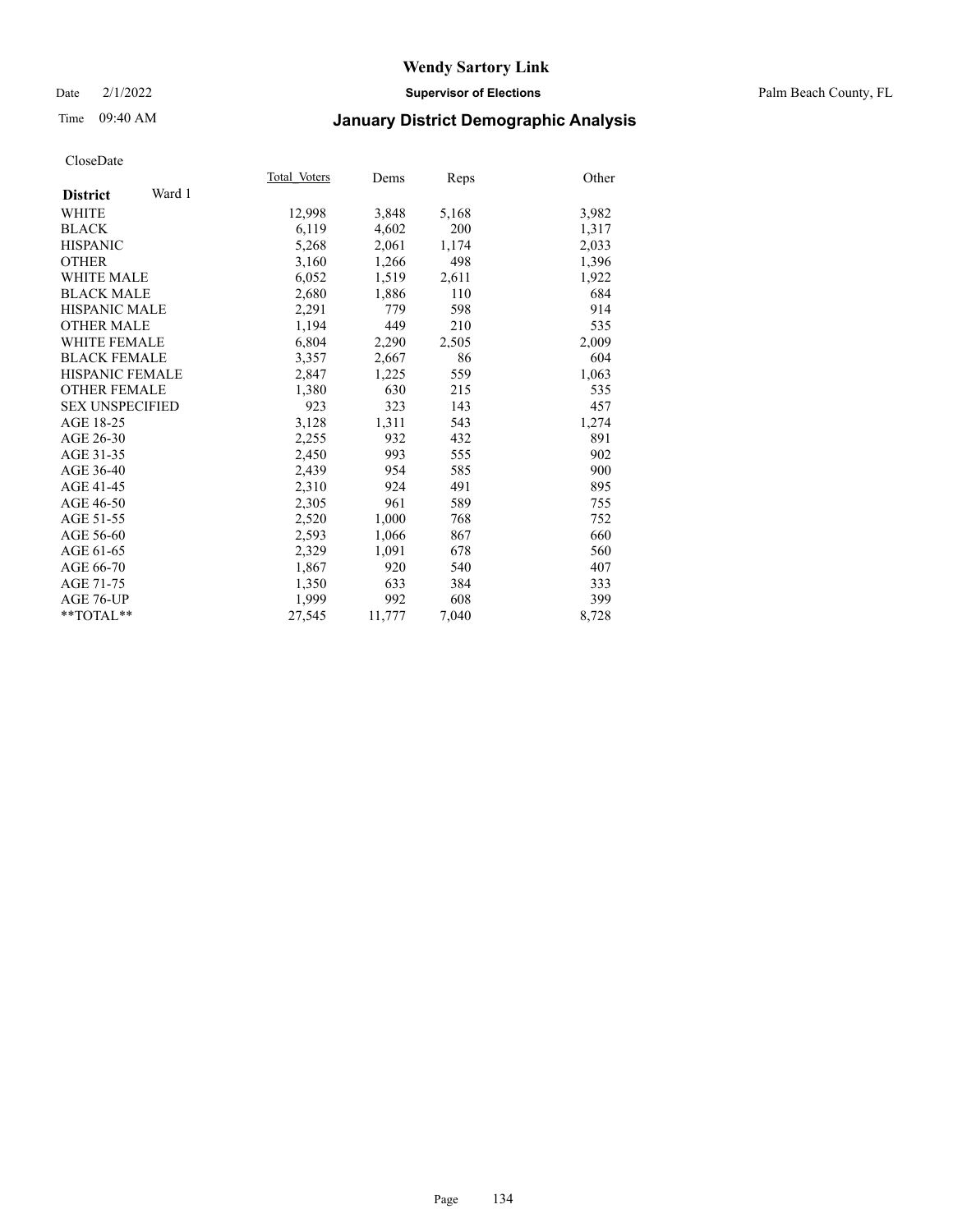Date 2/1/2022

Time 09:40 AM

# Wendy Sartory Link

**Supervisor of Elections**

Palm Beach County, FL

## January District Demographic Analysis

CloseDate

| **District** Ward 1 | Total Voters | Dems | Reps | Other |
|---|---|---|---|---|
| WHITE | 12,998 | 3,848 | 5,168 | 3,982 |
| BLACK | 6,119 | 4,602 | 200 | 1,317 |
| HISPANIC | 5,268 | 2,061 | 1,174 | 2,033 |
| OTHER | 3,160 | 1,266 | 498 | 1,396 |
| WHITE MALE | 6,052 | 1,519 | 2,611 | 1,922 |
| BLACK MALE | 2,680 | 1,886 | 110 | 684 |
| HISPANIC MALE | 2,291 | 779 | 598 | 914 |
| OTHER MALE | 1,194 | 449 | 210 | 535 |
| WHITE FEMALE | 6,804 | 2,290 | 2,505 | 2,009 |
| BLACK FEMALE | 3,357 | 2,667 | 86 | 604 |
| HISPANIC FEMALE | 2,847 | 1,225 | 559 | 1,063 |
| OTHER FEMALE | 1,380 | 630 | 215 | 535 |
| SEX UNSPECIFIED | 923 | 323 | 143 | 457 |
| AGE 18-25 | 3,128 | 1,311 | 543 | 1,274 |
| AGE 26-30 | 2,255 | 932 | 432 | 891 |
| AGE 31-35 | 2,450 | 993 | 555 | 902 |
| AGE 36-40 | 2,439 | 954 | 585 | 900 |
| AGE 41-45 | 2,310 | 924 | 491 | 895 |
| AGE 46-50 | 2,305 | 961 | 589 | 755 |
| AGE 51-55 | 2,520 | 1,000 | 768 | 752 |
| AGE 56-60 | 2,593 | 1,066 | 867 | 660 |
| AGE 61-65 | 2,329 | 1,091 | 678 | 560 |
| AGE 66-70 | 1,867 | 920 | 540 | 407 |
| AGE 71-75 | 1,350 | 633 | 384 | 333 |
| AGE 76-UP | 1,999 | 992 | 608 | 399 |
| **TOTAL** | 27,545 | 11,777 | 7,040 | 8,728 |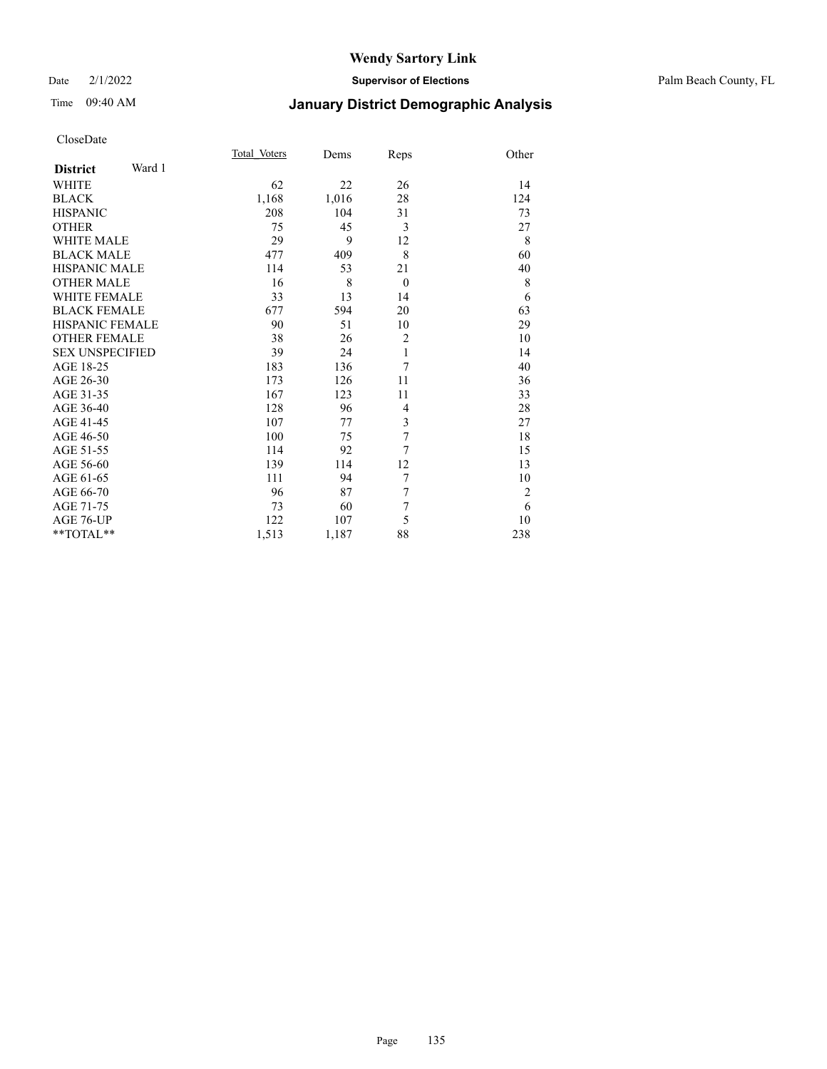# Wendy Sartory Link

Date 2/1/2022 **Supervisor of Elections** Palm Beach County, FL

Time 09:40 AM **January District Demographic Analysis**

CloseDate

| **District** Ward 1 | Total_Voters | Dems | Reps | Other |
|---|---|---|---|---|
| WHITE | 62 | 22 | 26 | 14 |
| BLACK | 1,168 | 1,016 | 28 | 124 |
| HISPANIC | 208 | 104 | 31 | 73 |
| OTHER | 75 | 45 | 3 | 27 |
| WHITE MALE | 29 | 9 | 12 | 8 |
| BLACK MALE | 477 | 409 | 8 | 60 |
| HISPANIC MALE | 114 | 53 | 21 | 40 |
| OTHER MALE | 16 | 8 | 0 | 8 |
| WHITE FEMALE | 33 | 13 | 14 | 6 |
| BLACK FEMALE | 677 | 594 | 20 | 63 |
| HISPANIC FEMALE | 90 | 51 | 10 | 29 |
| OTHER FEMALE | 38 | 26 | 2 | 10 |
| SEX UNSPECIFIED | 39 | 24 | 1 | 14 |
| AGE 18-25 | 183 | 136 | 7 | 40 |
| AGE 26-30 | 173 | 126 | 11 | 36 |
| AGE 31-35 | 167 | 123 | 11 | 33 |
| AGE 36-40 | 128 | 96 | 4 | 28 |
| AGE 41-45 | 107 | 77 | 3 | 27 |
| AGE 46-50 | 100 | 75 | 7 | 18 |
| AGE 51-55 | 114 | 92 | 7 | 15 |
| AGE 56-60 | 139 | 114 | 12 | 13 |
| AGE 61-65 | 111 | 94 | 7 | 10 |
| AGE 66-70 | 96 | 87 | 7 | 2 |
| AGE 71-75 | 73 | 60 | 7 | 6 |
| AGE 76-UP | 122 | 107 | 5 | 10 |
| **TOTAL** | 1,513 | 1,187 | 88 | 238 |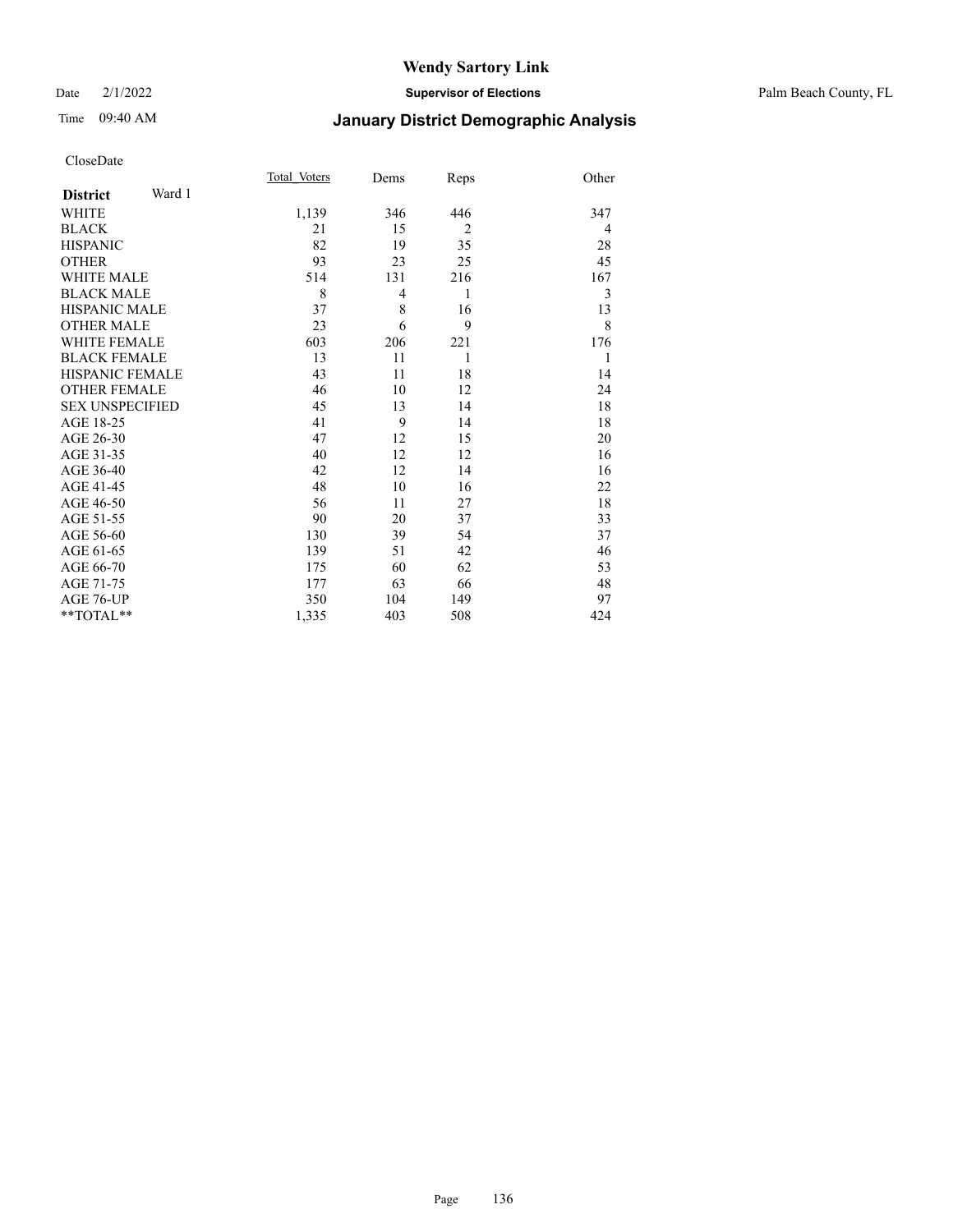# Wendy Sartory Link

Date 2/1/2022 **Supervisor of Elections** Palm Beach County, FL

Time 09:40 AM **January District Demographic Analysis**

CloseDate

| **District** Ward 1 | Total Voters | Dems | Reps | Other |
|---|---|---|---|---|
| WHITE | 1,139 | 346 | 446 | 347 |
| BLACK | 21 | 15 | 2 | 4 |
| HISPANIC | 82 | 19 | 35 | 28 |
| OTHER | 93 | 23 | 25 | 45 |
| WHITE MALE | 514 | 131 | 216 | 167 |
| BLACK MALE | 8 | 4 | 1 | 3 |
| HISPANIC MALE | 37 | 8 | 16 | 13 |
| OTHER MALE | 23 | 6 | 9 | 8 |
| WHITE FEMALE | 603 | 206 | 221 | 176 |
| BLACK FEMALE | 13 | 11 | 1 | 1 |
| HISPANIC FEMALE | 43 | 11 | 18 | 14 |
| OTHER FEMALE | 46 | 10 | 12 | 24 |
| SEX UNSPECIFIED | 45 | 13 | 14 | 18 |
| AGE 18-25 | 41 | 9 | 14 | 18 |
| AGE 26-30 | 47 | 12 | 15 | 20 |
| AGE 31-35 | 40 | 12 | 12 | 16 |
| AGE 36-40 | 42 | 12 | 14 | 16 |
| AGE 41-45 | 48 | 10 | 16 | 22 |
| AGE 46-50 | 56 | 11 | 27 | 18 |
| AGE 51-55 | 90 | 20 | 37 | 33 |
| AGE 56-60 | 130 | 39 | 54 | 37 |
| AGE 61-65 | 139 | 51 | 42 | 46 |
| AGE 66-70 | 175 | 60 | 62 | 53 |
| AGE 71-75 | 177 | 63 | 66 | 48 |
| AGE 76-UP | 350 | 104 | 149 | 97 |
| **TOTAL** | 1,335 | 403 | 508 | 424 |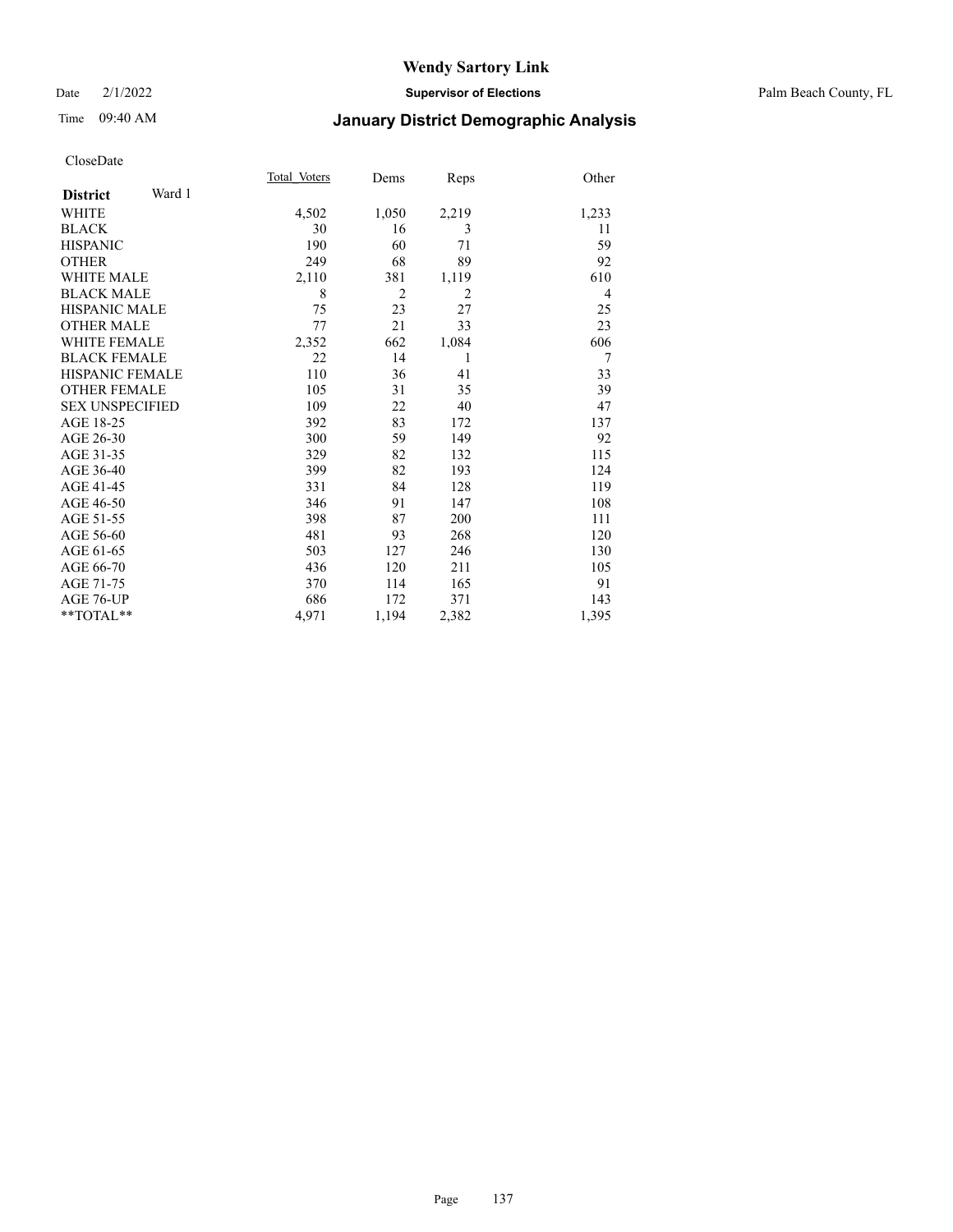# Wendy Sartory Link

Date 2/1/2022 **Supervisor of Elections** Palm Beach County, FL

Time 09:40 AM **January District Demographic Analysis**

CloseDate

| **District** Ward 1 | Total_Voters | Dems | Reps | Other |
|---|---|---|---|---|
| WHITE | 4,502 | 1,050 | 2,219 | 1,233 |
| BLACK | 30 | 16 | 3 | 11 |
| HISPANIC | 190 | 60 | 71 | 59 |
| OTHER | 249 | 68 | 89 | 92 |
| WHITE MALE | 2,110 | 381 | 1,119 | 610 |
| BLACK MALE | 8 | 2 | 2 | 4 |
| HISPANIC MALE | 75 | 23 | 27 | 25 |
| OTHER MALE | 77 | 21 | 33 | 23 |
| WHITE FEMALE | 2,352 | 662 | 1,084 | 606 |
| BLACK FEMALE | 22 | 14 | 1 | 7 |
| HISPANIC FEMALE | 110 | 36 | 41 | 33 |
| OTHER FEMALE | 105 | 31 | 35 | 39 |
| SEX UNSPECIFIED | 109 | 22 | 40 | 47 |
| AGE 18-25 | 392 | 83 | 172 | 137 |
| AGE 26-30 | 300 | 59 | 149 | 92 |
| AGE 31-35 | 329 | 82 | 132 | 115 |
| AGE 36-40 | 399 | 82 | 193 | 124 |
| AGE 41-45 | 331 | 84 | 128 | 119 |
| AGE 46-50 | 346 | 91 | 147 | 108 |
| AGE 51-55 | 398 | 87 | 200 | 111 |
| AGE 56-60 | 481 | 93 | 268 | 120 |
| AGE 61-65 | 503 | 127 | 246 | 130 |
| AGE 66-70 | 436 | 120 | 211 | 105 |
| AGE 71-75 | 370 | 114 | 165 | 91 |
| AGE 76-UP | 686 | 172 | 371 | 143 |
| **TOTAL** | 4,971 | 1,194 | 2,382 | 1,395 |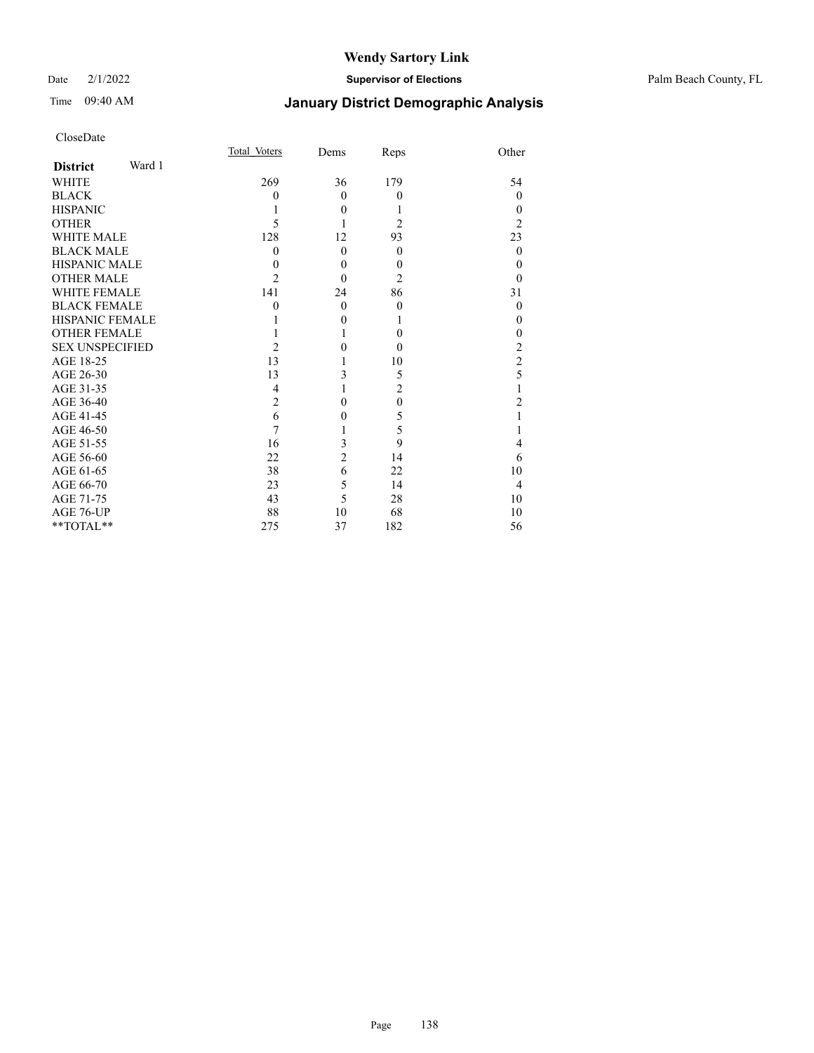# Wendy Sartory Link

Date 2/1/2022 **Supervisor of Elections** Palm Beach County, FL

Time 09:40 AM **January District Demographic Analysis**

CloseDate

| **District** Ward 1 | Total Voters | Dems | Reps | Other |
|---|---|---|---|---|
| WHITE | 269 | 36 | 179 | 54 |
| BLACK | 0 | 0 | 0 | 0 |
| HISPANIC | 1 | 0 | 1 | 0 |
| OTHER | 5 | 1 | 2 | 2 |
| WHITE MALE | 128 | 12 | 93 | 23 |
| BLACK MALE | 0 | 0 | 0 | 0 |
| HISPANIC MALE | 0 | 0 | 0 | 0 |
| OTHER MALE | 2 | 0 | 2 | 0 |
| WHITE FEMALE | 141 | 24 | 86 | 31 |
| BLACK FEMALE | 0 | 0 | 0 | 0 |
| HISPANIC FEMALE | 1 | 0 | 1 | 0 |
| OTHER FEMALE | 1 | 1 | 0 | 0 |
| SEX UNSPECIFIED | 2 | 0 | 0 | 2 |
| AGE 18-25 | 13 | 1 | 10 | 2 |
| AGE 26-30 | 13 | 3 | 5 | 5 |
| AGE 31-35 | 4 | 1 | 2 | 1 |
| AGE 36-40 | 2 | 0 | 0 | 2 |
| AGE 41-45 | 6 | 0 | 5 | 1 |
| AGE 46-50 | 7 | 1 | 5 | 1 |
| AGE 51-55 | 16 | 3 | 9 | 4 |
| AGE 56-60 | 22 | 2 | 14 | 6 |
| AGE 61-65 | 38 | 6 | 22 | 10 |
| AGE 66-70 | 23 | 5 | 14 | 4 |
| AGE 71-75 | 43 | 5 | 28 | 10 |
| AGE 76-UP | 88 | 10 | 68 | 10 |
| **TOTAL** | 275 | 37 | 182 | 56 |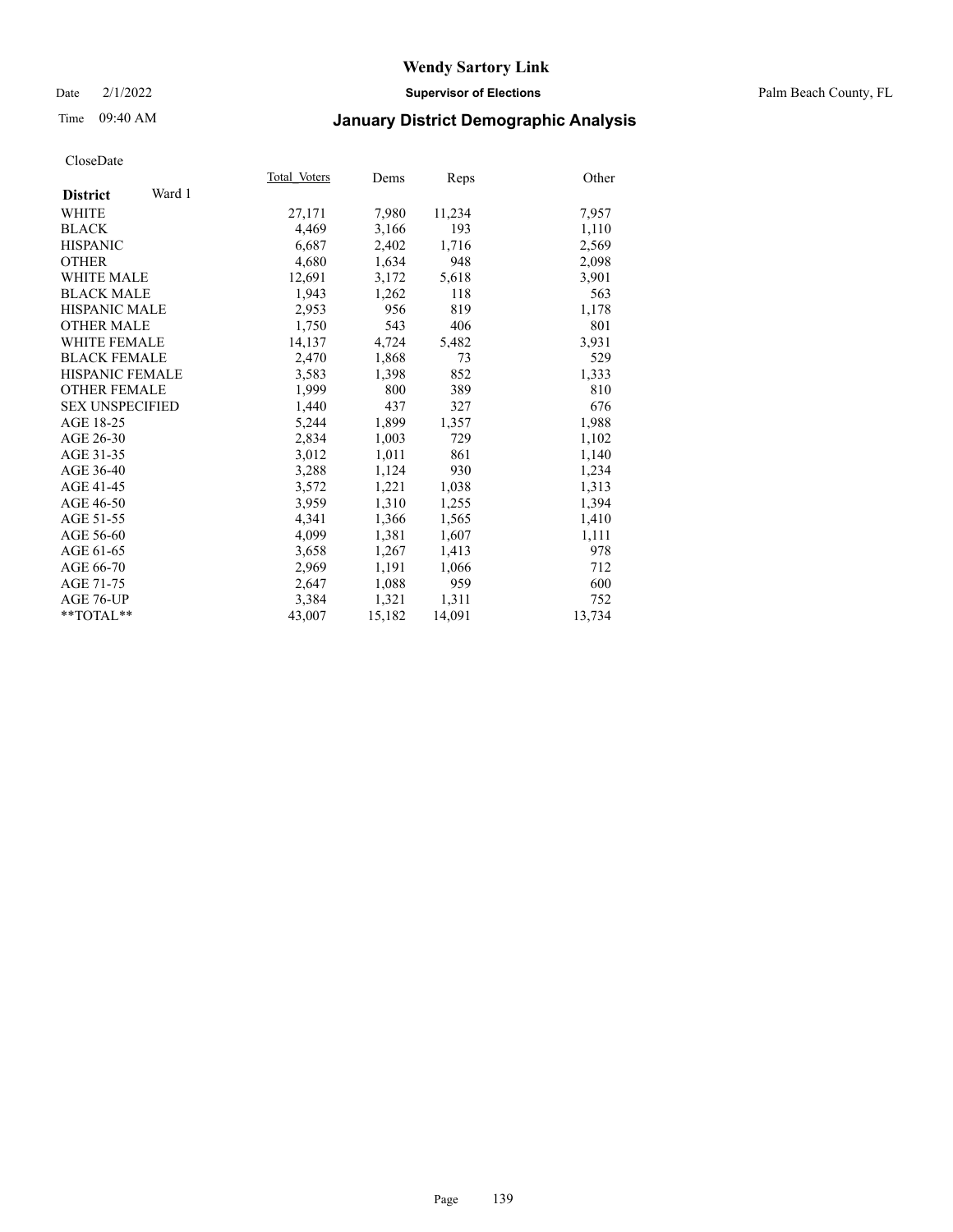CloseDate

| District Ward 1 | Total Voters | Dems | Reps | Other |
|---|---|---|---|---|
| WHITE | 27,171 | 7,980 | 11,234 | 7,957 |
| BLACK | 4,469 | 3,166 | 193 | 1,110 |
| HISPANIC | 6,687 | 2,402 | 1,716 | 2,569 |
| OTHER | 4,680 | 1,634 | 948 | 2,098 |
| WHITE MALE | 12,691 | 3,172 | 5,618 | 3,901 |
| BLACK MALE | 1,943 | 1,262 | 118 | 563 |
| HISPANIC MALE | 2,953 | 956 | 819 | 1,178 |
| OTHER MALE | 1,750 | 543 | 406 | 801 |
| WHITE FEMALE | 14,137 | 4,724 | 5,482 | 3,931 |
| BLACK FEMALE | 2,470 | 1,868 | 73 | 529 |
| HISPANIC FEMALE | 3,583 | 1,398 | 852 | 1,333 |
| OTHER FEMALE | 1,999 | 800 | 389 | 810 |
| SEX UNSPECIFIED | 1,440 | 437 | 327 | 676 |
| AGE 18-25 | 5,244 | 1,899 | 1,357 | 1,988 |
| AGE 26-30 | 2,834 | 1,003 | 729 | 1,102 |
| AGE 31-35 | 3,012 | 1,011 | 861 | 1,140 |
| AGE 36-40 | 3,288 | 1,124 | 930 | 1,234 |
| AGE 41-45 | 3,572 | 1,221 | 1,038 | 1,313 |
| AGE 46-50 | 3,959 | 1,310 | 1,255 | 1,394 |
| AGE 51-55 | 4,341 | 1,366 | 1,565 | 1,410 |
| AGE 56-60 | 4,099 | 1,381 | 1,607 | 1,111 |
| AGE 61-65 | 3,658 | 1,267 | 1,413 | 978 |
| AGE 66-70 | 2,969 | 1,191 | 1,066 | 712 |
| AGE 71-75 | 2,647 | 1,088 | 959 | 600 |
| AGE 76-UP | 3,384 | 1,321 | 1,311 | 752 |
| **TOTAL** | 43,007 | 15,182 | 14,091 | 13,734 |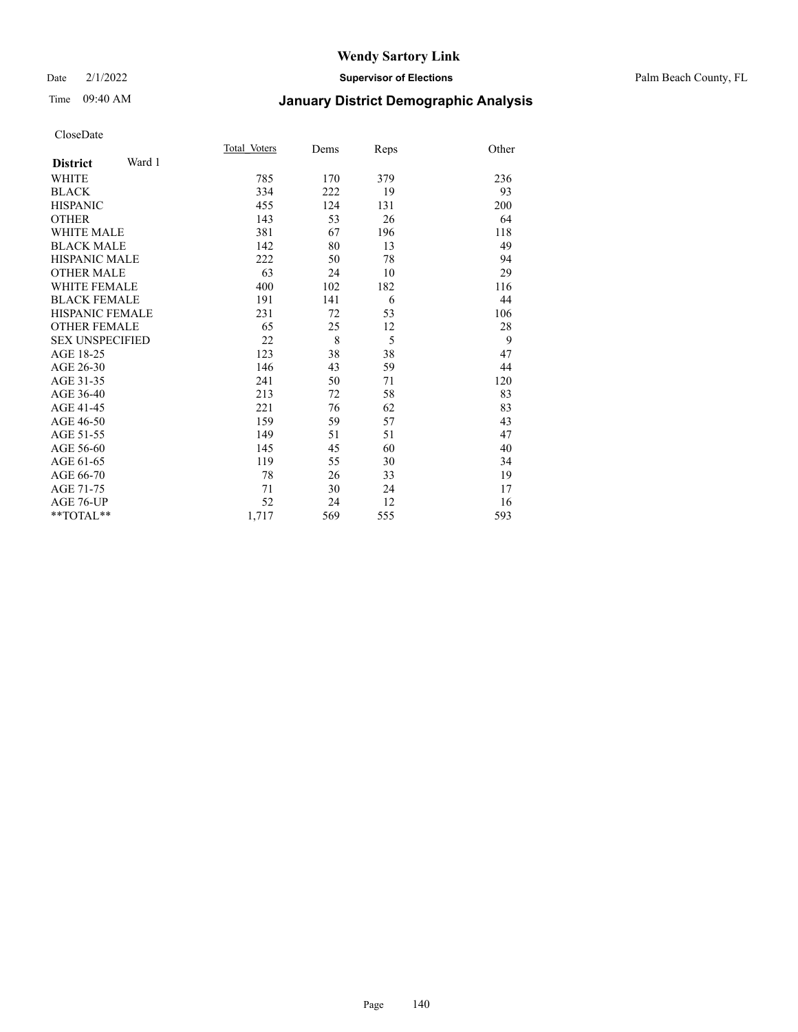# Wendy Sartory Link

Date 2/1/2022 — **Supervisor of Elections** — Palm Beach County, FL

Time 09:40 AM — **January District Demographic Analysis**

CloseDate

| **District** Ward 1 | Total Voters | Dems | Reps | Other |
|---|---|---|---|---|
| WHITE | 785 | 170 | 379 | 236 |
| BLACK | 334 | 222 | 19 | 93 |
| HISPANIC | 455 | 124 | 131 | 200 |
| OTHER | 143 | 53 | 26 | 64 |
| WHITE MALE | 381 | 67 | 196 | 118 |
| BLACK MALE | 142 | 80 | 13 | 49 |
| HISPANIC MALE | 222 | 50 | 78 | 94 |
| OTHER MALE | 63 | 24 | 10 | 29 |
| WHITE FEMALE | 400 | 102 | 182 | 116 |
| BLACK FEMALE | 191 | 141 | 6 | 44 |
| HISPANIC FEMALE | 231 | 72 | 53 | 106 |
| OTHER FEMALE | 65 | 25 | 12 | 28 |
| SEX UNSPECIFIED | 22 | 8 | 5 | 9 |
| AGE 18-25 | 123 | 38 | 38 | 47 |
| AGE 26-30 | 146 | 43 | 59 | 44 |
| AGE 31-35 | 241 | 50 | 71 | 120 |
| AGE 36-40 | 213 | 72 | 58 | 83 |
| AGE 41-45 | 221 | 76 | 62 | 83 |
| AGE 46-50 | 159 | 59 | 57 | 43 |
| AGE 51-55 | 149 | 51 | 51 | 47 |
| AGE 56-60 | 145 | 45 | 60 | 40 |
| AGE 61-65 | 119 | 55 | 30 | 34 |
| AGE 66-70 | 78 | 26 | 33 | 19 |
| AGE 71-75 | 71 | 30 | 24 | 17 |
| AGE 76-UP | 52 | 24 | 12 | 16 |
| **TOTAL** | 1,717 | 569 | 555 | 593 |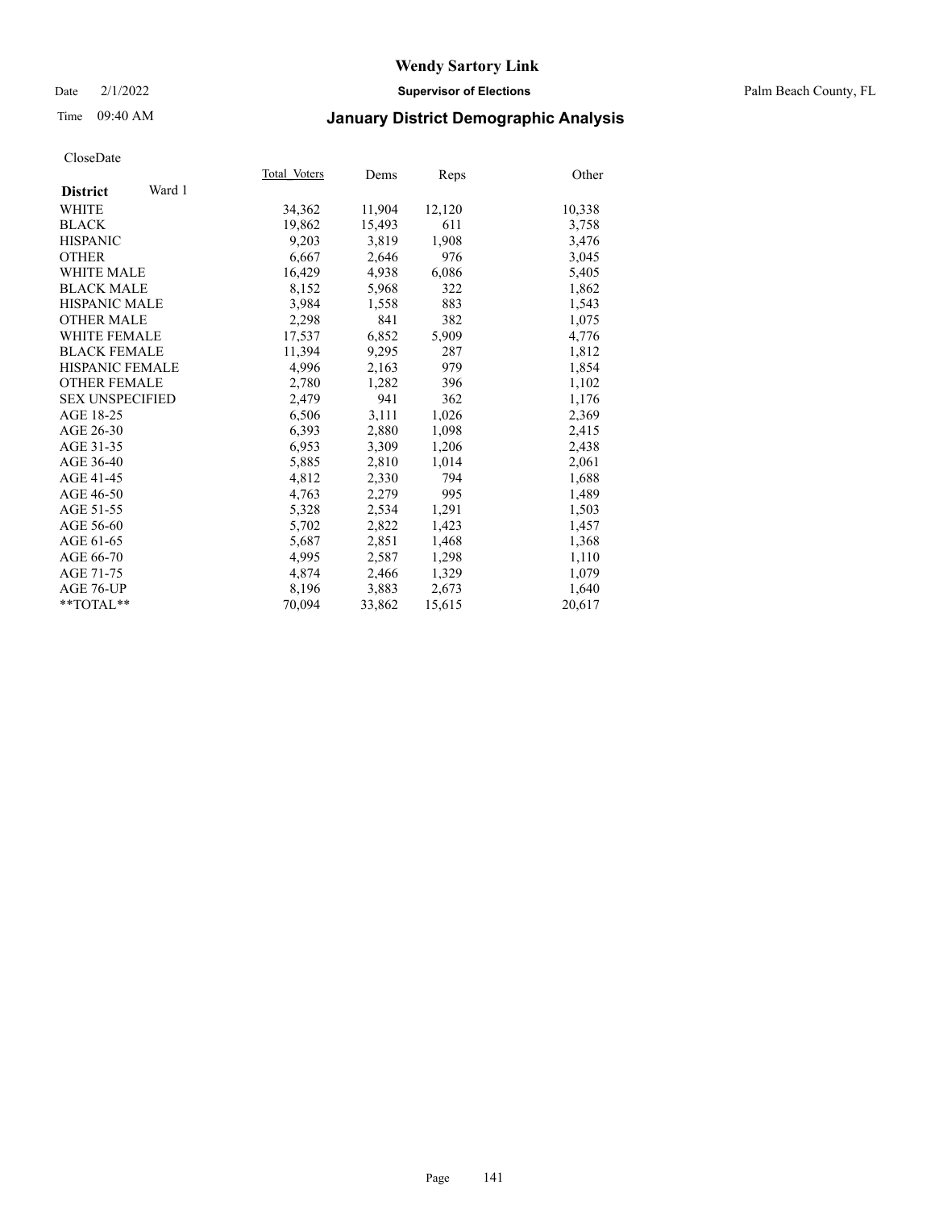# Wendy Sartory Link

Date 2/1/2022 **Supervisor of Elections** Palm Beach County, FL

Time 09:40 AM

## January District Demographic Analysis

CloseDate

| **District** Ward 1 | Total_Voters | Dems | Reps | Other |
|---|---|---|---|---|
| WHITE | 34,362 | 11,904 | 12,120 | 10,338 |
| BLACK | 19,862 | 15,493 | 611 | 3,758 |
| HISPANIC | 9,203 | 3,819 | 1,908 | 3,476 |
| OTHER | 6,667 | 2,646 | 976 | 3,045 |
| WHITE MALE | 16,429 | 4,938 | 6,086 | 5,405 |
| BLACK MALE | 8,152 | 5,968 | 322 | 1,862 |
| HISPANIC MALE | 3,984 | 1,558 | 883 | 1,543 |
| OTHER MALE | 2,298 | 841 | 382 | 1,075 |
| WHITE FEMALE | 17,537 | 6,852 | 5,909 | 4,776 |
| BLACK FEMALE | 11,394 | 9,295 | 287 | 1,812 |
| HISPANIC FEMALE | 4,996 | 2,163 | 979 | 1,854 |
| OTHER FEMALE | 2,780 | 1,282 | 396 | 1,102 |
| SEX UNSPECIFIED | 2,479 | 941 | 362 | 1,176 |
| AGE 18-25 | 6,506 | 3,111 | 1,026 | 2,369 |
| AGE 26-30 | 6,393 | 2,880 | 1,098 | 2,415 |
| AGE 31-35 | 6,953 | 3,309 | 1,206 | 2,438 |
| AGE 36-40 | 5,885 | 2,810 | 1,014 | 2,061 |
| AGE 41-45 | 4,812 | 2,330 | 794 | 1,688 |
| AGE 46-50 | 4,763 | 2,279 | 995 | 1,489 |
| AGE 51-55 | 5,328 | 2,534 | 1,291 | 1,503 |
| AGE 56-60 | 5,702 | 2,822 | 1,423 | 1,457 |
| AGE 61-65 | 5,687 | 2,851 | 1,468 | 1,368 |
| AGE 66-70 | 4,995 | 2,587 | 1,298 | 1,110 |
| AGE 71-75 | 4,874 | 2,466 | 1,329 | 1,079 |
| AGE 76-UP | 8,196 | 3,883 | 2,673 | 1,640 |
| **TOTAL** | 70,094 | 33,862 | 15,615 | 20,617 |